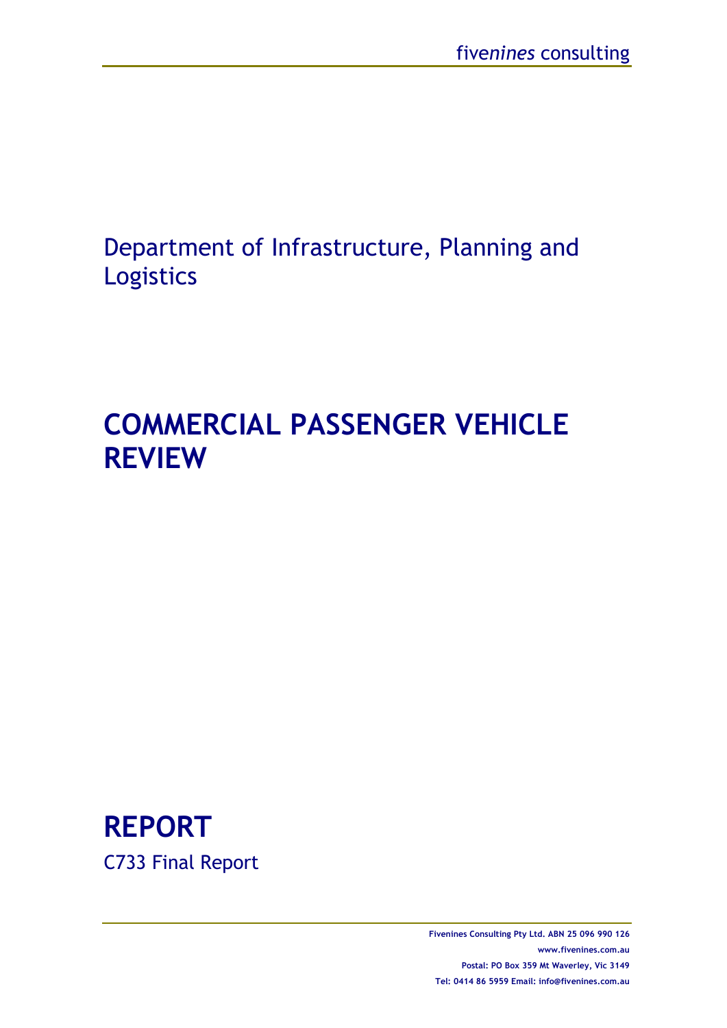fivenines consulting

Department of Infrastructure, Planning and Logistics

# COMMERCIAL PASSENGER VEHICLE REVIEW

# REPORT

C733 Final Report

**Fivenines Consulting Pty Ltd. ABN 25 096 990 126**
**www.fivenines.com.au**
**Postal: PO Box 359 Mt Waverley, Vic 3149**
**Tel: 0414 86 5959 Email: info@fivenines.com.au**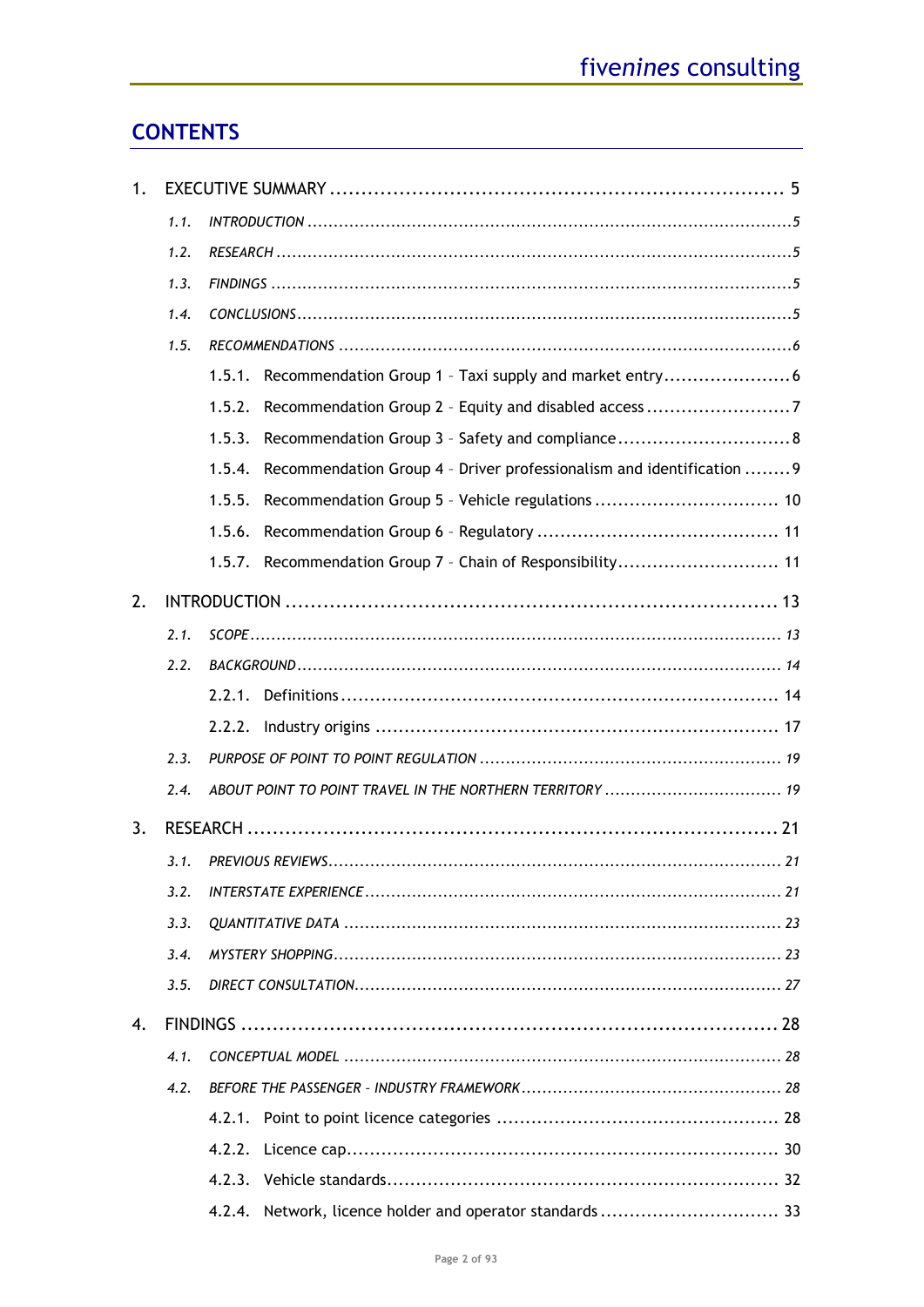## CONTENTS

1. EXECUTIVE SUMMARY ........................................................................ 5
    - *1.1. INTRODUCTION* ........................................................................ *5*
    - *1.2. RESEARCH* ........................................................................ *5*
    - *1.3. FINDINGS* ........................................................................ *5*
    - *1.4. CONCLUSIONS* ........................................................................ *5*
    - *1.5. RECOMMENDATIONS* ........................................................................ *6*
        - 1.5.1. Recommendation Group 1 – Taxi supply and market entry ........................ 6
        - 1.5.2. Recommendation Group 2 – Equity and disabled access ........................ 7
        - 1.5.3. Recommendation Group 3 – Safety and compliance ........................ 8
        - 1.5.4. Recommendation Group 4 – Driver professionalism and identification ........ 9
        - 1.5.5. Recommendation Group 5 – Vehicle regulations ........................ 10
        - 1.5.6. Recommendation Group 6 – Regulatory ........................ 11
        - 1.5.7. Recommendation Group 7 – Chain of Responsibility ........................ 11
2. INTRODUCTION ........................................................................ 13
    - *2.1. SCOPE* ........................................................................ *13*
    - *2.2. BACKGROUND* ........................................................................ *14*
        - 2.2.1. Definitions ........................................................................ 14
        - 2.2.2. Industry origins ........................................................................ 17
    - *2.3. PURPOSE OF POINT TO POINT REGULATION* ........................................ *19*
    - *2.4. ABOUT POINT TO POINT TRAVEL IN THE NORTHERN TERRITORY* ........................ *19*
3. RESEARCH ........................................................................ 21
    - *3.1. PREVIOUS REVIEWS* ........................................................................ *21*
    - *3.2. INTERSTATE EXPERIENCE* ........................................................................ *21*
    - *3.3. QUANTITATIVE DATA* ........................................................................ *23*
    - *3.4. MYSTERY SHOPPING* ........................................................................ *23*
    - *3.5. DIRECT CONSULTATION* ........................................................................ *27*
4. FINDINGS ........................................................................ 28
    - *4.1. CONCEPTUAL MODEL* ........................................................................ *28*
    - *4.2. BEFORE THE PASSENGER – INDUSTRY FRAMEWORK* ........................................ *28*
        - 4.2.1. Point to point licence categories ........................................ 28
        - 4.2.2. Licence cap ........................................................................ 30
        - 4.2.3. Vehicle standards ........................................................................ 32
        - 4.2.4. Network, licence holder and operator standards ........................ 33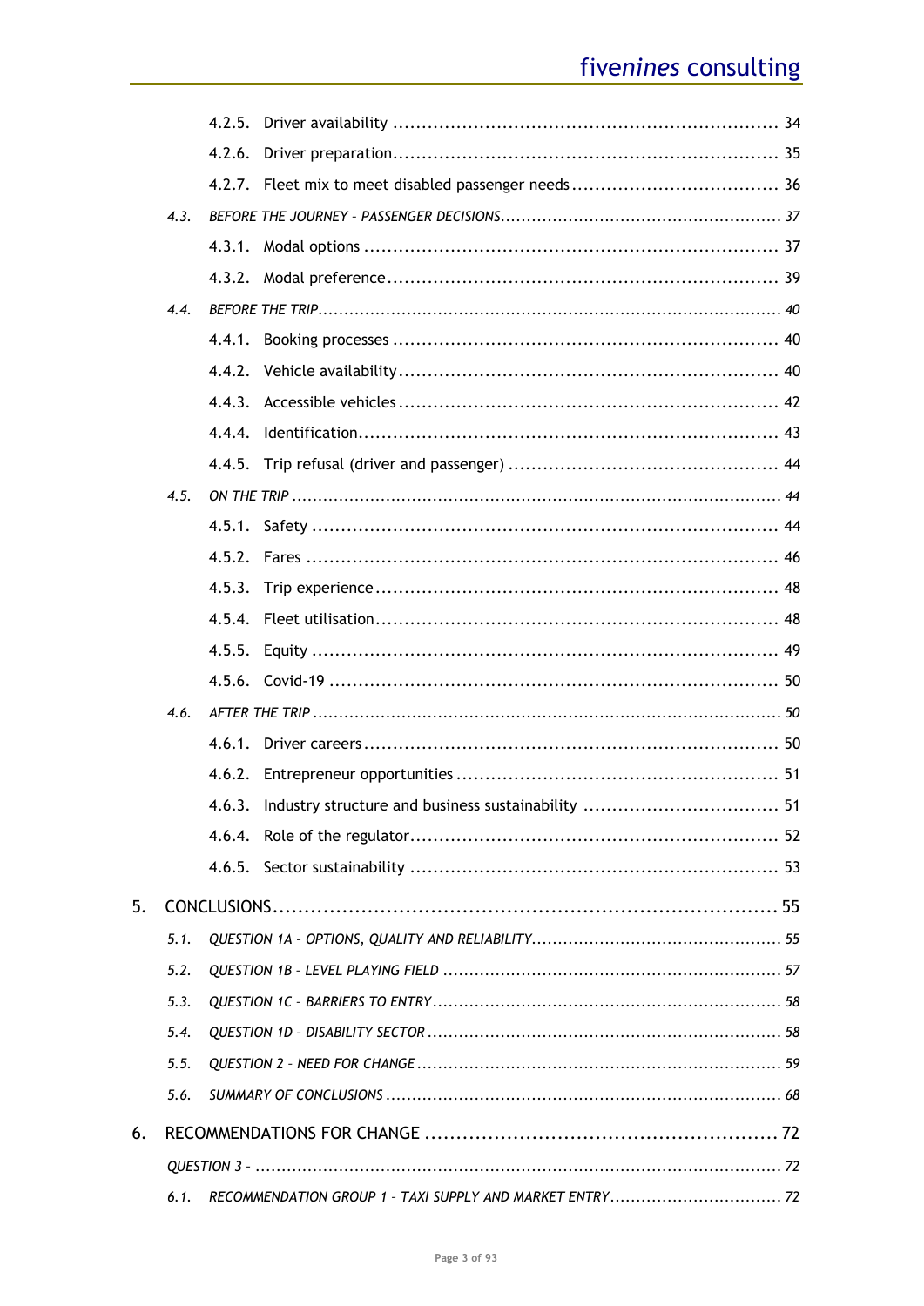4.2.5. Driver availability ... 34

4.2.6. Driver preparation ... 35

4.2.7. Fleet mix to meet disabled passenger needs ... 36

*4.3. BEFORE THE JOURNEY – PASSENGER DECISIONS ... 37*

4.3.1. Modal options ... 37

4.3.2. Modal preference ... 39

*4.4. BEFORE THE TRIP ... 40*

4.4.1. Booking processes ... 40

4.4.2. Vehicle availability ... 40

4.4.3. Accessible vehicles ... 42

4.4.4. Identification ... 43

4.4.5. Trip refusal (driver and passenger) ... 44

*4.5. ON THE TRIP ... 44*

4.5.1. Safety ... 44

4.5.2. Fares ... 46

4.5.3. Trip experience ... 48

4.5.4. Fleet utilisation ... 48

4.5.5. Equity ... 49

4.5.6. Covid-19 ... 50

*4.6. AFTER THE TRIP ... 50*

4.6.1. Driver careers ... 50

4.6.2. Entrepreneur opportunities ... 51

4.6.3. Industry structure and business sustainability ... 51

4.6.4. Role of the regulator ... 52

4.6.5. Sector sustainability ... 53

5. CONCLUSIONS ... 55

*5.1. QUESTION 1A – OPTIONS, QUALITY AND RELIABILITY ... 55*

*5.2. QUESTION 1B – LEVEL PLAYING FIELD ... 57*

*5.3. QUESTION 1C – BARRIERS TO ENTRY ... 58*

*5.4. QUESTION 1D – DISABILITY SECTOR ... 58*

*5.5. QUESTION 2 – NEED FOR CHANGE ... 59*

*5.6. SUMMARY OF CONCLUSIONS ... 68*

6. RECOMMENDATIONS FOR CHANGE ... 72

*QUESTION 3 – ... 72*

*6.1. RECOMMENDATION GROUP 1 – TAXI SUPPLY AND MARKET ENTRY ... 72*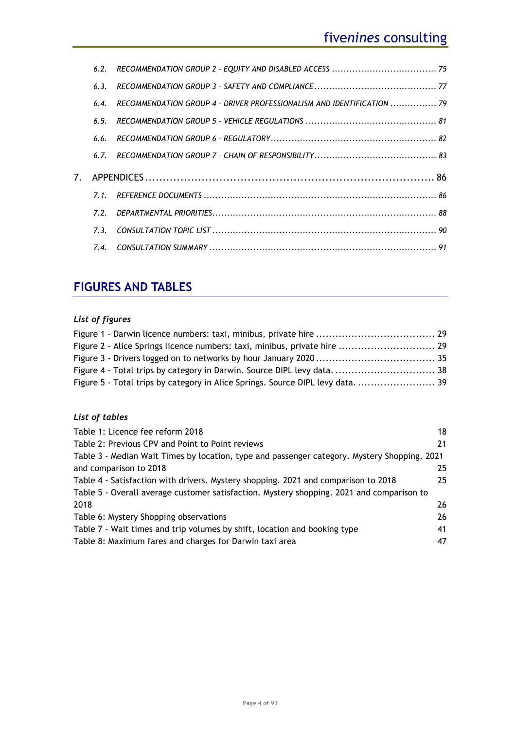6.2. *RECOMMENDATION GROUP 2 – EQUITY AND DISABLED ACCESS* ........ 75

6.3. *RECOMMENDATION GROUP 3 – SAFETY AND COMPLIANCE* ........ 77

6.4. *RECOMMENDATION GROUP 4 – DRIVER PROFESSIONALISM AND IDENTIFICATION* ........ 79

6.5. *RECOMMENDATION GROUP 5 – VEHICLE REGULATIONS* ........ 81

6.6. *RECOMMENDATION GROUP 6 – REGULATORY* ........ 82

6.7. *RECOMMENDATION GROUP 7 – CHAIN OF RESPONSIBILITY* ........ 83

7. APPENDICES ........ 86

7.1. *REFERENCE DOCUMENTS* ........ 86

7.2. *DEPARTMENTAL PRIORITIES* ........ 88

7.3. *CONSULTATION TOPIC LIST* ........ 90

7.4. *CONSULTATION SUMMARY* ........ 91

## FIGURES AND TABLES

### *List of figures*

Figure 1 - Darwin licence numbers: taxi, minibus, private hire ........ 29
Figure 2 - Alice Springs licence numbers: taxi, minibus, private hire ........ 29
Figure 3 - Drivers logged on to networks by hour January 2020 ........ 35
Figure 4 - Total trips by category in Darwin. Source DIPL levy data. ........ 38
Figure 5 - Total trips by category in Alice Springs. Source DIPL levy data. ........ 39

### *List of tables*

Table 1: Licence fee reform 2018 18
Table 2: Previous CPV and Point to Point reviews 21
Table 3 - Median Wait Times by location, type and passenger category. Mystery Shopping. 2021 and comparison to 2018 25
Table 4 - Satisfaction with drivers. Mystery shopping. 2021 and comparison to 2018 25
Table 5 - Overall average customer satisfaction. Mystery shopping. 2021 and comparison to 2018 26
Table 6: Mystery Shopping observations 26
Table 7 - Wait times and trip volumes by shift, location and booking type 41
Table 8: Maximum fares and charges for Darwin taxi area 47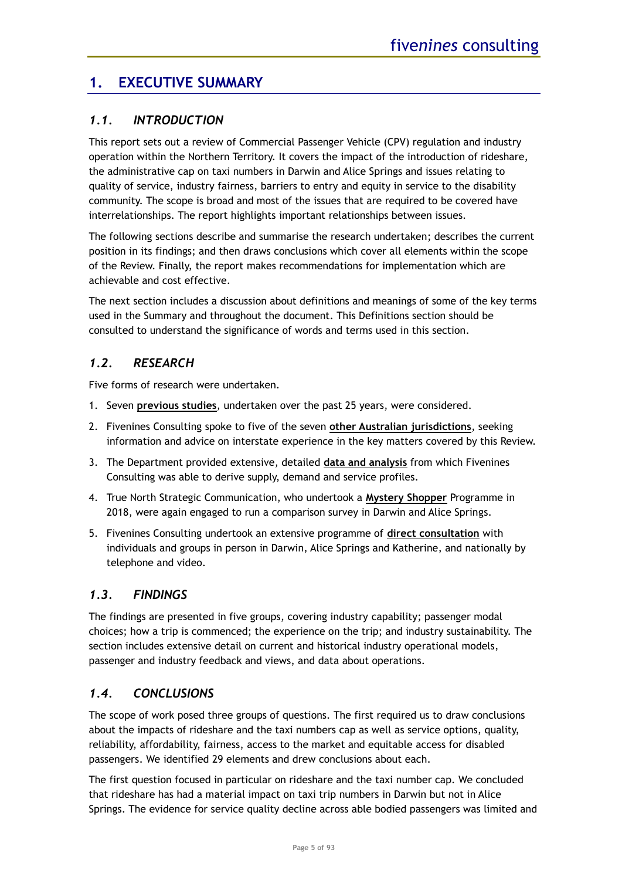# 1. EXECUTIVE SUMMARY

## *1.1. INTRODUCTION*

This report sets out a review of Commercial Passenger Vehicle (CPV) regulation and industry operation within the Northern Territory. It covers the impact of the introduction of rideshare, the administrative cap on taxi numbers in Darwin and Alice Springs and issues relating to quality of service, industry fairness, barriers to entry and equity in service to the disability community. The scope is broad and most of the issues that are required to be covered have interrelationships. The report highlights important relationships between issues.

The following sections describe and summarise the research undertaken; describes the current position in its findings; and then draws conclusions which cover all elements within the scope of the Review. Finally, the report makes recommendations for implementation which are achievable and cost effective.

The next section includes a discussion about definitions and meanings of some of the key terms used in the Summary and throughout the document. This Definitions section should be consulted to understand the significance of words and terms used in this section.

## *1.2. RESEARCH*

Five forms of research were undertaken.

1. Seven **previous studies**, undertaken over the past 25 years, were considered.
2. Fivenines Consulting spoke to five of the seven **other Australian jurisdictions**, seeking information and advice on interstate experience in the key matters covered by this Review.
3. The Department provided extensive, detailed **data and analysis** from which Fivenines Consulting was able to derive supply, demand and service profiles.
4. True North Strategic Communication, who undertook a **Mystery Shopper** Programme in 2018, were again engaged to run a comparison survey in Darwin and Alice Springs.
5. Fivenines Consulting undertook an extensive programme of **direct consultation** with individuals and groups in person in Darwin, Alice Springs and Katherine, and nationally by telephone and video.

## *1.3. FINDINGS*

The findings are presented in five groups, covering industry capability; passenger modal choices; how a trip is commenced; the experience on the trip; and industry sustainability. The section includes extensive detail on current and historical industry operational models, passenger and industry feedback and views, and data about operations.

## *1.4. CONCLUSIONS*

The scope of work posed three groups of questions. The first required us to draw conclusions about the impacts of rideshare and the taxi numbers cap as well as service options, quality, reliability, affordability, fairness, access to the market and equitable access for disabled passengers. We identified 29 elements and drew conclusions about each.

The first question focused in particular on rideshare and the taxi number cap. We concluded that rideshare has had a material impact on taxi trip numbers in Darwin but not in Alice Springs. The evidence for service quality decline across able bodied passengers was limited and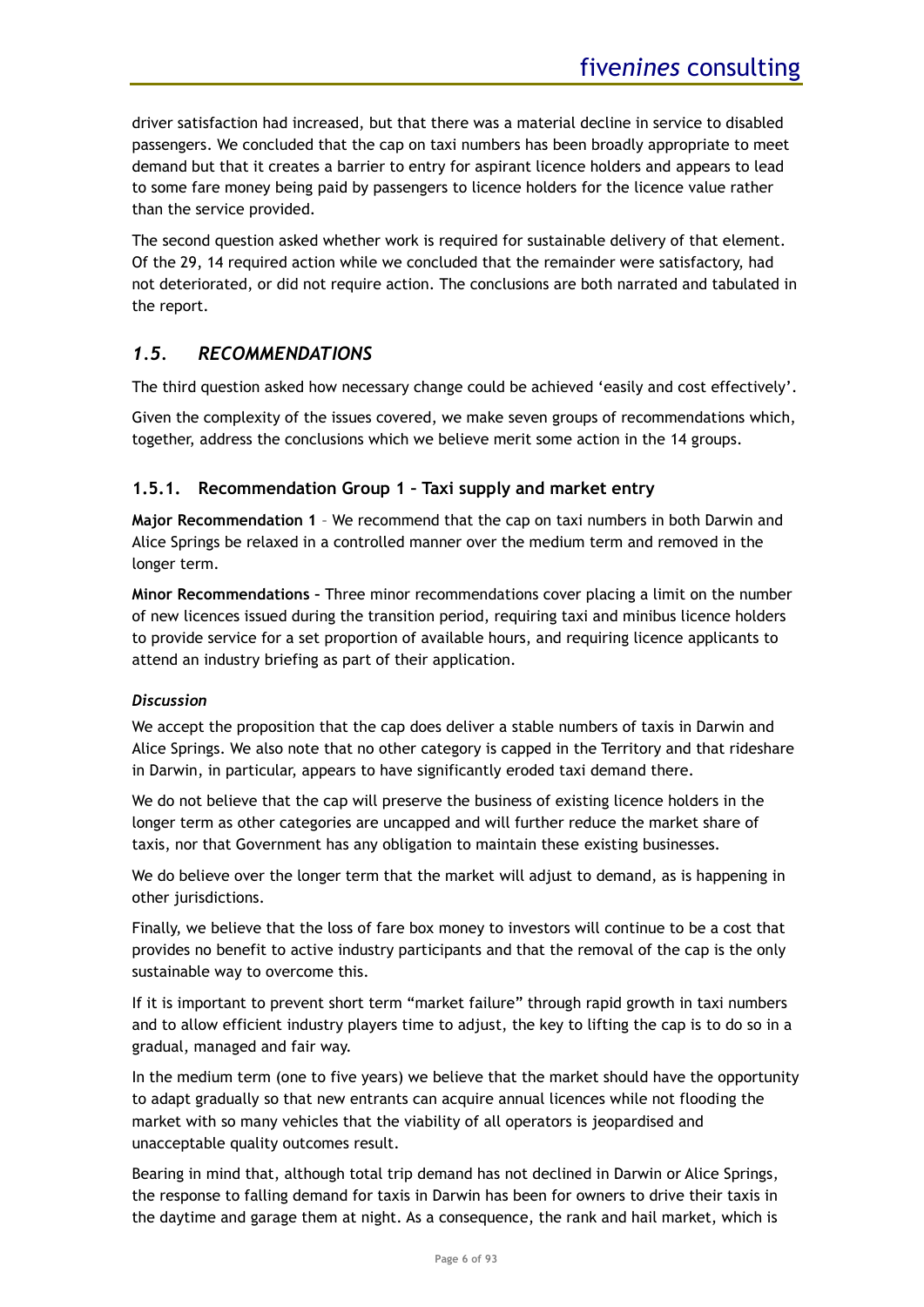driver satisfaction had increased, but that there was a material decline in service to disabled passengers. We concluded that the cap on taxi numbers has been broadly appropriate to meet demand but that it creates a barrier to entry for aspirant licence holders and appears to lead to some fare money being paid by passengers to licence holders for the licence value rather than the service provided.

The second question asked whether work is required for sustainable delivery of that element. Of the 29, 14 required action while we concluded that the remainder were satisfactory, had not deteriorated, or did not require action. The conclusions are both narrated and tabulated in the report.

## *1.5. RECOMMENDATIONS*

The third question asked how necessary change could be achieved 'easily and cost effectively'.

Given the complexity of the issues covered, we make seven groups of recommendations which, together, address the conclusions which we believe merit some action in the 14 groups.

### 1.5.1. Recommendation Group 1 – Taxi supply and market entry

**Major Recommendation 1** – We recommend that the cap on taxi numbers in both Darwin and Alice Springs be relaxed in a controlled manner over the medium term and removed in the longer term.

**Minor Recommendations** – Three minor recommendations cover placing a limit on the number of new licences issued during the transition period, requiring taxi and minibus licence holders to provide service for a set proportion of available hours, and requiring licence applicants to attend an industry briefing as part of their application.

***Discussion***

We accept the proposition that the cap does deliver a stable numbers of taxis in Darwin and Alice Springs. We also note that no other category is capped in the Territory and that rideshare in Darwin, in particular, appears to have significantly eroded taxi demand there.

We do not believe that the cap will preserve the business of existing licence holders in the longer term as other categories are uncapped and will further reduce the market share of taxis, nor that Government has any obligation to maintain these existing businesses.

We do believe over the longer term that the market will adjust to demand, as is happening in other jurisdictions.

Finally, we believe that the loss of fare box money to investors will continue to be a cost that provides no benefit to active industry participants and that the removal of the cap is the only sustainable way to overcome this.

If it is important to prevent short term "market failure" through rapid growth in taxi numbers and to allow efficient industry players time to adjust, the key to lifting the cap is to do so in a gradual, managed and fair way.

In the medium term (one to five years) we believe that the market should have the opportunity to adapt gradually so that new entrants can acquire annual licences while not flooding the market with so many vehicles that the viability of all operators is jeopardised and unacceptable quality outcomes result.

Bearing in mind that, although total trip demand has not declined in Darwin or Alice Springs, the response to falling demand for taxis in Darwin has been for owners to drive their taxis in the daytime and garage them at night. As a consequence, the rank and hail market, which is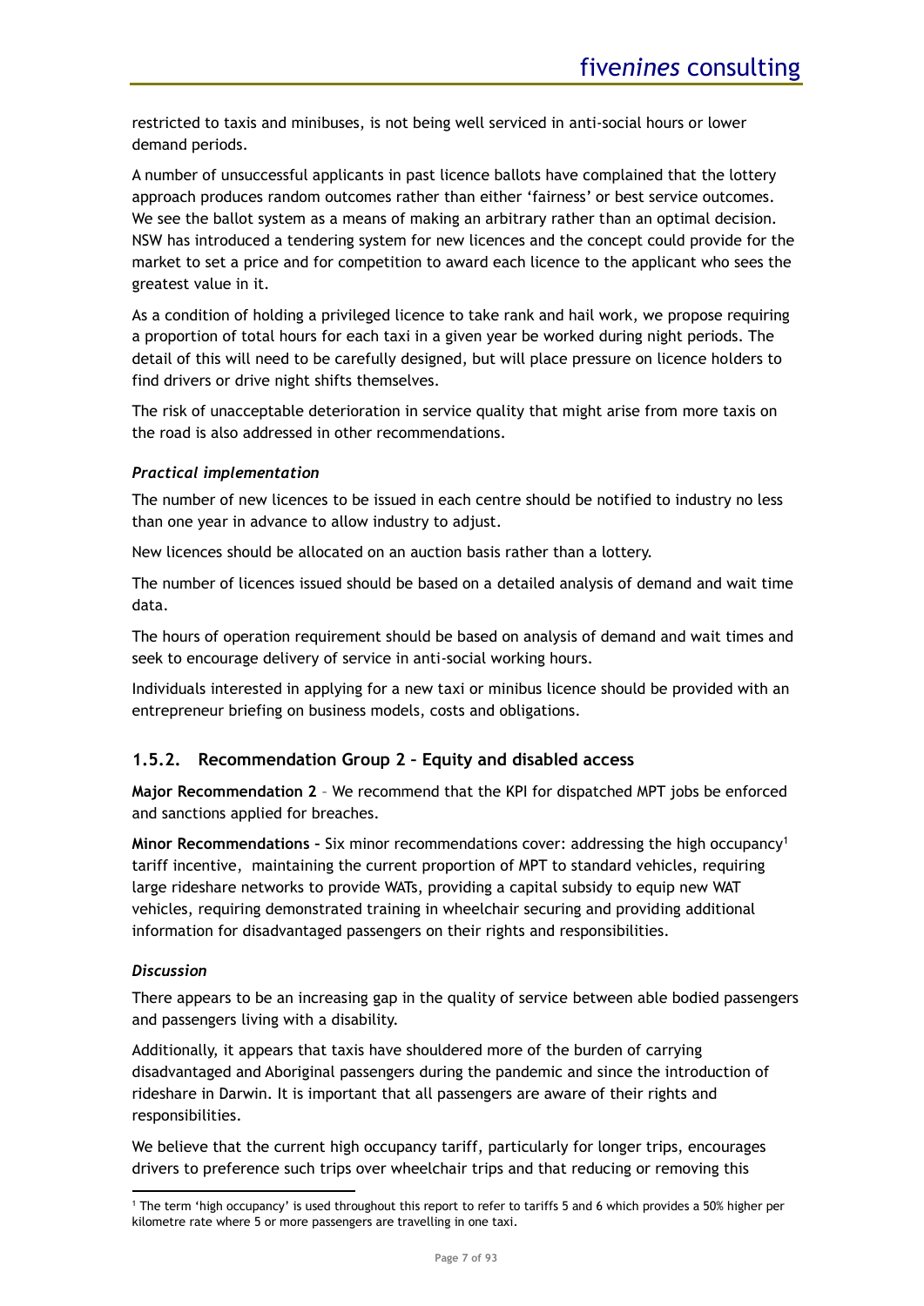restricted to taxis and minibuses, is not being well serviced in anti-social hours or lower demand periods.

A number of unsuccessful applicants in past licence ballots have complained that the lottery approach produces random outcomes rather than either 'fairness' or best service outcomes. We see the ballot system as a means of making an arbitrary rather than an optimal decision. NSW has introduced a tendering system for new licences and the concept could provide for the market to set a price and for competition to award each licence to the applicant who sees the greatest value in it.

As a condition of holding a privileged licence to take rank and hail work, we propose requiring a proportion of total hours for each taxi in a given year be worked during night periods. The detail of this will need to be carefully designed, but will place pressure on licence holders to find drivers or drive night shifts themselves.

The risk of unacceptable deterioration in service quality that might arise from more taxis on the road is also addressed in other recommendations.

#### *Practical implementation*

The number of new licences to be issued in each centre should be notified to industry no less than one year in advance to allow industry to adjust.

New licences should be allocated on an auction basis rather than a lottery.

The number of licences issued should be based on a detailed analysis of demand and wait time data.

The hours of operation requirement should be based on analysis of demand and wait times and seek to encourage delivery of service in anti-social working hours.

Individuals interested in applying for a new taxi or minibus licence should be provided with an entrepreneur briefing on business models, costs and obligations.

### 1.5.2. Recommendation Group 2 – Equity and disabled access

**Major Recommendation 2** – We recommend that the KPI for dispatched MPT jobs be enforced and sanctions applied for breaches.

**Minor Recommendations** – Six minor recommendations cover: addressing the high occupancy[1] tariff incentive, maintaining the current proportion of MPT to standard vehicles, requiring large rideshare networks to provide WATs, providing a capital subsidy to equip new WAT vehicles, requiring demonstrated training in wheelchair securing and providing additional information for disadvantaged passengers on their rights and responsibilities.

#### *Discussion*

There appears to be an increasing gap in the quality of service between able bodied passengers and passengers living with a disability.

Additionally, it appears that taxis have shouldered more of the burden of carrying disadvantaged and Aboriginal passengers during the pandemic and since the introduction of rideshare in Darwin. It is important that all passengers are aware of their rights and responsibilities.

We believe that the current high occupancy tariff, particularly for longer trips, encourages drivers to preference such trips over wheelchair trips and that reducing or removing this

[1] The term 'high occupancy' is used throughout this report to refer to tariffs 5 and 6 which provides a 50% higher per kilometre rate where 5 or more passengers are travelling in one taxi.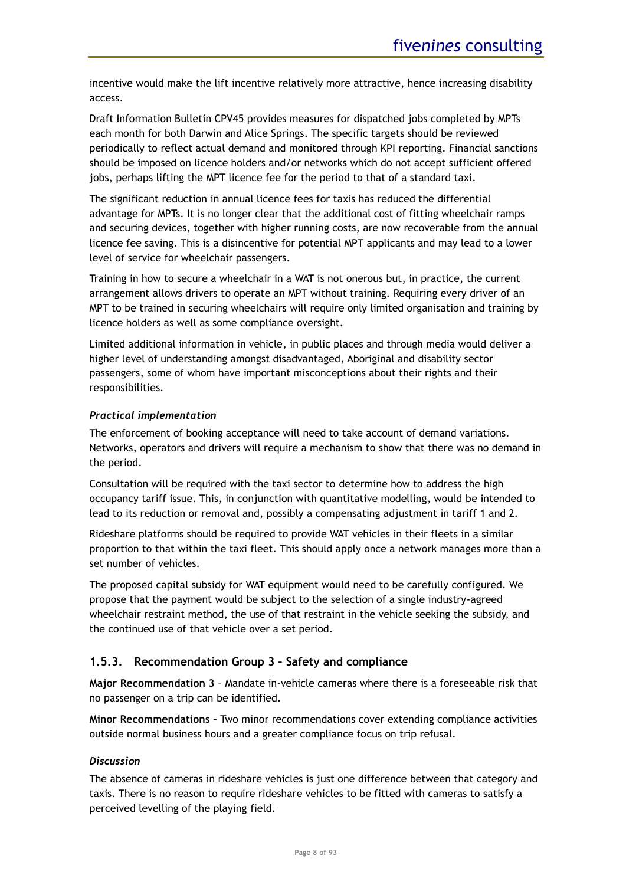incentive would make the lift incentive relatively more attractive, hence increasing disability access.

Draft Information Bulletin CPV45 provides measures for dispatched jobs completed by MPTs each month for both Darwin and Alice Springs. The specific targets should be reviewed periodically to reflect actual demand and monitored through KPI reporting. Financial sanctions should be imposed on licence holders and/or networks which do not accept sufficient offered jobs, perhaps lifting the MPT licence fee for the period to that of a standard taxi.

The significant reduction in annual licence fees for taxis has reduced the differential advantage for MPTs. It is no longer clear that the additional cost of fitting wheelchair ramps and securing devices, together with higher running costs, are now recoverable from the annual licence fee saving. This is a disincentive for potential MPT applicants and may lead to a lower level of service for wheelchair passengers.

Training in how to secure a wheelchair in a WAT is not onerous but, in practice, the current arrangement allows drivers to operate an MPT without training. Requiring every driver of an MPT to be trained in securing wheelchairs will require only limited organisation and training by licence holders as well as some compliance oversight.

Limited additional information in vehicle, in public places and through media would deliver a higher level of understanding amongst disadvantaged, Aboriginal and disability sector passengers, some of whom have important misconceptions about their rights and their responsibilities.

***Practical implementation***

The enforcement of booking acceptance will need to take account of demand variations. Networks, operators and drivers will require a mechanism to show that there was no demand in the period.

Consultation will be required with the taxi sector to determine how to address the high occupancy tariff issue. This, in conjunction with quantitative modelling, would be intended to lead to its reduction or removal and, possibly a compensating adjustment in tariff 1 and 2.

Rideshare platforms should be required to provide WAT vehicles in their fleets in a similar proportion to that within the taxi fleet. This should apply once a network manages more than a set number of vehicles.

The proposed capital subsidy for WAT equipment would need to be carefully configured. We propose that the payment would be subject to the selection of a single industry-agreed wheelchair restraint method, the use of that restraint in the vehicle seeking the subsidy, and the continued use of that vehicle over a set period.

### 1.5.3. Recommendation Group 3 – Safety and compliance

**Major Recommendation 3** – Mandate in-vehicle cameras where there is a foreseeable risk that no passenger on a trip can be identified.

**Minor Recommendations –** Two minor recommendations cover extending compliance activities outside normal business hours and a greater compliance focus on trip refusal.

***Discussion***

The absence of cameras in rideshare vehicles is just one difference between that category and taxis. There is no reason to require rideshare vehicles to be fitted with cameras to satisfy a perceived levelling of the playing field.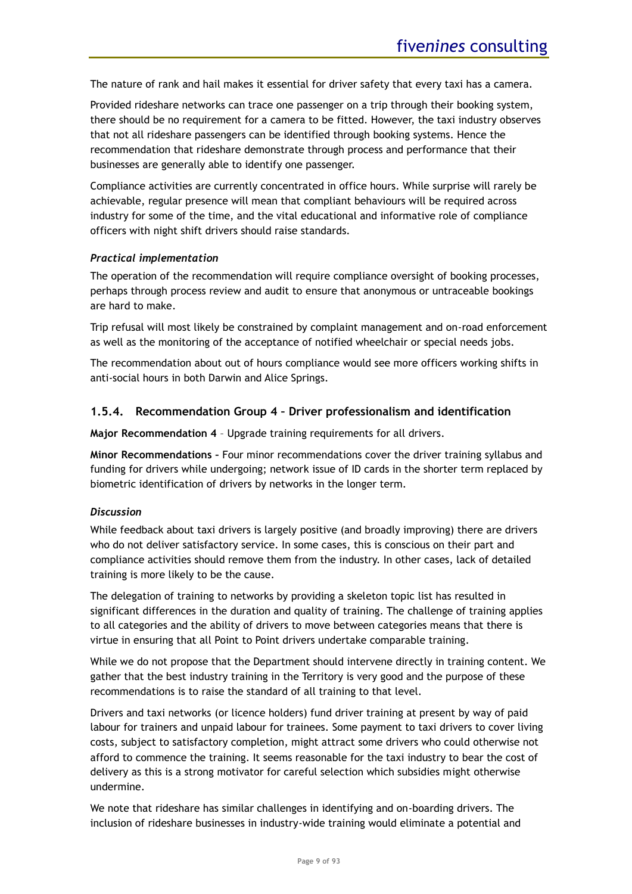The nature of rank and hail makes it essential for driver safety that every taxi has a camera.

Provided rideshare networks can trace one passenger on a trip through their booking system, there should be no requirement for a camera to be fitted. However, the taxi industry observes that not all rideshare passengers can be identified through booking systems. Hence the recommendation that rideshare demonstrate through process and performance that their businesses are generally able to identify one passenger.

Compliance activities are currently concentrated in office hours. While surprise will rarely be achievable, regular presence will mean that compliant behaviours will be required across industry for some of the time, and the vital educational and informative role of compliance officers with night shift drivers should raise standards.

***Practical implementation***

The operation of the recommendation will require compliance oversight of booking processes, perhaps through process review and audit to ensure that anonymous or untraceable bookings are hard to make.

Trip refusal will most likely be constrained by complaint management and on-road enforcement as well as the monitoring of the acceptance of notified wheelchair or special needs jobs.

The recommendation about out of hours compliance would see more officers working shifts in anti-social hours in both Darwin and Alice Springs.

### 1.5.4. Recommendation Group 4 – Driver professionalism and identification

**Major Recommendation 4** – Upgrade training requirements for all drivers.

**Minor Recommendations** – Four minor recommendations cover the driver training syllabus and funding for drivers while undergoing; network issue of ID cards in the shorter term replaced by biometric identification of drivers by networks in the longer term.

***Discussion***

While feedback about taxi drivers is largely positive (and broadly improving) there are drivers who do not deliver satisfactory service. In some cases, this is conscious on their part and compliance activities should remove them from the industry. In other cases, lack of detailed training is more likely to be the cause.

The delegation of training to networks by providing a skeleton topic list has resulted in significant differences in the duration and quality of training. The challenge of training applies to all categories and the ability of drivers to move between categories means that there is virtue in ensuring that all Point to Point drivers undertake comparable training.

While we do not propose that the Department should intervene directly in training content. We gather that the best industry training in the Territory is very good and the purpose of these recommendations is to raise the standard of all training to that level.

Drivers and taxi networks (or licence holders) fund driver training at present by way of paid labour for trainers and unpaid labour for trainees. Some payment to taxi drivers to cover living costs, subject to satisfactory completion, might attract some drivers who could otherwise not afford to commence the training. It seems reasonable for the taxi industry to bear the cost of delivery as this is a strong motivator for careful selection which subsidies might otherwise undermine.

We note that rideshare has similar challenges in identifying and on-boarding drivers. The inclusion of rideshare businesses in industry-wide training would eliminate a potential and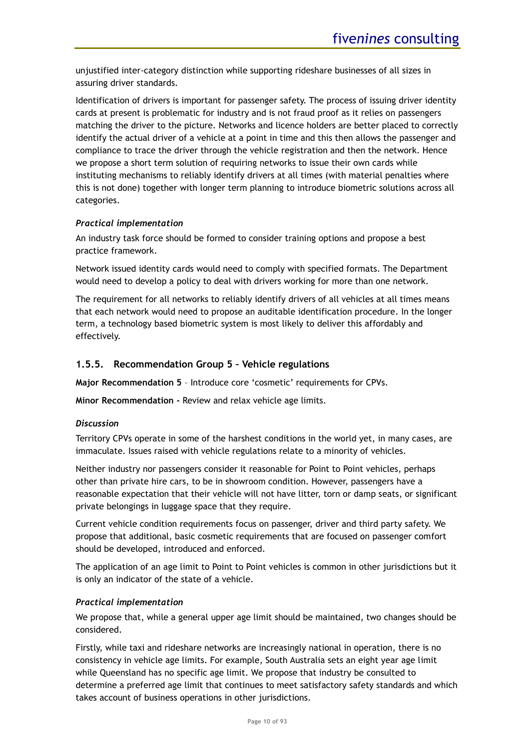unjustified inter-category distinction while supporting rideshare businesses of all sizes in assuring driver standards.

Identification of drivers is important for passenger safety. The process of issuing driver identity cards at present is problematic for industry and is not fraud proof as it relies on passengers matching the driver to the picture. Networks and licence holders are better placed to correctly identify the actual driver of a vehicle at a point in time and this then allows the passenger and compliance to trace the driver through the vehicle registration and then the network. Hence we propose a short term solution of requiring networks to issue their own cards while instituting mechanisms to reliably identify drivers at all times (with material penalties where this is not done) together with longer term planning to introduce biometric solutions across all categories.

*Practical implementation*

An industry task force should be formed to consider training options and propose a best practice framework.

Network issued identity cards would need to comply with specified formats. The Department would need to develop a policy to deal with drivers working for more than one network.

The requirement for all networks to reliably identify drivers of all vehicles at all times means that each network would need to propose an auditable identification procedure. In the longer term, a technology based biometric system is most likely to deliver this affordably and effectively.

### 1.5.5. Recommendation Group 5 – Vehicle regulations

**Major Recommendation 5** – Introduce core 'cosmetic' requirements for CPVs.

**Minor Recommendation -** Review and relax vehicle age limits.

*Discussion*

Territory CPVs operate in some of the harshest conditions in the world yet, in many cases, are immaculate. Issues raised with vehicle regulations relate to a minority of vehicles.

Neither industry nor passengers consider it reasonable for Point to Point vehicles, perhaps other than private hire cars, to be in showroom condition. However, passengers have a reasonable expectation that their vehicle will not have litter, torn or damp seats, or significant private belongings in luggage space that they require.

Current vehicle condition requirements focus on passenger, driver and third party safety. We propose that additional, basic cosmetic requirements that are focused on passenger comfort should be developed, introduced and enforced.

The application of an age limit to Point to Point vehicles is common in other jurisdictions but it is only an indicator of the state of a vehicle.

*Practical implementation*

We propose that, while a general upper age limit should be maintained, two changes should be considered.

Firstly, while taxi and rideshare networks are increasingly national in operation, there is no consistency in vehicle age limits. For example, South Australia sets an eight year age limit while Queensland has no specific age limit. We propose that industry be consulted to determine a preferred age limit that continues to meet satisfactory safety standards and which takes account of business operations in other jurisdictions.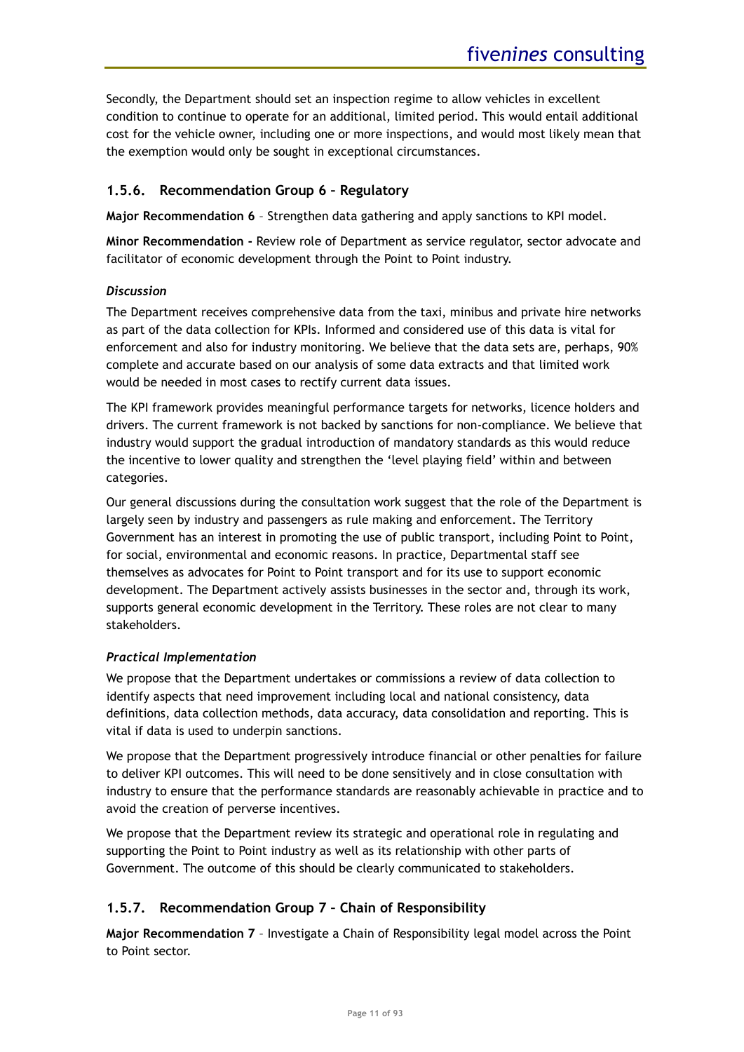Secondly, the Department should set an inspection regime to allow vehicles in excellent condition to continue to operate for an additional, limited period. This would entail additional cost for the vehicle owner, including one or more inspections, and would most likely mean that the exemption would only be sought in exceptional circumstances.

### 1.5.6. Recommendation Group 6 – Regulatory

**Major Recommendation 6** – Strengthen data gathering and apply sanctions to KPI model.

**Minor Recommendation -** Review role of Department as service regulator, sector advocate and facilitator of economic development through the Point to Point industry.

***Discussion***

The Department receives comprehensive data from the taxi, minibus and private hire networks as part of the data collection for KPIs. Informed and considered use of this data is vital for enforcement and also for industry monitoring. We believe that the data sets are, perhaps, 90% complete and accurate based on our analysis of some data extracts and that limited work would be needed in most cases to rectify current data issues.

The KPI framework provides meaningful performance targets for networks, licence holders and drivers. The current framework is not backed by sanctions for non-compliance. We believe that industry would support the gradual introduction of mandatory standards as this would reduce the incentive to lower quality and strengthen the 'level playing field' within and between categories.

Our general discussions during the consultation work suggest that the role of the Department is largely seen by industry and passengers as rule making and enforcement. The Territory Government has an interest in promoting the use of public transport, including Point to Point, for social, environmental and economic reasons. In practice, Departmental staff see themselves as advocates for Point to Point transport and for its use to support economic development. The Department actively assists businesses in the sector and, through its work, supports general economic development in the Territory. These roles are not clear to many stakeholders.

***Practical Implementation***

We propose that the Department undertakes or commissions a review of data collection to identify aspects that need improvement including local and national consistency, data definitions, data collection methods, data accuracy, data consolidation and reporting. This is vital if data is used to underpin sanctions.

We propose that the Department progressively introduce financial or other penalties for failure to deliver KPI outcomes. This will need to be done sensitively and in close consultation with industry to ensure that the performance standards are reasonably achievable in practice and to avoid the creation of perverse incentives.

We propose that the Department review its strategic and operational role in regulating and supporting the Point to Point industry as well as its relationship with other parts of Government. The outcome of this should be clearly communicated to stakeholders.

### 1.5.7. Recommendation Group 7 – Chain of Responsibility

**Major Recommendation 7** – Investigate a Chain of Responsibility legal model across the Point to Point sector.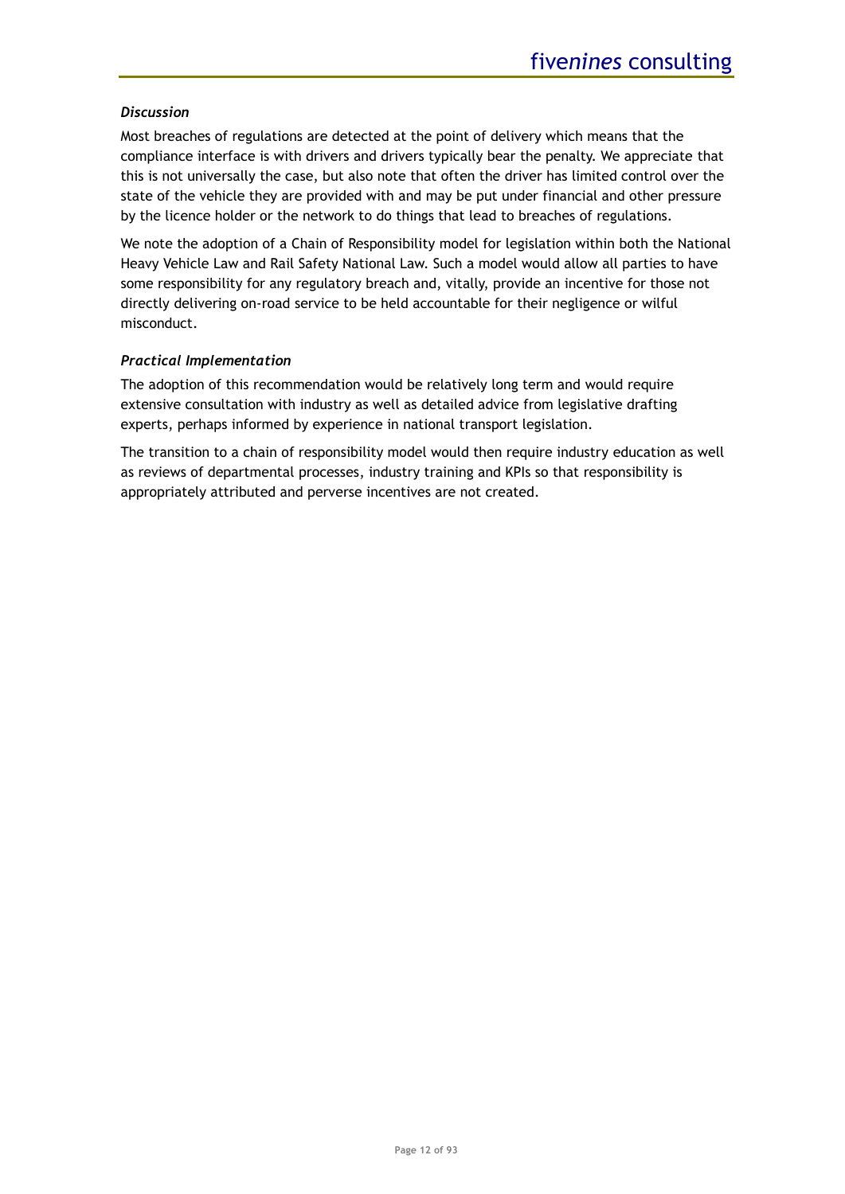*Discussion*

Most breaches of regulations are detected at the point of delivery which means that the compliance interface is with drivers and drivers typically bear the penalty. We appreciate that this is not universally the case, but also note that often the driver has limited control over the state of the vehicle they are provided with and may be put under financial and other pressure by the licence holder or the network to do things that lead to breaches of regulations.

We note the adoption of a Chain of Responsibility model for legislation within both the National Heavy Vehicle Law and Rail Safety National Law. Such a model would allow all parties to have some responsibility for any regulatory breach and, vitally, provide an incentive for those not directly delivering on-road service to be held accountable for their negligence or wilful misconduct.

*Practical Implementation*

The adoption of this recommendation would be relatively long term and would require extensive consultation with industry as well as detailed advice from legislative drafting experts, perhaps informed by experience in national transport legislation.

The transition to a chain of responsibility model would then require industry education as well as reviews of departmental processes, industry training and KPIs so that responsibility is appropriately attributed and perverse incentives are not created.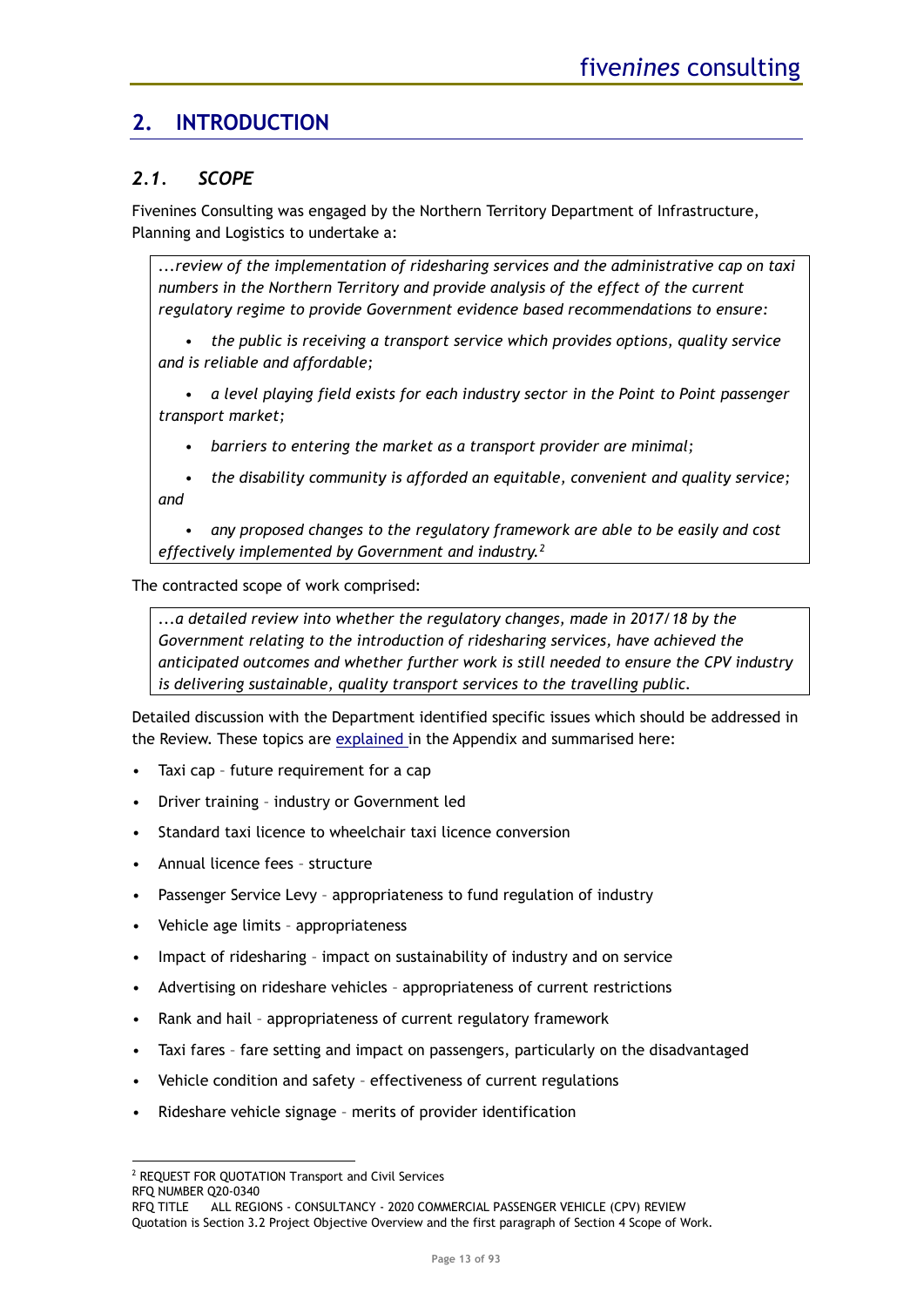## 2. INTRODUCTION

### 2.1. SCOPE

Fivenines Consulting was engaged by the Northern Territory Department of Infrastructure, Planning and Logistics to undertake a:

> *...review of the implementation of ridesharing services and the administrative cap on taxi numbers in the Northern Territory and provide analysis of the effect of the current regulatory regime to provide Government evidence based recommendations to ensure:*
>
> - *the public is receiving a transport service which provides options, quality service and is reliable and affordable;*
> - *a level playing field exists for each industry sector in the Point to Point passenger transport market;*
> - *barriers to entering the market as a transport provider are minimal;*
> - *the disability community is afforded an equitable, convenient and quality service; and*
> - *any proposed changes to the regulatory framework are able to be easily and cost effectively implemented by Government and industry.*[2]

The contracted scope of work comprised:

> *...a detailed review into whether the regulatory changes, made in 2017/18 by the Government relating to the introduction of ridesharing services, have achieved the anticipated outcomes and whether further work is still needed to ensure the CPV industry is delivering sustainable, quality transport services to the travelling public.*

Detailed discussion with the Department identified specific issues which should be addressed in the Review. These topics are explained in the Appendix and summarised here:

- Taxi cap – future requirement for a cap
- Driver training – industry or Government led
- Standard taxi licence to wheelchair taxi licence conversion
- Annual licence fees – structure
- Passenger Service Levy – appropriateness to fund regulation of industry
- Vehicle age limits – appropriateness
- Impact of ridesharing – impact on sustainability of industry and on service
- Advertising on rideshare vehicles – appropriateness of current restrictions
- Rank and hail – appropriateness of current regulatory framework
- Taxi fares – fare setting and impact on passengers, particularly on the disadvantaged
- Vehicle condition and safety – effectiveness of current regulations
- Rideshare vehicle signage – merits of provider identification

---

[2] REQUEST FOR QUOTATION Transport and Civil Services
RFQ NUMBER Q20-0340
RFQ TITLE ALL REGIONS - CONSULTANCY - 2020 COMMERCIAL PASSENGER VEHICLE (CPV) REVIEW
Quotation is Section 3.2 Project Objective Overview and the first paragraph of Section 4 Scope of Work.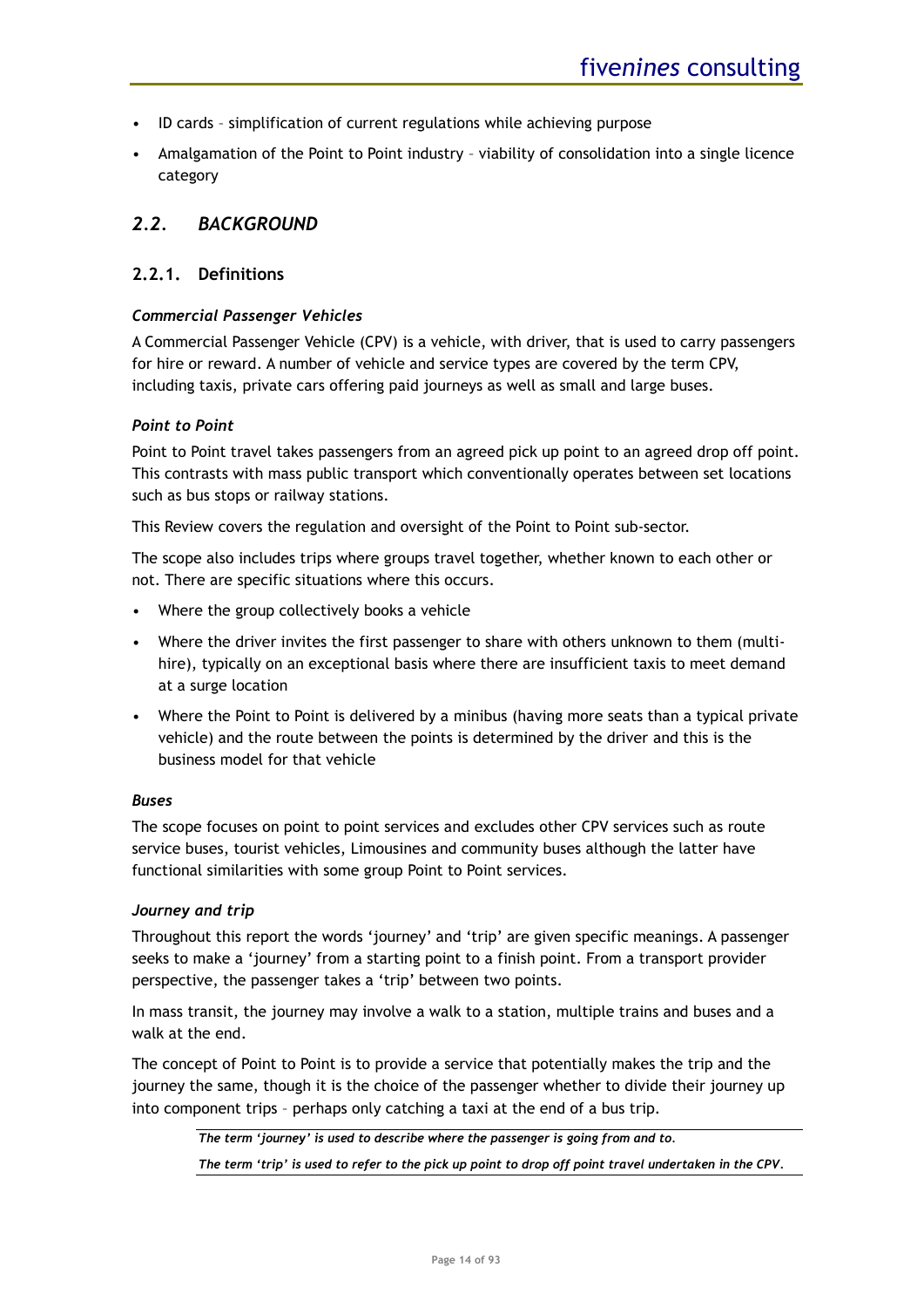- ID cards – simplification of current regulations while achieving purpose
- Amalgamation of the Point to Point industry – viability of consolidation into a single licence category

## *2.2. BACKGROUND*

### 2.2.1. Definitions

***Commercial Passenger Vehicles***

A Commercial Passenger Vehicle (CPV) is a vehicle, with driver, that is used to carry passengers for hire or reward. A number of vehicle and service types are covered by the term CPV, including taxis, private cars offering paid journeys as well as small and large buses.

***Point to Point***

Point to Point travel takes passengers from an agreed pick up point to an agreed drop off point. This contrasts with mass public transport which conventionally operates between set locations such as bus stops or railway stations.

This Review covers the regulation and oversight of the Point to Point sub-sector.

The scope also includes trips where groups travel together, whether known to each other or not. There are specific situations where this occurs.

- Where the group collectively books a vehicle
- Where the driver invites the first passenger to share with others unknown to them (multi-hire), typically on an exceptional basis where there are insufficient taxis to meet demand at a surge location
- Where the Point to Point is delivered by a minibus (having more seats than a typical private vehicle) and the route between the points is determined by the driver and this is the business model for that vehicle

***Buses***

The scope focuses on point to point services and excludes other CPV services such as route service buses, tourist vehicles, Limousines and community buses although the latter have functional similarities with some group Point to Point services.

***Journey and trip***

Throughout this report the words 'journey' and 'trip' are given specific meanings. A passenger seeks to make a 'journey' from a starting point to a finish point. From a transport provider perspective, the passenger takes a 'trip' between two points.

In mass transit, the journey may involve a walk to a station, multiple trains and buses and a walk at the end.

The concept of Point to Point is to provide a service that potentially makes the trip and the journey the same, though it is the choice of the passenger whether to divide their journey up into component trips – perhaps only catching a taxi at the end of a bus trip.

***The term 'journey' is used to describe where the passenger is going from and to.***

***The term 'trip' is used to refer to the pick up point to drop off point travel undertaken in the CPV.***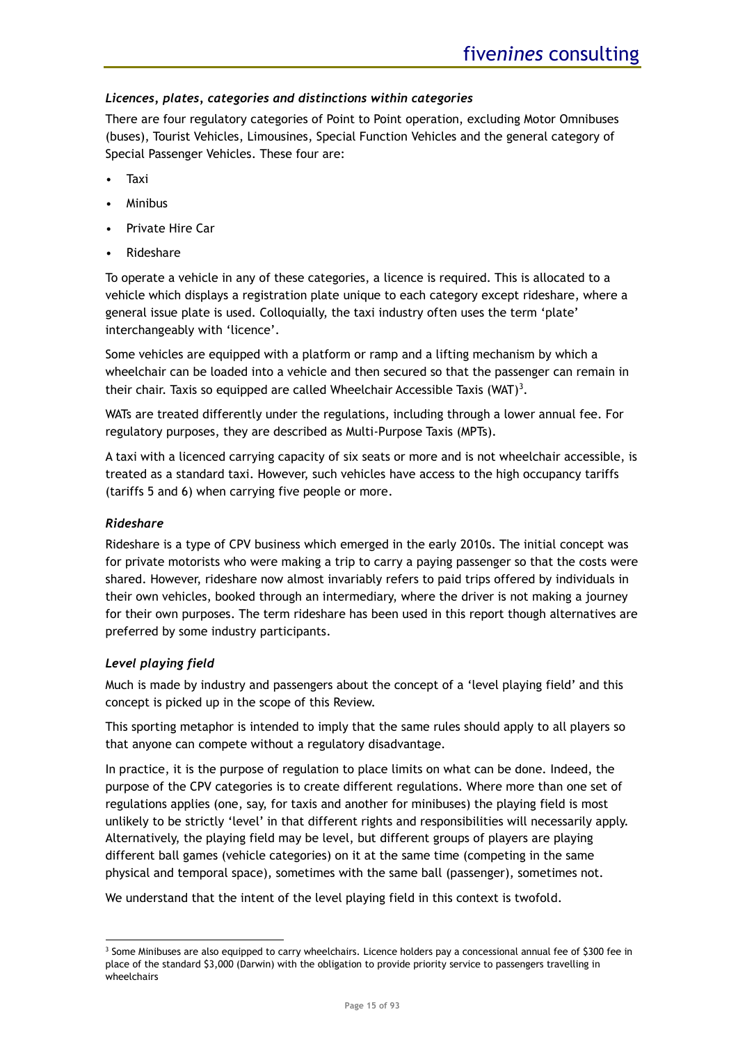### *Licences, plates, categories and distinctions within categories*

There are four regulatory categories of Point to Point operation, excluding Motor Omnibuses (buses), Tourist Vehicles, Limousines, Special Function Vehicles and the general category of Special Passenger Vehicles. These four are:

- Taxi
- Minibus
- Private Hire Car
- Rideshare

To operate a vehicle in any of these categories, a licence is required. This is allocated to a vehicle which displays a registration plate unique to each category except rideshare, where a general issue plate is used. Colloquially, the taxi industry often uses the term 'plate' interchangeably with 'licence'.

Some vehicles are equipped with a platform or ramp and a lifting mechanism by which a wheelchair can be loaded into a vehicle and then secured so that the passenger can remain in their chair. Taxis so equipped are called Wheelchair Accessible Taxis (WAT)[3].

WATs are treated differently under the regulations, including through a lower annual fee. For regulatory purposes, they are described as Multi-Purpose Taxis (MPTs).

A taxi with a licenced carrying capacity of six seats or more and is not wheelchair accessible, is treated as a standard taxi. However, such vehicles have access to the high occupancy tariffs (tariffs 5 and 6) when carrying five people or more.

### *Rideshare*

Rideshare is a type of CPV business which emerged in the early 2010s. The initial concept was for private motorists who were making a trip to carry a paying passenger so that the costs were shared. However, rideshare now almost invariably refers to paid trips offered by individuals in their own vehicles, booked through an intermediary, where the driver is not making a journey for their own purposes. The term rideshare has been used in this report though alternatives are preferred by some industry participants.

### *Level playing field*

Much is made by industry and passengers about the concept of a 'level playing field' and this concept is picked up in the scope of this Review.

This sporting metaphor is intended to imply that the same rules should apply to all players so that anyone can compete without a regulatory disadvantage.

In practice, it is the purpose of regulation to place limits on what can be done. Indeed, the purpose of the CPV categories is to create different regulations. Where more than one set of regulations applies (one, say, for taxis and another for minibuses) the playing field is most unlikely to be strictly 'level' in that different rights and responsibilities will necessarily apply. Alternatively, the playing field may be level, but different groups of players are playing different ball games (vehicle categories) on it at the same time (competing in the same physical and temporal space), sometimes with the same ball (passenger), sometimes not.

We understand that the intent of the level playing field in this context is twofold.

---

[3] Some Minibuses are also equipped to carry wheelchairs. Licence holders pay a concessional annual fee of $300 fee in place of the standard $3,000 (Darwin) with the obligation to provide priority service to passengers travelling in wheelchairs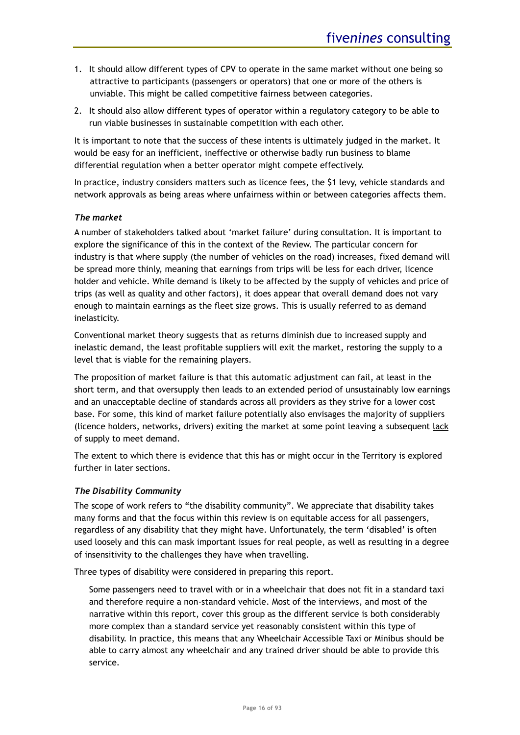1. It should allow different types of CPV to operate in the same market without one being so attractive to participants (passengers or operators) that one or more of the others is unviable. This might be called competitive fairness between categories.
2. It should also allow different types of operator within a regulatory category to be able to run viable businesses in sustainable competition with each other.

It is important to note that the success of these intents is ultimately judged in the market. It would be easy for an inefficient, ineffective or otherwise badly run business to blame differential regulation when a better operator might compete effectively.

In practice, industry considers matters such as licence fees, the $1 levy, vehicle standards and network approvals as being areas where unfairness within or between categories affects them.

***The market***

A number of stakeholders talked about 'market failure' during consultation. It is important to explore the significance of this in the context of the Review. The particular concern for industry is that where supply (the number of vehicles on the road) increases, fixed demand will be spread more thinly, meaning that earnings from trips will be less for each driver, licence holder and vehicle. While demand is likely to be affected by the supply of vehicles and price of trips (as well as quality and other factors), it does appear that overall demand does not vary enough to maintain earnings as the fleet size grows. This is usually referred to as demand inelasticity.

Conventional market theory suggests that as returns diminish due to increased supply and inelastic demand, the least profitable suppliers will exit the market, restoring the supply to a level that is viable for the remaining players.

The proposition of market failure is that this automatic adjustment can fail, at least in the short term, and that oversupply then leads to an extended period of unsustainably low earnings and an unacceptable decline of standards across all providers as they strive for a lower cost base. For some, this kind of market failure potentially also envisages the majority of suppliers (licence holders, networks, drivers) exiting the market at some point leaving a subsequent <u>lack</u> of supply to meet demand.

The extent to which there is evidence that this has or might occur in the Territory is explored further in later sections.

***The Disability Community***

The scope of work refers to "the disability community". We appreciate that disability takes many forms and that the focus within this review is on equitable access for all passengers, regardless of any disability that they might have. Unfortunately, the term 'disabled' is often used loosely and this can mask important issues for real people, as well as resulting in a degree of insensitivity to the challenges they have when travelling.

Three types of disability were considered in preparing this report.

> Some passengers need to travel with or in a wheelchair that does not fit in a standard taxi and therefore require a non-standard vehicle. Most of the interviews, and most of the narrative within this report, cover this group as the different service is both considerably more complex than a standard service yet reasonably consistent within this type of disability. In practice, this means that any Wheelchair Accessible Taxi or Minibus should be able to carry almost any wheelchair and any trained driver should be able to provide this service.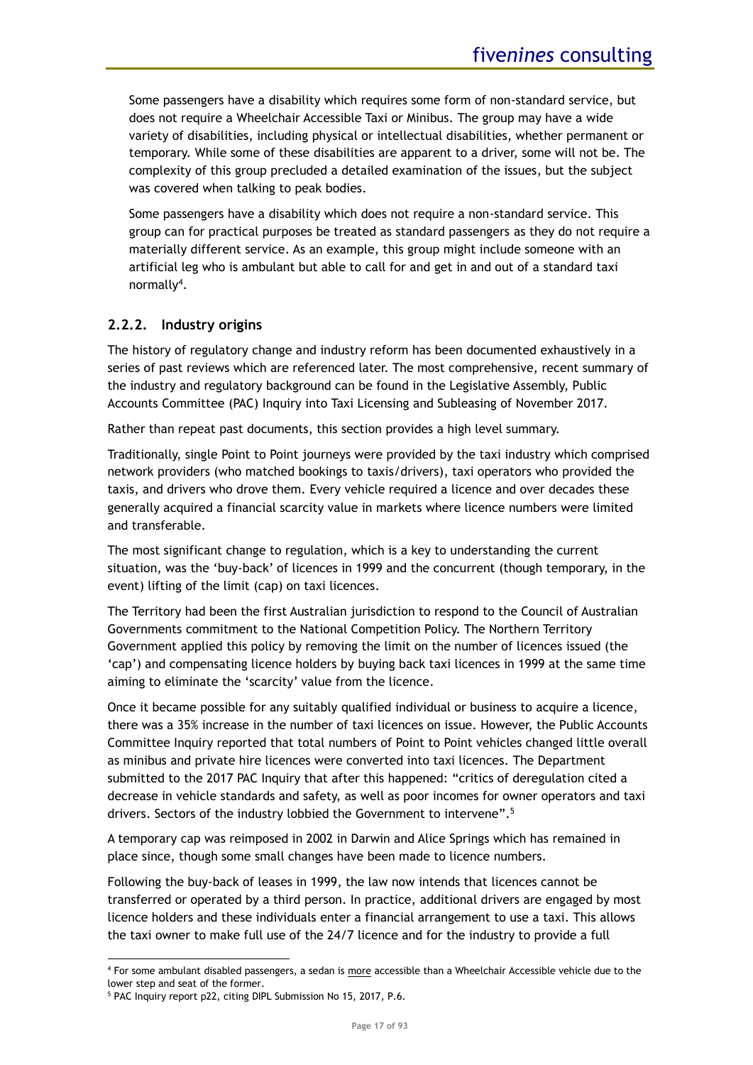Some passengers have a disability which requires some form of non-standard service, but does not require a Wheelchair Accessible Taxi or Minibus. The group may have a wide variety of disabilities, including physical or intellectual disabilities, whether permanent or temporary. While some of these disabilities are apparent to a driver, some will not be. The complexity of this group precluded a detailed examination of the issues, but the subject was covered when talking to peak bodies.

Some passengers have a disability which does not require a non-standard service. This group can for practical purposes be treated as standard passengers as they do not require a materially different service. As an example, this group might include someone with an artificial leg who is ambulant but able to call for and get in and out of a standard taxi normally[4].

### 2.2.2. Industry origins

The history of regulatory change and industry reform has been documented exhaustively in a series of past reviews which are referenced later. The most comprehensive, recent summary of the industry and regulatory background can be found in the Legislative Assembly, Public Accounts Committee (PAC) Inquiry into Taxi Licensing and Subleasing of November 2017.

Rather than repeat past documents, this section provides a high level summary.

Traditionally, single Point to Point journeys were provided by the taxi industry which comprised network providers (who matched bookings to taxis/drivers), taxi operators who provided the taxis, and drivers who drove them. Every vehicle required a licence and over decades these generally acquired a financial scarcity value in markets where licence numbers were limited and transferable.

The most significant change to regulation, which is a key to understanding the current situation, was the 'buy-back' of licences in 1999 and the concurrent (though temporary, in the event) lifting of the limit (cap) on taxi licences.

The Territory had been the first Australian jurisdiction to respond to the Council of Australian Governments commitment to the National Competition Policy. The Northern Territory Government applied this policy by removing the limit on the number of licences issued (the 'cap') and compensating licence holders by buying back taxi licences in 1999 at the same time aiming to eliminate the 'scarcity' value from the licence.

Once it became possible for any suitably qualified individual or business to acquire a licence, there was a 35% increase in the number of taxi licences on issue. However, the Public Accounts Committee Inquiry reported that total numbers of Point to Point vehicles changed little overall as minibus and private hire licences were converted into taxi licences. The Department submitted to the 2017 PAC Inquiry that after this happened: "critics of deregulation cited a decrease in vehicle standards and safety, as well as poor incomes for owner operators and taxi drivers. Sectors of the industry lobbied the Government to intervene".[5]

A temporary cap was reimposed in 2002 in Darwin and Alice Springs which has remained in place since, though some small changes have been made to licence numbers.

Following the buy-back of leases in 1999, the law now intends that licences cannot be transferred or operated by a third person. In practice, additional drivers are engaged by most licence holders and these individuals enter a financial arrangement to use a taxi. This allows the taxi owner to make full use of the 24/7 licence and for the industry to provide a full

---

[4] For some ambulant disabled passengers, a sedan is more accessible than a Wheelchair Accessible vehicle due to the lower step and seat of the former.

[5] PAC Inquiry report p22, citing DIPL Submission No 15, 2017, P.6.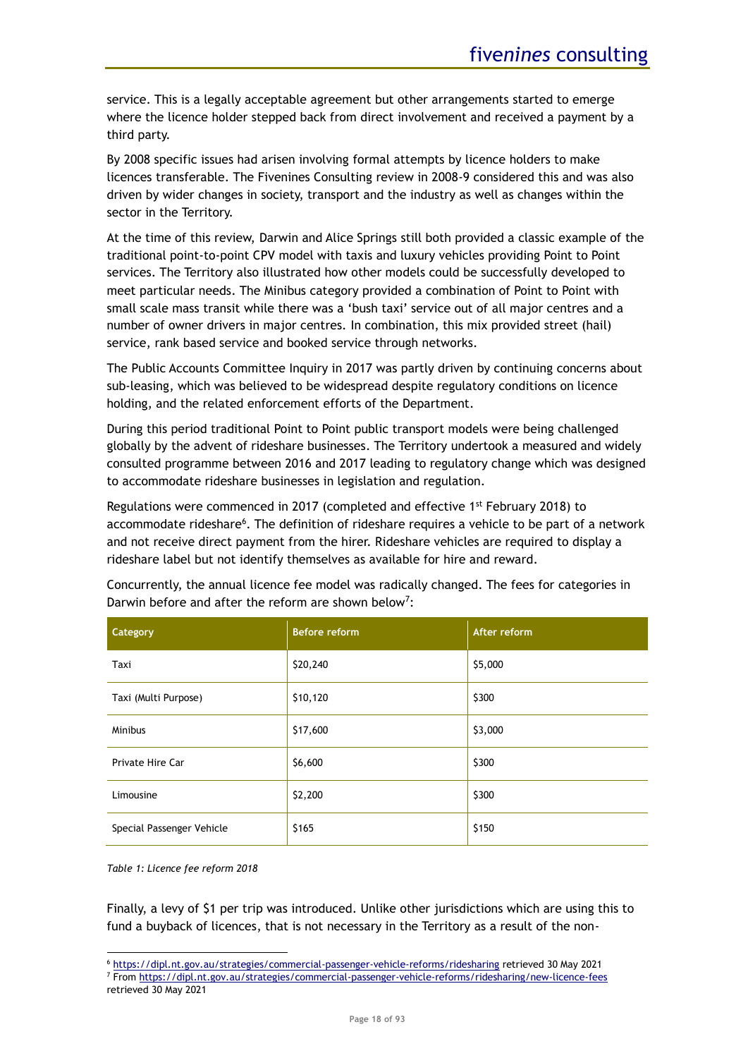service. This is a legally acceptable agreement but other arrangements started to emerge where the licence holder stepped back from direct involvement and received a payment by a third party.

By 2008 specific issues had arisen involving formal attempts by licence holders to make licences transferable. The Fivenines Consulting review in 2008-9 considered this and was also driven by wider changes in society, transport and the industry as well as changes within the sector in the Territory.

At the time of this review, Darwin and Alice Springs still both provided a classic example of the traditional point-to-point CPV model with taxis and luxury vehicles providing Point to Point services. The Territory also illustrated how other models could be successfully developed to meet particular needs. The Minibus category provided a combination of Point to Point with small scale mass transit while there was a 'bush taxi' service out of all major centres and a number of owner drivers in major centres. In combination, this mix provided street (hail) service, rank based service and booked service through networks.

The Public Accounts Committee Inquiry in 2017 was partly driven by continuing concerns about sub-leasing, which was believed to be widespread despite regulatory conditions on licence holding, and the related enforcement efforts of the Department.

During this period traditional Point to Point public transport models were being challenged globally by the advent of rideshare businesses. The Territory undertook a measured and widely consulted programme between 2016 and 2017 leading to regulatory change which was designed to accommodate rideshare businesses in legislation and regulation.

Regulations were commenced in 2017 (completed and effective 1st February 2018) to accommodate rideshare[6]. The definition of rideshare requires a vehicle to be part of a network and not receive direct payment from the hirer. Rideshare vehicles are required to display a rideshare label but not identify themselves as available for hire and reward.

Concurrently, the annual licence fee model was radically changed. The fees for categories in Darwin before and after the reform are shown below[7]:

| Category | Before reform | After reform |
|---|---|---|
| Taxi | $20,240 | $5,000 |
| Taxi (Multi Purpose) | $10,120 | $300 |
| Minibus | $17,600 | $3,000 |
| Private Hire Car | $6,600 | $300 |
| Limousine | $2,200 | $300 |
| Special Passenger Vehicle | $165 | $150 |

*Table 1: Licence fee reform 2018*

Finally, a levy of $1 per trip was introduced. Unlike other jurisdictions which are using this to fund a buyback of licences, that is not necessary in the Territory as a result of the non-

[6] https://dipl.nt.gov.au/strategies/commercial-passenger-vehicle-reforms/ridesharing retrieved 30 May 2021

[7] From https://dipl.nt.gov.au/strategies/commercial-passenger-vehicle-reforms/ridesharing/new-licence-fees retrieved 30 May 2021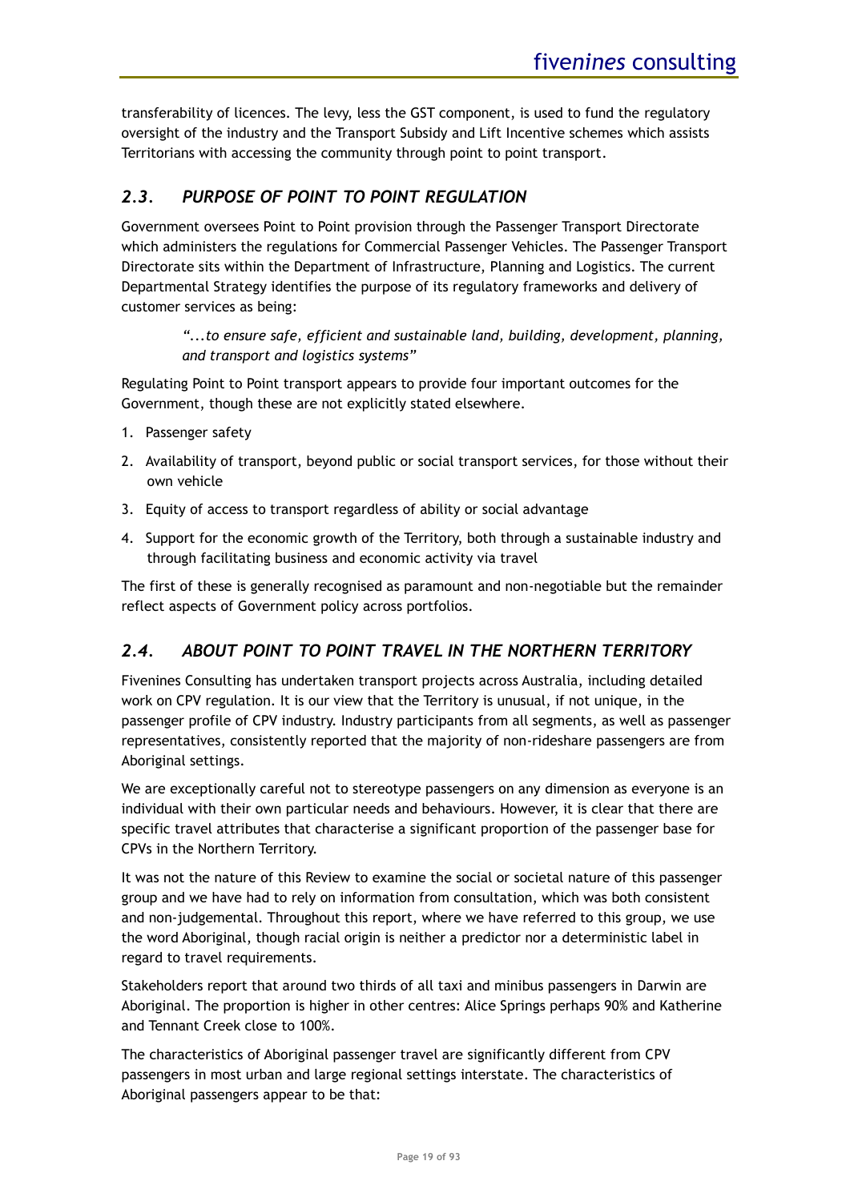transferability of licences. The levy, less the GST component, is used to fund the regulatory oversight of the industry and the Transport Subsidy and Lift Incentive schemes which assists Territorians with accessing the community through point to point transport.

## *2.3. PURPOSE OF POINT TO POINT REGULATION*

Government oversees Point to Point provision through the Passenger Transport Directorate which administers the regulations for Commercial Passenger Vehicles. The Passenger Transport Directorate sits within the Department of Infrastructure, Planning and Logistics. The current Departmental Strategy identifies the purpose of its regulatory frameworks and delivery of customer services as being:

> *"...to ensure safe, efficient and sustainable land, building, development, planning, and transport and logistics systems"*

Regulating Point to Point transport appears to provide four important outcomes for the Government, though these are not explicitly stated elsewhere.

1. Passenger safety
2. Availability of transport, beyond public or social transport services, for those without their own vehicle
3. Equity of access to transport regardless of ability or social advantage
4. Support for the economic growth of the Territory, both through a sustainable industry and through facilitating business and economic activity via travel

The first of these is generally recognised as paramount and non-negotiable but the remainder reflect aspects of Government policy across portfolios.

## *2.4. ABOUT POINT TO POINT TRAVEL IN THE NORTHERN TERRITORY*

Fivenines Consulting has undertaken transport projects across Australia, including detailed work on CPV regulation. It is our view that the Territory is unusual, if not unique, in the passenger profile of CPV industry. Industry participants from all segments, as well as passenger representatives, consistently reported that the majority of non-rideshare passengers are from Aboriginal settings.

We are exceptionally careful not to stereotype passengers on any dimension as everyone is an individual with their own particular needs and behaviours. However, it is clear that there are specific travel attributes that characterise a significant proportion of the passenger base for CPVs in the Northern Territory.

It was not the nature of this Review to examine the social or societal nature of this passenger group and we have had to rely on information from consultation, which was both consistent and non-judgemental. Throughout this report, where we have referred to this group, we use the word Aboriginal, though racial origin is neither a predictor nor a deterministic label in regard to travel requirements.

Stakeholders report that around two thirds of all taxi and minibus passengers in Darwin are Aboriginal. The proportion is higher in other centres: Alice Springs perhaps 90% and Katherine and Tennant Creek close to 100%.

The characteristics of Aboriginal passenger travel are significantly different from CPV passengers in most urban and large regional settings interstate. The characteristics of Aboriginal passengers appear to be that: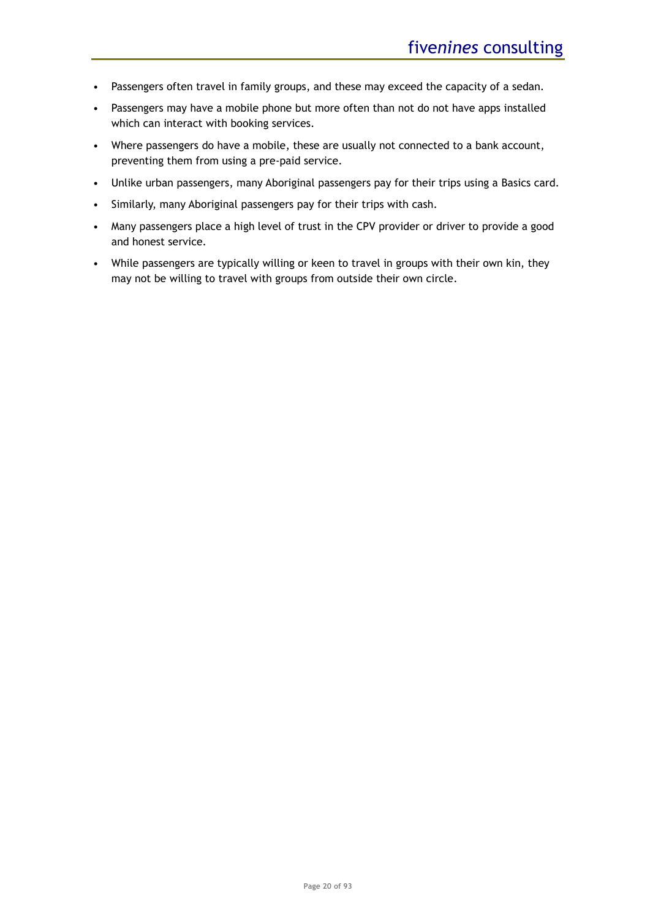- Passengers often travel in family groups, and these may exceed the capacity of a sedan.
- Passengers may have a mobile phone but more often than not do not have apps installed which can interact with booking services.
- Where passengers do have a mobile, these are usually not connected to a bank account, preventing them from using a pre-paid service.
- Unlike urban passengers, many Aboriginal passengers pay for their trips using a Basics card.
- Similarly, many Aboriginal passengers pay for their trips with cash.
- Many passengers place a high level of trust in the CPV provider or driver to provide a good and honest service.
- While passengers are typically willing or keen to travel in groups with their own kin, they may not be willing to travel with groups from outside their own circle.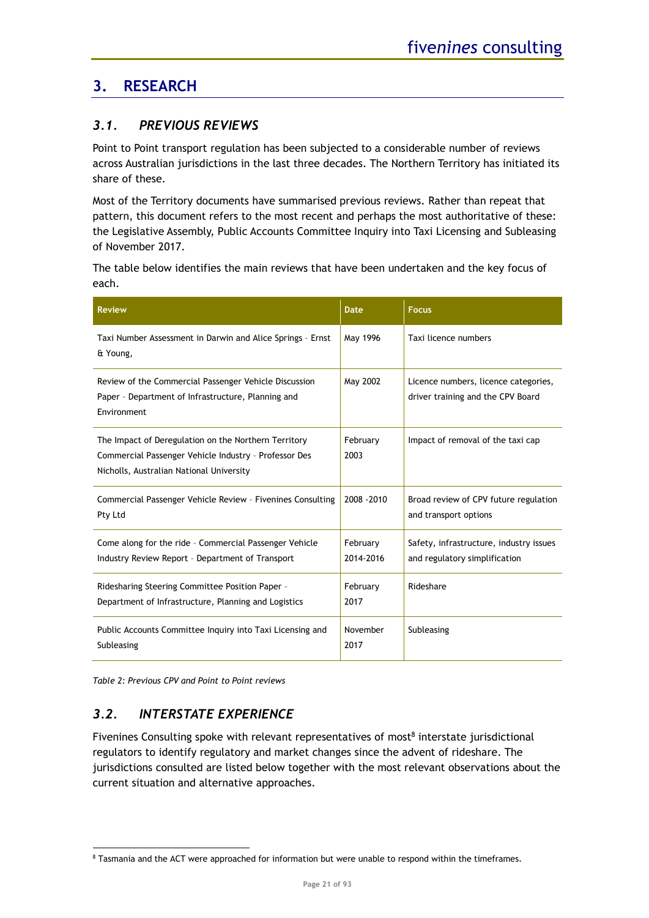# 3. RESEARCH

## 3.1. PREVIOUS REVIEWS

Point to Point transport regulation has been subjected to a considerable number of reviews across Australian jurisdictions in the last three decades. The Northern Territory has initiated its share of these.

Most of the Territory documents have summarised previous reviews. Rather than repeat that pattern, this document refers to the most recent and perhaps the most authoritative of these: the Legislative Assembly, Public Accounts Committee Inquiry into Taxi Licensing and Subleasing of November 2017.

The table below identifies the main reviews that have been undertaken and the key focus of each.

| Review | Date | Focus |
|---|---|---|
| Taxi Number Assessment in Darwin and Alice Springs - Ernst & Young, | May 1996 | Taxi licence numbers |
| Review of the Commercial Passenger Vehicle Discussion Paper - Department of Infrastructure, Planning and Environment | May 2002 | Licence numbers, licence categories, driver training and the CPV Board |
| The Impact of Deregulation on the Northern Territory Commercial Passenger Vehicle Industry - Professor Des Nicholls, Australian National University | February 2003 | Impact of removal of the taxi cap |
| Commercial Passenger Vehicle Review - Fivenines Consulting Pty Ltd | 2008 -2010 | Broad review of CPV future regulation and transport options |
| Come along for the ride - Commercial Passenger Vehicle Industry Review Report - Department of Transport | February 2014-2016 | Safety, infrastructure, industry issues and regulatory simplification |
| Ridesharing Steering Committee Position Paper - Department of Infrastructure, Planning and Logistics | February 2017 | Rideshare |
| Public Accounts Committee Inquiry into Taxi Licensing and Subleasing | November 2017 | Subleasing |

*Table 2: Previous CPV and Point to Point reviews*

## 3.2. INTERSTATE EXPERIENCE

Fivenines Consulting spoke with relevant representatives of most[8] interstate jurisdictional regulators to identify regulatory and market changes since the advent of rideshare. The jurisdictions consulted are listed below together with the most relevant observations about the current situation and alternative approaches.

[8] Tasmania and the ACT were approached for information but were unable to respond within the timeframes.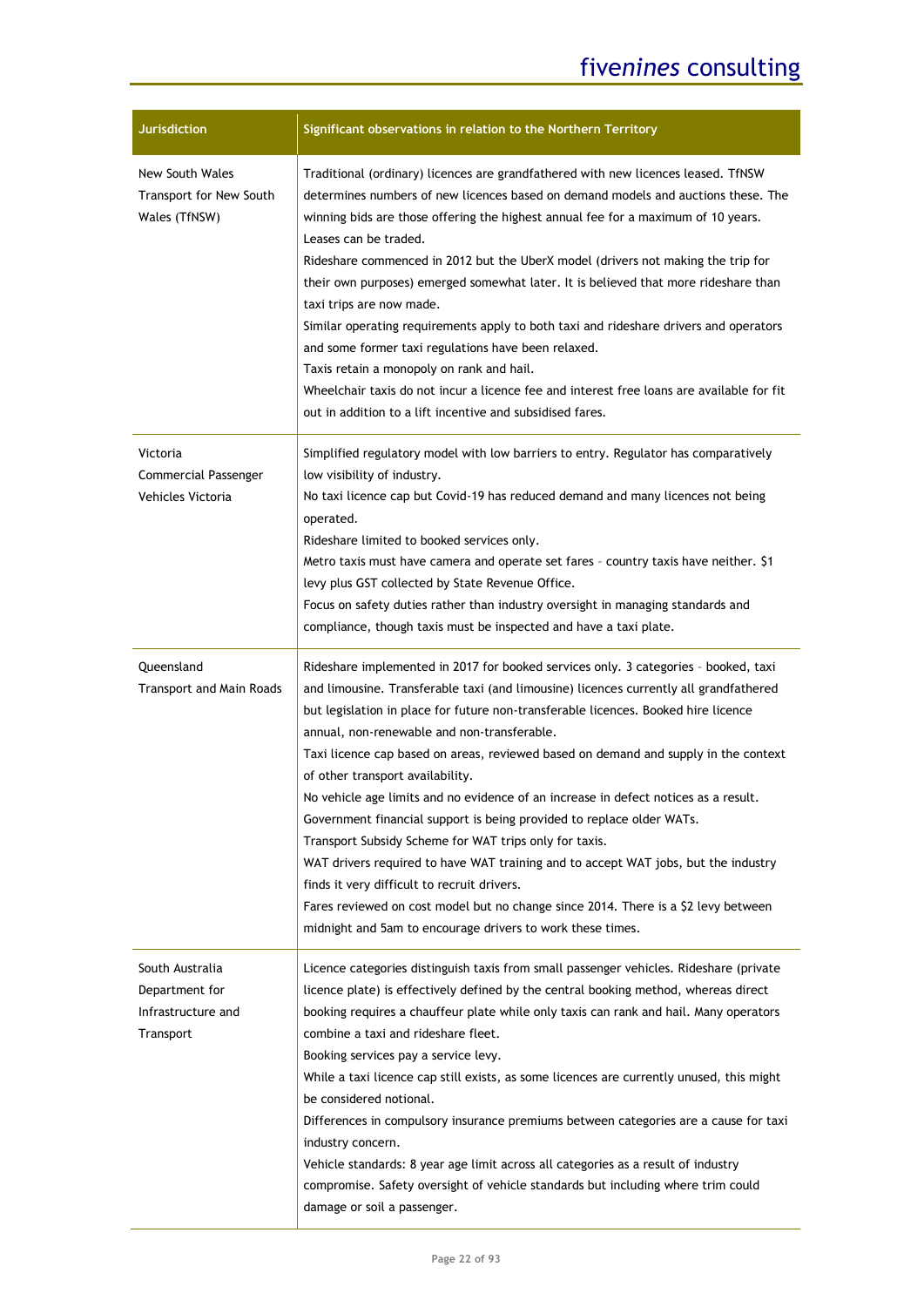| Jurisdiction | Significant observations in relation to the Northern Territory |
|---|---|
| New South Wales<br>Transport for New South Wales (TfNSW) | Traditional (ordinary) licences are grandfathered with new licences leased. TfNSW determines numbers of new licences based on demand models and auctions these. The winning bids are those offering the highest annual fee for a maximum of 10 years. Leases can be traded.<br>Rideshare commenced in 2012 but the UberX model (drivers not making the trip for their own purposes) emerged somewhat later. It is believed that more rideshare than taxi trips are now made.<br>Similar operating requirements apply to both taxi and rideshare drivers and operators and some former taxi regulations have been relaxed.<br>Taxis retain a monopoly on rank and hail.<br>Wheelchair taxis do not incur a licence fee and interest free loans are available for fit out in addition to a lift incentive and subsidised fares. |
| Victoria<br>Commercial Passenger Vehicles Victoria | Simplified regulatory model with low barriers to entry. Regulator has comparatively low visibility of industry.<br>No taxi licence cap but Covid-19 has reduced demand and many licences not being operated.<br>Rideshare limited to booked services only.<br>Metro taxis must have camera and operate set fares - country taxis have neither. $1 levy plus GST collected by State Revenue Office.<br>Focus on safety duties rather than industry oversight in managing standards and compliance, though taxis must be inspected and have a taxi plate. |
| Queensland<br>Transport and Main Roads | Rideshare implemented in 2017 for booked services only. 3 categories - booked, taxi and limousine. Transferable taxi (and limousine) licences currently all grandfathered but legislation in place for future non-transferable licences. Booked hire licence annual, non-renewable and non-transferable.<br>Taxi licence cap based on areas, reviewed based on demand and supply in the context of other transport availability.<br>No vehicle age limits and no evidence of an increase in defect notices as a result.<br>Government financial support is being provided to replace older WATs.<br>Transport Subsidy Scheme for WAT trips only for taxis.<br>WAT drivers required to have WAT training and to accept WAT jobs, but the industry finds it very difficult to recruit drivers.<br>Fares reviewed on cost model but no change since 2014. There is a $2 levy between midnight and 5am to encourage drivers to work these times. |
| South Australia<br>Department for Infrastructure and Transport | Licence categories distinguish taxis from small passenger vehicles. Rideshare (private licence plate) is effectively defined by the central booking method, whereas direct booking requires a chauffeur plate while only taxis can rank and hail. Many operators combine a taxi and rideshare fleet.<br>Booking services pay a service levy.<br>While a taxi licence cap still exists, as some licences are currently unused, this might be considered notional.<br>Differences in compulsory insurance premiums between categories are a cause for taxi industry concern.<br>Vehicle standards: 8 year age limit across all categories as a result of industry compromise. Safety oversight of vehicle standards but including where trim could damage or soil a passenger. |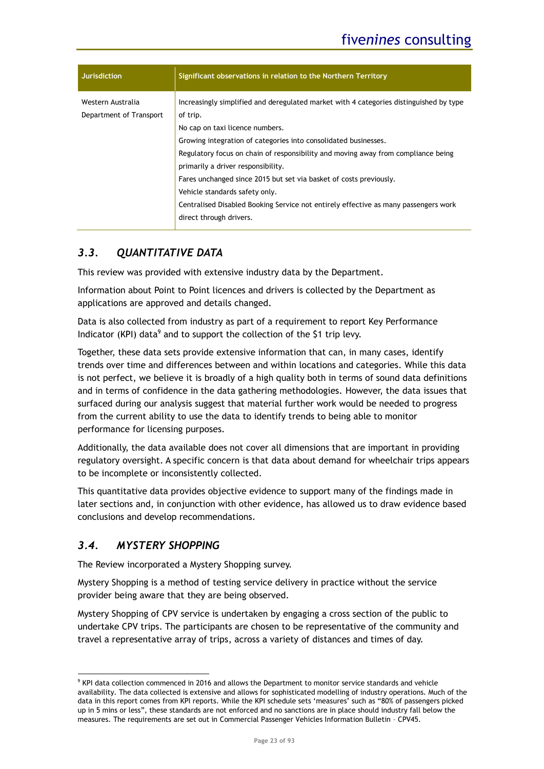| Jurisdiction | Significant observations in relation to the Northern Territory |
| --- | --- |
| Western Australia Department of Transport | Increasingly simplified and deregulated market with 4 categories distinguished by type of trip.<br>No cap on taxi licence numbers.<br>Growing integration of categories into consolidated businesses.<br>Regulatory focus on chain of responsibility and moving away from compliance being primarily a driver responsibility.<br>Fares unchanged since 2015 but set via basket of costs previously.<br>Vehicle standards safety only.<br>Centralised Disabled Booking Service not entirely effective as many passengers work direct through drivers. |

## *3.3. QUANTITATIVE DATA*

This review was provided with extensive industry data by the Department.

Information about Point to Point licences and drivers is collected by the Department as applications are approved and details changed.

Data is also collected from industry as part of a requirement to report Key Performance Indicator (KPI) data[9] and to support the collection of the $1 trip levy.

Together, these data sets provide extensive information that can, in many cases, identify trends over time and differences between and within locations and categories. While this data is not perfect, we believe it is broadly of a high quality both in terms of sound data definitions and in terms of confidence in the data gathering methodologies. However, the data issues that surfaced during our analysis suggest that material further work would be needed to progress from the current ability to use the data to identify trends to being able to monitor performance for licensing purposes.

Additionally, the data available does not cover all dimensions that are important in providing regulatory oversight. A specific concern is that data about demand for wheelchair trips appears to be incomplete or inconsistently collected.

This quantitative data provides objective evidence to support many of the findings made in later sections and, in conjunction with other evidence, has allowed us to draw evidence based conclusions and develop recommendations.

## *3.4. MYSTERY SHOPPING*

The Review incorporated a Mystery Shopping survey.

Mystery Shopping is a method of testing service delivery in practice without the service provider being aware that they are being observed.

Mystery Shopping of CPV service is undertaken by engaging a cross section of the public to undertake CPV trips. The participants are chosen to be representative of the community and travel a representative array of trips, across a variety of distances and times of day.

---

[9] KPI data collection commenced in 2016 and allows the Department to monitor service standards and vehicle availability. The data collected is extensive and allows for sophisticated modelling of industry operations. Much of the data in this report comes from KPI reports. While the KPI schedule sets 'measures' such as "80% of passengers picked up in 5 mins or less", these standards are not enforced and no sanctions are in place should industry fall below the measures. The requirements are set out in Commercial Passenger Vehicles Information Bulletin – CPV45.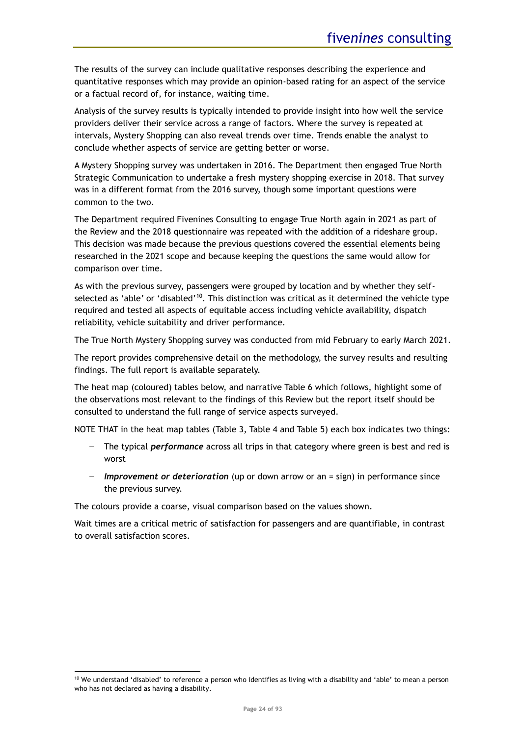The results of the survey can include qualitative responses describing the experience and quantitative responses which may provide an opinion-based rating for an aspect of the service or a factual record of, for instance, waiting time.

Analysis of the survey results is typically intended to provide insight into how well the service providers deliver their service across a range of factors. Where the survey is repeated at intervals, Mystery Shopping can also reveal trends over time. Trends enable the analyst to conclude whether aspects of service are getting better or worse.

A Mystery Shopping survey was undertaken in 2016. The Department then engaged True North Strategic Communication to undertake a fresh mystery shopping exercise in 2018. That survey was in a different format from the 2016 survey, though some important questions were common to the two.

The Department required Fivenines Consulting to engage True North again in 2021 as part of the Review and the 2018 questionnaire was repeated with the addition of a rideshare group. This decision was made because the previous questions covered the essential elements being researched in the 2021 scope and because keeping the questions the same would allow for comparison over time.

As with the previous survey, passengers were grouped by location and by whether they self-selected as 'able' or 'disabled'[10]. This distinction was critical as it determined the vehicle type required and tested all aspects of equitable access including vehicle availability, dispatch reliability, vehicle suitability and driver performance.

The True North Mystery Shopping survey was conducted from mid February to early March 2021.

The report provides comprehensive detail on the methodology, the survey results and resulting findings. The full report is available separately.

The heat map (coloured) tables below, and narrative Table 6 which follows, highlight some of the observations most relevant to the findings of this Review but the report itself should be consulted to understand the full range of service aspects surveyed.

NOTE THAT in the heat map tables (Table 3, Table 4 and Table 5) each box indicates two things:

- The typical ***performance*** across all trips in that category where green is best and red is worst
- ***Improvement or deterioration*** (up or down arrow or an = sign) in performance since the previous survey.

The colours provide a coarse, visual comparison based on the values shown.

Wait times are a critical metric of satisfaction for passengers and are quantifiable, in contrast to overall satisfaction scores.

[10] We understand 'disabled' to reference a person who identifies as living with a disability and 'able' to mean a person who has not declared as having a disability.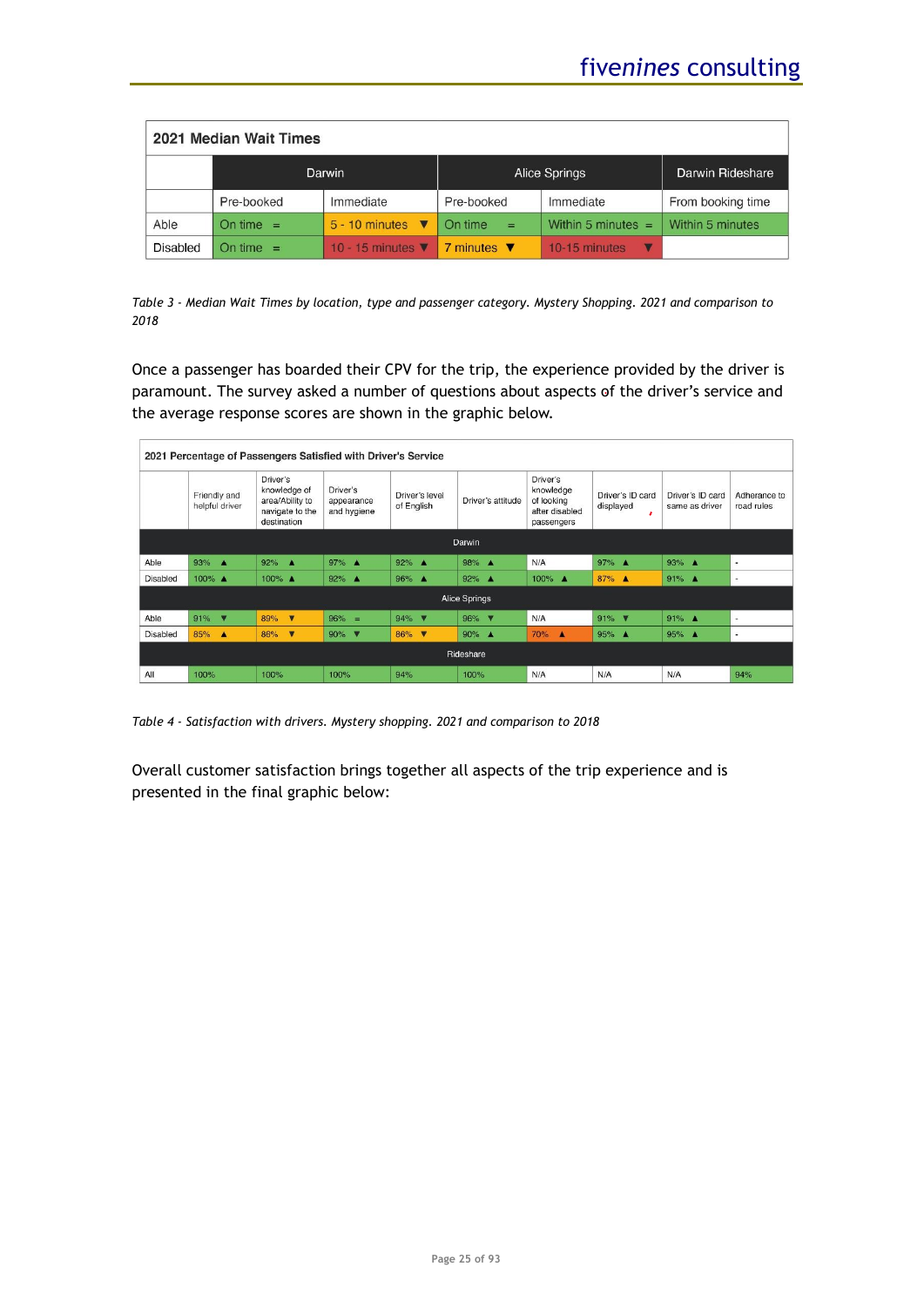| 2021 Median Wait Times | | | | | |
|---|---|---|---|---|---|
| | Darwin | | Alice Springs | | Darwin Rideshare |
| | Pre-booked | Immediate | Pre-booked | Immediate | From booking time |
| Able | On time = | 5 - 10 minutes ▼ | On time = | Within 5 minutes = | Within 5 minutes |
| Disabled | On time = | 10 - 15 minutes ▼ | 7 minutes ▼ | 10-15 minutes ▼ | |

*Table 3 - Median Wait Times by location, type and passenger category. Mystery Shopping. 2021 and comparison to 2018*

Once a passenger has boarded their CPV for the trip, the experience provided by the driver is paramount. The survey asked a number of questions about aspects of the driver's service and the average response scores are shown in the graphic below.

| 2021 Percentage of Passengers Satisfied with Driver's Service | | | | | | | | | |
|---|---|---|---|---|---|---|---|---|---|
| | Friendly and helpful driver | Driver's knowledge of area/Ability to navigate to the destination | Driver's appearance and hygiene | Driver's level of English | Driver's attitude | Driver's knowledge of looking after disabled passengers | Driver's ID card displayed | Driver's ID card same as driver | Adherance to road rules |
| **Darwin** | | | | | | | | | |
| Able | 93% ▲ | 92% ▲ | 97% ▲ | 92% ▲ | 98% ▲ | N/A | 97% ▲ | 93% ▲ | - |
| Disabled | 100% ▲ | 100% ▲ | 92% ▲ | 96% ▲ | 92% ▲ | 100% ▲ | 87% ▲ | 91% ▲ | - |
| **Alice Springs** | | | | | | | | | |
| Able | 91% ▼ | 89% ▼ | 96% = | 94% ▼ | 96% ▼ | N/A | 91% ▼ | 91% ▲ | - |
| Disabled | 85% ▲ | 86% ▼ | 90% ▼ | 86% ▼ | 90% ▲ | 70% ▲ | 95% ▲ | 95% ▲ | - |
| **Rideshare** | | | | | | | | | |
| All | 100% | 100% | 100% | 94% | 100% | N/A | N/A | N/A | 94% |

*Table 4 - Satisfaction with drivers. Mystery shopping. 2021 and comparison to 2018*

Overall customer satisfaction brings together all aspects of the trip experience and is presented in the final graphic below: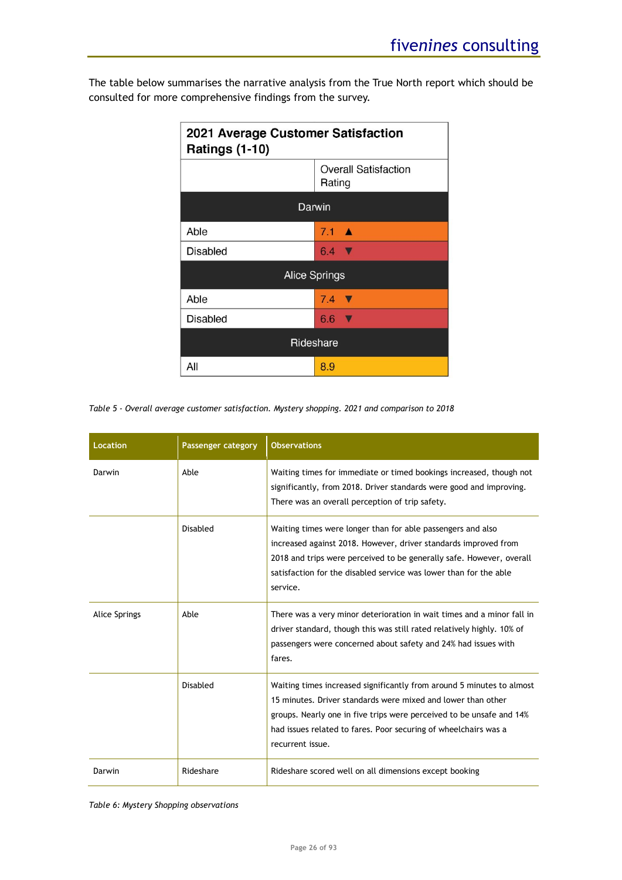The table below summarises the narrative analysis from the True North report which should be consulted for more comprehensive findings from the survey.

| 2021 Average Customer Satisfaction Ratings (1-10) | |
|---|---|
| | Overall Satisfaction Rating |
| **Darwin** | |
| Able | 7.1 ▲ |
| Disabled | 6.4 ▼ |
| **Alice Springs** | |
| Able | 7.4 ▼ |
| Disabled | 6.6 ▼ |
| **Rideshare** | |
| All | 8.9 |

*Table 5 - Overall average customer satisfaction. Mystery shopping. 2021 and comparison to 2018*

| Location | Passenger category | Observations |
|---|---|---|
| Darwin | Able | Waiting times for immediate or timed bookings increased, though not significantly, from 2018. Driver standards were good and improving. There was an overall perception of trip safety. |
| | Disabled | Waiting times were longer than for able passengers and also increased against 2018. However, driver standards improved from 2018 and trips were perceived to be generally safe. However, overall satisfaction for the disabled service was lower than for the able service. |
| Alice Springs | Able | There was a very minor deterioration in wait times and a minor fall in driver standard, though this was still rated relatively highly. 10% of passengers were concerned about safety and 24% had issues with fares. |
| | Disabled | Waiting times increased significantly from around 5 minutes to almost 15 minutes. Driver standards were mixed and lower than other groups. Nearly one in five trips were perceived to be unsafe and 14% had issues related to fares. Poor securing of wheelchairs was a recurrent issue. |
| Darwin | Rideshare | Rideshare scored well on all dimensions except booking |

*Table 6: Mystery Shopping observations*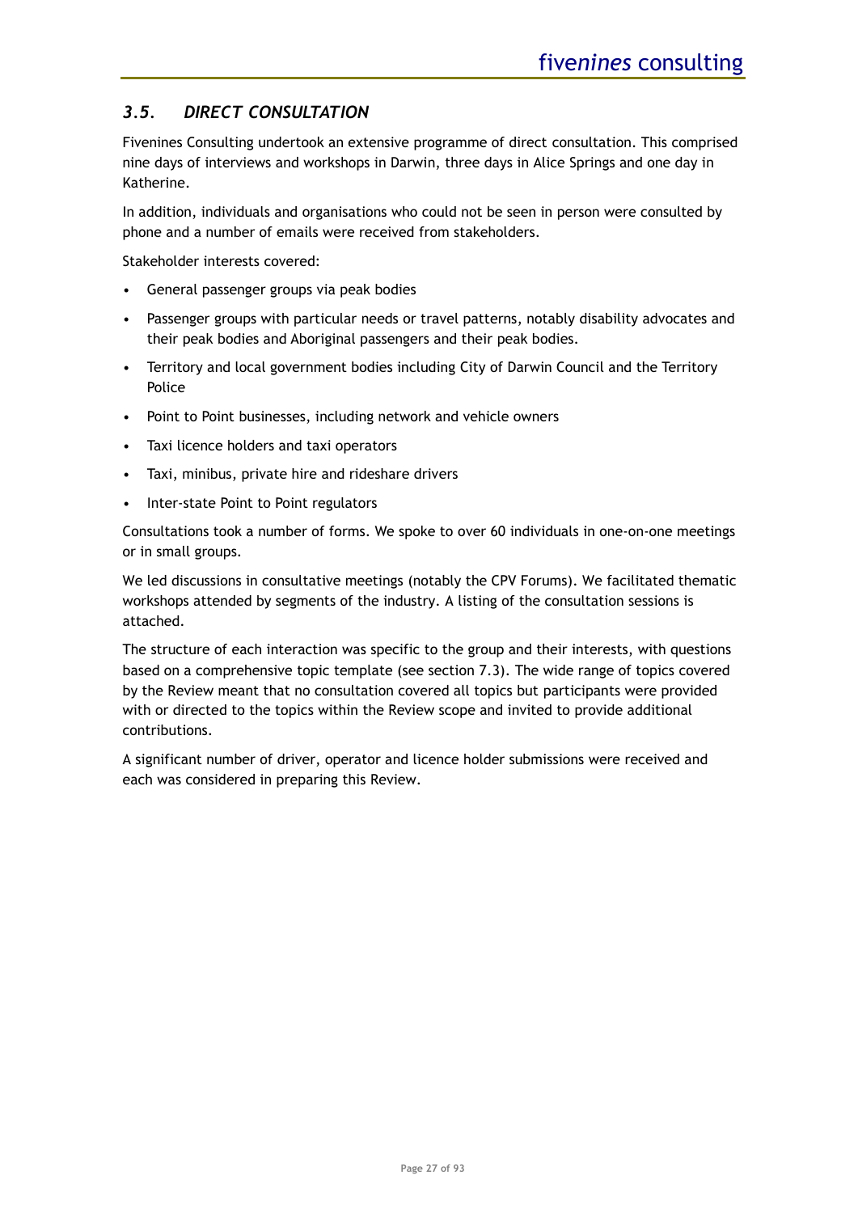## *3.5. DIRECT CONSULTATION*

Fivenines Consulting undertook an extensive programme of direct consultation. This comprised nine days of interviews and workshops in Darwin, three days in Alice Springs and one day in Katherine.

In addition, individuals and organisations who could not be seen in person were consulted by phone and a number of emails were received from stakeholders.

Stakeholder interests covered:

- General passenger groups via peak bodies
- Passenger groups with particular needs or travel patterns, notably disability advocates and their peak bodies and Aboriginal passengers and their peak bodies.
- Territory and local government bodies including City of Darwin Council and the Territory Police
- Point to Point businesses, including network and vehicle owners
- Taxi licence holders and taxi operators
- Taxi, minibus, private hire and rideshare drivers
- Inter-state Point to Point regulators

Consultations took a number of forms. We spoke to over 60 individuals in one-on-one meetings or in small groups.

We led discussions in consultative meetings (notably the CPV Forums). We facilitated thematic workshops attended by segments of the industry. A listing of the consultation sessions is attached.

The structure of each interaction was specific to the group and their interests, with questions based on a comprehensive topic template (see section 7.3). The wide range of topics covered by the Review meant that no consultation covered all topics but participants were provided with or directed to the topics within the Review scope and invited to provide additional contributions.

A significant number of driver, operator and licence holder submissions were received and each was considered in preparing this Review.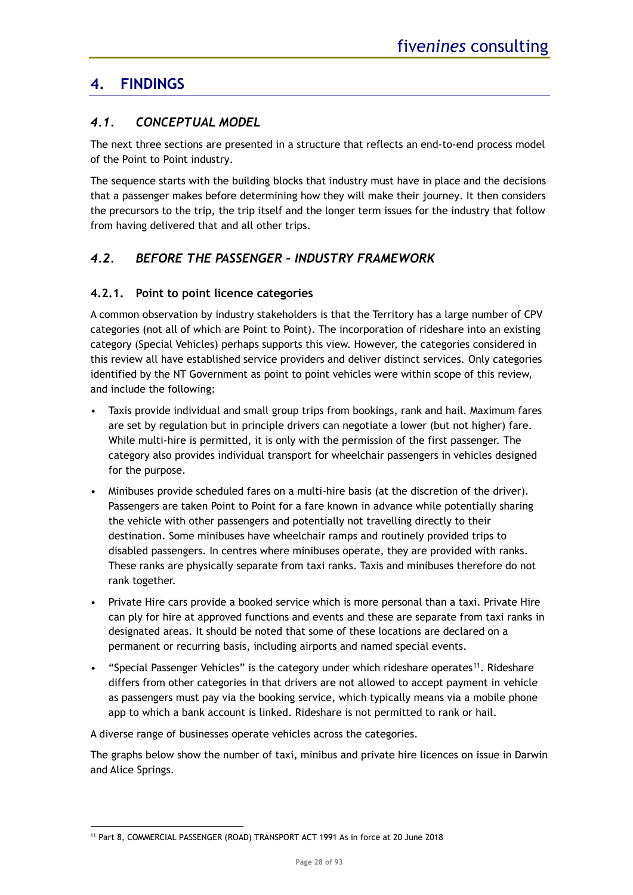# 4. FINDINGS

## *4.1. CONCEPTUAL MODEL*

The next three sections are presented in a structure that reflects an end-to-end process model of the Point to Point industry.

The sequence starts with the building blocks that industry must have in place and the decisions that a passenger makes before determining how they will make their journey. It then considers the precursors to the trip, the trip itself and the longer term issues for the industry that follow from having delivered that and all other trips.

## *4.2. BEFORE THE PASSENGER – INDUSTRY FRAMEWORK*

### 4.2.1. Point to point licence categories

A common observation by industry stakeholders is that the Territory has a large number of CPV categories (not all of which are Point to Point). The incorporation of rideshare into an existing category (Special Vehicles) perhaps supports this view. However, the categories considered in this review all have established service providers and deliver distinct services. Only categories identified by the NT Government as point to point vehicles were within scope of this review, and include the following:

- Taxis provide individual and small group trips from bookings, rank and hail. Maximum fares are set by regulation but in principle drivers can negotiate a lower (but not higher) fare. While multi-hire is permitted, it is only with the permission of the first passenger. The category also provides individual transport for wheelchair passengers in vehicles designed for the purpose.
- Minibuses provide scheduled fares on a multi-hire basis (at the discretion of the driver). Passengers are taken Point to Point for a fare known in advance while potentially sharing the vehicle with other passengers and potentially not travelling directly to their destination. Some minibuses have wheelchair ramps and routinely provided trips to disabled passengers. In centres where minibuses operate, they are provided with ranks. These ranks are physically separate from taxi ranks. Taxis and minibuses therefore do not rank together.
- Private Hire cars provide a booked service which is more personal than a taxi. Private Hire can ply for hire at approved functions and events and these are separate from taxi ranks in designated areas. It should be noted that some of these locations are declared on a permanent or recurring basis, including airports and named special events.
- "Special Passenger Vehicles" is the category under which rideshare operates[11]. Rideshare differs from other categories in that drivers are not allowed to accept payment in vehicle as passengers must pay via the booking service, which typically means via a mobile phone app to which a bank account is linked. Rideshare is not permitted to rank or hail.

A diverse range of businesses operate vehicles across the categories.

The graphs below show the number of taxi, minibus and private hire licences on issue in Darwin and Alice Springs.

---

[11] Part 8, COMMERCIAL PASSENGER (ROAD) TRANSPORT ACT 1991 As in force at 20 June 2018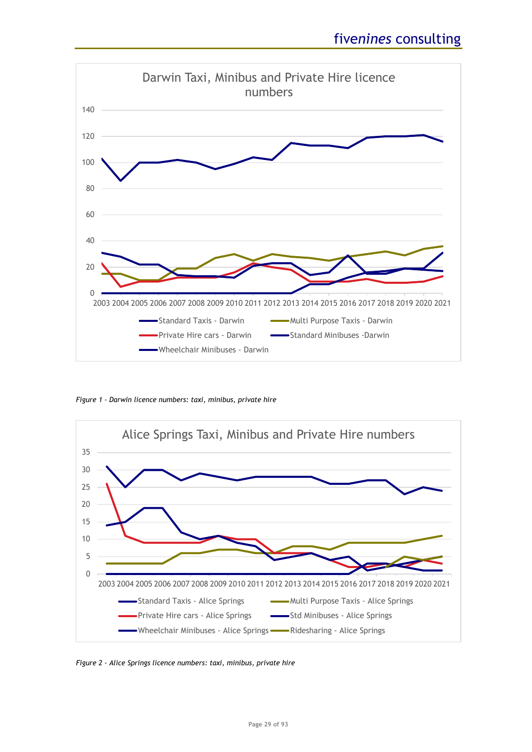*Figure 1 - Darwin licence numbers: taxi, minibus, private hire*

*Figure 2 - Alice Springs licence numbers: taxi, minibus, private hire*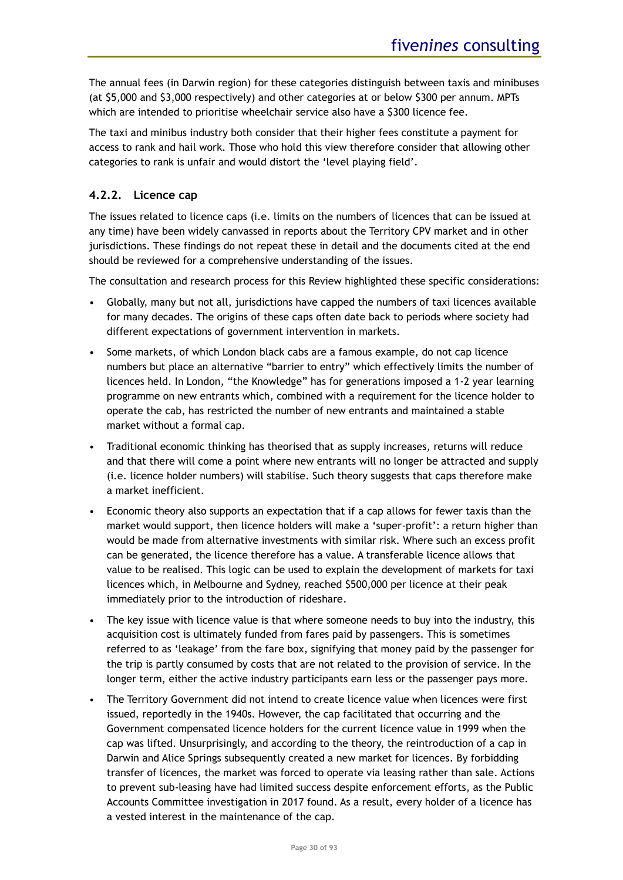The annual fees (in Darwin region) for these categories distinguish between taxis and minibuses (at $5,000 and $3,000 respectively) and other categories at or below $300 per annum. MPTs which are intended to prioritise wheelchair service also have a $300 licence fee.

The taxi and minibus industry both consider that their higher fees constitute a payment for access to rank and hail work. Those who hold this view therefore consider that allowing other categories to rank is unfair and would distort the 'level playing field'.

### 4.2.2. Licence cap

The issues related to licence caps (i.e. limits on the numbers of licences that can be issued at any time) have been widely canvassed in reports about the Territory CPV market and in other jurisdictions. These findings do not repeat these in detail and the documents cited at the end should be reviewed for a comprehensive understanding of the issues.

The consultation and research process for this Review highlighted these specific considerations:

- Globally, many but not all, jurisdictions have capped the numbers of taxi licences available for many decades. The origins of these caps often date back to periods where society had different expectations of government intervention in markets.
- Some markets, of which London black cabs are a famous example, do not cap licence numbers but place an alternative "barrier to entry" which effectively limits the number of licences held. In London, "the Knowledge" has for generations imposed a 1-2 year learning programme on new entrants which, combined with a requirement for the licence holder to operate the cab, has restricted the number of new entrants and maintained a stable market without a formal cap.
- Traditional economic thinking has theorised that as supply increases, returns will reduce and that there will come a point where new entrants will no longer be attracted and supply (i.e. licence holder numbers) will stabilise. Such theory suggests that caps therefore make a market inefficient.
- Economic theory also supports an expectation that if a cap allows for fewer taxis than the market would support, then licence holders will make a 'super-profit': a return higher than would be made from alternative investments with similar risk. Where such an excess profit can be generated, the licence therefore has a value. A transferable licence allows that value to be realised. This logic can be used to explain the development of markets for taxi licences which, in Melbourne and Sydney, reached $500,000 per licence at their peak immediately prior to the introduction of rideshare.
- The key issue with licence value is that where someone needs to buy into the industry, this acquisition cost is ultimately funded from fares paid by passengers. This is sometimes referred to as 'leakage' from the fare box, signifying that money paid by the passenger for the trip is partly consumed by costs that are not related to the provision of service. In the longer term, either the active industry participants earn less or the passenger pays more.
- The Territory Government did not intend to create licence value when licences were first issued, reportedly in the 1940s. However, the cap facilitated that occurring and the Government compensated licence holders for the current licence value in 1999 when the cap was lifted. Unsurprisingly, and according to the theory, the reintroduction of a cap in Darwin and Alice Springs subsequently created a new market for licences. By forbidding transfer of licences, the market was forced to operate via leasing rather than sale. Actions to prevent sub-leasing have had limited success despite enforcement efforts, as the Public Accounts Committee investigation in 2017 found. As a result, every holder of a licence has a vested interest in the maintenance of the cap.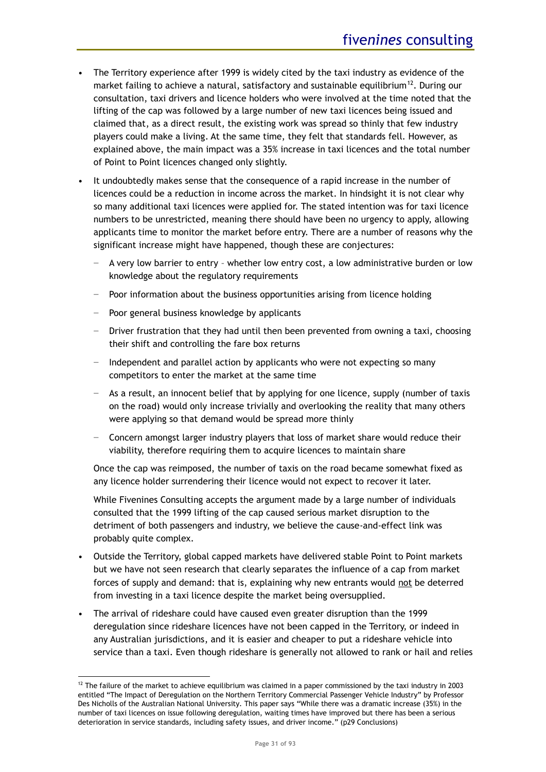- The Territory experience after 1999 is widely cited by the taxi industry as evidence of the market failing to achieve a natural, satisfactory and sustainable equilibrium[12]. During our consultation, taxi drivers and licence holders who were involved at the time noted that the lifting of the cap was followed by a large number of new taxi licences being issued and claimed that, as a direct result, the existing work was spread so thinly that few industry players could make a living. At the same time, they felt that standards fell. However, as explained above, the main impact was a 35% increase in taxi licences and the total number of Point to Point licences changed only slightly.
- It undoubtedly makes sense that the consequence of a rapid increase in the number of licences could be a reduction in income across the market. In hindsight it is not clear why so many additional taxi licences were applied for. The stated intention was for taxi licence numbers to be unrestricted, meaning there should have been no urgency to apply, allowing applicants time to monitor the market before entry. There are a number of reasons why the significant increase might have happened, though these are conjectures:
  - A very low barrier to entry – whether low entry cost, a low administrative burden or low knowledge about the regulatory requirements
  - Poor information about the business opportunities arising from licence holding
  - Poor general business knowledge by applicants
  - Driver frustration that they had until then been prevented from owning a taxi, choosing their shift and controlling the fare box returns
  - Independent and parallel action by applicants who were not expecting so many competitors to enter the market at the same time
  - As a result, an innocent belief that by applying for one licence, supply (number of taxis on the road) would only increase trivially and overlooking the reality that many others were applying so that demand would be spread more thinly
  - Concern amongst larger industry players that loss of market share would reduce their viability, therefore requiring them to acquire licences to maintain share

  Once the cap was reimposed, the number of taxis on the road became somewhat fixed as any licence holder surrendering their licence would not expect to recover it later.

  While Fivenines Consulting accepts the argument made by a large number of individuals consulted that the 1999 lifting of the cap caused serious market disruption to the detriment of both passengers and industry, we believe the cause-and-effect link was probably quite complex.
- Outside the Territory, global capped markets have delivered stable Point to Point markets but we have not seen research that clearly separates the influence of a cap from market forces of supply and demand: that is, explaining why new entrants would <u>not</u> be deterred from investing in a taxi licence despite the market being oversupplied.
- The arrival of rideshare could have caused even greater disruption than the 1999 deregulation since rideshare licences have not been capped in the Territory, or indeed in any Australian jurisdictions, and it is easier and cheaper to put a rideshare vehicle into service than a taxi. Even though rideshare is generally not allowed to rank or hail and relies

[12] The failure of the market to achieve equilibrium was claimed in a paper commissioned by the taxi industry in 2003 entitled "The Impact of Deregulation on the Northern Territory Commercial Passenger Vehicle Industry" by Professor Des Nicholls of the Australian National University. This paper says "While there was a dramatic increase (35%) in the number of taxi licences on issue following deregulation, waiting times have improved but there has been a serious deterioration in service standards, including safety issues, and driver income." (p29 Conclusions)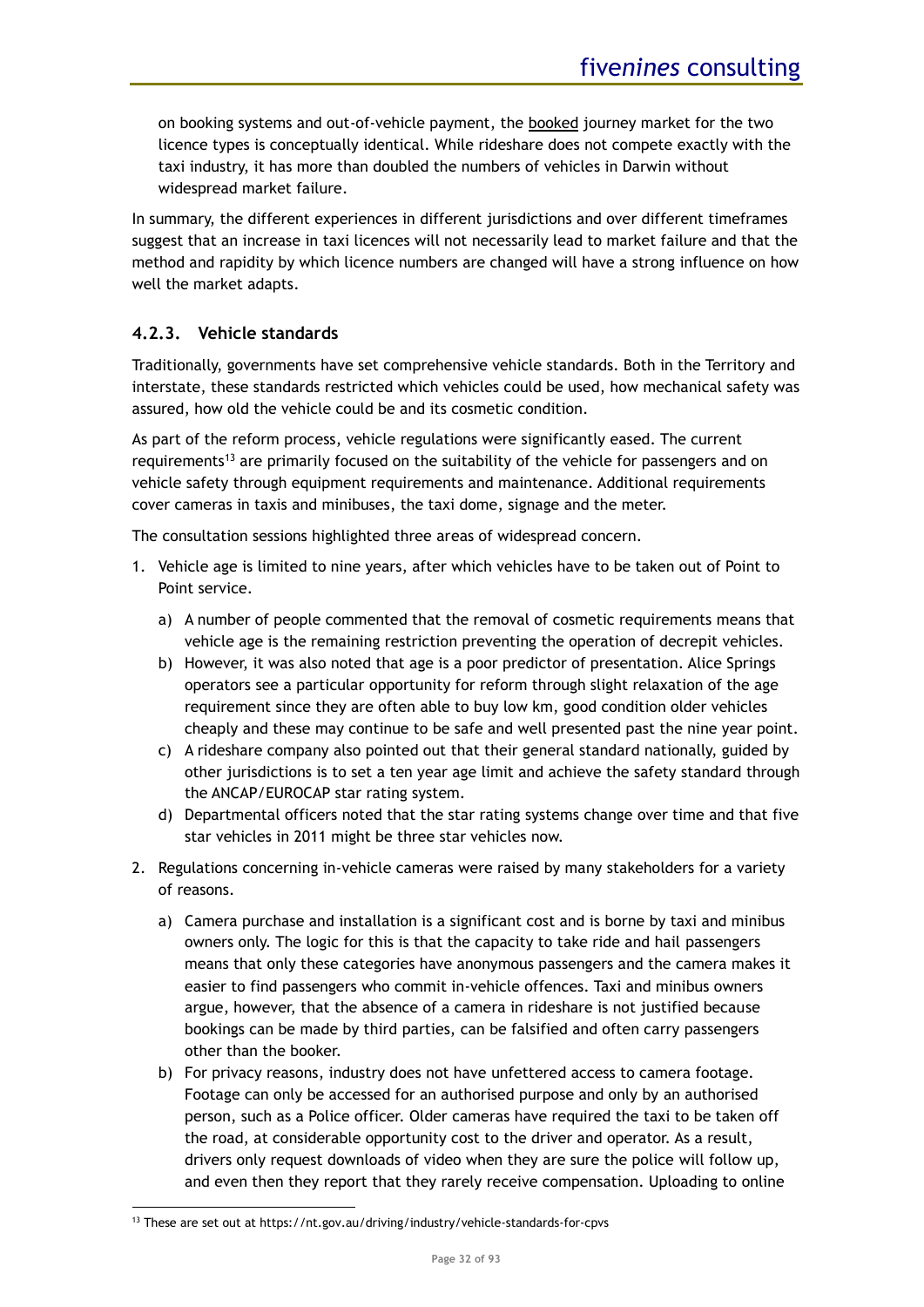on booking systems and out-of-vehicle payment, the booked journey market for the two licence types is conceptually identical. While rideshare does not compete exactly with the taxi industry, it has more than doubled the numbers of vehicles in Darwin without widespread market failure.

In summary, the different experiences in different jurisdictions and over different timeframes suggest that an increase in taxi licences will not necessarily lead to market failure and that the method and rapidity by which licence numbers are changed will have a strong influence on how well the market adapts.

### 4.2.3. Vehicle standards

Traditionally, governments have set comprehensive vehicle standards. Both in the Territory and interstate, these standards restricted which vehicles could be used, how mechanical safety was assured, how old the vehicle could be and its cosmetic condition.

As part of the reform process, vehicle regulations were significantly eased. The current requirements[13] are primarily focused on the suitability of the vehicle for passengers and on vehicle safety through equipment requirements and maintenance. Additional requirements cover cameras in taxis and minibuses, the taxi dome, signage and the meter.

The consultation sessions highlighted three areas of widespread concern.

1. Vehicle age is limited to nine years, after which vehicles have to be taken out of Point to Point service.
   a) A number of people commented that the removal of cosmetic requirements means that vehicle age is the remaining restriction preventing the operation of decrepit vehicles.
   b) However, it was also noted that age is a poor predictor of presentation. Alice Springs operators see a particular opportunity for reform through slight relaxation of the age requirement since they are often able to buy low km, good condition older vehicles cheaply and these may continue to be safe and well presented past the nine year point.
   c) A rideshare company also pointed out that their general standard nationally, guided by other jurisdictions is to set a ten year age limit and achieve the safety standard through the ANCAP/EUROCAP star rating system.
   d) Departmental officers noted that the star rating systems change over time and that five star vehicles in 2011 might be three star vehicles now.
2. Regulations concerning in-vehicle cameras were raised by many stakeholders for a variety of reasons.
   a) Camera purchase and installation is a significant cost and is borne by taxi and minibus owners only. The logic for this is that the capacity to take ride and hail passengers means that only these categories have anonymous passengers and the camera makes it easier to find passengers who commit in-vehicle offences. Taxi and minibus owners argue, however, that the absence of a camera in rideshare is not justified because bookings can be made by third parties, can be falsified and often carry passengers other than the booker.
   b) For privacy reasons, industry does not have unfettered access to camera footage. Footage can only be accessed for an authorised purpose and only by an authorised person, such as a Police officer. Older cameras have required the taxi to be taken off the road, at considerable opportunity cost to the driver and operator. As a result, drivers only request downloads of video when they are sure the police will follow up, and even then they report that they rarely receive compensation. Uploading to online

[13] These are set out at https://nt.gov.au/driving/industry/vehicle-standards-for-cpvs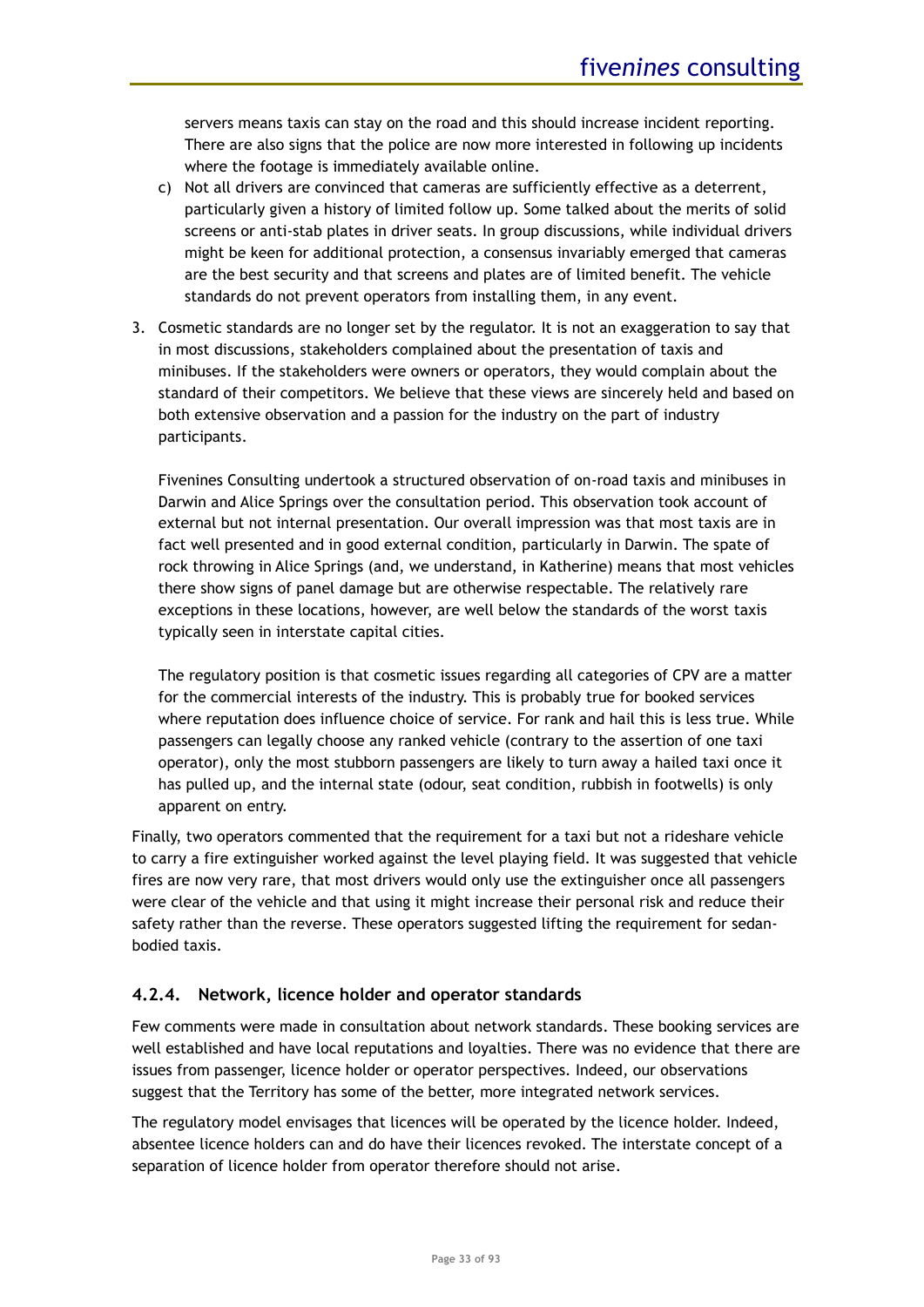servers means taxis can stay on the road and this should increase incident reporting. There are also signs that the police are now more interested in following up incidents where the footage is immediately available online.

c) Not all drivers are convinced that cameras are sufficiently effective as a deterrent, particularly given a history of limited follow up. Some talked about the merits of solid screens or anti-stab plates in driver seats. In group discussions, while individual drivers might be keen for additional protection, a consensus invariably emerged that cameras are the best security and that screens and plates are of limited benefit. The vehicle standards do not prevent operators from installing them, in any event.

3. Cosmetic standards are no longer set by the regulator. It is not an exaggeration to say that in most discussions, stakeholders complained about the presentation of taxis and minibuses. If the stakeholders were owners or operators, they would complain about the standard of their competitors. We believe that these views are sincerely held and based on both extensive observation and a passion for the industry on the part of industry participants.

   Fivenines Consulting undertook a structured observation of on-road taxis and minibuses in Darwin and Alice Springs over the consultation period. This observation took account of external but not internal presentation. Our overall impression was that most taxis are in fact well presented and in good external condition, particularly in Darwin. The spate of rock throwing in Alice Springs (and, we understand, in Katherine) means that most vehicles there show signs of panel damage but are otherwise respectable. The relatively rare exceptions in these locations, however, are well below the standards of the worst taxis typically seen in interstate capital cities.

   The regulatory position is that cosmetic issues regarding all categories of CPV are a matter for the commercial interests of the industry. This is probably true for booked services where reputation does influence choice of service. For rank and hail this is less true. While passengers can legally choose any ranked vehicle (contrary to the assertion of one taxi operator), only the most stubborn passengers are likely to turn away a hailed taxi once it has pulled up, and the internal state (odour, seat condition, rubbish in footwells) is only apparent on entry.

Finally, two operators commented that the requirement for a taxi but not a rideshare vehicle to carry a fire extinguisher worked against the level playing field. It was suggested that vehicle fires are now very rare, that most drivers would only use the extinguisher once all passengers were clear of the vehicle and that using it might increase their personal risk and reduce their safety rather than the reverse. These operators suggested lifting the requirement for sedan-bodied taxis.

### 4.2.4. Network, licence holder and operator standards

Few comments were made in consultation about network standards. These booking services are well established and have local reputations and loyalties. There was no evidence that there are issues from passenger, licence holder or operator perspectives. Indeed, our observations suggest that the Territory has some of the better, more integrated network services.

The regulatory model envisages that licences will be operated by the licence holder. Indeed, absentee licence holders can and do have their licences revoked. The interstate concept of a separation of licence holder from operator therefore should not arise.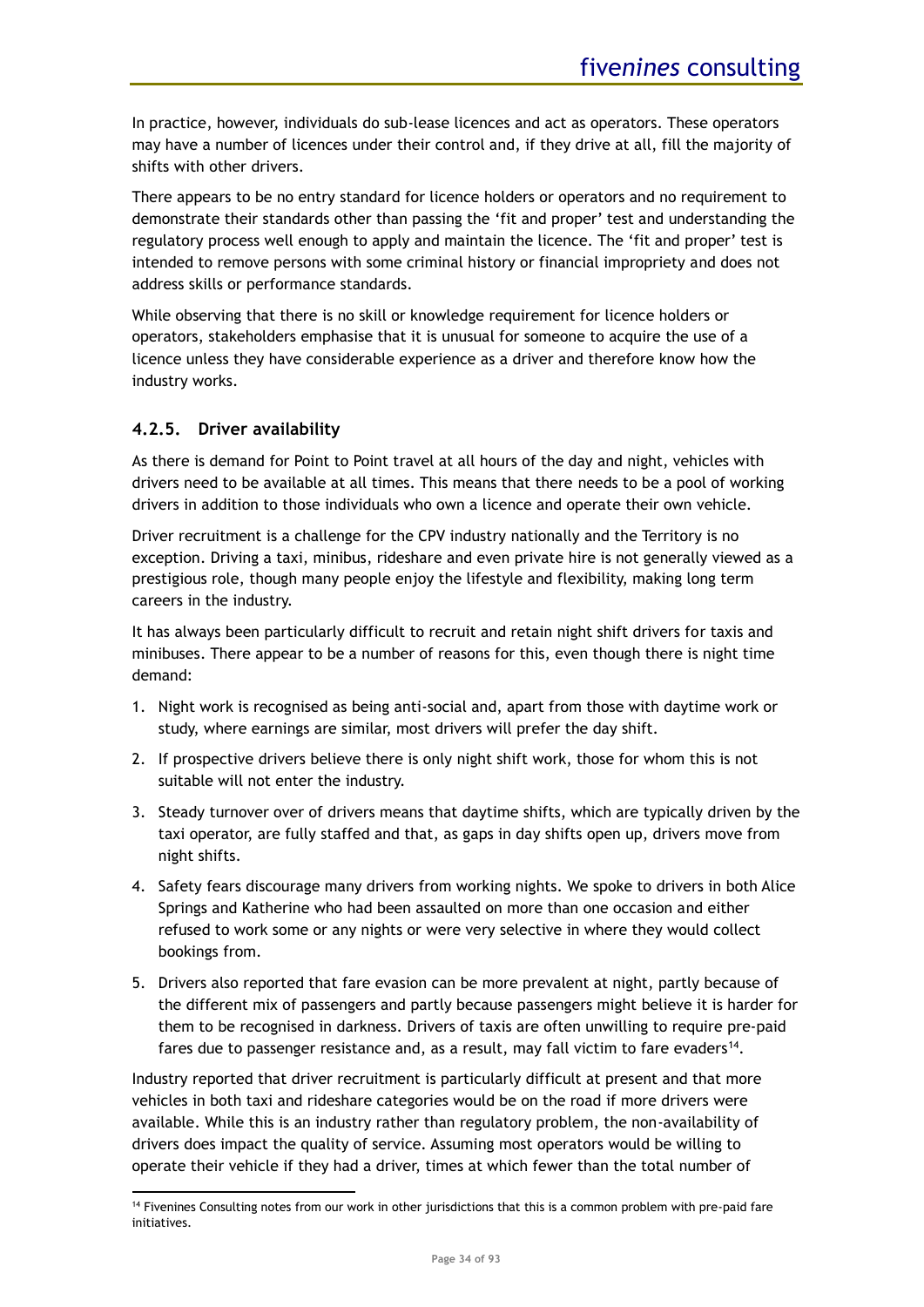In practice, however, individuals do sub-lease licences and act as operators. These operators may have a number of licences under their control and, if they drive at all, fill the majority of shifts with other drivers.

There appears to be no entry standard for licence holders or operators and no requirement to demonstrate their standards other than passing the 'fit and proper' test and understanding the regulatory process well enough to apply and maintain the licence. The 'fit and proper' test is intended to remove persons with some criminal history or financial impropriety and does not address skills or performance standards.

While observing that there is no skill or knowledge requirement for licence holders or operators, stakeholders emphasise that it is unusual for someone to acquire the use of a licence unless they have considerable experience as a driver and therefore know how the industry works.

### 4.2.5. Driver availability

As there is demand for Point to Point travel at all hours of the day and night, vehicles with drivers need to be available at all times. This means that there needs to be a pool of working drivers in addition to those individuals who own a licence and operate their own vehicle.

Driver recruitment is a challenge for the CPV industry nationally and the Territory is no exception. Driving a taxi, minibus, rideshare and even private hire is not generally viewed as a prestigious role, though many people enjoy the lifestyle and flexibility, making long term careers in the industry.

It has always been particularly difficult to recruit and retain night shift drivers for taxis and minibuses. There appear to be a number of reasons for this, even though there is night time demand:

1. Night work is recognised as being anti-social and, apart from those with daytime work or study, where earnings are similar, most drivers will prefer the day shift.
2. If prospective drivers believe there is only night shift work, those for whom this is not suitable will not enter the industry.
3. Steady turnover over of drivers means that daytime shifts, which are typically driven by the taxi operator, are fully staffed and that, as gaps in day shifts open up, drivers move from night shifts.
4. Safety fears discourage many drivers from working nights. We spoke to drivers in both Alice Springs and Katherine who had been assaulted on more than one occasion and either refused to work some or any nights or were very selective in where they would collect bookings from.
5. Drivers also reported that fare evasion can be more prevalent at night, partly because of the different mix of passengers and partly because passengers might believe it is harder for them to be recognised in darkness. Drivers of taxis are often unwilling to require pre-paid fares due to passenger resistance and, as a result, may fall victim to fare evaders[14].

Industry reported that driver recruitment is particularly difficult at present and that more vehicles in both taxi and rideshare categories would be on the road if more drivers were available. While this is an industry rather than regulatory problem, the non-availability of drivers does impact the quality of service. Assuming most operators would be willing to operate their vehicle if they had a driver, times at which fewer than the total number of

[14] Fivenines Consulting notes from our work in other jurisdictions that this is a common problem with pre-paid fare initiatives.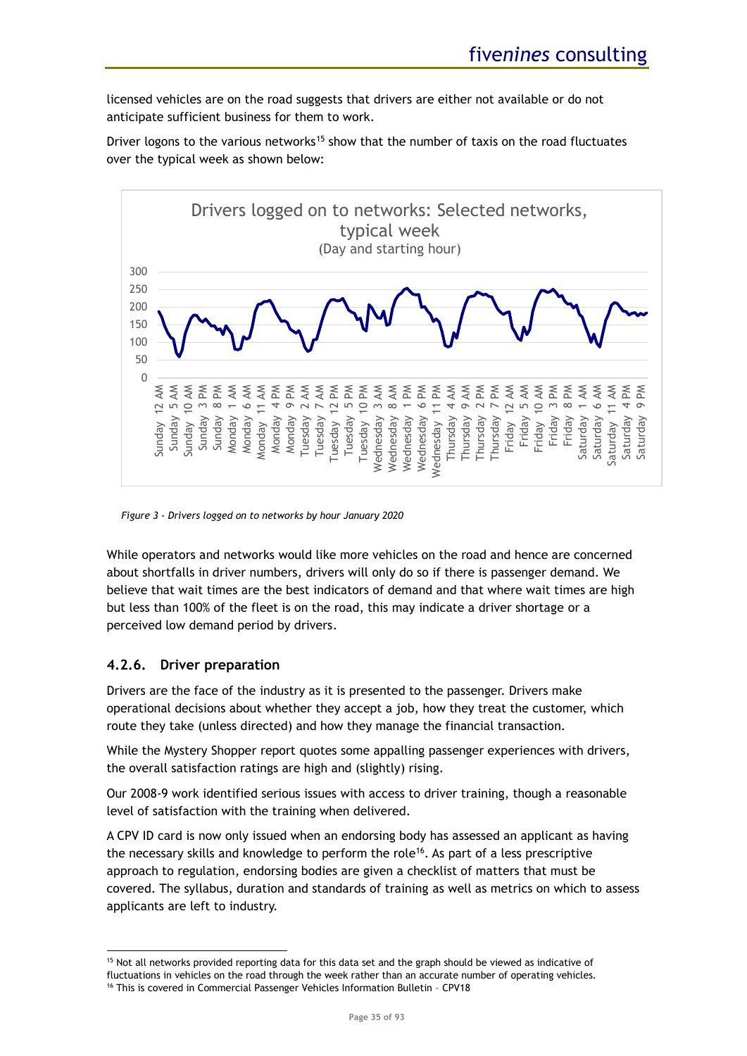licensed vehicles are on the road suggests that drivers are either not available or do not anticipate sufficient business for them to work.

Driver logons to the various networks[15] show that the number of taxis on the road fluctuates over the typical week as shown below:

*Figure 3 - Drivers logged on to networks by hour January 2020*

While operators and networks would like more vehicles on the road and hence are concerned about shortfalls in driver numbers, drivers will only do so if there is passenger demand. We believe that wait times are the best indicators of demand and that where wait times are high but less than 100% of the fleet is on the road, this may indicate a driver shortage or a perceived low demand period by drivers.

### 4.2.6. Driver preparation

Drivers are the face of the industry as it is presented to the passenger. Drivers make operational decisions about whether they accept a job, how they treat the customer, which route they take (unless directed) and how they manage the financial transaction.

While the Mystery Shopper report quotes some appalling passenger experiences with drivers, the overall satisfaction ratings are high and (slightly) rising.

Our 2008-9 work identified serious issues with access to driver training, though a reasonable level of satisfaction with the training when delivered.

A CPV ID card is now only issued when an endorsing body has assessed an applicant as having the necessary skills and knowledge to perform the role[16]. As part of a less prescriptive approach to regulation, endorsing bodies are given a checklist of matters that must be covered. The syllabus, duration and standards of training as well as metrics on which to assess applicants are left to industry.

---

[15] Not all networks provided reporting data for this data set and the graph should be viewed as indicative of fluctuations in vehicles on the road through the week rather than an accurate number of operating vehicles.

[16] This is covered in Commercial Passenger Vehicles Information Bulletin – CPV18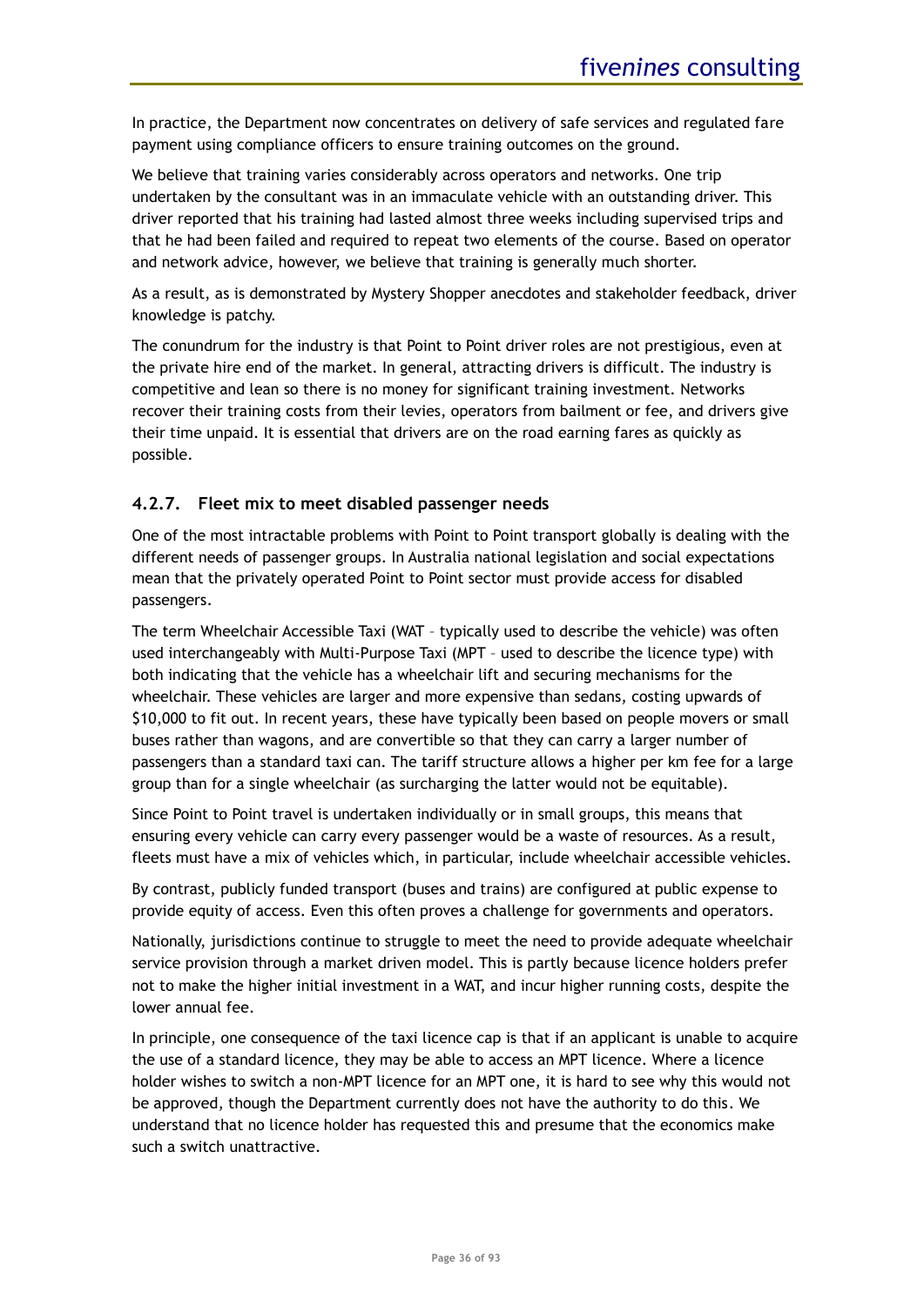In practice, the Department now concentrates on delivery of safe services and regulated fare payment using compliance officers to ensure training outcomes on the ground.

We believe that training varies considerably across operators and networks. One trip undertaken by the consultant was in an immaculate vehicle with an outstanding driver. This driver reported that his training had lasted almost three weeks including supervised trips and that he had been failed and required to repeat two elements of the course. Based on operator and network advice, however, we believe that training is generally much shorter.

As a result, as is demonstrated by Mystery Shopper anecdotes and stakeholder feedback, driver knowledge is patchy.

The conundrum for the industry is that Point to Point driver roles are not prestigious, even at the private hire end of the market. In general, attracting drivers is difficult. The industry is competitive and lean so there is no money for significant training investment. Networks recover their training costs from their levies, operators from bailment or fee, and drivers give their time unpaid. It is essential that drivers are on the road earning fares as quickly as possible.

### 4.2.7. Fleet mix to meet disabled passenger needs

One of the most intractable problems with Point to Point transport globally is dealing with the different needs of passenger groups. In Australia national legislation and social expectations mean that the privately operated Point to Point sector must provide access for disabled passengers.

The term Wheelchair Accessible Taxi (WAT – typically used to describe the vehicle) was often used interchangeably with Multi-Purpose Taxi (MPT – used to describe the licence type) with both indicating that the vehicle has a wheelchair lift and securing mechanisms for the wheelchair. These vehicles are larger and more expensive than sedans, costing upwards of $10,000 to fit out. In recent years, these have typically been based on people movers or small buses rather than wagons, and are convertible so that they can carry a larger number of passengers than a standard taxi can. The tariff structure allows a higher per km fee for a large group than for a single wheelchair (as surcharging the latter would not be equitable).

Since Point to Point travel is undertaken individually or in small groups, this means that ensuring every vehicle can carry every passenger would be a waste of resources. As a result, fleets must have a mix of vehicles which, in particular, include wheelchair accessible vehicles.

By contrast, publicly funded transport (buses and trains) are configured at public expense to provide equity of access. Even this often proves a challenge for governments and operators.

Nationally, jurisdictions continue to struggle to meet the need to provide adequate wheelchair service provision through a market driven model. This is partly because licence holders prefer not to make the higher initial investment in a WAT, and incur higher running costs, despite the lower annual fee.

In principle, one consequence of the taxi licence cap is that if an applicant is unable to acquire the use of a standard licence, they may be able to access an MPT licence. Where a licence holder wishes to switch a non-MPT licence for an MPT one, it is hard to see why this would not be approved, though the Department currently does not have the authority to do this. We understand that no licence holder has requested this and presume that the economics make such a switch unattractive.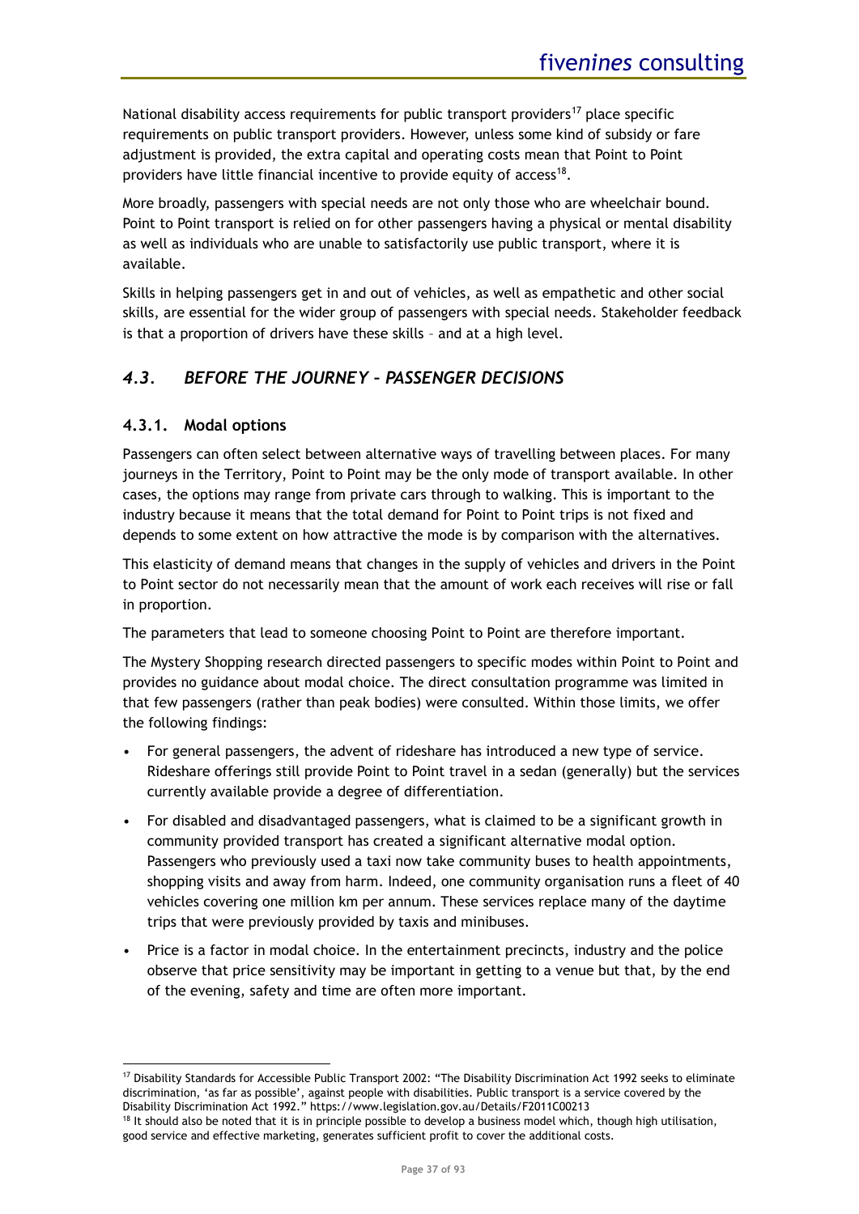National disability access requirements for public transport providers[17] place specific requirements on public transport providers. However, unless some kind of subsidy or fare adjustment is provided, the extra capital and operating costs mean that Point to Point providers have little financial incentive to provide equity of access[18].

More broadly, passengers with special needs are not only those who are wheelchair bound. Point to Point transport is relied on for other passengers having a physical or mental disability as well as individuals who are unable to satisfactorily use public transport, where it is available.

Skills in helping passengers get in and out of vehicles, as well as empathetic and other social skills, are essential for the wider group of passengers with special needs. Stakeholder feedback is that a proportion of drivers have these skills – and at a high level.

## *4.3. BEFORE THE JOURNEY – PASSENGER DECISIONS*

### 4.3.1. Modal options

Passengers can often select between alternative ways of travelling between places. For many journeys in the Territory, Point to Point may be the only mode of transport available. In other cases, the options may range from private cars through to walking. This is important to the industry because it means that the total demand for Point to Point trips is not fixed and depends to some extent on how attractive the mode is by comparison with the alternatives.

This elasticity of demand means that changes in the supply of vehicles and drivers in the Point to Point sector do not necessarily mean that the amount of work each receives will rise or fall in proportion.

The parameters that lead to someone choosing Point to Point are therefore important.

The Mystery Shopping research directed passengers to specific modes within Point to Point and provides no guidance about modal choice. The direct consultation programme was limited in that few passengers (rather than peak bodies) were consulted. Within those limits, we offer the following findings:

- For general passengers, the advent of rideshare has introduced a new type of service. Rideshare offerings still provide Point to Point travel in a sedan (generally) but the services currently available provide a degree of differentiation.
- For disabled and disadvantaged passengers, what is claimed to be a significant growth in community provided transport has created a significant alternative modal option. Passengers who previously used a taxi now take community buses to health appointments, shopping visits and away from harm. Indeed, one community organisation runs a fleet of 40 vehicles covering one million km per annum. These services replace many of the daytime trips that were previously provided by taxis and minibuses.
- Price is a factor in modal choice. In the entertainment precincts, industry and the police observe that price sensitivity may be important in getting to a venue but that, by the end of the evening, safety and time are often more important.

---

[17] Disability Standards for Accessible Public Transport 2002: "The Disability Discrimination Act 1992 seeks to eliminate discrimination, 'as far as possible', against people with disabilities. Public transport is a service covered by the Disability Discrimination Act 1992." https://www.legislation.gov.au/Details/F2011C00213

[18] It should also be noted that it is in principle possible to develop a business model which, though high utilisation, good service and effective marketing, generates sufficient profit to cover the additional costs.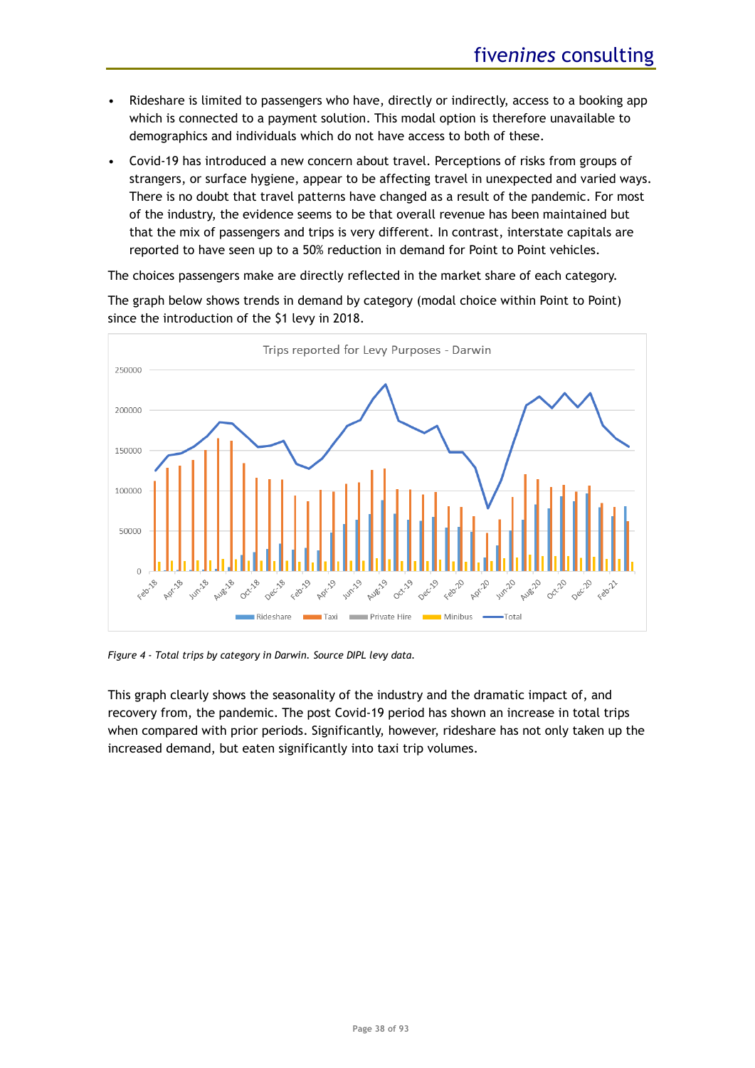- Rideshare is limited to passengers who have, directly or indirectly, access to a booking app which is connected to a payment solution. This modal option is therefore unavailable to demographics and individuals which do not have access to both of these.
- Covid-19 has introduced a new concern about travel. Perceptions of risks from groups of strangers, or surface hygiene, appear to be affecting travel in unexpected and varied ways. There is no doubt that travel patterns have changed as a result of the pandemic. For most of the industry, the evidence seems to be that overall revenue has been maintained but that the mix of passengers and trips is very different. In contrast, interstate capitals are reported to have seen up to a 50% reduction in demand for Point to Point vehicles.

The choices passengers make are directly reflected in the market share of each category.

The graph below shows trends in demand by category (modal choice within Point to Point) since the introduction of the $1 levy in 2018.

*Figure 4 - Total trips by category in Darwin. Source DIPL levy data.*

This graph clearly shows the seasonality of the industry and the dramatic impact of, and recovery from, the pandemic. The post Covid-19 period has shown an increase in total trips when compared with prior periods. Significantly, however, rideshare has not only taken up the increased demand, but eaten significantly into taxi trip volumes.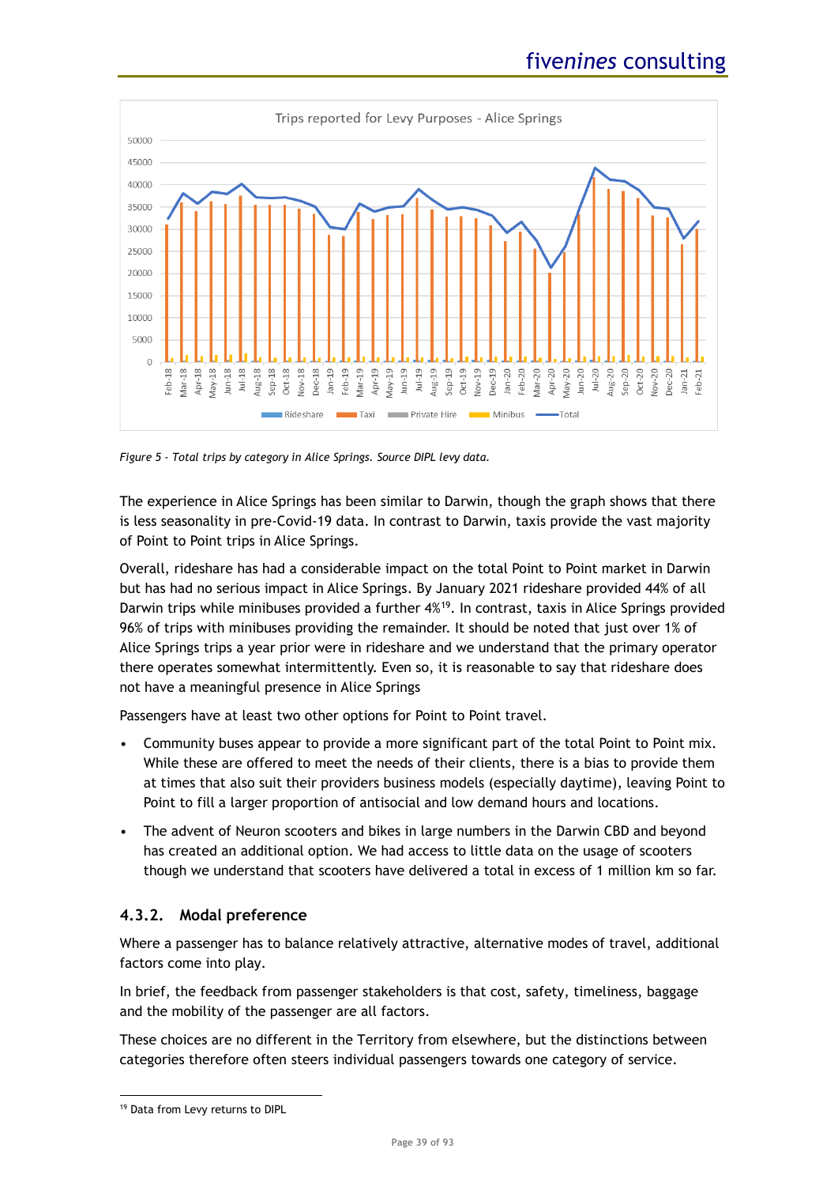*Figure 5 - Total trips by category in Alice Springs. Source DIPL levy data.*

The experience in Alice Springs has been similar to Darwin, though the graph shows that there is less seasonality in pre-Covid-19 data. In contrast to Darwin, taxis provide the vast majority of Point to Point trips in Alice Springs.

Overall, rideshare has had a considerable impact on the total Point to Point market in Darwin but has had no serious impact in Alice Springs. By January 2021 rideshare provided 44% of all Darwin trips while minibuses provided a further 4%[19]. In contrast, taxis in Alice Springs provided 96% of trips with minibuses providing the remainder. It should be noted that just over 1% of Alice Springs trips a year prior were in rideshare and we understand that the primary operator there operates somewhat intermittently. Even so, it is reasonable to say that rideshare does not have a meaningful presence in Alice Springs

Passengers have at least two other options for Point to Point travel.

- Community buses appear to provide a more significant part of the total Point to Point mix. While these are offered to meet the needs of their clients, there is a bias to provide them at times that also suit their providers business models (especially daytime), leaving Point to Point to fill a larger proportion of antisocial and low demand hours and locations.
- The advent of Neuron scooters and bikes in large numbers in the Darwin CBD and beyond has created an additional option. We had access to little data on the usage of scooters though we understand that scooters have delivered a total in excess of 1 million km so far.

### 4.3.2. Modal preference

Where a passenger has to balance relatively attractive, alternative modes of travel, additional factors come into play.

In brief, the feedback from passenger stakeholders is that cost, safety, timeliness, baggage and the mobility of the passenger are all factors.

These choices are no different in the Territory from elsewhere, but the distinctions between categories therefore often steers individual passengers towards one category of service.

[19] Data from Levy returns to DIPL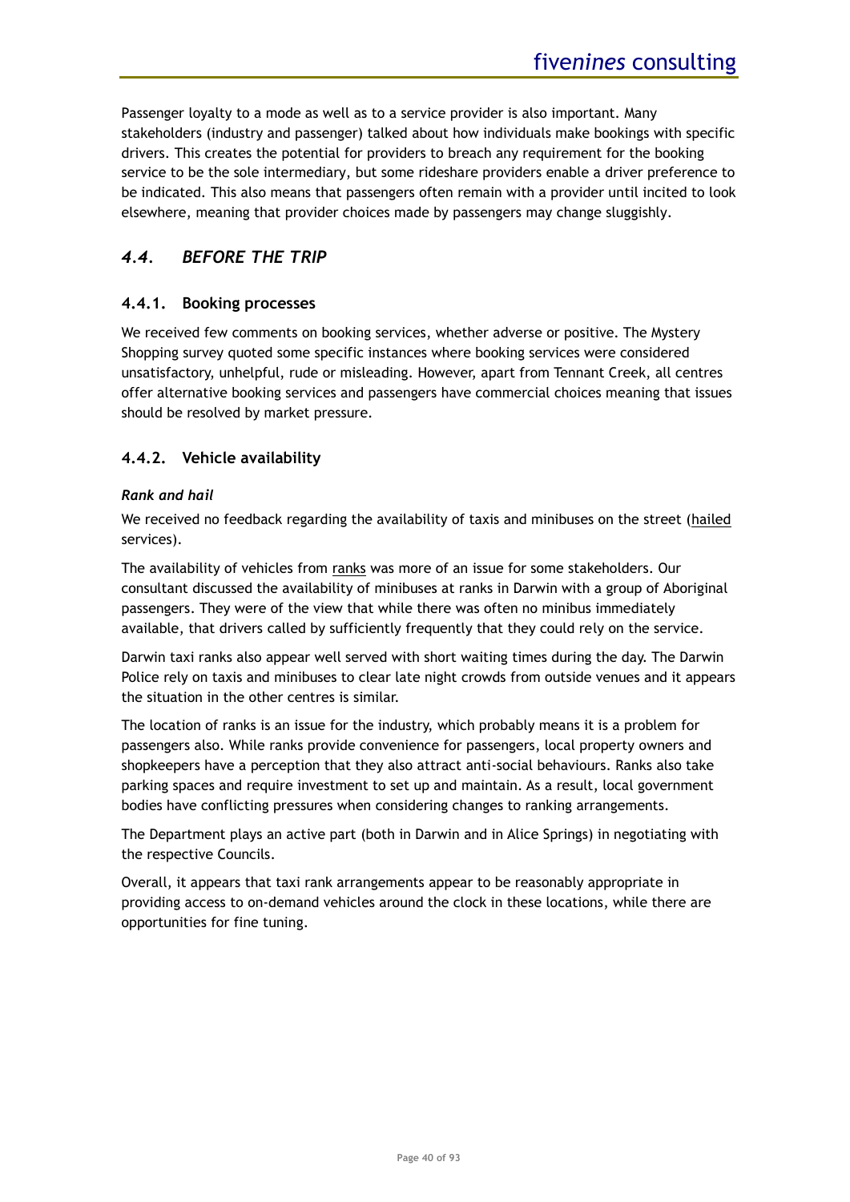Passenger loyalty to a mode as well as to a service provider is also important. Many stakeholders (industry and passenger) talked about how individuals make bookings with specific drivers. This creates the potential for providers to breach any requirement for the booking service to be the sole intermediary, but some rideshare providers enable a driver preference to be indicated. This also means that passengers often remain with a provider until incited to look elsewhere, meaning that provider choices made by passengers may change sluggishly.

## *4.4. BEFORE THE TRIP*

### 4.4.1. Booking processes

We received few comments on booking services, whether adverse or positive. The Mystery Shopping survey quoted some specific instances where booking services were considered unsatisfactory, unhelpful, rude or misleading. However, apart from Tennant Creek, all centres offer alternative booking services and passengers have commercial choices meaning that issues should be resolved by market pressure.

### 4.4.2. Vehicle availability

***Rank and hail***

We received no feedback regarding the availability of taxis and minibuses on the street (hailed services).

The availability of vehicles from ranks was more of an issue for some stakeholders. Our consultant discussed the availability of minibuses at ranks in Darwin with a group of Aboriginal passengers. They were of the view that while there was often no minibus immediately available, that drivers called by sufficiently frequently that they could rely on the service.

Darwin taxi ranks also appear well served with short waiting times during the day. The Darwin Police rely on taxis and minibuses to clear late night crowds from outside venues and it appears the situation in the other centres is similar.

The location of ranks is an issue for the industry, which probably means it is a problem for passengers also. While ranks provide convenience for passengers, local property owners and shopkeepers have a perception that they also attract anti-social behaviours. Ranks also take parking spaces and require investment to set up and maintain. As a result, local government bodies have conflicting pressures when considering changes to ranking arrangements.

The Department plays an active part (both in Darwin and in Alice Springs) in negotiating with the respective Councils.

Overall, it appears that taxi rank arrangements appear to be reasonably appropriate in providing access to on-demand vehicles around the clock in these locations, while there are opportunities for fine tuning.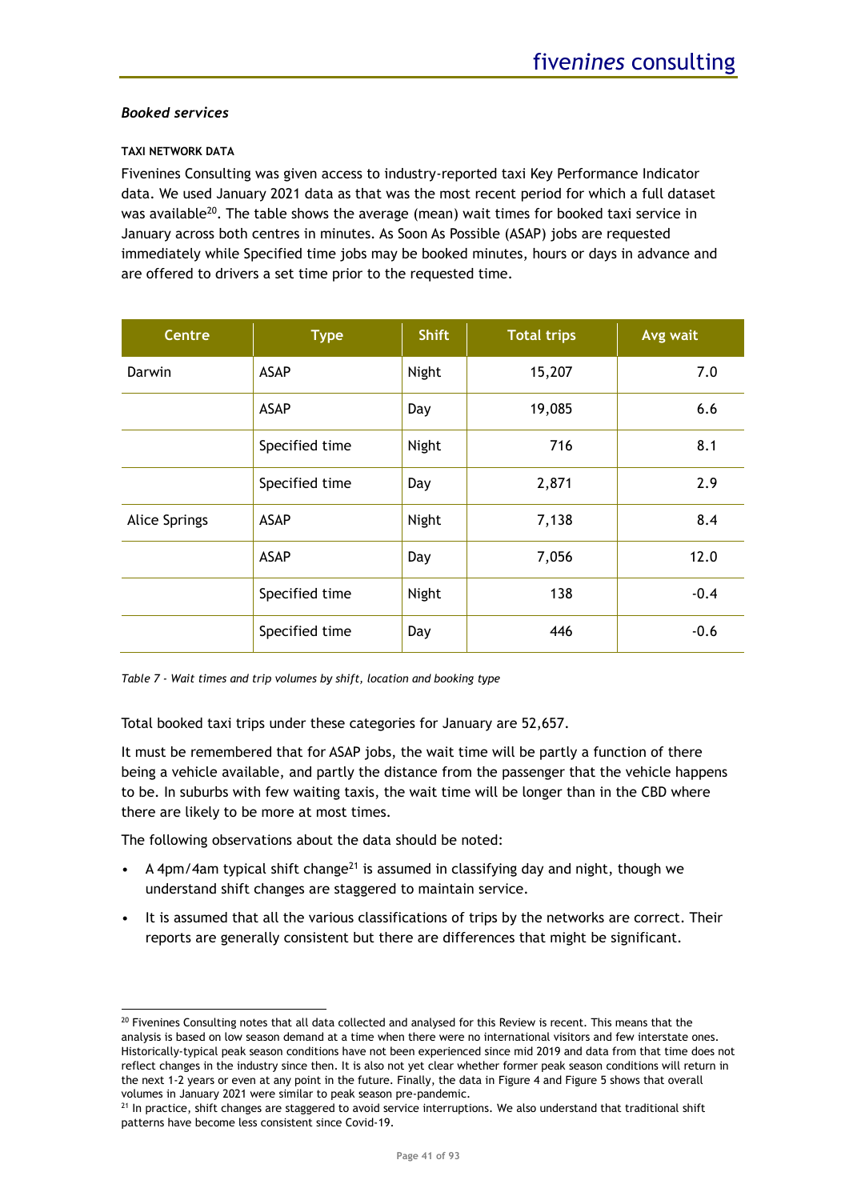### *Booked services*

**TAXI NETWORK DATA**

Fivenines Consulting was given access to industry-reported taxi Key Performance Indicator data. We used January 2021 data as that was the most recent period for which a full dataset was available[20]. The table shows the average (mean) wait times for booked taxi service in January across both centres in minutes. As Soon As Possible (ASAP) jobs are requested immediately while Specified time jobs may be booked minutes, hours or days in advance and are offered to drivers a set time prior to the requested time.

| Centre | Type | Shift | Total trips | Avg wait |
|---|---|---|---|---|
| Darwin | ASAP | Night | 15,207 | 7.0 |
| | ASAP | Day | 19,085 | 6.6 |
| | Specified time | Night | 716 | 8.1 |
| | Specified time | Day | 2,871 | 2.9 |
| Alice Springs | ASAP | Night | 7,138 | 8.4 |
| | ASAP | Day | 7,056 | 12.0 |
| | Specified time | Night | 138 | -0.4 |
| | Specified time | Day | 446 | -0.6 |

*Table 7 - Wait times and trip volumes by shift, location and booking type*

Total booked taxi trips under these categories for January are 52,657.

It must be remembered that for ASAP jobs, the wait time will be partly a function of there being a vehicle available, and partly the distance from the passenger that the vehicle happens to be. In suburbs with few waiting taxis, the wait time will be longer than in the CBD where there are likely to be more at most times.

The following observations about the data should be noted:

- A 4pm/4am typical shift change[21] is assumed in classifying day and night, though we understand shift changes are staggered to maintain service.
- It is assumed that all the various classifications of trips by the networks are correct. Their reports are generally consistent but there are differences that might be significant.

[20] Fivenines Consulting notes that all data collected and analysed for this Review is recent. This means that the analysis is based on low season demand at a time when there were no international visitors and few interstate ones. Historically-typical peak season conditions have not been experienced since mid 2019 and data from that time does not reflect changes in the industry since then. It is also not yet clear whether former peak season conditions will return in the next 1-2 years or even at any point in the future. Finally, the data in Figure 4 and Figure 5 shows that overall volumes in January 2021 were similar to peak season pre-pandemic.

[21] In practice, shift changes are staggered to avoid service interruptions. We also understand that traditional shift patterns have become less consistent since Covid-19.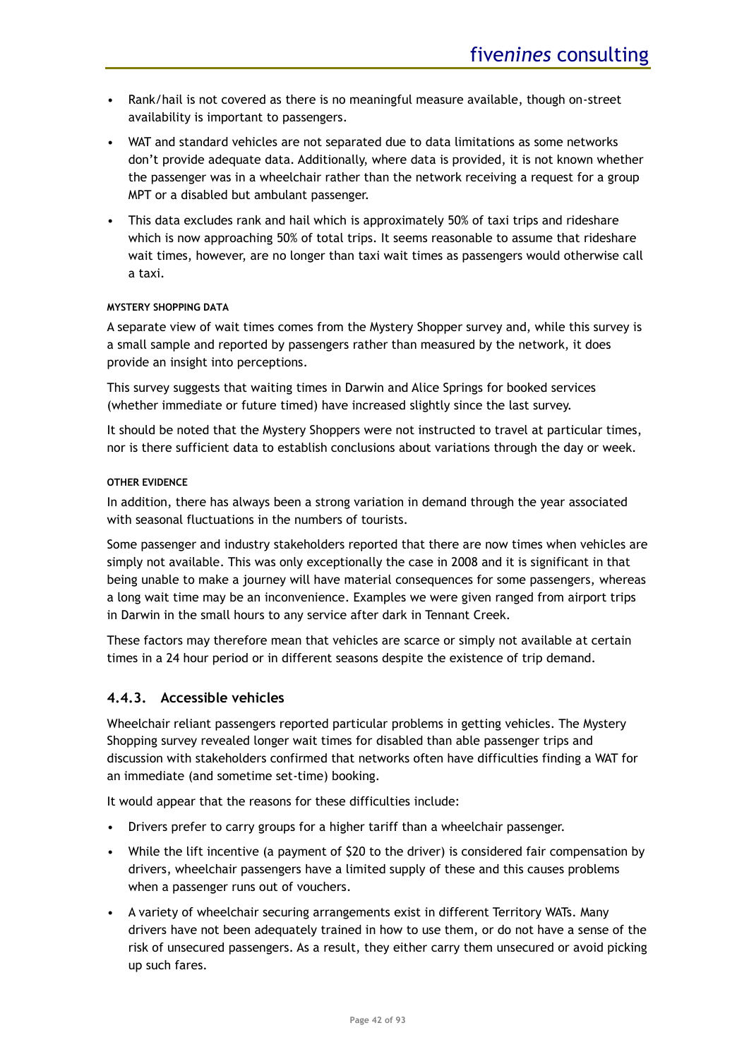- Rank/hail is not covered as there is no meaningful measure available, though on-street availability is important to passengers.
- WAT and standard vehicles are not separated due to data limitations as some networks don't provide adequate data. Additionally, where data is provided, it is not known whether the passenger was in a wheelchair rather than the network receiving a request for a group MPT or a disabled but ambulant passenger.
- This data excludes rank and hail which is approximately 50% of taxi trips and rideshare which is now approaching 50% of total trips. It seems reasonable to assume that rideshare wait times, however, are no longer than taxi wait times as passengers would otherwise call a taxi.

###### MYSTERY SHOPPING DATA

A separate view of wait times comes from the Mystery Shopper survey and, while this survey is a small sample and reported by passengers rather than measured by the network, it does provide an insight into perceptions.

This survey suggests that waiting times in Darwin and Alice Springs for booked services (whether immediate or future timed) have increased slightly since the last survey.

It should be noted that the Mystery Shoppers were not instructed to travel at particular times, nor is there sufficient data to establish conclusions about variations through the day or week.

###### OTHER EVIDENCE

In addition, there has always been a strong variation in demand through the year associated with seasonal fluctuations in the numbers of tourists.

Some passenger and industry stakeholders reported that there are now times when vehicles are simply not available. This was only exceptionally the case in 2008 and it is significant in that being unable to make a journey will have material consequences for some passengers, whereas a long wait time may be an inconvenience. Examples we were given ranged from airport trips in Darwin in the small hours to any service after dark in Tennant Creek.

These factors may therefore mean that vehicles are scarce or simply not available at certain times in a 24 hour period or in different seasons despite the existence of trip demand.

### 4.4.3. Accessible vehicles

Wheelchair reliant passengers reported particular problems in getting vehicles. The Mystery Shopping survey revealed longer wait times for disabled than able passenger trips and discussion with stakeholders confirmed that networks often have difficulties finding a WAT for an immediate (and sometime set-time) booking.

It would appear that the reasons for these difficulties include:

- Drivers prefer to carry groups for a higher tariff than a wheelchair passenger.
- While the lift incentive (a payment of $20 to the driver) is considered fair compensation by drivers, wheelchair passengers have a limited supply of these and this causes problems when a passenger runs out of vouchers.
- A variety of wheelchair securing arrangements exist in different Territory WATs. Many drivers have not been adequately trained in how to use them, or do not have a sense of the risk of unsecured passengers. As a result, they either carry them unsecured or avoid picking up such fares.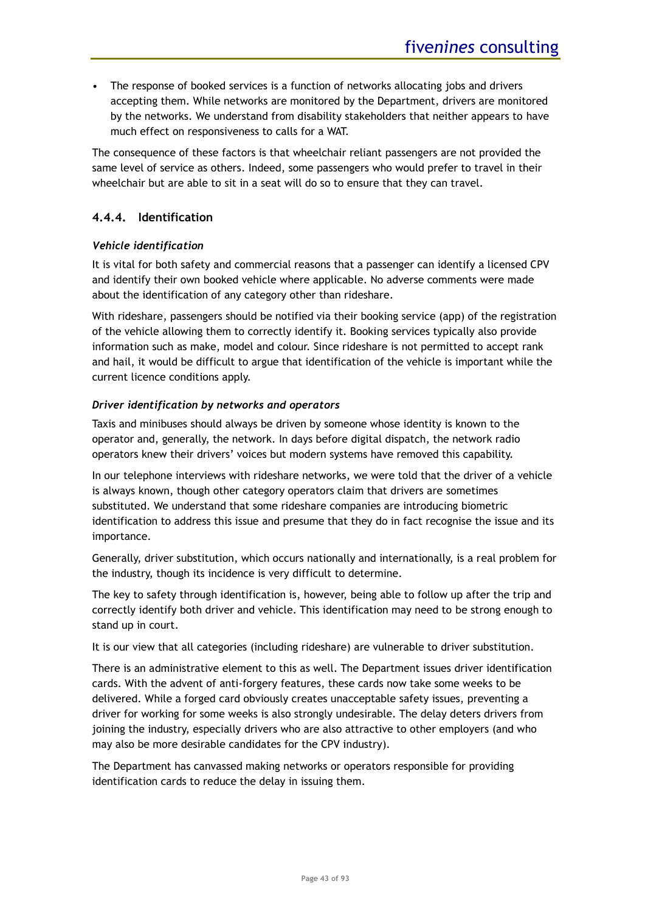- The response of booked services is a function of networks allocating jobs and drivers accepting them. While networks are monitored by the Department, drivers are monitored by the networks. We understand from disability stakeholders that neither appears to have much effect on responsiveness to calls for a WAT.

The consequence of these factors is that wheelchair reliant passengers are not provided the same level of service as others. Indeed, some passengers who would prefer to travel in their wheelchair but are able to sit in a seat will do so to ensure that they can travel.

### 4.4.4. Identification

***Vehicle identification***

It is vital for both safety and commercial reasons that a passenger can identify a licensed CPV and identify their own booked vehicle where applicable. No adverse comments were made about the identification of any category other than rideshare.

With rideshare, passengers should be notified via their booking service (app) of the registration of the vehicle allowing them to correctly identify it. Booking services typically also provide information such as make, model and colour. Since rideshare is not permitted to accept rank and hail, it would be difficult to argue that identification of the vehicle is important while the current licence conditions apply.

***Driver identification by networks and operators***

Taxis and minibuses should always be driven by someone whose identity is known to the operator and, generally, the network. In days before digital dispatch, the network radio operators knew their drivers' voices but modern systems have removed this capability.

In our telephone interviews with rideshare networks, we were told that the driver of a vehicle is always known, though other category operators claim that drivers are sometimes substituted. We understand that some rideshare companies are introducing biometric identification to address this issue and presume that they do in fact recognise the issue and its importance.

Generally, driver substitution, which occurs nationally and internationally, is a real problem for the industry, though its incidence is very difficult to determine.

The key to safety through identification is, however, being able to follow up after the trip and correctly identify both driver and vehicle. This identification may need to be strong enough to stand up in court.

It is our view that all categories (including rideshare) are vulnerable to driver substitution.

There is an administrative element to this as well. The Department issues driver identification cards. With the advent of anti-forgery features, these cards now take some weeks to be delivered. While a forged card obviously creates unacceptable safety issues, preventing a driver for working for some weeks is also strongly undesirable. The delay deters drivers from joining the industry, especially drivers who are also attractive to other employers (and who may also be more desirable candidates for the CPV industry).

The Department has canvassed making networks or operators responsible for providing identification cards to reduce the delay in issuing them.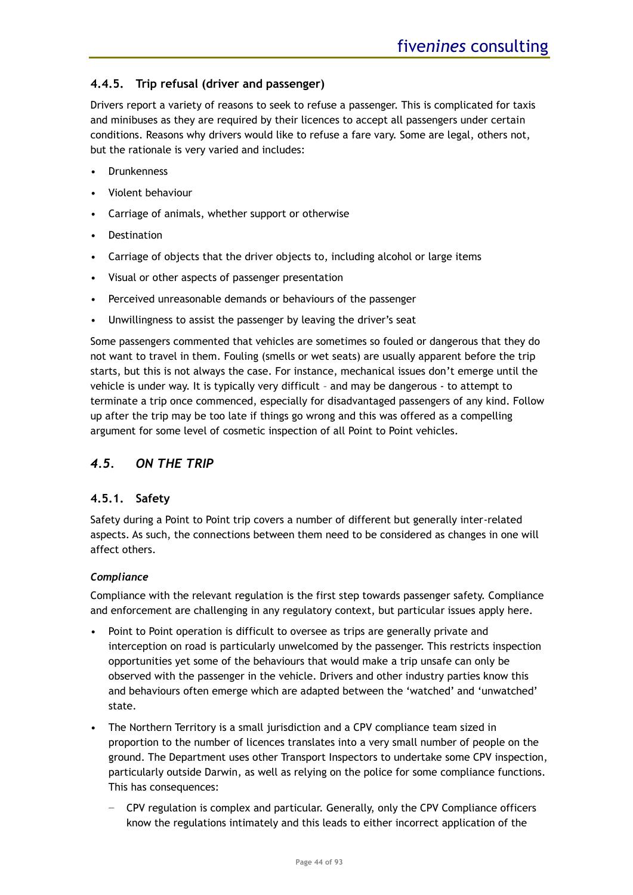### 4.4.5. Trip refusal (driver and passenger)

Drivers report a variety of reasons to seek to refuse a passenger. This is complicated for taxis and minibuses as they are required by their licences to accept all passengers under certain conditions. Reasons why drivers would like to refuse a fare vary. Some are legal, others not, but the rationale is very varied and includes:

- Drunkenness
- Violent behaviour
- Carriage of animals, whether support or otherwise
- Destination
- Carriage of objects that the driver objects to, including alcohol or large items
- Visual or other aspects of passenger presentation
- Perceived unreasonable demands or behaviours of the passenger
- Unwillingness to assist the passenger by leaving the driver's seat

Some passengers commented that vehicles are sometimes so fouled or dangerous that they do not want to travel in them. Fouling (smells or wet seats) are usually apparent before the trip starts, but this is not always the case. For instance, mechanical issues don't emerge until the vehicle is under way. It is typically very difficult – and may be dangerous - to attempt to terminate a trip once commenced, especially for disadvantaged passengers of any kind. Follow up after the trip may be too late if things go wrong and this was offered as a compelling argument for some level of cosmetic inspection of all Point to Point vehicles.

## *4.5. ON THE TRIP*

### 4.5.1. Safety

Safety during a Point to Point trip covers a number of different but generally inter-related aspects. As such, the connections between them need to be considered as changes in one will affect others.

***Compliance***

Compliance with the relevant regulation is the first step towards passenger safety. Compliance and enforcement are challenging in any regulatory context, but particular issues apply here.

- Point to Point operation is difficult to oversee as trips are generally private and interception on road is particularly unwelcomed by the passenger. This restricts inspection opportunities yet some of the behaviours that would make a trip unsafe can only be observed with the passenger in the vehicle. Drivers and other industry parties know this and behaviours often emerge which are adapted between the 'watched' and 'unwatched' state.
- The Northern Territory is a small jurisdiction and a CPV compliance team sized in proportion to the number of licences translates into a very small number of people on the ground. The Department uses other Transport Inspectors to undertake some CPV inspection, particularly outside Darwin, as well as relying on the police for some compliance functions. This has consequences:
  - CPV regulation is complex and particular. Generally, only the CPV Compliance officers know the regulations intimately and this leads to either incorrect application of the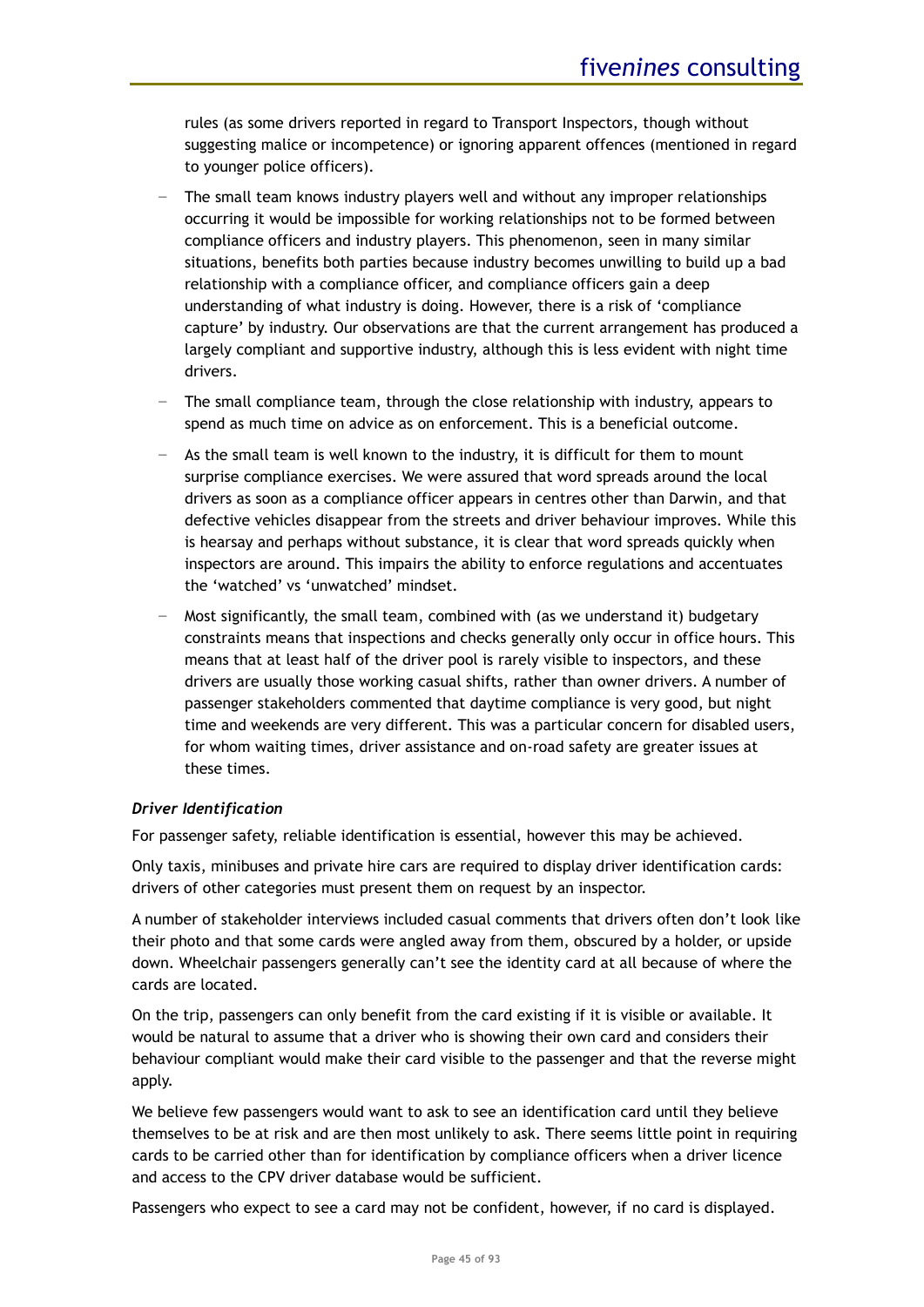rules (as some drivers reported in regard to Transport Inspectors, though without suggesting malice or incompetence) or ignoring apparent offences (mentioned in regard to younger police officers).

- The small team knows industry players well and without any improper relationships occurring it would be impossible for working relationships not to be formed between compliance officers and industry players. This phenomenon, seen in many similar situations, benefits both parties because industry becomes unwilling to build up a bad relationship with a compliance officer, and compliance officers gain a deep understanding of what industry is doing. However, there is a risk of 'compliance capture' by industry. Our observations are that the current arrangement has produced a largely compliant and supportive industry, although this is less evident with night time drivers.
- The small compliance team, through the close relationship with industry, appears to spend as much time on advice as on enforcement. This is a beneficial outcome.
- As the small team is well known to the industry, it is difficult for them to mount surprise compliance exercises. We were assured that word spreads around the local drivers as soon as a compliance officer appears in centres other than Darwin, and that defective vehicles disappear from the streets and driver behaviour improves. While this is hearsay and perhaps without substance, it is clear that word spreads quickly when inspectors are around. This impairs the ability to enforce regulations and accentuates the 'watched' vs 'unwatched' mindset.
- Most significantly, the small team, combined with (as we understand it) budgetary constraints means that inspections and checks generally only occur in office hours. This means that at least half of the driver pool is rarely visible to inspectors, and these drivers are usually those working casual shifts, rather than owner drivers. A number of passenger stakeholders commented that daytime compliance is very good, but night time and weekends are very different. This was a particular concern for disabled users, for whom waiting times, driver assistance and on-road safety are greater issues at these times.

*Driver Identification*

For passenger safety, reliable identification is essential, however this may be achieved.

Only taxis, minibuses and private hire cars are required to display driver identification cards: drivers of other categories must present them on request by an inspector.

A number of stakeholder interviews included casual comments that drivers often don't look like their photo and that some cards were angled away from them, obscured by a holder, or upside down. Wheelchair passengers generally can't see the identity card at all because of where the cards are located.

On the trip, passengers can only benefit from the card existing if it is visible or available. It would be natural to assume that a driver who is showing their own card and considers their behaviour compliant would make their card visible to the passenger and that the reverse might apply.

We believe few passengers would want to ask to see an identification card until they believe themselves to be at risk and are then most unlikely to ask. There seems little point in requiring cards to be carried other than for identification by compliance officers when a driver licence and access to the CPV driver database would be sufficient.

Passengers who expect to see a card may not be confident, however, if no card is displayed.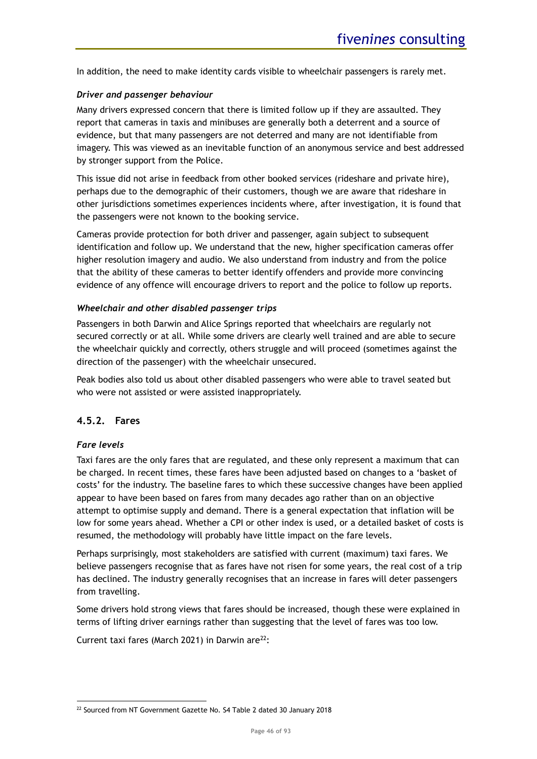In addition, the need to make identity cards visible to wheelchair passengers is rarely met.

#### *Driver and passenger behaviour*

Many drivers expressed concern that there is limited follow up if they are assaulted. They report that cameras in taxis and minibuses are generally both a deterrent and a source of evidence, but that many passengers are not deterred and many are not identifiable from imagery. This was viewed as an inevitable function of an anonymous service and best addressed by stronger support from the Police.

This issue did not arise in feedback from other booked services (rideshare and private hire), perhaps due to the demographic of their customers, though we are aware that rideshare in other jurisdictions sometimes experiences incidents where, after investigation, it is found that the passengers were not known to the booking service.

Cameras provide protection for both driver and passenger, again subject to subsequent identification and follow up. We understand that the new, higher specification cameras offer higher resolution imagery and audio. We also understand from industry and from the police that the ability of these cameras to better identify offenders and provide more convincing evidence of any offence will encourage drivers to report and the police to follow up reports.

#### *Wheelchair and other disabled passenger trips*

Passengers in both Darwin and Alice Springs reported that wheelchairs are regularly not secured correctly or at all. While some drivers are clearly well trained and are able to secure the wheelchair quickly and correctly, others struggle and will proceed (sometimes against the direction of the passenger) with the wheelchair unsecured.

Peak bodies also told us about other disabled passengers who were able to travel seated but who were not assisted or were assisted inappropriately.

### 4.5.2. Fares

#### *Fare levels*

Taxi fares are the only fares that are regulated, and these only represent a maximum that can be charged. In recent times, these fares have been adjusted based on changes to a 'basket of costs' for the industry. The baseline fares to which these successive changes have been applied appear to have been based on fares from many decades ago rather than on an objective attempt to optimise supply and demand. There is a general expectation that inflation will be low for some years ahead. Whether a CPI or other index is used, or a detailed basket of costs is resumed, the methodology will probably have little impact on the fare levels.

Perhaps surprisingly, most stakeholders are satisfied with current (maximum) taxi fares. We believe passengers recognise that as fares have not risen for some years, the real cost of a trip has declined. The industry generally recognises that an increase in fares will deter passengers from travelling.

Some drivers hold strong views that fares should be increased, though these were explained in terms of lifting driver earnings rather than suggesting that the level of fares was too low.

Current taxi fares (March 2021) in Darwin are[22]:

---

[22] Sourced from NT Government Gazette No. S4 Table 2 dated 30 January 2018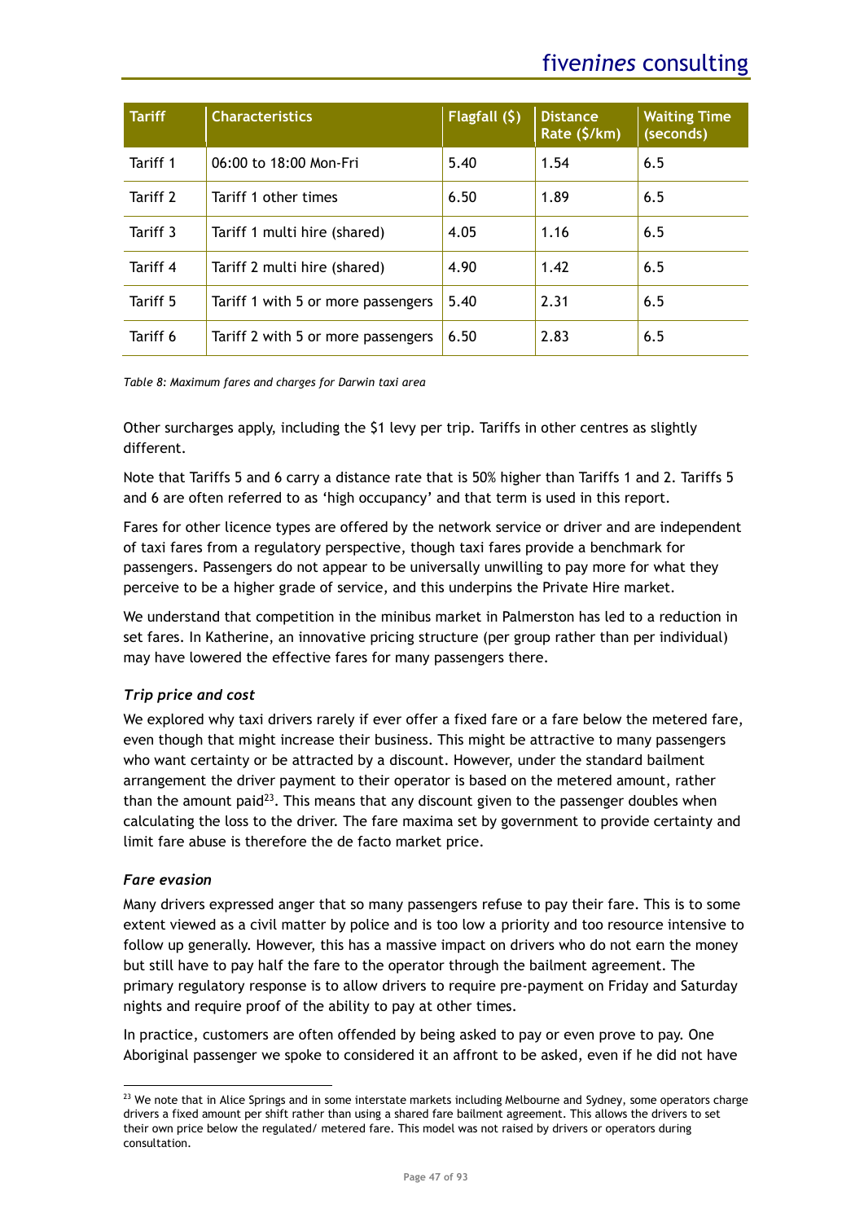| Tariff | Characteristics | Flagfall ($) | Distance Rate ($/km) | Waiting Time (seconds) |
|---|---|---|---|---|
| Tariff 1 | 06:00 to 18:00 Mon-Fri | 5.40 | 1.54 | 6.5 |
| Tariff 2 | Tariff 1 other times | 6.50 | 1.89 | 6.5 |
| Tariff 3 | Tariff 1 multi hire (shared) | 4.05 | 1.16 | 6.5 |
| Tariff 4 | Tariff 2 multi hire (shared) | 4.90 | 1.42 | 6.5 |
| Tariff 5 | Tariff 1 with 5 or more passengers | 5.40 | 2.31 | 6.5 |
| Tariff 6 | Tariff 2 with 5 or more passengers | 6.50 | 2.83 | 6.5 |

*Table 8: Maximum fares and charges for Darwin taxi area*

Other surcharges apply, including the $1 levy per trip. Tariffs in other centres as slightly different.

Note that Tariffs 5 and 6 carry a distance rate that is 50% higher than Tariffs 1 and 2. Tariffs 5 and 6 are often referred to as 'high occupancy' and that term is used in this report.

Fares for other licence types are offered by the network service or driver and are independent of taxi fares from a regulatory perspective, though taxi fares provide a benchmark for passengers. Passengers do not appear to be universally unwilling to pay more for what they perceive to be a higher grade of service, and this underpins the Private Hire market.

We understand that competition in the minibus market in Palmerston has led to a reduction in set fares. In Katherine, an innovative pricing structure (per group rather than per individual) may have lowered the effective fares for many passengers there.

### *Trip price and cost*

We explored why taxi drivers rarely if ever offer a fixed fare or a fare below the metered fare, even though that might increase their business. This might be attractive to many passengers who want certainty or be attracted by a discount. However, under the standard bailment arrangement the driver payment to their operator is based on the metered amount, rather than the amount paid[23]. This means that any discount given to the passenger doubles when calculating the loss to the driver. The fare maxima set by government to provide certainty and limit fare abuse is therefore the de facto market price.

### *Fare evasion*

Many drivers expressed anger that so many passengers refuse to pay their fare. This is to some extent viewed as a civil matter by police and is too low a priority and too resource intensive to follow up generally. However, this has a massive impact on drivers who do not earn the money but still have to pay half the fare to the operator through the bailment agreement. The primary regulatory response is to allow drivers to require pre-payment on Friday and Saturday nights and require proof of the ability to pay at other times.

In practice, customers are often offended by being asked to pay or even prove to pay. One Aboriginal passenger we spoke to considered it an affront to be asked, even if he did not have

---

[23] We note that in Alice Springs and in some interstate markets including Melbourne and Sydney, some operators charge drivers a fixed amount per shift rather than using a shared fare bailment agreement. This allows the drivers to set their own price below the regulated/ metered fare. This model was not raised by drivers or operators during consultation.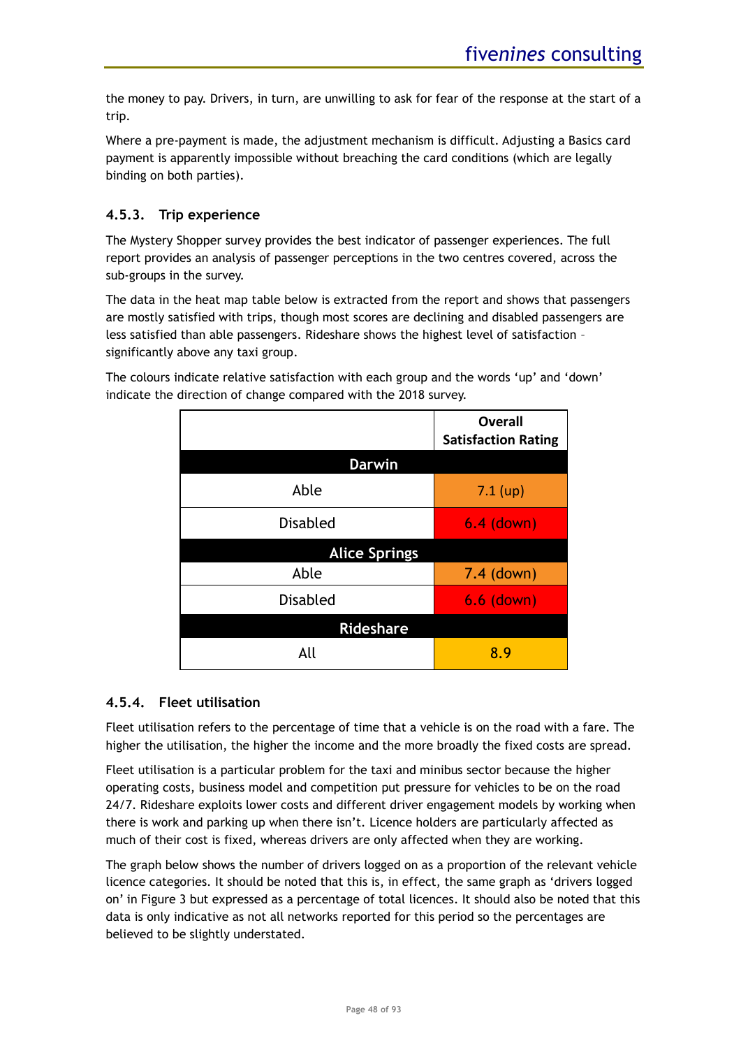the money to pay. Drivers, in turn, are unwilling to ask for fear of the response at the start of a trip.

Where a pre-payment is made, the adjustment mechanism is difficult. Adjusting a Basics card payment is apparently impossible without breaching the card conditions (which are legally binding on both parties).

### 4.5.3. Trip experience

The Mystery Shopper survey provides the best indicator of passenger experiences. The full report provides an analysis of passenger perceptions in the two centres covered, across the sub-groups in the survey.

The data in the heat map table below is extracted from the report and shows that passengers are mostly satisfied with trips, though most scores are declining and disabled passengers are less satisfied than able passengers. Rideshare shows the highest level of satisfaction – significantly above any taxi group.

The colours indicate relative satisfaction with each group and the words 'up' and 'down' indicate the direction of change compared with the 2018 survey.

| | Overall Satisfaction Rating |
|---|---|
| **Darwin** | |
| Able | 7.1 (up) |
| Disabled | 6.4 (down) |
| **Alice Springs** | |
| Able | 7.4 (down) |
| Disabled | 6.6 (down) |
| **Rideshare** | |
| All | 8.9 |

### 4.5.4. Fleet utilisation

Fleet utilisation refers to the percentage of time that a vehicle is on the road with a fare. The higher the utilisation, the higher the income and the more broadly the fixed costs are spread.

Fleet utilisation is a particular problem for the taxi and minibus sector because the higher operating costs, business model and competition put pressure for vehicles to be on the road 24/7. Rideshare exploits lower costs and different driver engagement models by working when there is work and parking up when there isn't. Licence holders are particularly affected as much of their cost is fixed, whereas drivers are only affected when they are working.

The graph below shows the number of drivers logged on as a proportion of the relevant vehicle licence categories. It should be noted that this is, in effect, the same graph as 'drivers logged on' in Figure 3 but expressed as a percentage of total licences. It should also be noted that this data is only indicative as not all networks reported for this period so the percentages are believed to be slightly understated.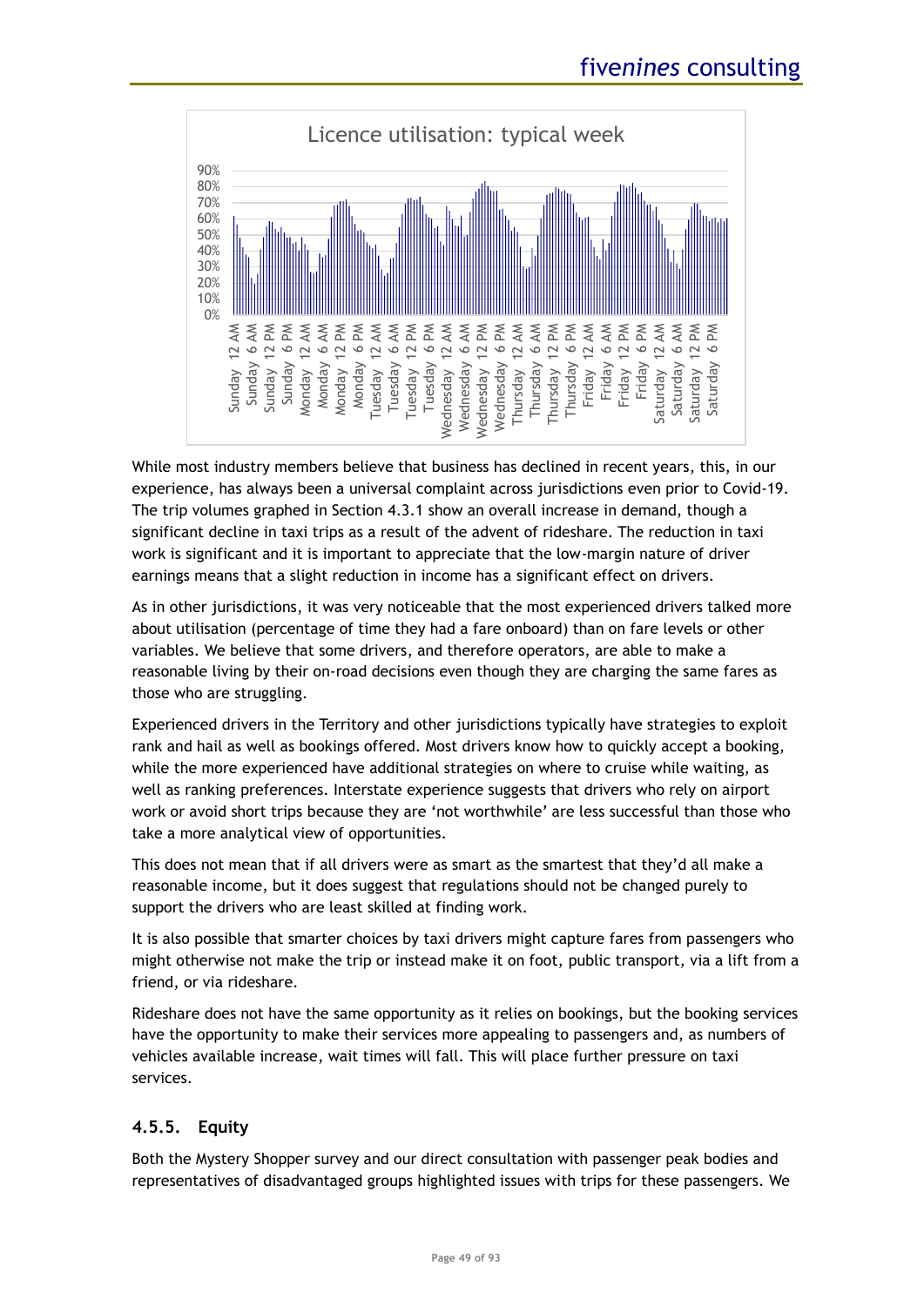Licence utilisation: typical week

While most industry members believe that business has declined in recent years, this, in our experience, has always been a universal complaint across jurisdictions even prior to Covid-19. The trip volumes graphed in Section 4.3.1 show an overall increase in demand, though a significant decline in taxi trips as a result of the advent of rideshare. The reduction in taxi work is significant and it is important to appreciate that the low-margin nature of driver earnings means that a slight reduction in income has a significant effect on drivers.

As in other jurisdictions, it was very noticeable that the most experienced drivers talked more about utilisation (percentage of time they had a fare onboard) than on fare levels or other variables. We believe that some drivers, and therefore operators, are able to make a reasonable living by their on-road decisions even though they are charging the same fares as those who are struggling.

Experienced drivers in the Territory and other jurisdictions typically have strategies to exploit rank and hail as well as bookings offered. Most drivers know how to quickly accept a booking, while the more experienced have additional strategies on where to cruise while waiting, as well as ranking preferences. Interstate experience suggests that drivers who rely on airport work or avoid short trips because they are 'not worthwhile' are less successful than those who take a more analytical view of opportunities.

This does not mean that if all drivers were as smart as the smartest that they'd all make a reasonable income, but it does suggest that regulations should not be changed purely to support the drivers who are least skilled at finding work.

It is also possible that smarter choices by taxi drivers might capture fares from passengers who might otherwise not make the trip or instead make it on foot, public transport, via a lift from a friend, or via rideshare.

Rideshare does not have the same opportunity as it relies on bookings, but the booking services have the opportunity to make their services more appealing to passengers and, as numbers of vehicles available increase, wait times will fall. This will place further pressure on taxi services.

### 4.5.5. Equity

Both the Mystery Shopper survey and our direct consultation with passenger peak bodies and representatives of disadvantaged groups highlighted issues with trips for these passengers. We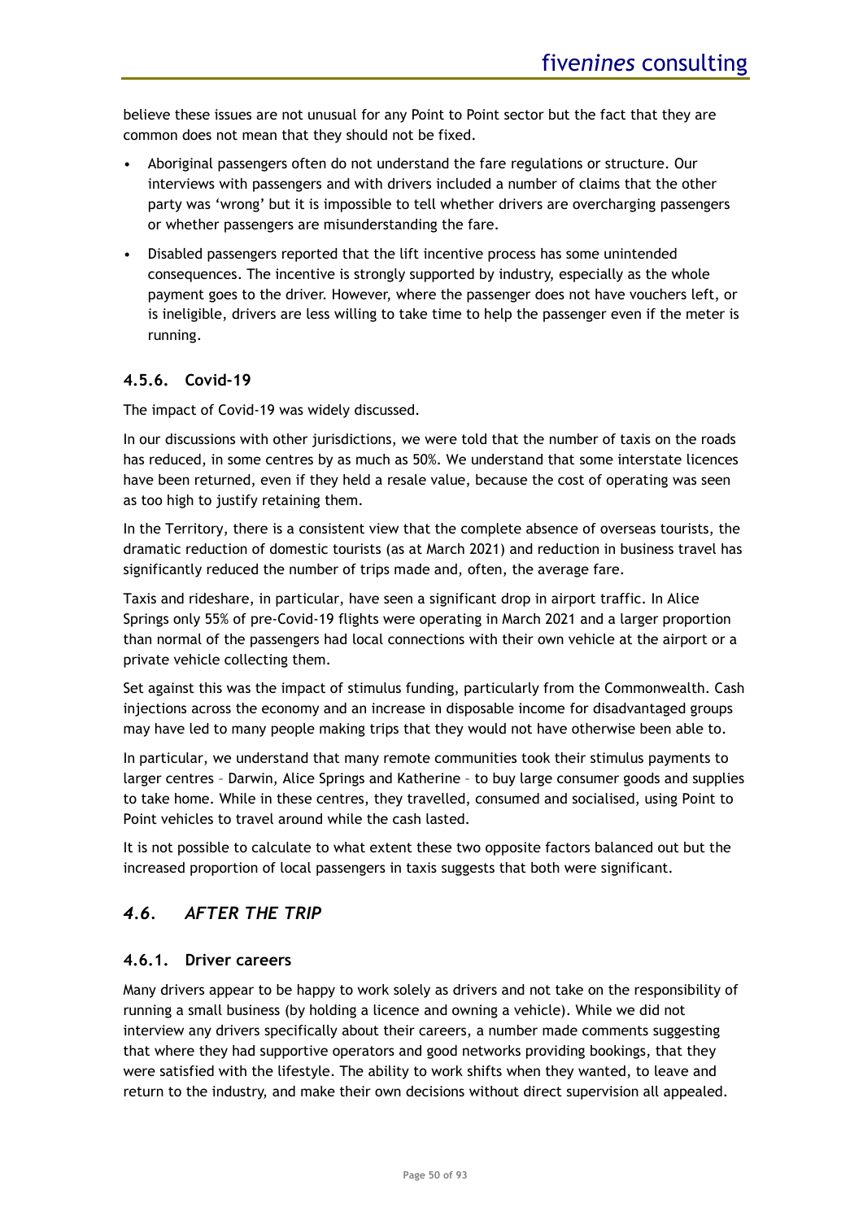believe these issues are not unusual for any Point to Point sector but the fact that they are common does not mean that they should not be fixed.

- Aboriginal passengers often do not understand the fare regulations or structure. Our interviews with passengers and with drivers included a number of claims that the other party was 'wrong' but it is impossible to tell whether drivers are overcharging passengers or whether passengers are misunderstanding the fare.
- Disabled passengers reported that the lift incentive process has some unintended consequences. The incentive is strongly supported by industry, especially as the whole payment goes to the driver. However, where the passenger does not have vouchers left, or is ineligible, drivers are less willing to take time to help the passenger even if the meter is running.

### 4.5.6. Covid-19

The impact of Covid-19 was widely discussed.

In our discussions with other jurisdictions, we were told that the number of taxis on the roads has reduced, in some centres by as much as 50%. We understand that some interstate licences have been returned, even if they held a resale value, because the cost of operating was seen as too high to justify retaining them.

In the Territory, there is a consistent view that the complete absence of overseas tourists, the dramatic reduction of domestic tourists (as at March 2021) and reduction in business travel has significantly reduced the number of trips made and, often, the average fare.

Taxis and rideshare, in particular, have seen a significant drop in airport traffic. In Alice Springs only 55% of pre-Covid-19 flights were operating in March 2021 and a larger proportion than normal of the passengers had local connections with their own vehicle at the airport or a private vehicle collecting them.

Set against this was the impact of stimulus funding, particularly from the Commonwealth. Cash injections across the economy and an increase in disposable income for disadvantaged groups may have led to many people making trips that they would not have otherwise been able to.

In particular, we understand that many remote communities took their stimulus payments to larger centres – Darwin, Alice Springs and Katherine – to buy large consumer goods and supplies to take home. While in these centres, they travelled, consumed and socialised, using Point to Point vehicles to travel around while the cash lasted.

It is not possible to calculate to what extent these two opposite factors balanced out but the increased proportion of local passengers in taxis suggests that both were significant.

## *4.6. AFTER THE TRIP*

### 4.6.1. Driver careers

Many drivers appear to be happy to work solely as drivers and not take on the responsibility of running a small business (by holding a licence and owning a vehicle). While we did not interview any drivers specifically about their careers, a number made comments suggesting that where they had supportive operators and good networks providing bookings, that they were satisfied with the lifestyle. The ability to work shifts when they wanted, to leave and return to the industry, and make their own decisions without direct supervision all appealed.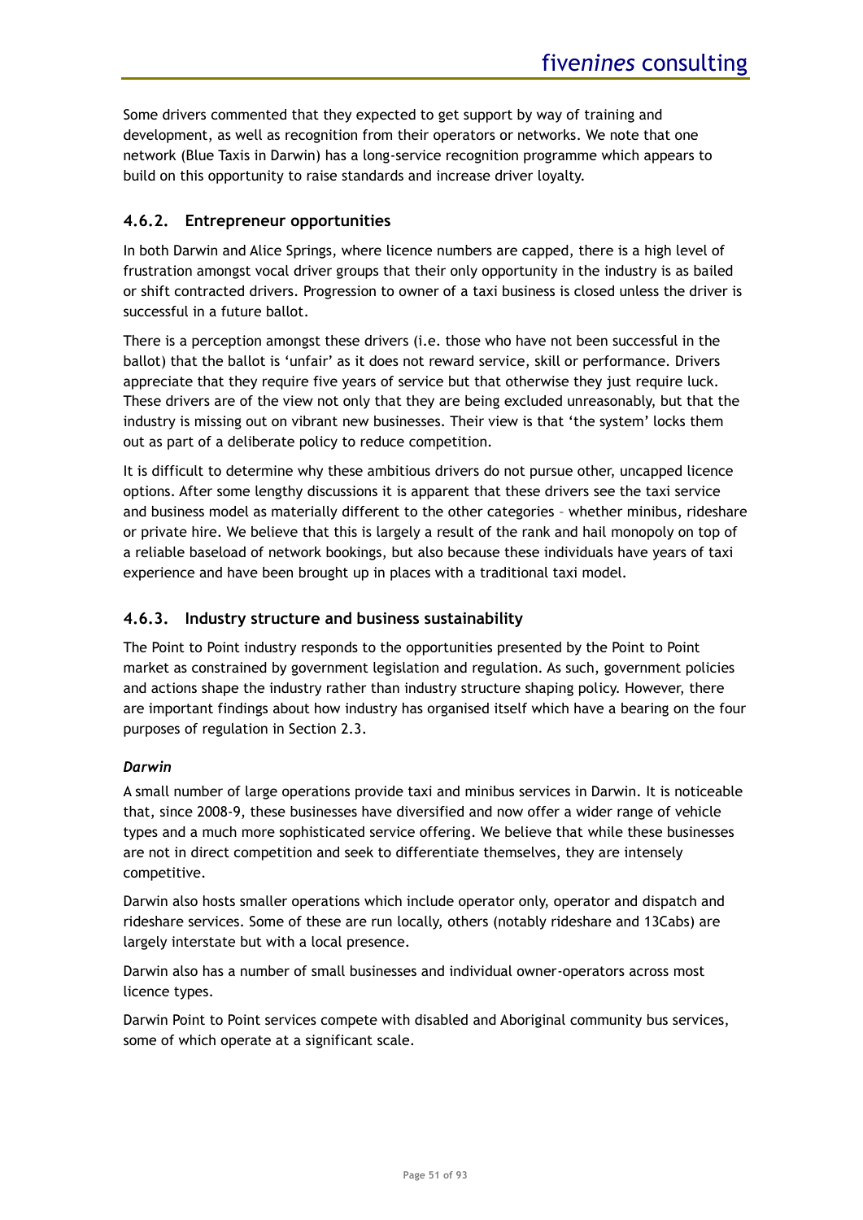Some drivers commented that they expected to get support by way of training and development, as well as recognition from their operators or networks. We note that one network (Blue Taxis in Darwin) has a long-service recognition programme which appears to build on this opportunity to raise standards and increase driver loyalty.

### 4.6.2. Entrepreneur opportunities

In both Darwin and Alice Springs, where licence numbers are capped, there is a high level of frustration amongst vocal driver groups that their only opportunity in the industry is as bailed or shift contracted drivers. Progression to owner of a taxi business is closed unless the driver is successful in a future ballot.

There is a perception amongst these drivers (i.e. those who have not been successful in the ballot) that the ballot is 'unfair' as it does not reward service, skill or performance. Drivers appreciate that they require five years of service but that otherwise they just require luck. These drivers are of the view not only that they are being excluded unreasonably, but that the industry is missing out on vibrant new businesses. Their view is that 'the system' locks them out as part of a deliberate policy to reduce competition.

It is difficult to determine why these ambitious drivers do not pursue other, uncapped licence options. After some lengthy discussions it is apparent that these drivers see the taxi service and business model as materially different to the other categories – whether minibus, rideshare or private hire. We believe that this is largely a result of the rank and hail monopoly on top of a reliable baseload of network bookings, but also because these individuals have years of taxi experience and have been brought up in places with a traditional taxi model.

### 4.6.3. Industry structure and business sustainability

The Point to Point industry responds to the opportunities presented by the Point to Point market as constrained by government legislation and regulation. As such, government policies and actions shape the industry rather than industry structure shaping policy. However, there are important findings about how industry has organised itself which have a bearing on the four purposes of regulation in Section 2.3.

***Darwin***

A small number of large operations provide taxi and minibus services in Darwin. It is noticeable that, since 2008-9, these businesses have diversified and now offer a wider range of vehicle types and a much more sophisticated service offering. We believe that while these businesses are not in direct competition and seek to differentiate themselves, they are intensely competitive.

Darwin also hosts smaller operations which include operator only, operator and dispatch and rideshare services. Some of these are run locally, others (notably rideshare and 13Cabs) are largely interstate but with a local presence.

Darwin also has a number of small businesses and individual owner-operators across most licence types.

Darwin Point to Point services compete with disabled and Aboriginal community bus services, some of which operate at a significant scale.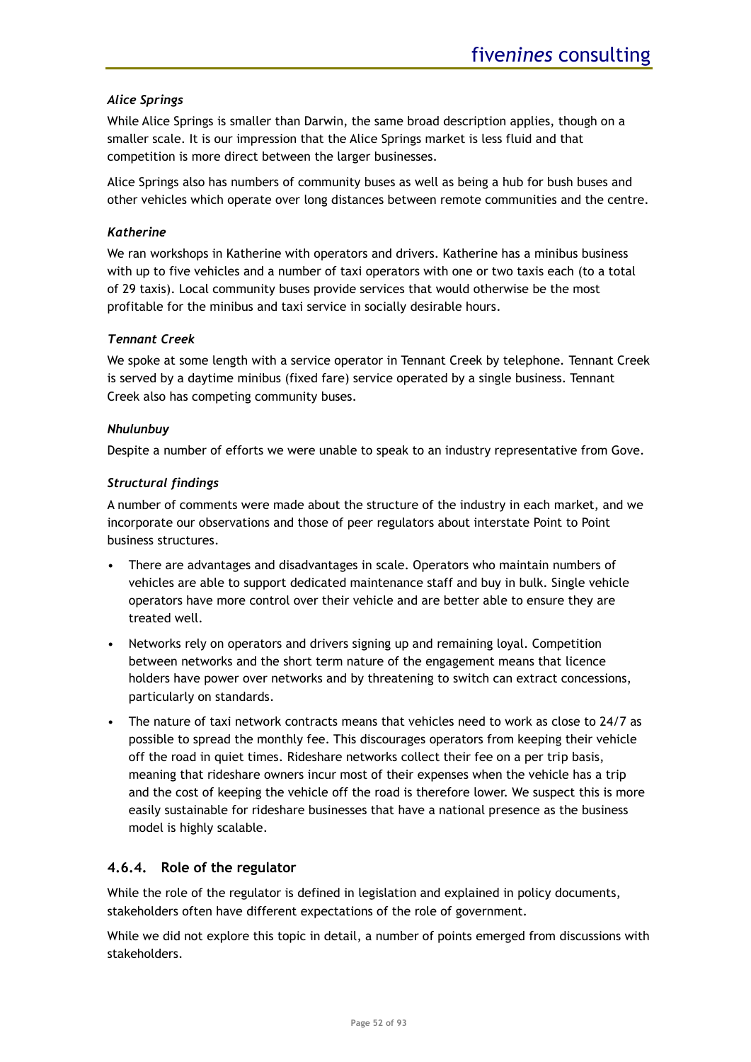#### *Alice Springs*

While Alice Springs is smaller than Darwin, the same broad description applies, though on a smaller scale. It is our impression that the Alice Springs market is less fluid and that competition is more direct between the larger businesses.

Alice Springs also has numbers of community buses as well as being a hub for bush buses and other vehicles which operate over long distances between remote communities and the centre.

#### *Katherine*

We ran workshops in Katherine with operators and drivers. Katherine has a minibus business with up to five vehicles and a number of taxi operators with one or two taxis each (to a total of 29 taxis). Local community buses provide services that would otherwise be the most profitable for the minibus and taxi service in socially desirable hours.

#### *Tennant Creek*

We spoke at some length with a service operator in Tennant Creek by telephone. Tennant Creek is served by a daytime minibus (fixed fare) service operated by a single business. Tennant Creek also has competing community buses.

#### *Nhulunbuy*

Despite a number of efforts we were unable to speak to an industry representative from Gove.

#### *Structural findings*

A number of comments were made about the structure of the industry in each market, and we incorporate our observations and those of peer regulators about interstate Point to Point business structures.

- There are advantages and disadvantages in scale. Operators who maintain numbers of vehicles are able to support dedicated maintenance staff and buy in bulk. Single vehicle operators have more control over their vehicle and are better able to ensure they are treated well.
- Networks rely on operators and drivers signing up and remaining loyal. Competition between networks and the short term nature of the engagement means that licence holders have power over networks and by threatening to switch can extract concessions, particularly on standards.
- The nature of taxi network contracts means that vehicles need to work as close to 24/7 as possible to spread the monthly fee. This discourages operators from keeping their vehicle off the road in quiet times. Rideshare networks collect their fee on a per trip basis, meaning that rideshare owners incur most of their expenses when the vehicle has a trip and the cost of keeping the vehicle off the road is therefore lower. We suspect this is more easily sustainable for rideshare businesses that have a national presence as the business model is highly scalable.

### 4.6.4. Role of the regulator

While the role of the regulator is defined in legislation and explained in policy documents, stakeholders often have different expectations of the role of government.

While we did not explore this topic in detail, a number of points emerged from discussions with stakeholders.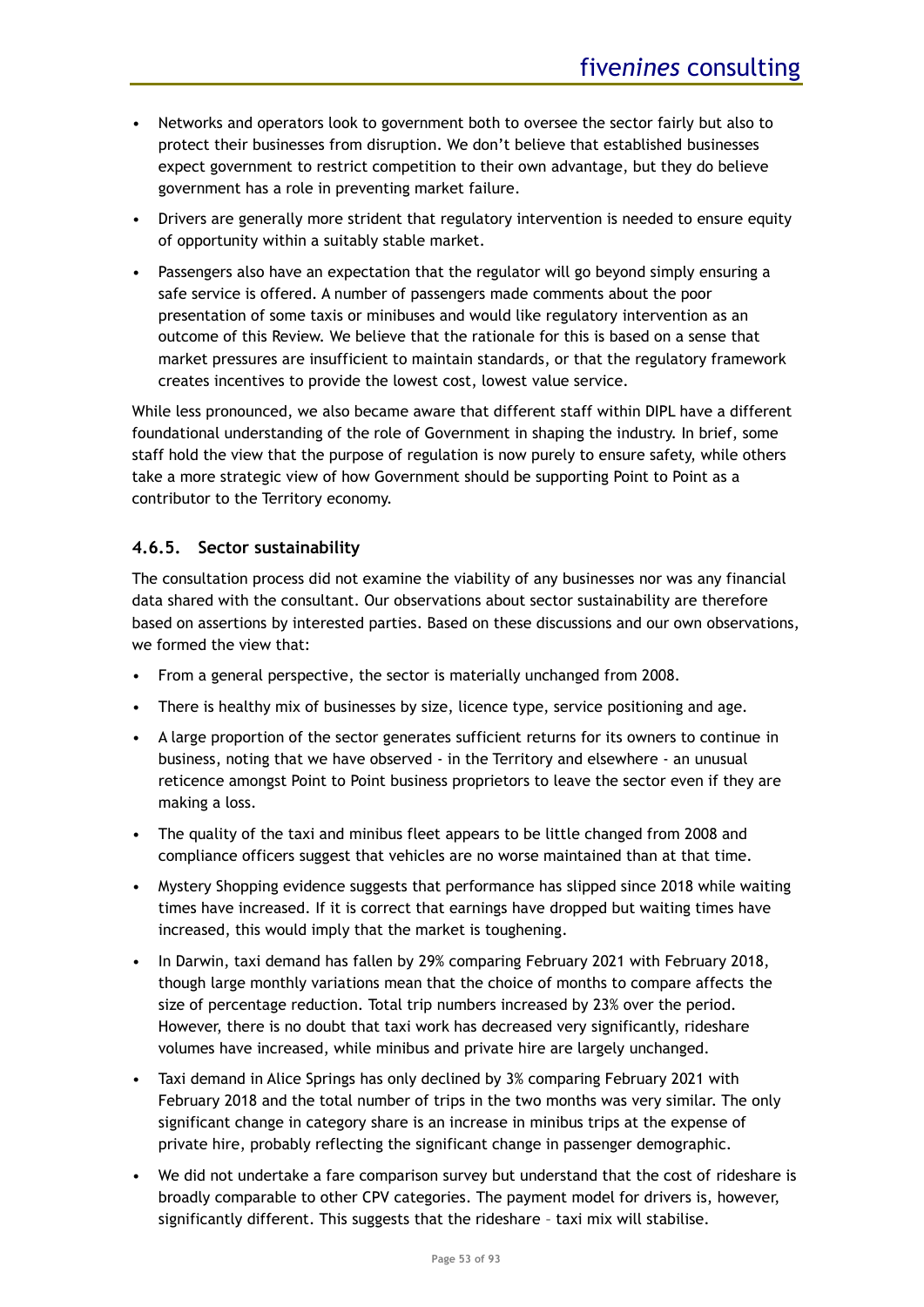- Networks and operators look to government both to oversee the sector fairly but also to protect their businesses from disruption. We don't believe that established businesses expect government to restrict competition to their own advantage, but they do believe government has a role in preventing market failure.
- Drivers are generally more strident that regulatory intervention is needed to ensure equity of opportunity within a suitably stable market.
- Passengers also have an expectation that the regulator will go beyond simply ensuring a safe service is offered. A number of passengers made comments about the poor presentation of some taxis or minibuses and would like regulatory intervention as an outcome of this Review. We believe that the rationale for this is based on a sense that market pressures are insufficient to maintain standards, or that the regulatory framework creates incentives to provide the lowest cost, lowest value service.

While less pronounced, we also became aware that different staff within DIPL have a different foundational understanding of the role of Government in shaping the industry. In brief, some staff hold the view that the purpose of regulation is now purely to ensure safety, while others take a more strategic view of how Government should be supporting Point to Point as a contributor to the Territory economy.

### 4.6.5. Sector sustainability

The consultation process did not examine the viability of any businesses nor was any financial data shared with the consultant. Our observations about sector sustainability are therefore based on assertions by interested parties. Based on these discussions and our own observations, we formed the view that:

- From a general perspective, the sector is materially unchanged from 2008.
- There is healthy mix of businesses by size, licence type, service positioning and age.
- A large proportion of the sector generates sufficient returns for its owners to continue in business, noting that we have observed - in the Territory and elsewhere - an unusual reticence amongst Point to Point business proprietors to leave the sector even if they are making a loss.
- The quality of the taxi and minibus fleet appears to be little changed from 2008 and compliance officers suggest that vehicles are no worse maintained than at that time.
- Mystery Shopping evidence suggests that performance has slipped since 2018 while waiting times have increased. If it is correct that earnings have dropped but waiting times have increased, this would imply that the market is toughening.
- In Darwin, taxi demand has fallen by 29% comparing February 2021 with February 2018, though large monthly variations mean that the choice of months to compare affects the size of percentage reduction. Total trip numbers increased by 23% over the period. However, there is no doubt that taxi work has decreased very significantly, rideshare volumes have increased, while minibus and private hire are largely unchanged.
- Taxi demand in Alice Springs has only declined by 3% comparing February 2021 with February 2018 and the total number of trips in the two months was very similar. The only significant change in category share is an increase in minibus trips at the expense of private hire, probably reflecting the significant change in passenger demographic.
- We did not undertake a fare comparison survey but understand that the cost of rideshare is broadly comparable to other CPV categories. The payment model for drivers is, however, significantly different. This suggests that the rideshare – taxi mix will stabilise.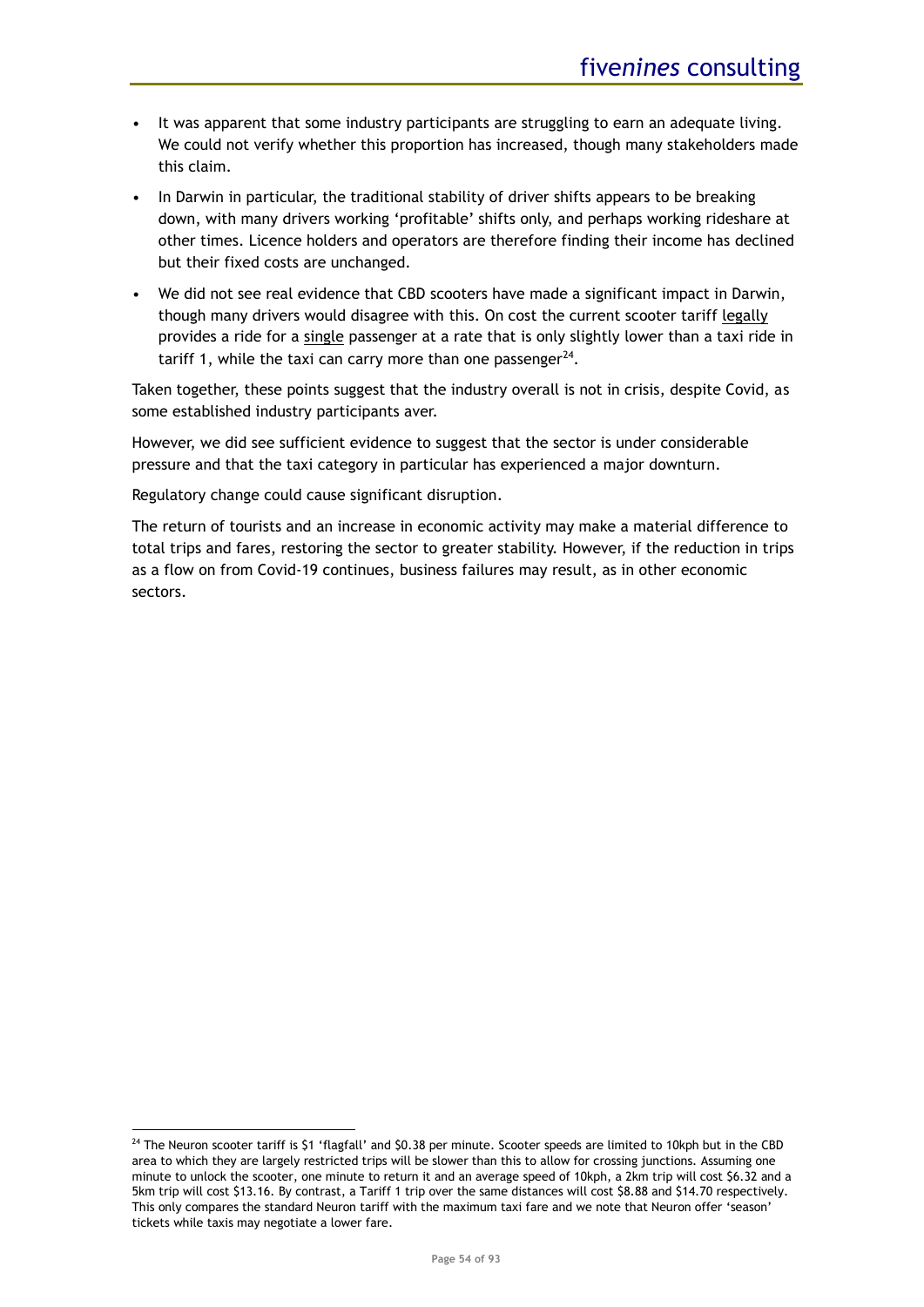- It was apparent that some industry participants are struggling to earn an adequate living. We could not verify whether this proportion has increased, though many stakeholders made this claim.
- In Darwin in particular, the traditional stability of driver shifts appears to be breaking down, with many drivers working 'profitable' shifts only, and perhaps working rideshare at other times. Licence holders and operators are therefore finding their income has declined but their fixed costs are unchanged.
- We did not see real evidence that CBD scooters have made a significant impact in Darwin, though many drivers would disagree with this. On cost the current scooter tariff legally provides a ride for a single passenger at a rate that is only slightly lower than a taxi ride in tariff 1, while the taxi can carry more than one passenger[24].

Taken together, these points suggest that the industry overall is not in crisis, despite Covid, as some established industry participants aver.

However, we did see sufficient evidence to suggest that the sector is under considerable pressure and that the taxi category in particular has experienced a major downturn.

Regulatory change could cause significant disruption.

The return of tourists and an increase in economic activity may make a material difference to total trips and fares, restoring the sector to greater stability. However, if the reduction in trips as a flow on from Covid-19 continues, business failures may result, as in other economic sectors.

---

[24] The Neuron scooter tariff is $1 'flagfall' and $0.38 per minute. Scooter speeds are limited to 10kph but in the CBD area to which they are largely restricted trips will be slower than this to allow for crossing junctions. Assuming one minute to unlock the scooter, one minute to return it and an average speed of 10kph, a 2km trip will cost $6.32 and a 5km trip will cost $13.16. By contrast, a Tariff 1 trip over the same distances will cost $8.88 and $14.70 respectively. This only compares the standard Neuron tariff with the maximum taxi fare and we note that Neuron offer 'season' tickets while taxis may negotiate a lower fare.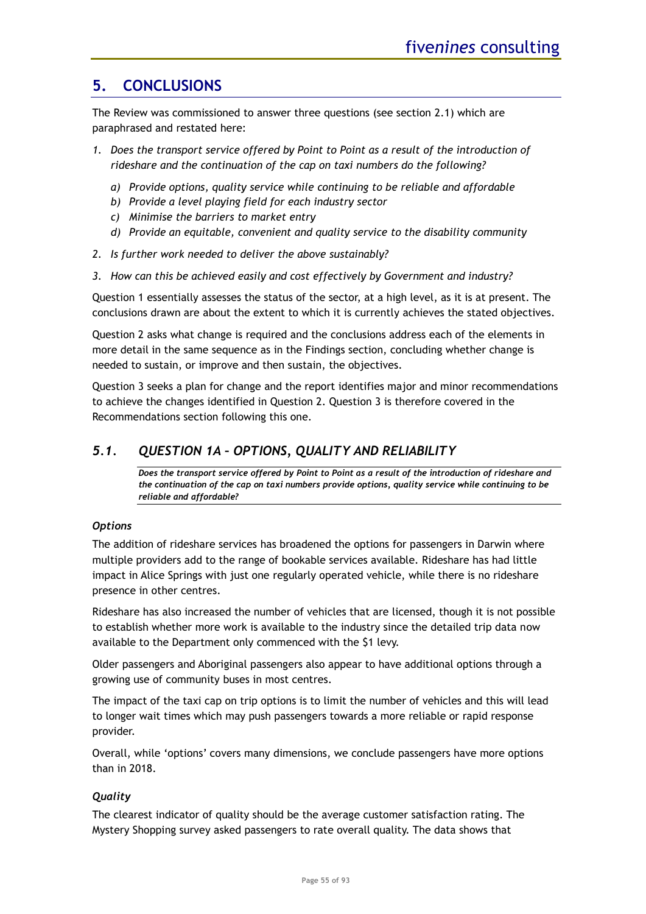## 5. CONCLUSIONS

The Review was commissioned to answer three questions (see section 2.1) which are paraphrased and restated here:

1. *Does the transport service offered by Point to Point as a result of the introduction of rideshare and the continuation of the cap on taxi numbers do the following?*
   a) *Provide options, quality service while continuing to be reliable and affordable*
   b) *Provide a level playing field for each industry sector*
   c) *Minimise the barriers to market entry*
   d) *Provide an equitable, convenient and quality service to the disability community*
2. *Is further work needed to deliver the above sustainably?*
3. *How can this be achieved easily and cost effectively by Government and industry?*

Question 1 essentially assesses the status of the sector, at a high level, as it is at present. The conclusions drawn are about the extent to which it is currently achieves the stated objectives.

Question 2 asks what change is required and the conclusions address each of the elements in more detail in the same sequence as in the Findings section, concluding whether change is needed to sustain, or improve and then sustain, the objectives.

Question 3 seeks a plan for change and the report identifies major and minor recommendations to achieve the changes identified in Question 2. Question 3 is therefore covered in the Recommendations section following this one.

### *5.1. QUESTION 1A – OPTIONS, QUALITY AND RELIABILITY*

***Does the transport service offered by Point to Point as a result of the introduction of rideshare and the continuation of the cap on taxi numbers provide options, quality service while continuing to be reliable and affordable?***

#### *Options*

The addition of rideshare services has broadened the options for passengers in Darwin where multiple providers add to the range of bookable services available. Rideshare has had little impact in Alice Springs with just one regularly operated vehicle, while there is no rideshare presence in other centres.

Rideshare has also increased the number of vehicles that are licensed, though it is not possible to establish whether more work is available to the industry since the detailed trip data now available to the Department only commenced with the $1 levy.

Older passengers and Aboriginal passengers also appear to have additional options through a growing use of community buses in most centres.

The impact of the taxi cap on trip options is to limit the number of vehicles and this will lead to longer wait times which may push passengers towards a more reliable or rapid response provider.

Overall, while 'options' covers many dimensions, we conclude passengers have more options than in 2018.

#### *Quality*

The clearest indicator of quality should be the average customer satisfaction rating. The Mystery Shopping survey asked passengers to rate overall quality. The data shows that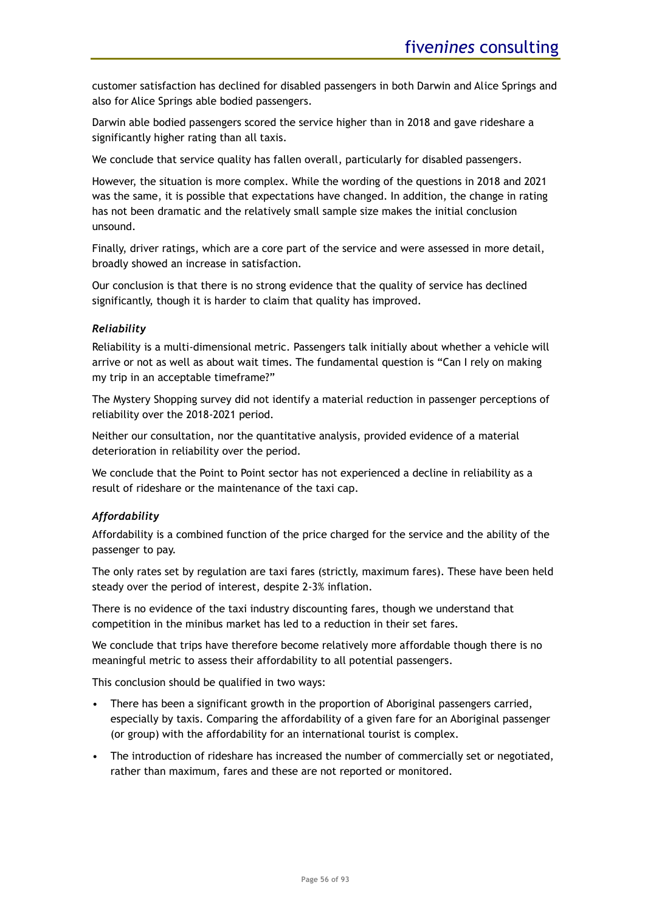customer satisfaction has declined for disabled passengers in both Darwin and Alice Springs and also for Alice Springs able bodied passengers.

Darwin able bodied passengers scored the service higher than in 2018 and gave rideshare a significantly higher rating than all taxis.

We conclude that service quality has fallen overall, particularly for disabled passengers.

However, the situation is more complex. While the wording of the questions in 2018 and 2021 was the same, it is possible that expectations have changed. In addition, the change in rating has not been dramatic and the relatively small sample size makes the initial conclusion unsound.

Finally, driver ratings, which are a core part of the service and were assessed in more detail, broadly showed an increase in satisfaction.

Our conclusion is that there is no strong evidence that the quality of service has declined significantly, though it is harder to claim that quality has improved.

***Reliability***

Reliability is a multi-dimensional metric. Passengers talk initially about whether a vehicle will arrive or not as well as about wait times. The fundamental question is "Can I rely on making my trip in an acceptable timeframe?"

The Mystery Shopping survey did not identify a material reduction in passenger perceptions of reliability over the 2018-2021 period.

Neither our consultation, nor the quantitative analysis, provided evidence of a material deterioration in reliability over the period.

We conclude that the Point to Point sector has not experienced a decline in reliability as a result of rideshare or the maintenance of the taxi cap.

***Affordability***

Affordability is a combined function of the price charged for the service and the ability of the passenger to pay.

The only rates set by regulation are taxi fares (strictly, maximum fares). These have been held steady over the period of interest, despite 2-3% inflation.

There is no evidence of the taxi industry discounting fares, though we understand that competition in the minibus market has led to a reduction in their set fares.

We conclude that trips have therefore become relatively more affordable though there is no meaningful metric to assess their affordability to all potential passengers.

This conclusion should be qualified in two ways:

- There has been a significant growth in the proportion of Aboriginal passengers carried, especially by taxis. Comparing the affordability of a given fare for an Aboriginal passenger (or group) with the affordability for an international tourist is complex.
- The introduction of rideshare has increased the number of commercially set or negotiated, rather than maximum, fares and these are not reported or monitored.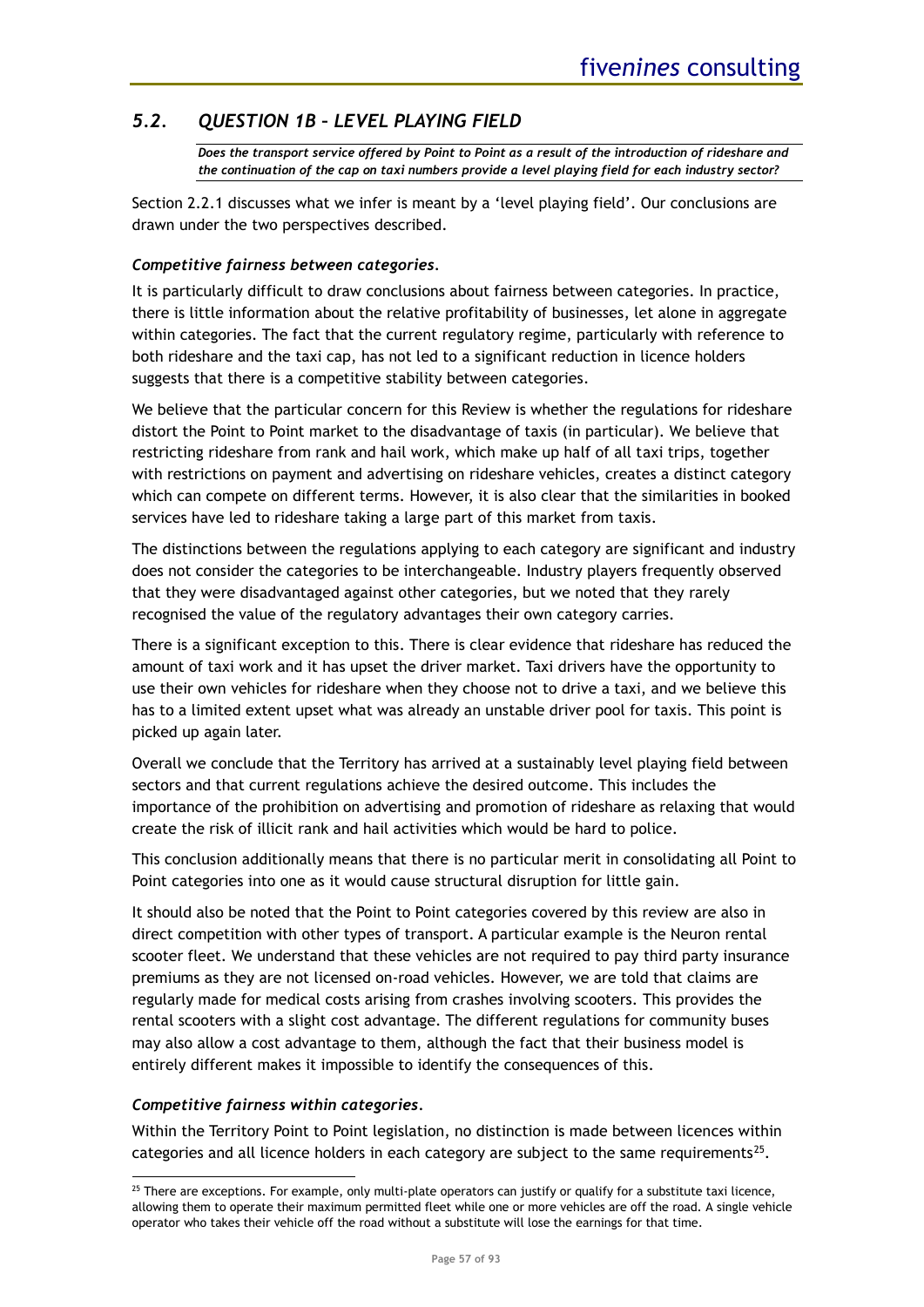## 5.2. QUESTION 1B – LEVEL PLAYING FIELD

*Does the transport service offered by Point to Point as a result of the introduction of rideshare and the continuation of the cap on taxi numbers provide a level playing field for each industry sector?*

Section 2.2.1 discusses what we infer is meant by a 'level playing field'. Our conclusions are drawn under the two perspectives described.

***Competitive fairness between categories.***

It is particularly difficult to draw conclusions about fairness between categories. In practice, there is little information about the relative profitability of businesses, let alone in aggregate within categories. The fact that the current regulatory regime, particularly with reference to both rideshare and the taxi cap, has not led to a significant reduction in licence holders suggests that there is a competitive stability between categories.

We believe that the particular concern for this Review is whether the regulations for rideshare distort the Point to Point market to the disadvantage of taxis (in particular). We believe that restricting rideshare from rank and hail work, which make up half of all taxi trips, together with restrictions on payment and advertising on rideshare vehicles, creates a distinct category which can compete on different terms. However, it is also clear that the similarities in booked services have led to rideshare taking a large part of this market from taxis.

The distinctions between the regulations applying to each category are significant and industry does not consider the categories to be interchangeable. Industry players frequently observed that they were disadvantaged against other categories, but we noted that they rarely recognised the value of the regulatory advantages their own category carries.

There is a significant exception to this. There is clear evidence that rideshare has reduced the amount of taxi work and it has upset the driver market. Taxi drivers have the opportunity to use their own vehicles for rideshare when they choose not to drive a taxi, and we believe this has to a limited extent upset what was already an unstable driver pool for taxis. This point is picked up again later.

Overall we conclude that the Territory has arrived at a sustainably level playing field between sectors and that current regulations achieve the desired outcome. This includes the importance of the prohibition on advertising and promotion of rideshare as relaxing that would create the risk of illicit rank and hail activities which would be hard to police.

This conclusion additionally means that there is no particular merit in consolidating all Point to Point categories into one as it would cause structural disruption for little gain.

It should also be noted that the Point to Point categories covered by this review are also in direct competition with other types of transport. A particular example is the Neuron rental scooter fleet. We understand that these vehicles are not required to pay third party insurance premiums as they are not licensed on-road vehicles. However, we are told that claims are regularly made for medical costs arising from crashes involving scooters. This provides the rental scooters with a slight cost advantage. The different regulations for community buses may also allow a cost advantage to them, although the fact that their business model is entirely different makes it impossible to identify the consequences of this.

***Competitive fairness within categories.***

Within the Territory Point to Point legislation, no distinction is made between licences within categories and all licence holders in each category are subject to the same requirements[25].

[25] There are exceptions. For example, only multi-plate operators can justify or qualify for a substitute taxi licence, allowing them to operate their maximum permitted fleet while one or more vehicles are off the road. A single vehicle operator who takes their vehicle off the road without a substitute will lose the earnings for that time.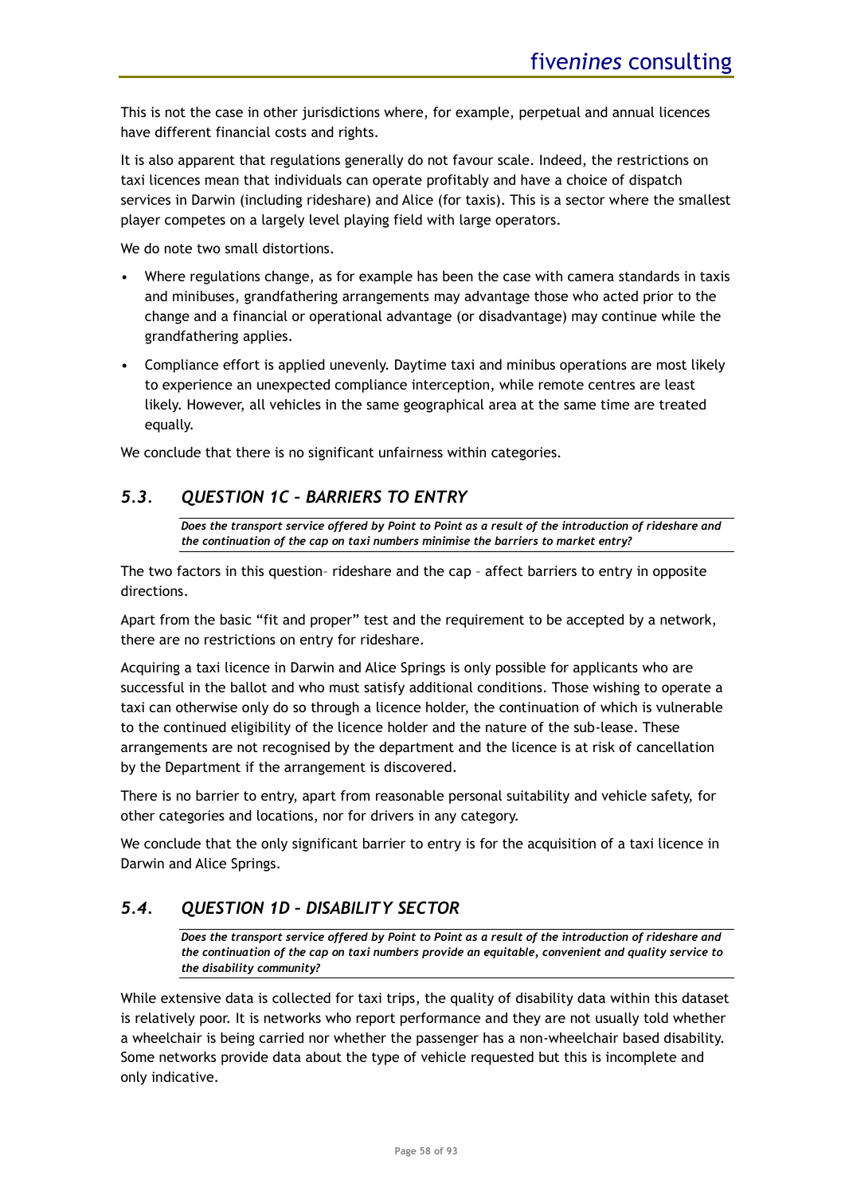This is not the case in other jurisdictions where, for example, perpetual and annual licences have different financial costs and rights.

It is also apparent that regulations generally do not favour scale. Indeed, the restrictions on taxi licences mean that individuals can operate profitably and have a choice of dispatch services in Darwin (including rideshare) and Alice (for taxis). This is a sector where the smallest player competes on a largely level playing field with large operators.

We do note two small distortions.

- Where regulations change, as for example has been the case with camera standards in taxis and minibuses, grandfathering arrangements may advantage those who acted prior to the change and a financial or operational advantage (or disadvantage) may continue while the grandfathering applies.
- Compliance effort is applied unevenly. Daytime taxi and minibus operations are most likely to experience an unexpected compliance interception, while remote centres are least likely. However, all vehicles in the same geographical area at the same time are treated equally.

We conclude that there is no significant unfairness within categories.

## *5.3. QUESTION 1C – BARRIERS TO ENTRY*

***Does the transport service offered by Point to Point as a result of the introduction of rideshare and the continuation of the cap on taxi numbers minimise the barriers to market entry?***

The two factors in this question– rideshare and the cap – affect barriers to entry in opposite directions.

Apart from the basic "fit and proper" test and the requirement to be accepted by a network, there are no restrictions on entry for rideshare.

Acquiring a taxi licence in Darwin and Alice Springs is only possible for applicants who are successful in the ballot and who must satisfy additional conditions. Those wishing to operate a taxi can otherwise only do so through a licence holder, the continuation of which is vulnerable to the continued eligibility of the licence holder and the nature of the sub-lease. These arrangements are not recognised by the department and the licence is at risk of cancellation by the Department if the arrangement is discovered.

There is no barrier to entry, apart from reasonable personal suitability and vehicle safety, for other categories and locations, nor for drivers in any category.

We conclude that the only significant barrier to entry is for the acquisition of a taxi licence in Darwin and Alice Springs.

## *5.4. QUESTION 1D – DISABILITY SECTOR*

***Does the transport service offered by Point to Point as a result of the introduction of rideshare and the continuation of the cap on taxi numbers provide an equitable, convenient and quality service to the disability community?***

While extensive data is collected for taxi trips, the quality of disability data within this dataset is relatively poor. It is networks who report performance and they are not usually told whether a wheelchair is being carried nor whether the passenger has a non-wheelchair based disability. Some networks provide data about the type of vehicle requested but this is incomplete and only indicative.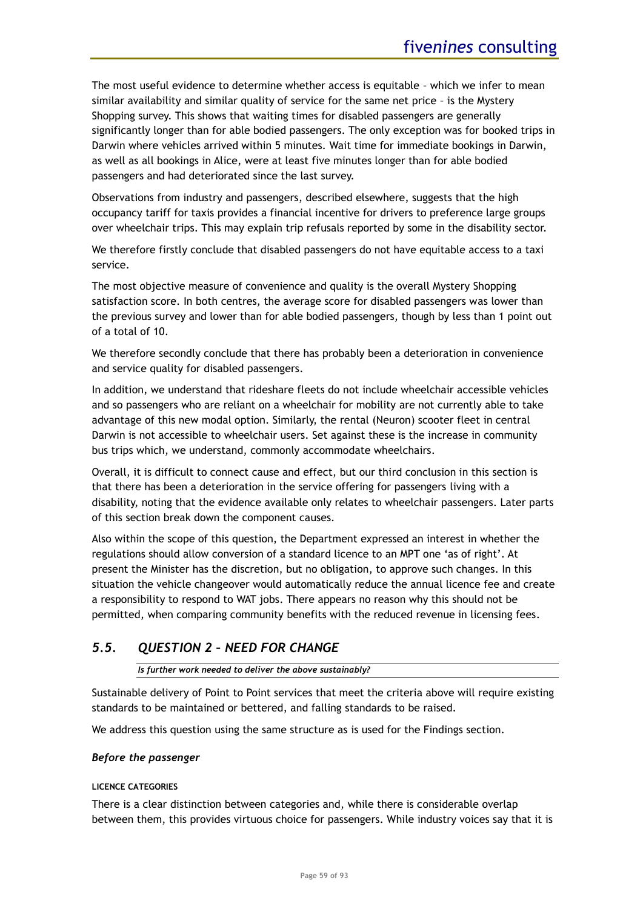The most useful evidence to determine whether access is equitable – which we infer to mean similar availability and similar quality of service for the same net price – is the Mystery Shopping survey. This shows that waiting times for disabled passengers are generally significantly longer than for able bodied passengers. The only exception was for booked trips in Darwin where vehicles arrived within 5 minutes. Wait time for immediate bookings in Darwin, as well as all bookings in Alice, were at least five minutes longer than for able bodied passengers and had deteriorated since the last survey.

Observations from industry and passengers, described elsewhere, suggests that the high occupancy tariff for taxis provides a financial incentive for drivers to preference large groups over wheelchair trips. This may explain trip refusals reported by some in the disability sector.

We therefore firstly conclude that disabled passengers do not have equitable access to a taxi service.

The most objective measure of convenience and quality is the overall Mystery Shopping satisfaction score. In both centres, the average score for disabled passengers was lower than the previous survey and lower than for able bodied passengers, though by less than 1 point out of a total of 10.

We therefore secondly conclude that there has probably been a deterioration in convenience and service quality for disabled passengers.

In addition, we understand that rideshare fleets do not include wheelchair accessible vehicles and so passengers who are reliant on a wheelchair for mobility are not currently able to take advantage of this new modal option. Similarly, the rental (Neuron) scooter fleet in central Darwin is not accessible to wheelchair users. Set against these is the increase in community bus trips which, we understand, commonly accommodate wheelchairs.

Overall, it is difficult to connect cause and effect, but our third conclusion in this section is that there has been a deterioration in the service offering for passengers living with a disability, noting that the evidence available only relates to wheelchair passengers. Later parts of this section break down the component causes.

Also within the scope of this question, the Department expressed an interest in whether the regulations should allow conversion of a standard licence to an MPT one 'as of right'. At present the Minister has the discretion, but no obligation, to approve such changes. In this situation the vehicle changeover would automatically reduce the annual licence fee and create a responsibility to respond to WAT jobs. There appears no reason why this should not be permitted, when comparing community benefits with the reduced revenue in licensing fees.

## *5.5. QUESTION 2 – NEED FOR CHANGE*

***Is further work needed to deliver the above sustainably?***

Sustainable delivery of Point to Point services that meet the criteria above will require existing standards to be maintained or bettered, and falling standards to be raised.

We address this question using the same structure as is used for the Findings section.

### *Before the passenger*

#### LICENCE CATEGORIES

There is a clear distinction between categories and, while there is considerable overlap between them, this provides virtuous choice for passengers. While industry voices say that it is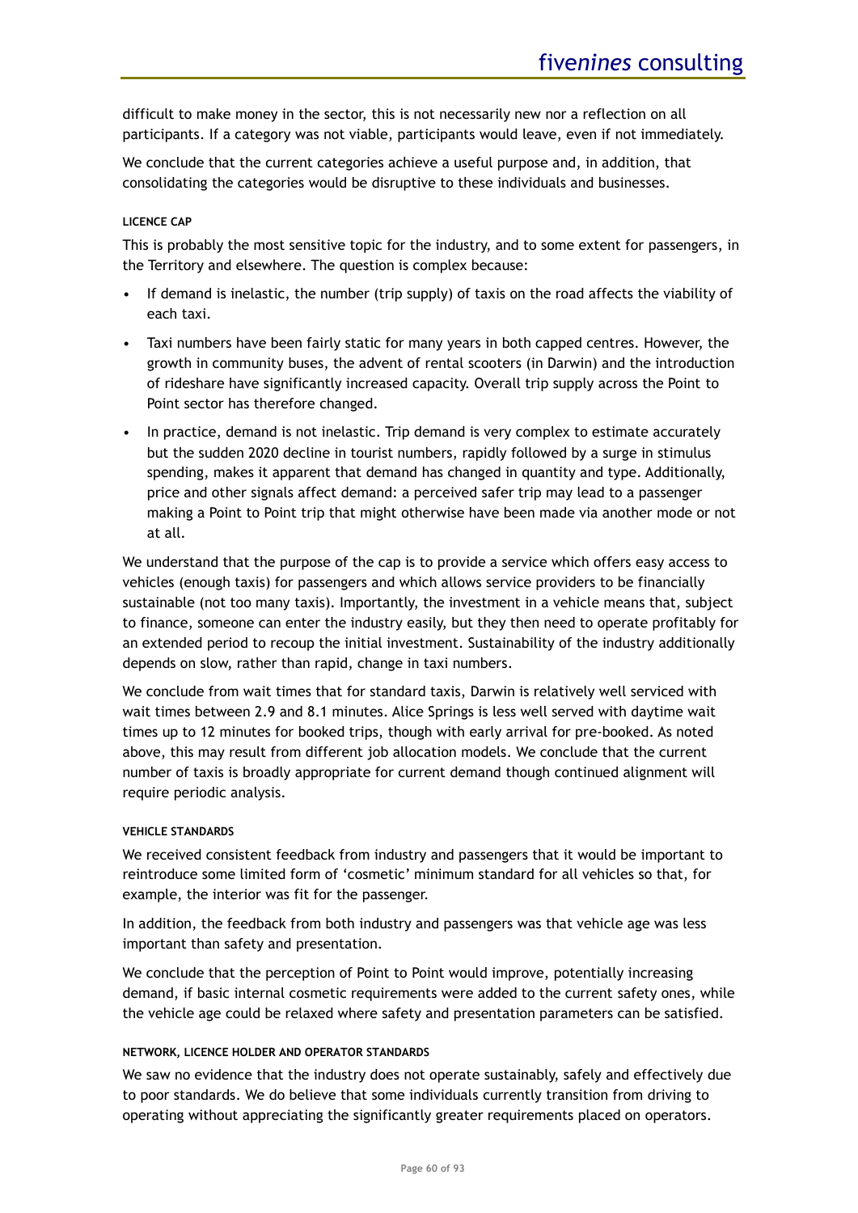difficult to make money in the sector, this is not necessarily new nor a reflection on all participants. If a category was not viable, participants would leave, even if not immediately.

We conclude that the current categories achieve a useful purpose and, in addition, that consolidating the categories would be disruptive to these individuals and businesses.

#### LICENCE CAP

This is probably the most sensitive topic for the industry, and to some extent for passengers, in the Territory and elsewhere. The question is complex because:

- If demand is inelastic, the number (trip supply) of taxis on the road affects the viability of each taxi.
- Taxi numbers have been fairly static for many years in both capped centres. However, the growth in community buses, the advent of rental scooters (in Darwin) and the introduction of rideshare have significantly increased capacity. Overall trip supply across the Point to Point sector has therefore changed.
- In practice, demand is not inelastic. Trip demand is very complex to estimate accurately but the sudden 2020 decline in tourist numbers, rapidly followed by a surge in stimulus spending, makes it apparent that demand has changed in quantity and type. Additionally, price and other signals affect demand: a perceived safer trip may lead to a passenger making a Point to Point trip that might otherwise have been made via another mode or not at all.

We understand that the purpose of the cap is to provide a service which offers easy access to vehicles (enough taxis) for passengers and which allows service providers to be financially sustainable (not too many taxis). Importantly, the investment in a vehicle means that, subject to finance, someone can enter the industry easily, but they then need to operate profitably for an extended period to recoup the initial investment. Sustainability of the industry additionally depends on slow, rather than rapid, change in taxi numbers.

We conclude from wait times that for standard taxis, Darwin is relatively well serviced with wait times between 2.9 and 8.1 minutes. Alice Springs is less well served with daytime wait times up to 12 minutes for booked trips, though with early arrival for pre-booked. As noted above, this may result from different job allocation models. We conclude that the current number of taxis is broadly appropriate for current demand though continued alignment will require periodic analysis.

#### VEHICLE STANDARDS

We received consistent feedback from industry and passengers that it would be important to reintroduce some limited form of 'cosmetic' minimum standard for all vehicles so that, for example, the interior was fit for the passenger.

In addition, the feedback from both industry and passengers was that vehicle age was less important than safety and presentation.

We conclude that the perception of Point to Point would improve, potentially increasing demand, if basic internal cosmetic requirements were added to the current safety ones, while the vehicle age could be relaxed where safety and presentation parameters can be satisfied.

#### NETWORK, LICENCE HOLDER AND OPERATOR STANDARDS

We saw no evidence that the industry does not operate sustainably, safely and effectively due to poor standards. We do believe that some individuals currently transition from driving to operating without appreciating the significantly greater requirements placed on operators.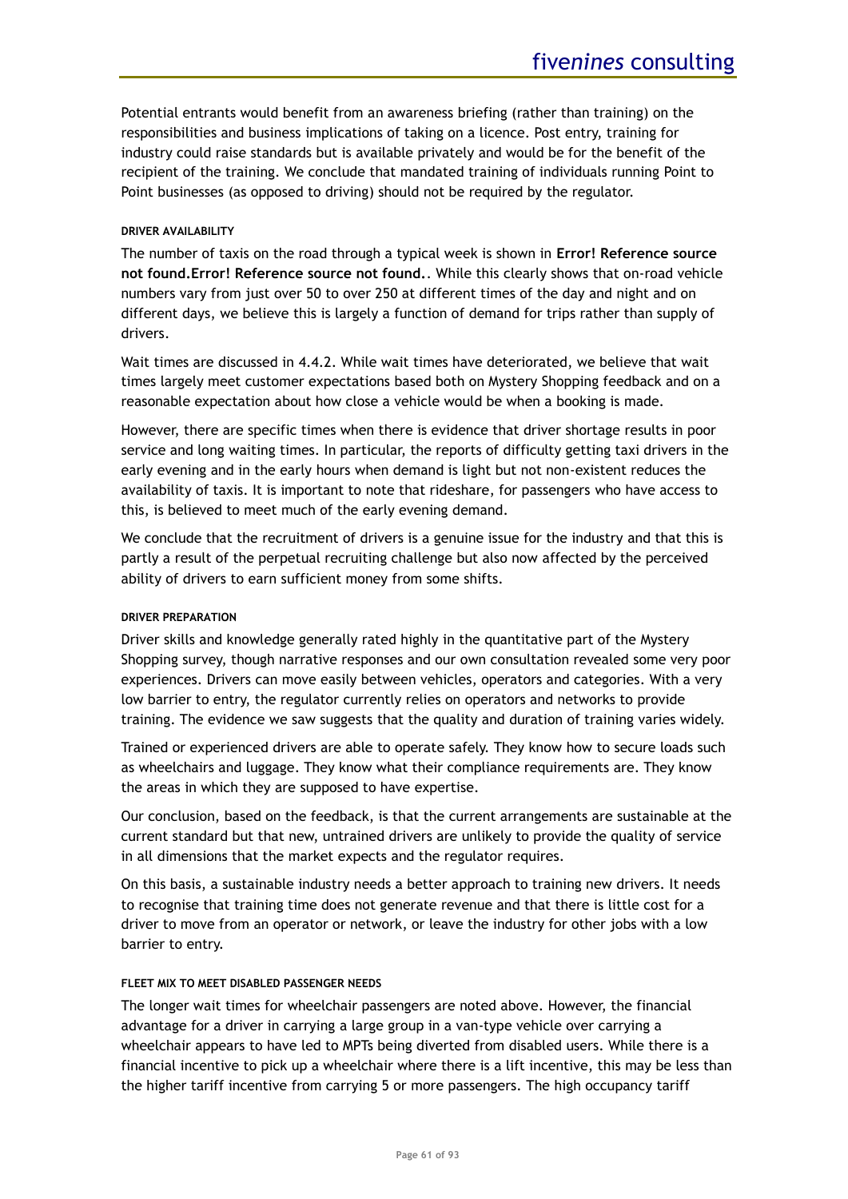Potential entrants would benefit from an awareness briefing (rather than training) on the responsibilities and business implications of taking on a licence. Post entry, training for industry could raise standards but is available privately and would be for the benefit of the recipient of the training. We conclude that mandated training of individuals running Point to Point businesses (as opposed to driving) should not be required by the regulator.

#### DRIVER AVAILABILITY

The number of taxis on the road through a typical week is shown in **Error! Reference source not found.Error! Reference source not found.**. While this clearly shows that on-road vehicle numbers vary from just over 50 to over 250 at different times of the day and night and on different days, we believe this is largely a function of demand for trips rather than supply of drivers.

Wait times are discussed in 4.4.2. While wait times have deteriorated, we believe that wait times largely meet customer expectations based both on Mystery Shopping feedback and on a reasonable expectation about how close a vehicle would be when a booking is made.

However, there are specific times when there is evidence that driver shortage results in poor service and long waiting times. In particular, the reports of difficulty getting taxi drivers in the early evening and in the early hours when demand is light but not non-existent reduces the availability of taxis. It is important to note that rideshare, for passengers who have access to this, is believed to meet much of the early evening demand.

We conclude that the recruitment of drivers is a genuine issue for the industry and that this is partly a result of the perpetual recruiting challenge but also now affected by the perceived ability of drivers to earn sufficient money from some shifts.

#### DRIVER PREPARATION

Driver skills and knowledge generally rated highly in the quantitative part of the Mystery Shopping survey, though narrative responses and our own consultation revealed some very poor experiences. Drivers can move easily between vehicles, operators and categories. With a very low barrier to entry, the regulator currently relies on operators and networks to provide training. The evidence we saw suggests that the quality and duration of training varies widely.

Trained or experienced drivers are able to operate safely. They know how to secure loads such as wheelchairs and luggage. They know what their compliance requirements are. They know the areas in which they are supposed to have expertise.

Our conclusion, based on the feedback, is that the current arrangements are sustainable at the current standard but that new, untrained drivers are unlikely to provide the quality of service in all dimensions that the market expects and the regulator requires.

On this basis, a sustainable industry needs a better approach to training new drivers. It needs to recognise that training time does not generate revenue and that there is little cost for a driver to move from an operator or network, or leave the industry for other jobs with a low barrier to entry.

#### FLEET MIX TO MEET DISABLED PASSENGER NEEDS

The longer wait times for wheelchair passengers are noted above. However, the financial advantage for a driver in carrying a large group in a van-type vehicle over carrying a wheelchair appears to have led to MPTs being diverted from disabled users. While there is a financial incentive to pick up a wheelchair where there is a lift incentive, this may be less than the higher tariff incentive from carrying 5 or more passengers. The high occupancy tariff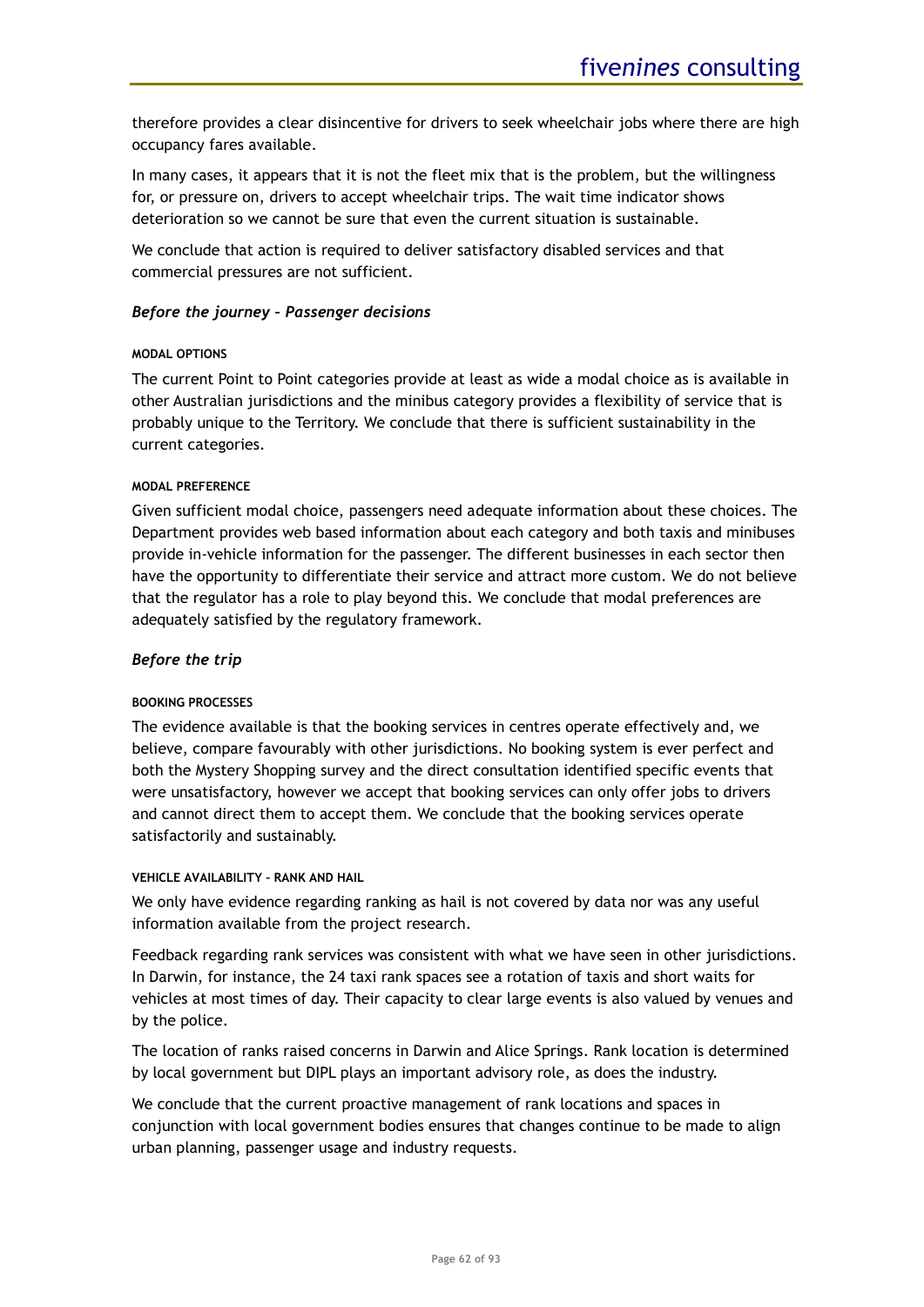therefore provides a clear disincentive for drivers to seek wheelchair jobs where there are high occupancy fares available.

In many cases, it appears that it is not the fleet mix that is the problem, but the willingness for, or pressure on, drivers to accept wheelchair trips. The wait time indicator shows deterioration so we cannot be sure that even the current situation is sustainable.

We conclude that action is required to deliver satisfactory disabled services and that commercial pressures are not sufficient.

### *Before the journey – Passenger decisions*

#### MODAL OPTIONS

The current Point to Point categories provide at least as wide a modal choice as is available in other Australian jurisdictions and the minibus category provides a flexibility of service that is probably unique to the Territory. We conclude that there is sufficient sustainability in the current categories.

#### MODAL PREFERENCE

Given sufficient modal choice, passengers need adequate information about these choices. The Department provides web based information about each category and both taxis and minibuses provide in-vehicle information for the passenger. The different businesses in each sector then have the opportunity to differentiate their service and attract more custom. We do not believe that the regulator has a role to play beyond this. We conclude that modal preferences are adequately satisfied by the regulatory framework.

### *Before the trip*

#### BOOKING PROCESSES

The evidence available is that the booking services in centres operate effectively and, we believe, compare favourably with other jurisdictions. No booking system is ever perfect and both the Mystery Shopping survey and the direct consultation identified specific events that were unsatisfactory, however we accept that booking services can only offer jobs to drivers and cannot direct them to accept them. We conclude that the booking services operate satisfactorily and sustainably.

#### VEHICLE AVAILABILITY – RANK AND HAIL

We only have evidence regarding ranking as hail is not covered by data nor was any useful information available from the project research.

Feedback regarding rank services was consistent with what we have seen in other jurisdictions. In Darwin, for instance, the 24 taxi rank spaces see a rotation of taxis and short waits for vehicles at most times of day. Their capacity to clear large events is also valued by venues and by the police.

The location of ranks raised concerns in Darwin and Alice Springs. Rank location is determined by local government but DIPL plays an important advisory role, as does the industry.

We conclude that the current proactive management of rank locations and spaces in conjunction with local government bodies ensures that changes continue to be made to align urban planning, passenger usage and industry requests.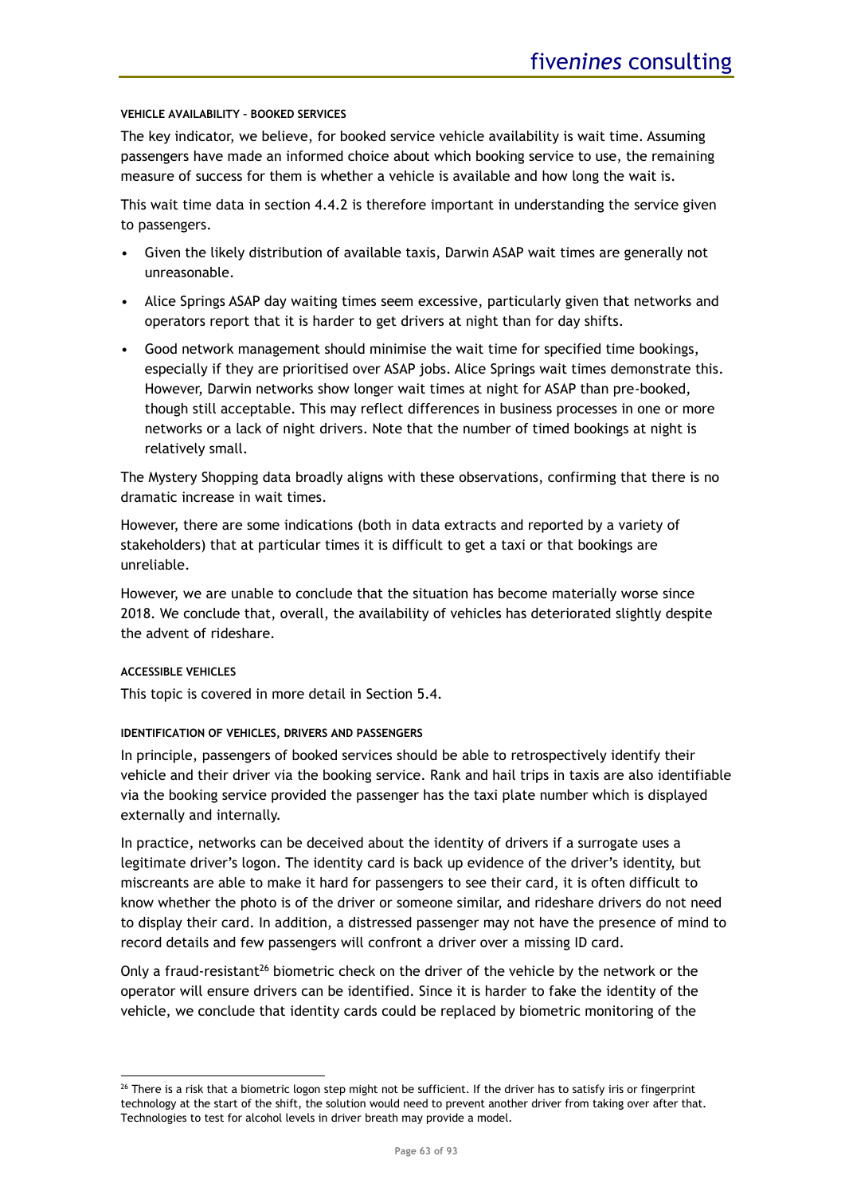#### VEHICLE AVAILABILITY – BOOKED SERVICES

The key indicator, we believe, for booked service vehicle availability is wait time. Assuming passengers have made an informed choice about which booking service to use, the remaining measure of success for them is whether a vehicle is available and how long the wait is.

This wait time data in section 4.4.2 is therefore important in understanding the service given to passengers.

- Given the likely distribution of available taxis, Darwin ASAP wait times are generally not unreasonable.
- Alice Springs ASAP day waiting times seem excessive, particularly given that networks and operators report that it is harder to get drivers at night than for day shifts.
- Good network management should minimise the wait time for specified time bookings, especially if they are prioritised over ASAP jobs. Alice Springs wait times demonstrate this. However, Darwin networks show longer wait times at night for ASAP than pre-booked, though still acceptable. This may reflect differences in business processes in one or more networks or a lack of night drivers. Note that the number of timed bookings at night is relatively small.

The Mystery Shopping data broadly aligns with these observations, confirming that there is no dramatic increase in wait times.

However, there are some indications (both in data extracts and reported by a variety of stakeholders) that at particular times it is difficult to get a taxi or that bookings are unreliable.

However, we are unable to conclude that the situation has become materially worse since 2018. We conclude that, overall, the availability of vehicles has deteriorated slightly despite the advent of rideshare.

#### ACCESSIBLE VEHICLES

This topic is covered in more detail in Section 5.4.

#### IDENTIFICATION OF VEHICLES, DRIVERS AND PASSENGERS

In principle, passengers of booked services should be able to retrospectively identify their vehicle and their driver via the booking service. Rank and hail trips in taxis are also identifiable via the booking service provided the passenger has the taxi plate number which is displayed externally and internally.

In practice, networks can be deceived about the identity of drivers if a surrogate uses a legitimate driver's logon. The identity card is back up evidence of the driver's identity, but miscreants are able to make it hard for passengers to see their card, it is often difficult to know whether the photo is of the driver or someone similar, and rideshare drivers do not need to display their card. In addition, a distressed passenger may not have the presence of mind to record details and few passengers will confront a driver over a missing ID card.

Only a fraud-resistant[26] biometric check on the driver of the vehicle by the network or the operator will ensure drivers can be identified. Since it is harder to fake the identity of the vehicle, we conclude that identity cards could be replaced by biometric monitoring of the

[26] There is a risk that a biometric logon step might not be sufficient. If the driver has to satisfy iris or fingerprint technology at the start of the shift, the solution would need to prevent another driver from taking over after that. Technologies to test for alcohol levels in driver breath may provide a model.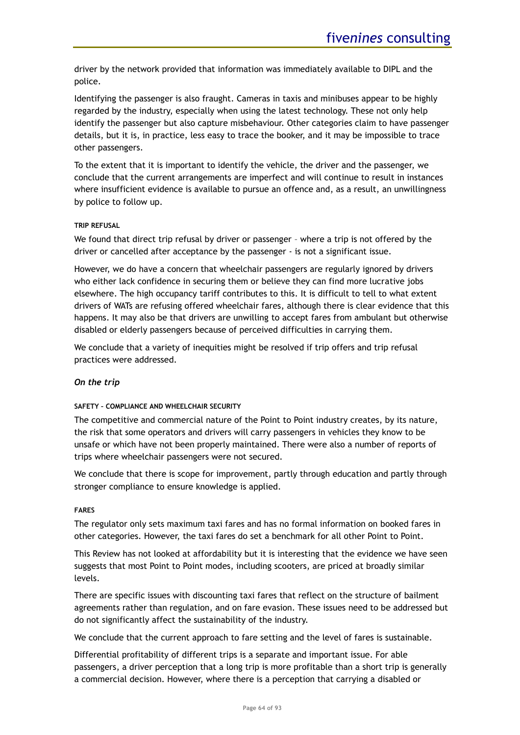driver by the network provided that information was immediately available to DIPL and the police.

Identifying the passenger is also fraught. Cameras in taxis and minibuses appear to be highly regarded by the industry, especially when using the latest technology. These not only help identify the passenger but also capture misbehaviour. Other categories claim to have passenger details, but it is, in practice, less easy to trace the booker, and it may be impossible to trace other passengers.

To the extent that it is important to identify the vehicle, the driver and the passenger, we conclude that the current arrangements are imperfect and will continue to result in instances where insufficient evidence is available to pursue an offence and, as a result, an unwillingness by police to follow up.

#### TRIP REFUSAL

We found that direct trip refusal by driver or passenger – where a trip is not offered by the driver or cancelled after acceptance by the passenger - is not a significant issue.

However, we do have a concern that wheelchair passengers are regularly ignored by drivers who either lack confidence in securing them or believe they can find more lucrative jobs elsewhere. The high occupancy tariff contributes to this. It is difficult to tell to what extent drivers of WATs are refusing offered wheelchair fares, although there is clear evidence that this happens. It may also be that drivers are unwilling to accept fares from ambulant but otherwise disabled or elderly passengers because of perceived difficulties in carrying them.

We conclude that a variety of inequities might be resolved if trip offers and trip refusal practices were addressed.

### *On the trip*

#### SAFETY – COMPLIANCE AND WHEELCHAIR SECURITY

The competitive and commercial nature of the Point to Point industry creates, by its nature, the risk that some operators and drivers will carry passengers in vehicles they know to be unsafe or which have not been properly maintained. There were also a number of reports of trips where wheelchair passengers were not secured.

We conclude that there is scope for improvement, partly through education and partly through stronger compliance to ensure knowledge is applied.

#### FARES

The regulator only sets maximum taxi fares and has no formal information on booked fares in other categories. However, the taxi fares do set a benchmark for all other Point to Point.

This Review has not looked at affordability but it is interesting that the evidence we have seen suggests that most Point to Point modes, including scooters, are priced at broadly similar levels.

There are specific issues with discounting taxi fares that reflect on the structure of bailment agreements rather than regulation, and on fare evasion. These issues need to be addressed but do not significantly affect the sustainability of the industry.

We conclude that the current approach to fare setting and the level of fares is sustainable.

Differential profitability of different trips is a separate and important issue. For able passengers, a driver perception that a long trip is more profitable than a short trip is generally a commercial decision. However, where there is a perception that carrying a disabled or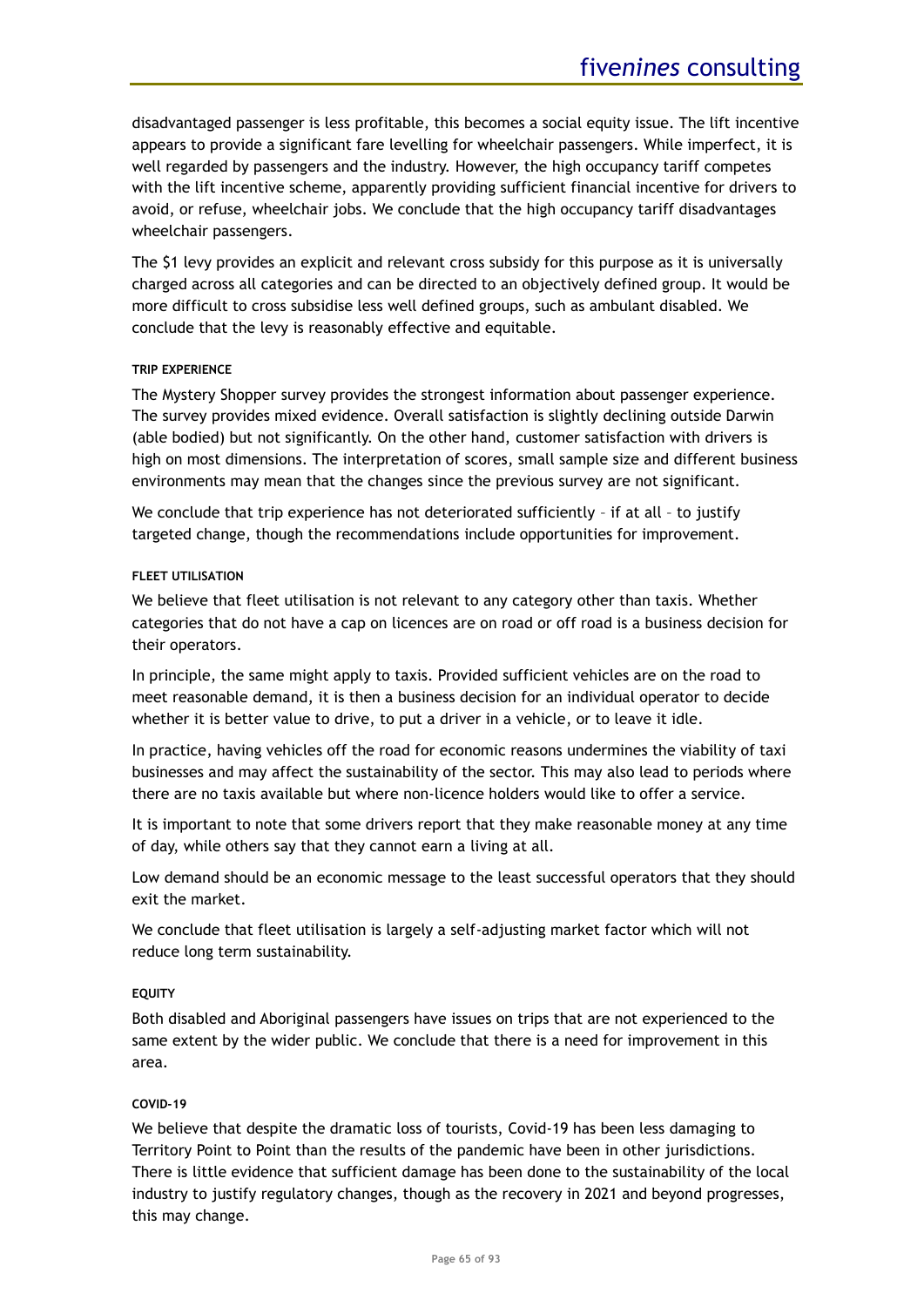disadvantaged passenger is less profitable, this becomes a social equity issue. The lift incentive appears to provide a significant fare levelling for wheelchair passengers. While imperfect, it is well regarded by passengers and the industry. However, the high occupancy tariff competes with the lift incentive scheme, apparently providing sufficient financial incentive for drivers to avoid, or refuse, wheelchair jobs. We conclude that the high occupancy tariff disadvantages wheelchair passengers.

The $1 levy provides an explicit and relevant cross subsidy for this purpose as it is universally charged across all categories and can be directed to an objectively defined group. It would be more difficult to cross subsidise less well defined groups, such as ambulant disabled. We conclude that the levy is reasonably effective and equitable.

#### TRIP EXPERIENCE

The Mystery Shopper survey provides the strongest information about passenger experience. The survey provides mixed evidence. Overall satisfaction is slightly declining outside Darwin (able bodied) but not significantly. On the other hand, customer satisfaction with drivers is high on most dimensions. The interpretation of scores, small sample size and different business environments may mean that the changes since the previous survey are not significant.

We conclude that trip experience has not deteriorated sufficiently – if at all – to justify targeted change, though the recommendations include opportunities for improvement.

#### FLEET UTILISATION

We believe that fleet utilisation is not relevant to any category other than taxis. Whether categories that do not have a cap on licences are on road or off road is a business decision for their operators.

In principle, the same might apply to taxis. Provided sufficient vehicles are on the road to meet reasonable demand, it is then a business decision for an individual operator to decide whether it is better value to drive, to put a driver in a vehicle, or to leave it idle.

In practice, having vehicles off the road for economic reasons undermines the viability of taxi businesses and may affect the sustainability of the sector. This may also lead to periods where there are no taxis available but where non-licence holders would like to offer a service.

It is important to note that some drivers report that they make reasonable money at any time of day, while others say that they cannot earn a living at all.

Low demand should be an economic message to the least successful operators that they should exit the market.

We conclude that fleet utilisation is largely a self-adjusting market factor which will not reduce long term sustainability.

#### EQUITY

Both disabled and Aboriginal passengers have issues on trips that are not experienced to the same extent by the wider public. We conclude that there is a need for improvement in this area.

#### COVID-19

We believe that despite the dramatic loss of tourists, Covid-19 has been less damaging to Territory Point to Point than the results of the pandemic have been in other jurisdictions. There is little evidence that sufficient damage has been done to the sustainability of the local industry to justify regulatory changes, though as the recovery in 2021 and beyond progresses, this may change.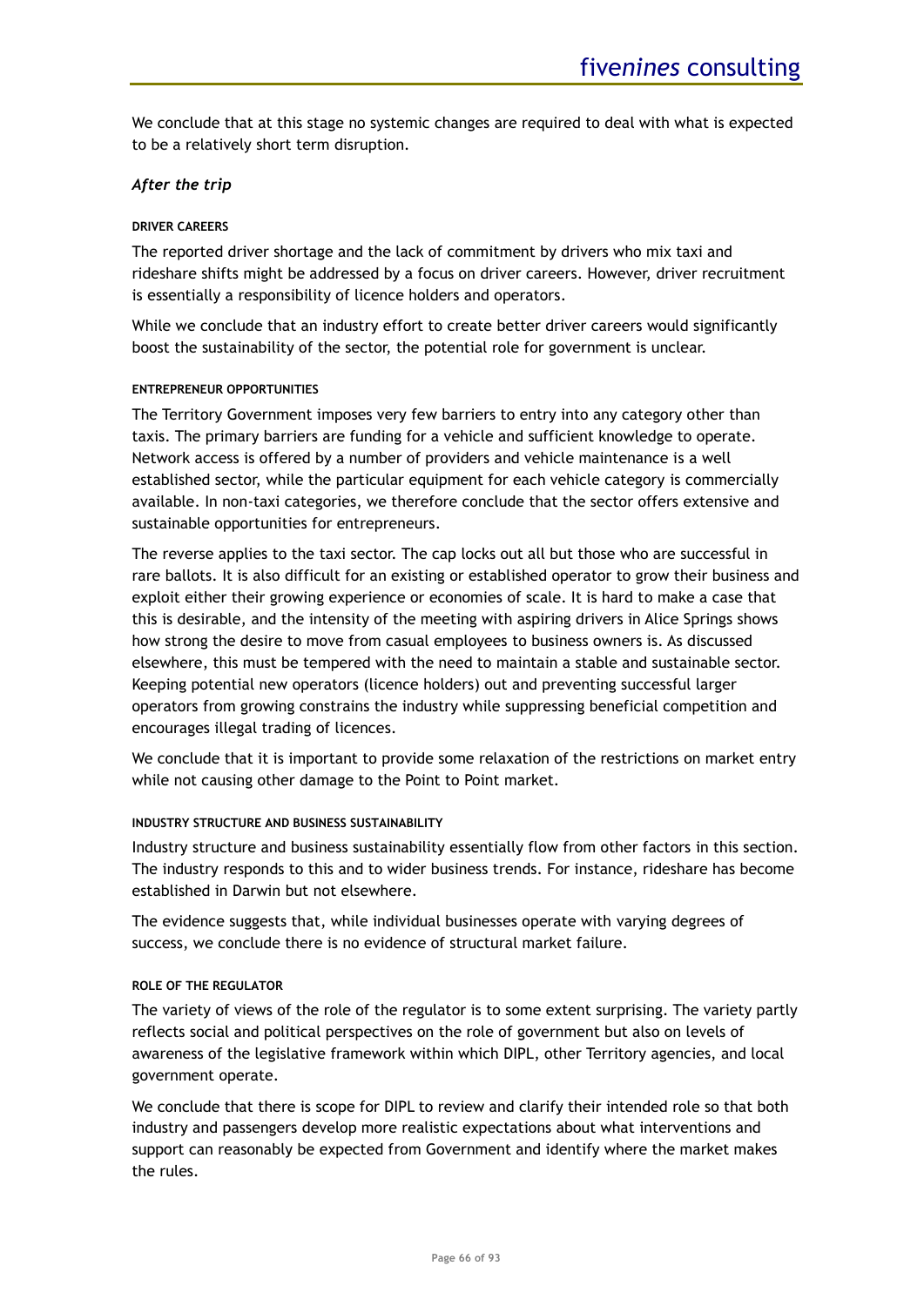We conclude that at this stage no systemic changes are required to deal with what is expected to be a relatively short term disruption.

### *After the trip*

#### DRIVER CAREERS

The reported driver shortage and the lack of commitment by drivers who mix taxi and rideshare shifts might be addressed by a focus on driver careers. However, driver recruitment is essentially a responsibility of licence holders and operators.

While we conclude that an industry effort to create better driver careers would significantly boost the sustainability of the sector, the potential role for government is unclear.

#### ENTREPRENEUR OPPORTUNITIES

The Territory Government imposes very few barriers to entry into any category other than taxis. The primary barriers are funding for a vehicle and sufficient knowledge to operate. Network access is offered by a number of providers and vehicle maintenance is a well established sector, while the particular equipment for each vehicle category is commercially available. In non-taxi categories, we therefore conclude that the sector offers extensive and sustainable opportunities for entrepreneurs.

The reverse applies to the taxi sector. The cap locks out all but those who are successful in rare ballots. It is also difficult for an existing or established operator to grow their business and exploit either their growing experience or economies of scale. It is hard to make a case that this is desirable, and the intensity of the meeting with aspiring drivers in Alice Springs shows how strong the desire to move from casual employees to business owners is. As discussed elsewhere, this must be tempered with the need to maintain a stable and sustainable sector. Keeping potential new operators (licence holders) out and preventing successful larger operators from growing constrains the industry while suppressing beneficial competition and encourages illegal trading of licences.

We conclude that it is important to provide some relaxation of the restrictions on market entry while not causing other damage to the Point to Point market.

#### INDUSTRY STRUCTURE AND BUSINESS SUSTAINABILITY

Industry structure and business sustainability essentially flow from other factors in this section. The industry responds to this and to wider business trends. For instance, rideshare has become established in Darwin but not elsewhere.

The evidence suggests that, while individual businesses operate with varying degrees of success, we conclude there is no evidence of structural market failure.

#### ROLE OF THE REGULATOR

The variety of views of the role of the regulator is to some extent surprising. The variety partly reflects social and political perspectives on the role of government but also on levels of awareness of the legislative framework within which DIPL, other Territory agencies, and local government operate.

We conclude that there is scope for DIPL to review and clarify their intended role so that both industry and passengers develop more realistic expectations about what interventions and support can reasonably be expected from Government and identify where the market makes the rules.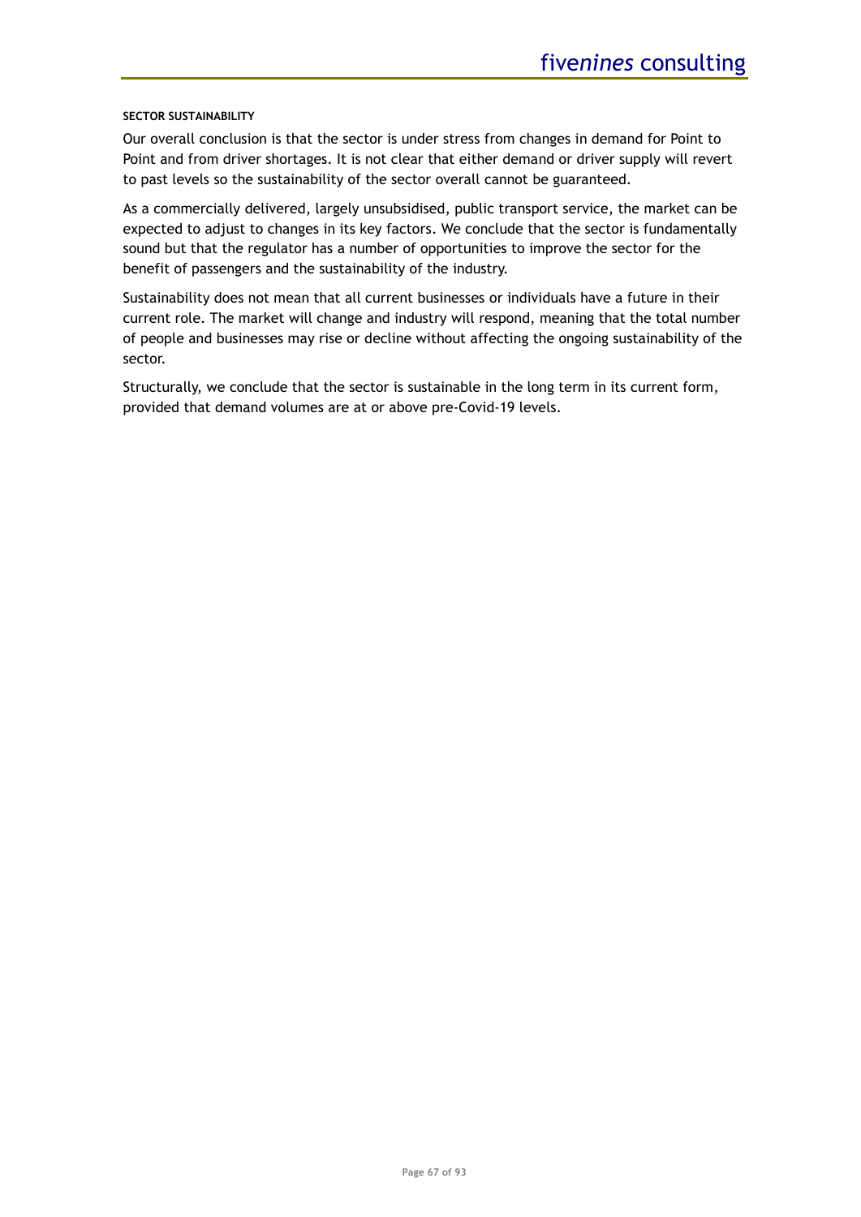**SECTOR SUSTAINABILITY**

Our overall conclusion is that the sector is under stress from changes in demand for Point to Point and from driver shortages. It is not clear that either demand or driver supply will revert to past levels so the sustainability of the sector overall cannot be guaranteed.

As a commercially delivered, largely unsubsidised, public transport service, the market can be expected to adjust to changes in its key factors. We conclude that the sector is fundamentally sound but that the regulator has a number of opportunities to improve the sector for the benefit of passengers and the sustainability of the industry.

Sustainability does not mean that all current businesses or individuals have a future in their current role. The market will change and industry will respond, meaning that the total number of people and businesses may rise or decline without affecting the ongoing sustainability of the sector.

Structurally, we conclude that the sector is sustainable in the long term in its current form, provided that demand volumes are at or above pre-Covid-19 levels.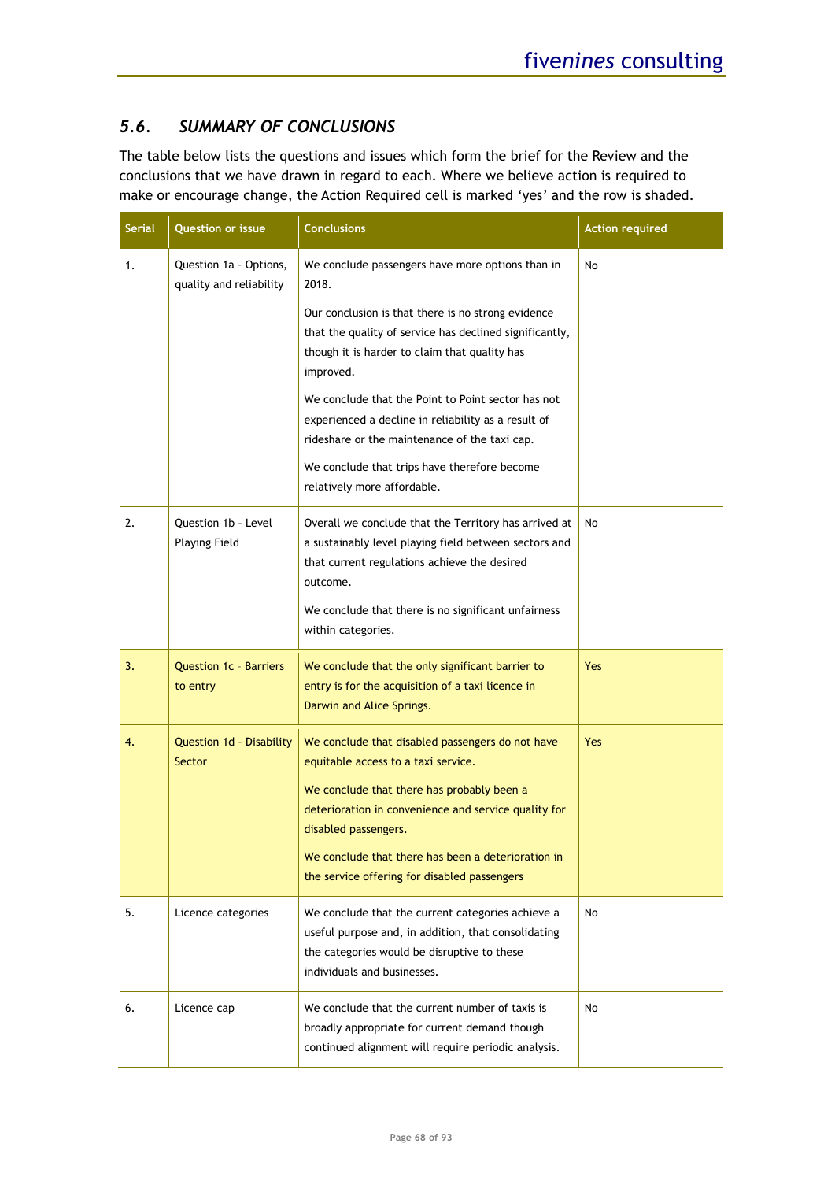### 5.6. *SUMMARY OF CONCLUSIONS*

The table below lists the questions and issues which form the brief for the Review and the conclusions that we have drawn in regard to each. Where we believe action is required to make or encourage change, the Action Required cell is marked 'yes' and the row is shaded.

| Serial | Question or issue | Conclusions | Action required |
|---|---|---|---|
| 1. | Question 1a - Options, quality and reliability | We conclude passengers have more options than in 2018.<br><br>Our conclusion is that there is no strong evidence that the quality of service has declined significantly, though it is harder to claim that quality has improved.<br><br>We conclude that the Point to Point sector has not experienced a decline in reliability as a result of rideshare or the maintenance of the taxi cap.<br><br>We conclude that trips have therefore become relatively more affordable. | No |
| 2. | Question 1b - Level Playing Field | Overall we conclude that the Territory has arrived at a sustainably level playing field between sectors and that current regulations achieve the desired outcome.<br><br>We conclude that there is no significant unfairness within categories. | No |
| 3. | Question 1c - Barriers to entry | We conclude that the only significant barrier to entry is for the acquisition of a taxi licence in Darwin and Alice Springs. | Yes |
| 4. | Question 1d - Disability Sector | We conclude that disabled passengers do not have equitable access to a taxi service.<br><br>We conclude that there has probably been a deterioration in convenience and service quality for disabled passengers.<br><br>We conclude that there has been a deterioration in the service offering for disabled passengers | Yes |
| 5. | Licence categories | We conclude that the current categories achieve a useful purpose and, in addition, that consolidating the categories would be disruptive to these individuals and businesses. | No |
| 6. | Licence cap | We conclude that the current number of taxis is broadly appropriate for current demand though continued alignment will require periodic analysis. | No |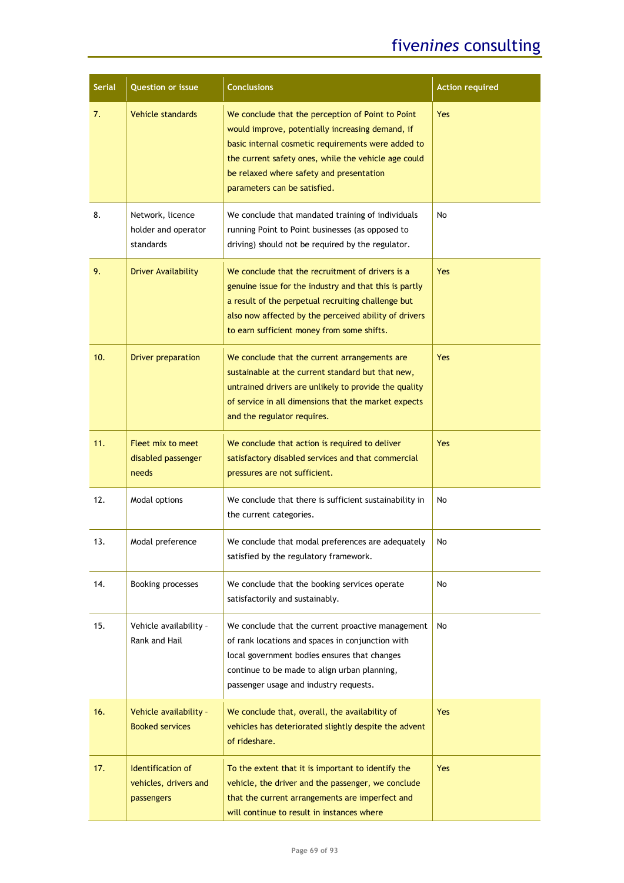| Serial | Question or issue | Conclusions | Action required |
| --- | --- | --- | --- |
| 7. | Vehicle standards | We conclude that the perception of Point to Point would improve, potentially increasing demand, if basic internal cosmetic requirements were added to the current safety ones, while the vehicle age could be relaxed where safety and presentation parameters can be satisfied. | Yes |
| 8. | Network, licence holder and operator standards | We conclude that mandated training of individuals running Point to Point businesses (as opposed to driving) should not be required by the regulator. | No |
| 9. | Driver Availability | We conclude that the recruitment of drivers is a genuine issue for the industry and that this is partly a result of the perpetual recruiting challenge but also now affected by the perceived ability of drivers to earn sufficient money from some shifts. | Yes |
| 10. | Driver preparation | We conclude that the current arrangements are sustainable at the current standard but that new, untrained drivers are unlikely to provide the quality of service in all dimensions that the market expects and the regulator requires. | Yes |
| 11. | Fleet mix to meet disabled passenger needs | We conclude that action is required to deliver satisfactory disabled services and that commercial pressures are not sufficient. | Yes |
| 12. | Modal options | We conclude that there is sufficient sustainability in the current categories. | No |
| 13. | Modal preference | We conclude that modal preferences are adequately satisfied by the regulatory framework. | No |
| 14. | Booking processes | We conclude that the booking services operate satisfactorily and sustainably. | No |
| 15. | Vehicle availability - Rank and Hail | We conclude that the current proactive management of rank locations and spaces in conjunction with local government bodies ensures that changes continue to be made to align urban planning, passenger usage and industry requests. | No |
| 16. | Vehicle availability - Booked services | We conclude that, overall, the availability of vehicles has deteriorated slightly despite the advent of rideshare. | Yes |
| 17. | Identification of vehicles, drivers and passengers | To the extent that it is important to identify the vehicle, the driver and the passenger, we conclude that the current arrangements are imperfect and will continue to result in instances where | Yes |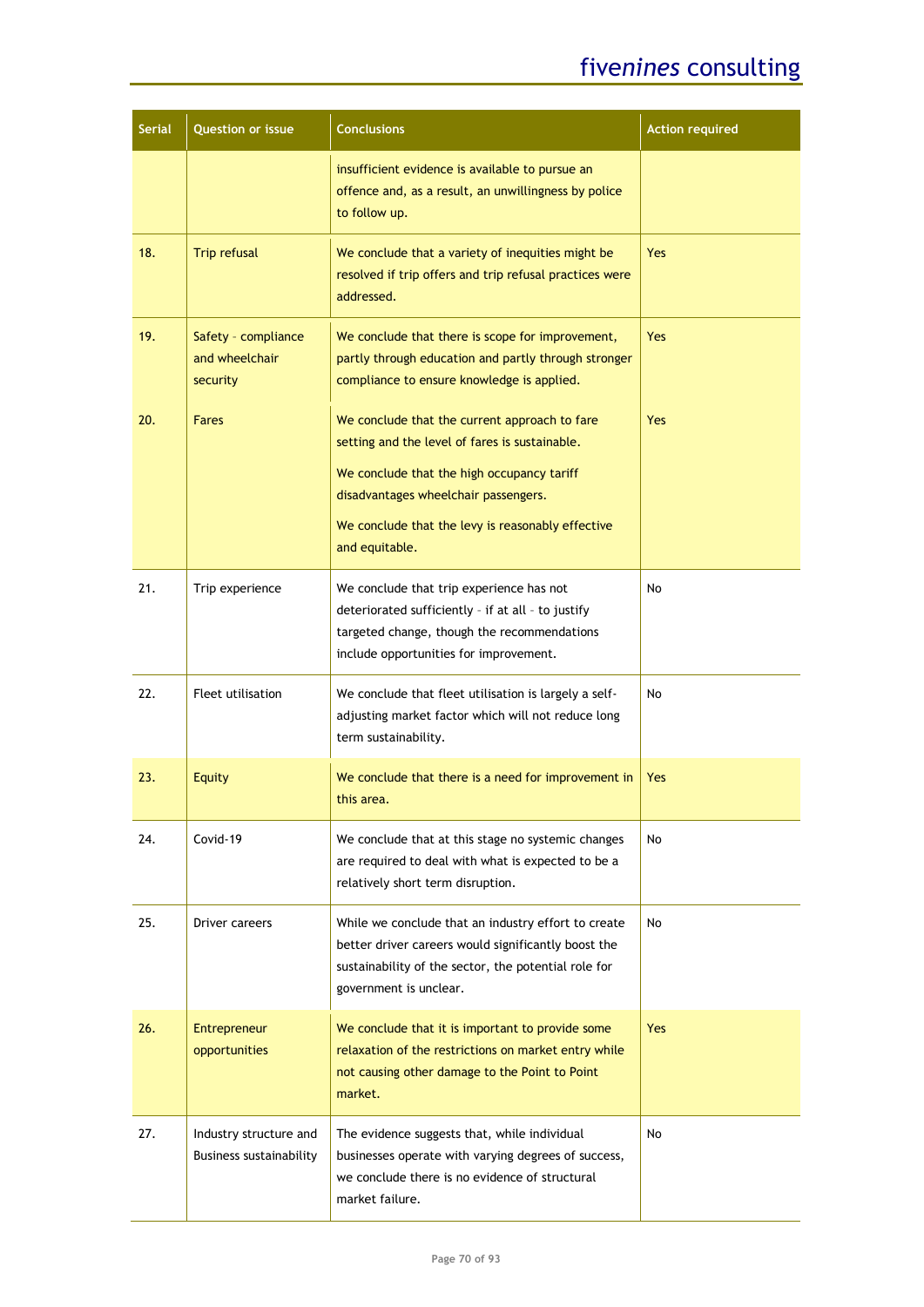| Serial | Question or issue | Conclusions | Action required |
|---|---|---|---|
| | | insufficient evidence is available to pursue an offence and, as a result, an unwillingness by police to follow up. | |
| 18. | Trip refusal | We conclude that a variety of inequities might be resolved if trip offers and trip refusal practices were addressed. | Yes |
| 19. | Safety – compliance and wheelchair security | We conclude that there is scope for improvement, partly through education and partly through stronger compliance to ensure knowledge is applied. | Yes |
| 20. | Fares | We conclude that the current approach to fare setting and the level of fares is sustainable.<br><br>We conclude that the high occupancy tariff disadvantages wheelchair passengers.<br><br>We conclude that the levy is reasonably effective and equitable. | Yes |
| 21. | Trip experience | We conclude that trip experience has not deteriorated sufficiently – if at all – to justify targeted change, though the recommendations include opportunities for improvement. | No |
| 22. | Fleet utilisation | We conclude that fleet utilisation is largely a self-adjusting market factor which will not reduce long term sustainability. | No |
| 23. | Equity | We conclude that there is a need for improvement in this area. | Yes |
| 24. | Covid-19 | We conclude that at this stage no systemic changes are required to deal with what is expected to be a relatively short term disruption. | No |
| 25. | Driver careers | While we conclude that an industry effort to create better driver careers would significantly boost the sustainability of the sector, the potential role for government is unclear. | No |
| 26. | Entrepreneur opportunities | We conclude that it is important to provide some relaxation of the restrictions on market entry while not causing other damage to the Point to Point market. | Yes |
| 27. | Industry structure and Business sustainability | The evidence suggests that, while individual businesses operate with varying degrees of success, we conclude there is no evidence of structural market failure. | No |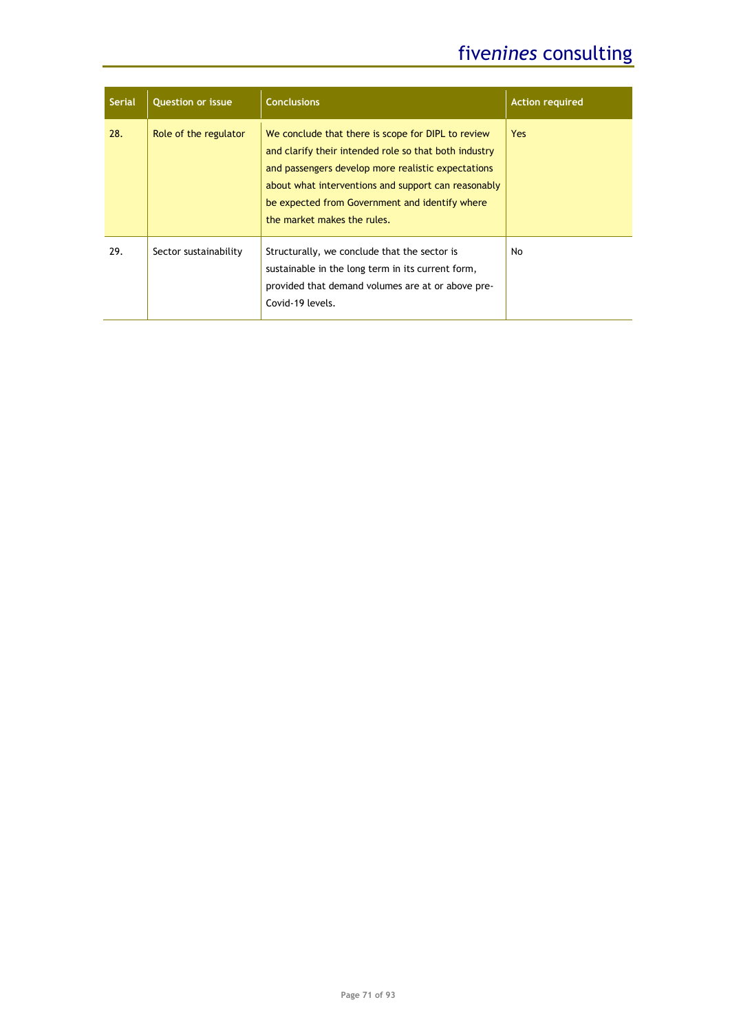| Serial | Question or issue | Conclusions | Action required |
|---|---|---|---|
| 28. | Role of the regulator | We conclude that there is scope for DIPL to review and clarify their intended role so that both industry and passengers develop more realistic expectations about what interventions and support can reasonably be expected from Government and identify where the market makes the rules. | Yes |
| 29. | Sector sustainability | Structurally, we conclude that the sector is sustainable in the long term in its current form, provided that demand volumes are at or above pre-Covid-19 levels. | No |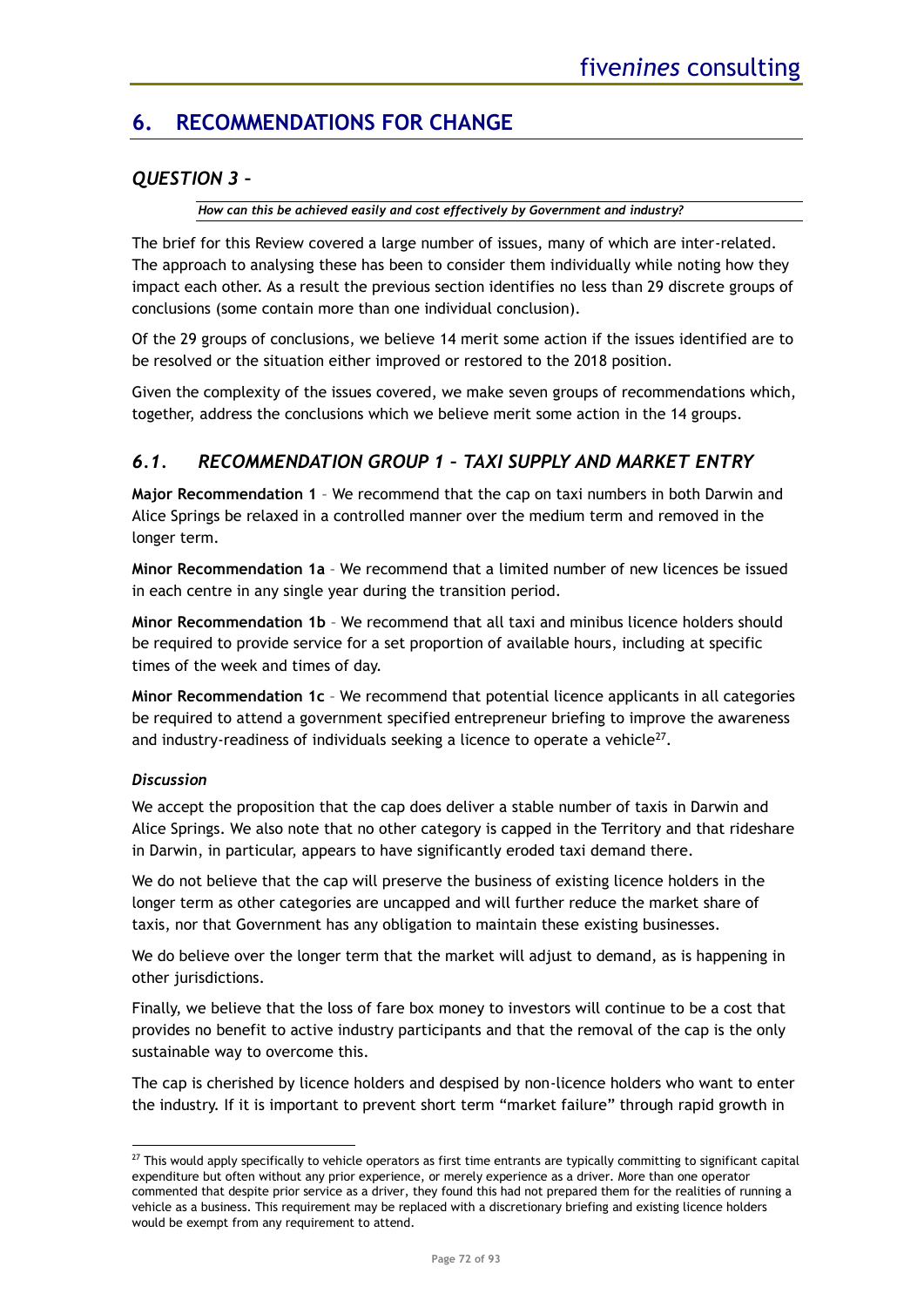## 6. RECOMMENDATIONS FOR CHANGE

### *QUESTION 3 –*

***How can this be achieved easily and cost effectively by Government and industry?***

The brief for this Review covered a large number of issues, many of which are inter-related. The approach to analysing these has been to consider them individually while noting how they impact each other. As a result the previous section identifies no less than 29 discrete groups of conclusions (some contain more than one individual conclusion).

Of the 29 groups of conclusions, we believe 14 merit some action if the issues identified are to be resolved or the situation either improved or restored to the 2018 position.

Given the complexity of the issues covered, we make seven groups of recommendations which, together, address the conclusions which we believe merit some action in the 14 groups.

### *6.1. RECOMMENDATION GROUP 1 – TAXI SUPPLY AND MARKET ENTRY*

**Major Recommendation 1** – We recommend that the cap on taxi numbers in both Darwin and Alice Springs be relaxed in a controlled manner over the medium term and removed in the longer term.

**Minor Recommendation 1a** – We recommend that a limited number of new licences be issued in each centre in any single year during the transition period.

**Minor Recommendation 1b** – We recommend that all taxi and minibus licence holders should be required to provide service for a set proportion of available hours, including at specific times of the week and times of day.

**Minor Recommendation 1c** – We recommend that potential licence applicants in all categories be required to attend a government specified entrepreneur briefing to improve the awareness and industry-readiness of individuals seeking a licence to operate a vehicle[27].

#### *Discussion*

We accept the proposition that the cap does deliver a stable number of taxis in Darwin and Alice Springs. We also note that no other category is capped in the Territory and that rideshare in Darwin, in particular, appears to have significantly eroded taxi demand there.

We do not believe that the cap will preserve the business of existing licence holders in the longer term as other categories are uncapped and will further reduce the market share of taxis, nor that Government has any obligation to maintain these existing businesses.

We do believe over the longer term that the market will adjust to demand, as is happening in other jurisdictions.

Finally, we believe that the loss of fare box money to investors will continue to be a cost that provides no benefit to active industry participants and that the removal of the cap is the only sustainable way to overcome this.

The cap is cherished by licence holders and despised by non-licence holders who want to enter the industry. If it is important to prevent short term "market failure" through rapid growth in

---

[27] This would apply specifically to vehicle operators as first time entrants are typically committing to significant capital expenditure but often without any prior experience, or merely experience as a driver. More than one operator commented that despite prior service as a driver, they found this had not prepared them for the realities of running a vehicle as a business. This requirement may be replaced with a discretionary briefing and existing licence holders would be exempt from any requirement to attend.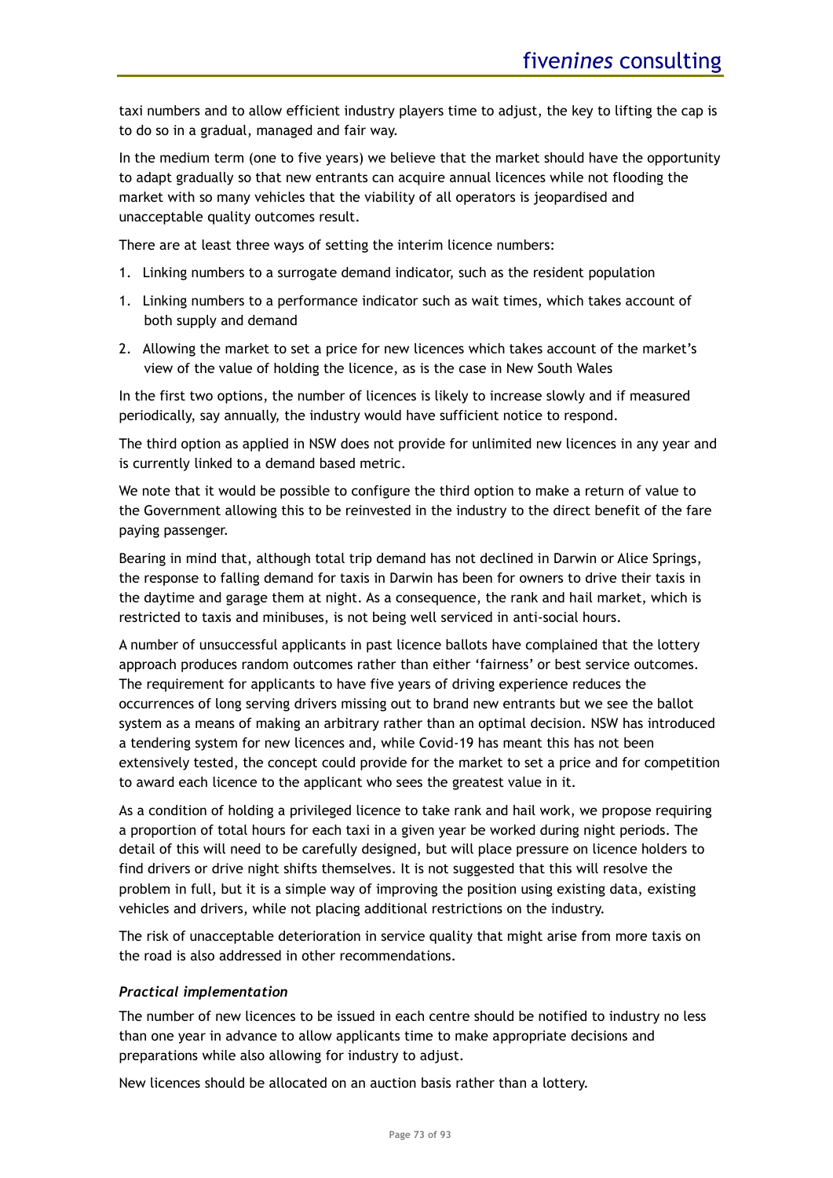taxi numbers and to allow efficient industry players time to adjust, the key to lifting the cap is to do so in a gradual, managed and fair way.

In the medium term (one to five years) we believe that the market should have the opportunity to adapt gradually so that new entrants can acquire annual licences while not flooding the market with so many vehicles that the viability of all operators is jeopardised and unacceptable quality outcomes result.

There are at least three ways of setting the interim licence numbers:

1. Linking numbers to a surrogate demand indicator, such as the resident population
1. Linking numbers to a performance indicator such as wait times, which takes account of both supply and demand
2. Allowing the market to set a price for new licences which takes account of the market's view of the value of holding the licence, as is the case in New South Wales

In the first two options, the number of licences is likely to increase slowly and if measured periodically, say annually, the industry would have sufficient notice to respond.

The third option as applied in NSW does not provide for unlimited new licences in any year and is currently linked to a demand based metric.

We note that it would be possible to configure the third option to make a return of value to the Government allowing this to be reinvested in the industry to the direct benefit of the fare paying passenger.

Bearing in mind that, although total trip demand has not declined in Darwin or Alice Springs, the response to falling demand for taxis in Darwin has been for owners to drive their taxis in the daytime and garage them at night. As a consequence, the rank and hail market, which is restricted to taxis and minibuses, is not being well serviced in anti-social hours.

A number of unsuccessful applicants in past licence ballots have complained that the lottery approach produces random outcomes rather than either 'fairness' or best service outcomes. The requirement for applicants to have five years of driving experience reduces the occurrences of long serving drivers missing out to brand new entrants but we see the ballot system as a means of making an arbitrary rather than an optimal decision. NSW has introduced a tendering system for new licences and, while Covid-19 has meant this has not been extensively tested, the concept could provide for the market to set a price and for competition to award each licence to the applicant who sees the greatest value in it.

As a condition of holding a privileged licence to take rank and hail work, we propose requiring a proportion of total hours for each taxi in a given year be worked during night periods. The detail of this will need to be carefully designed, but will place pressure on licence holders to find drivers or drive night shifts themselves. It is not suggested that this will resolve the problem in full, but it is a simple way of improving the position using existing data, existing vehicles and drivers, while not placing additional restrictions on the industry.

The risk of unacceptable deterioration in service quality that might arise from more taxis on the road is also addressed in other recommendations.

***Practical implementation***

The number of new licences to be issued in each centre should be notified to industry no less than one year in advance to allow applicants time to make appropriate decisions and preparations while also allowing for industry to adjust.

New licences should be allocated on an auction basis rather than a lottery.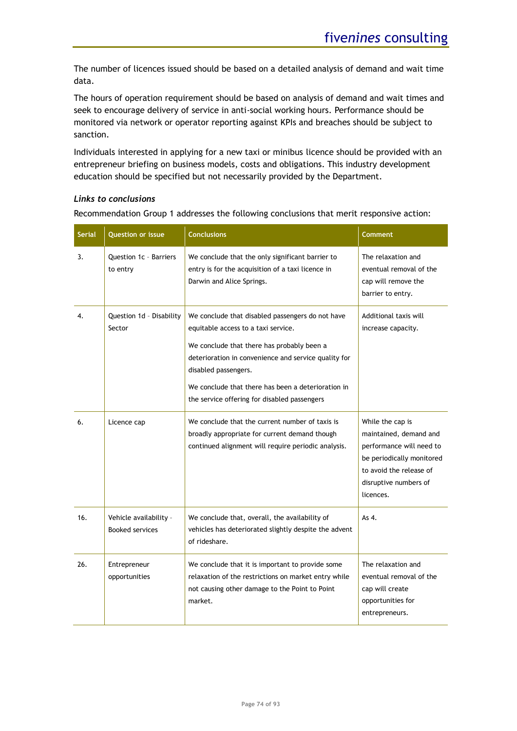The number of licences issued should be based on a detailed analysis of demand and wait time data.

The hours of operation requirement should be based on analysis of demand and wait times and seek to encourage delivery of service in anti-social working hours. Performance should be monitored via network or operator reporting against KPIs and breaches should be subject to sanction.

Individuals interested in applying for a new taxi or minibus licence should be provided with an entrepreneur briefing on business models, costs and obligations. This industry development education should be specified but not necessarily provided by the Department.

***Links to conclusions***

Recommendation Group 1 addresses the following conclusions that merit responsive action:

| Serial | Question or issue | Conclusions | Comment |
|---|---|---|---|
| 3. | Question 1c - Barriers to entry | We conclude that the only significant barrier to entry is for the acquisition of a taxi licence in Darwin and Alice Springs. | The relaxation and eventual removal of the cap will remove the barrier to entry. |
| 4. | Question 1d - Disability Sector | We conclude that disabled passengers do not have equitable access to a taxi service.<br><br>We conclude that there has probably been a deterioration in convenience and service quality for disabled passengers.<br><br>We conclude that there has been a deterioration in the service offering for disabled passengers | Additional taxis will increase capacity. |
| 6. | Licence cap | We conclude that the current number of taxis is broadly appropriate for current demand though continued alignment will require periodic analysis. | While the cap is maintained, demand and performance will need to be periodically monitored to avoid the release of disruptive numbers of licences. |
| 16. | Vehicle availability - Booked services | We conclude that, overall, the availability of vehicles has deteriorated slightly despite the advent of rideshare. | As 4. |
| 26. | Entrepreneur opportunities | We conclude that it is important to provide some relaxation of the restrictions on market entry while not causing other damage to the Point to Point market. | The relaxation and eventual removal of the cap will create opportunities for entrepreneurs. |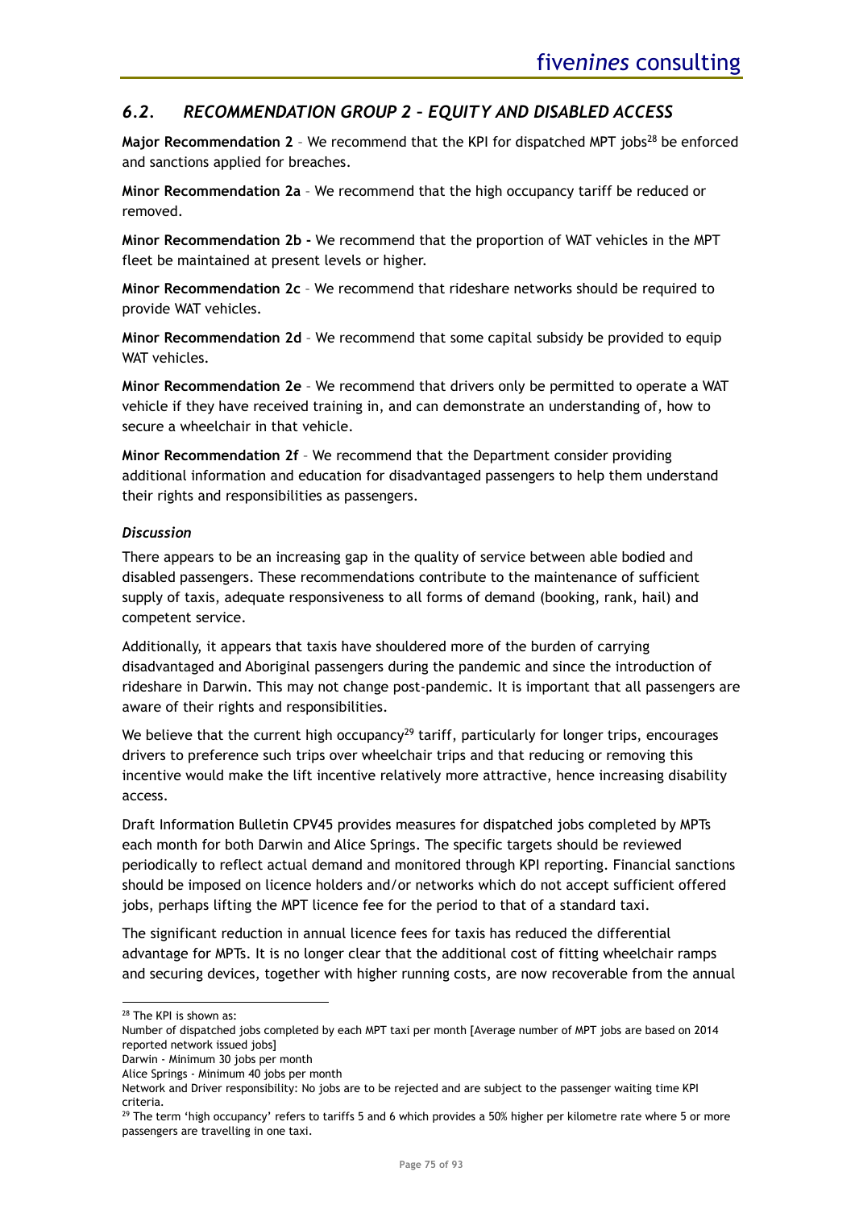## *6.2. RECOMMENDATION GROUP 2 – EQUITY AND DISABLED ACCESS*

**Major Recommendation 2** – We recommend that the KPI for dispatched MPT jobs[28] be enforced and sanctions applied for breaches.

**Minor Recommendation 2a** – We recommend that the high occupancy tariff be reduced or removed.

**Minor Recommendation 2b -** We recommend that the proportion of WAT vehicles in the MPT fleet be maintained at present levels or higher.

**Minor Recommendation 2c** – We recommend that rideshare networks should be required to provide WAT vehicles.

**Minor Recommendation 2d** – We recommend that some capital subsidy be provided to equip WAT vehicles.

**Minor Recommendation 2e** – We recommend that drivers only be permitted to operate a WAT vehicle if they have received training in, and can demonstrate an understanding of, how to secure a wheelchair in that vehicle.

**Minor Recommendation 2f** – We recommend that the Department consider providing additional information and education for disadvantaged passengers to help them understand their rights and responsibilities as passengers.

***Discussion***

There appears to be an increasing gap in the quality of service between able bodied and disabled passengers. These recommendations contribute to the maintenance of sufficient supply of taxis, adequate responsiveness to all forms of demand (booking, rank, hail) and competent service.

Additionally, it appears that taxis have shouldered more of the burden of carrying disadvantaged and Aboriginal passengers during the pandemic and since the introduction of rideshare in Darwin. This may not change post-pandemic. It is important that all passengers are aware of their rights and responsibilities.

We believe that the current high occupancy[29] tariff, particularly for longer trips, encourages drivers to preference such trips over wheelchair trips and that reducing or removing this incentive would make the lift incentive relatively more attractive, hence increasing disability access.

Draft Information Bulletin CPV45 provides measures for dispatched jobs completed by MPTs each month for both Darwin and Alice Springs. The specific targets should be reviewed periodically to reflect actual demand and monitored through KPI reporting. Financial sanctions should be imposed on licence holders and/or networks which do not accept sufficient offered jobs, perhaps lifting the MPT licence fee for the period to that of a standard taxi.

The significant reduction in annual licence fees for taxis has reduced the differential advantage for MPTs. It is no longer clear that the additional cost of fitting wheelchair ramps and securing devices, together with higher running costs, are now recoverable from the annual

---

[28] The KPI is shown as:
Number of dispatched jobs completed by each MPT taxi per month [Average number of MPT jobs are based on 2014 reported network issued jobs]
Darwin - Minimum 30 jobs per month
Alice Springs - Minimum 40 jobs per month
Network and Driver responsibility: No jobs are to be rejected and are subject to the passenger waiting time KPI criteria.

[29] The term 'high occupancy' refers to tariffs 5 and 6 which provides a 50% higher per kilometre rate where 5 or more passengers are travelling in one taxi.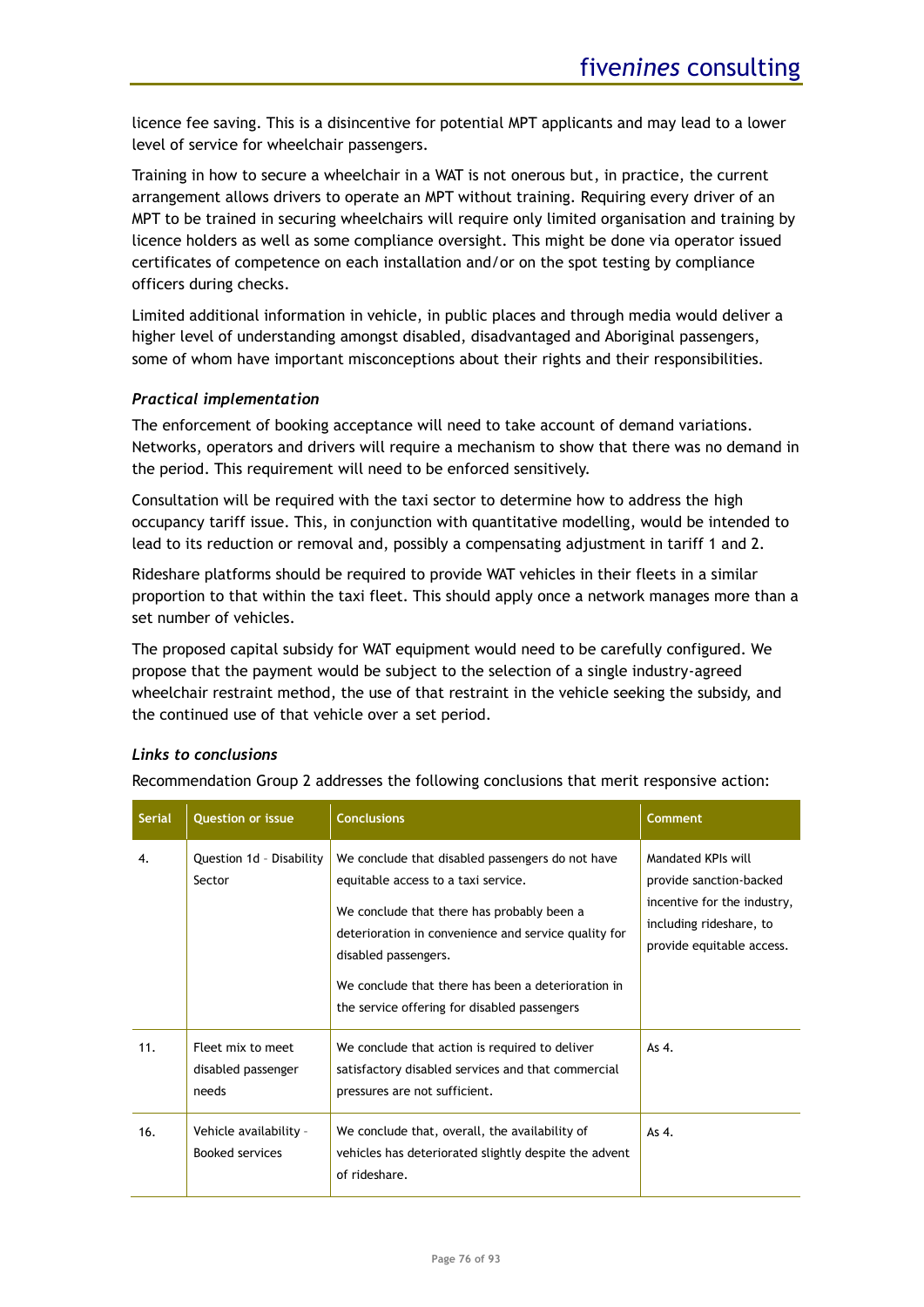licence fee saving. This is a disincentive for potential MPT applicants and may lead to a lower level of service for wheelchair passengers.

Training in how to secure a wheelchair in a WAT is not onerous but, in practice, the current arrangement allows drivers to operate an MPT without training. Requiring every driver of an MPT to be trained in securing wheelchairs will require only limited organisation and training by licence holders as well as some compliance oversight. This might be done via operator issued certificates of competence on each installation and/or on the spot testing by compliance officers during checks.

Limited additional information in vehicle, in public places and through media would deliver a higher level of understanding amongst disabled, disadvantaged and Aboriginal passengers, some of whom have important misconceptions about their rights and their responsibilities.

#### *Practical implementation*

The enforcement of booking acceptance will need to take account of demand variations. Networks, operators and drivers will require a mechanism to show that there was no demand in the period. This requirement will need to be enforced sensitively.

Consultation will be required with the taxi sector to determine how to address the high occupancy tariff issue. This, in conjunction with quantitative modelling, would be intended to lead to its reduction or removal and, possibly a compensating adjustment in tariff 1 and 2.

Rideshare platforms should be required to provide WAT vehicles in their fleets in a similar proportion to that within the taxi fleet. This should apply once a network manages more than a set number of vehicles.

The proposed capital subsidy for WAT equipment would need to be carefully configured. We propose that the payment would be subject to the selection of a single industry-agreed wheelchair restraint method, the use of that restraint in the vehicle seeking the subsidy, and the continued use of that vehicle over a set period.

#### *Links to conclusions*

Recommendation Group 2 addresses the following conclusions that merit responsive action:

| Serial | Question or issue | Conclusions | Comment |
|---|---|---|---|
| 4. | Question 1d - Disability Sector | We conclude that disabled passengers do not have equitable access to a taxi service.<br><br>We conclude that there has probably been a deterioration in convenience and service quality for disabled passengers.<br><br>We conclude that there has been a deterioration in the service offering for disabled passengers | Mandated KPIs will provide sanction-backed incentive for the industry, including rideshare, to provide equitable access. |
| 11. | Fleet mix to meet disabled passenger needs | We conclude that action is required to deliver satisfactory disabled services and that commercial pressures are not sufficient. | As 4. |
| 16. | Vehicle availability - Booked services | We conclude that, overall, the availability of vehicles has deteriorated slightly despite the advent of rideshare. | As 4. |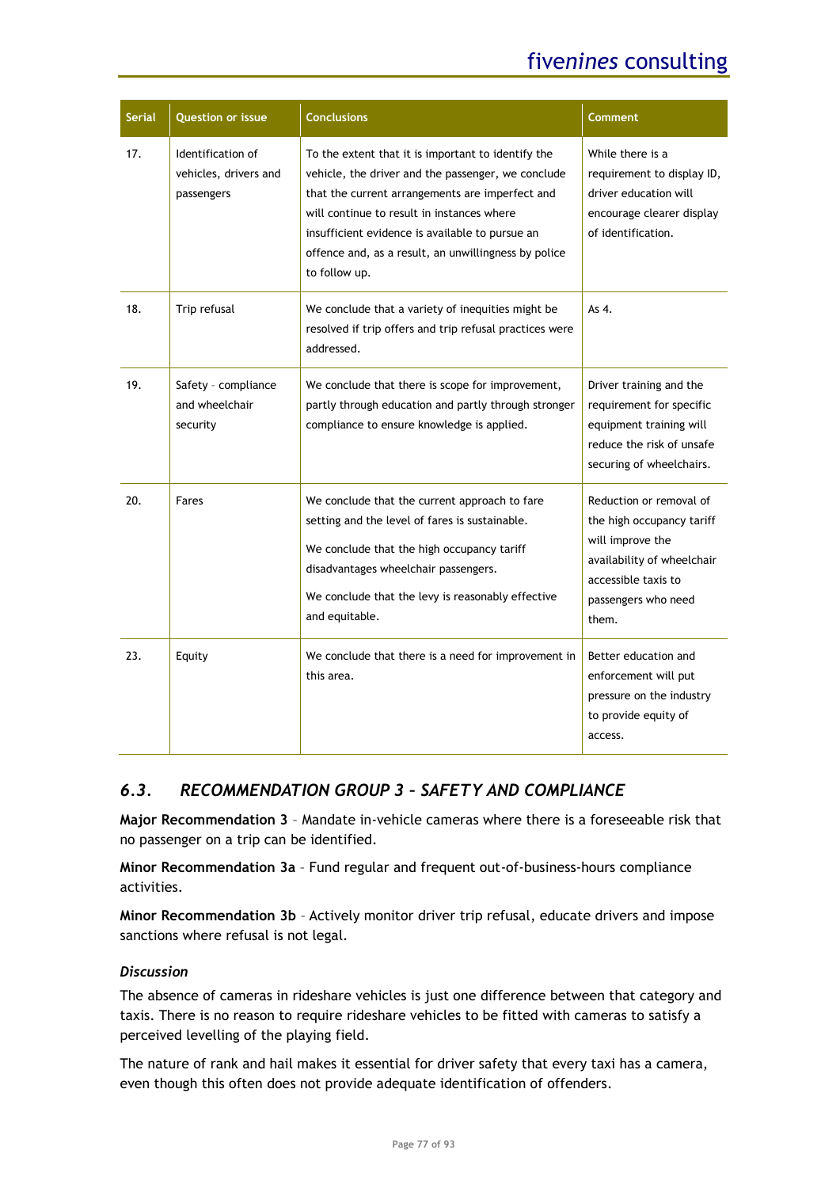| Serial | Question or issue | Conclusions | Comment |
|---|---|---|---|
| 17. | Identification of vehicles, drivers and passengers | To the extent that it is important to identify the vehicle, the driver and the passenger, we conclude that the current arrangements are imperfect and will continue to result in instances where insufficient evidence is available to pursue an offence and, as a result, an unwillingness by police to follow up. | While there is a requirement to display ID, driver education will encourage clearer display of identification. |
| 18. | Trip refusal | We conclude that a variety of inequities might be resolved if trip offers and trip refusal practices were addressed. | As 4. |
| 19. | Safety - compliance and wheelchair security | We conclude that there is scope for improvement, partly through education and partly through stronger compliance to ensure knowledge is applied. | Driver training and the requirement for specific equipment training will reduce the risk of unsafe securing of wheelchairs. |
| 20. | Fares | We conclude that the current approach to fare setting and the level of fares is sustainable.<br><br>We conclude that the high occupancy tariff disadvantages wheelchair passengers.<br><br>We conclude that the levy is reasonably effective and equitable. | Reduction or removal of the high occupancy tariff will improve the availability of wheelchair accessible taxis to passengers who need them. |
| 23. | Equity | We conclude that there is a need for improvement in this area. | Better education and enforcement will put pressure on the industry to provide equity of access. |

## *6.3. RECOMMENDATION GROUP 3 – SAFETY AND COMPLIANCE*

**Major Recommendation 3** – Mandate in-vehicle cameras where there is a foreseeable risk that no passenger on a trip can be identified.

**Minor Recommendation 3a** – Fund regular and frequent out-of-business-hours compliance activities.

**Minor Recommendation 3b** – Actively monitor driver trip refusal, educate drivers and impose sanctions where refusal is not legal.

### *Discussion*

The absence of cameras in rideshare vehicles is just one difference between that category and taxis. There is no reason to require rideshare vehicles to be fitted with cameras to satisfy a perceived levelling of the playing field.

The nature of rank and hail makes it essential for driver safety that every taxi has a camera, even though this often does not provide adequate identification of offenders.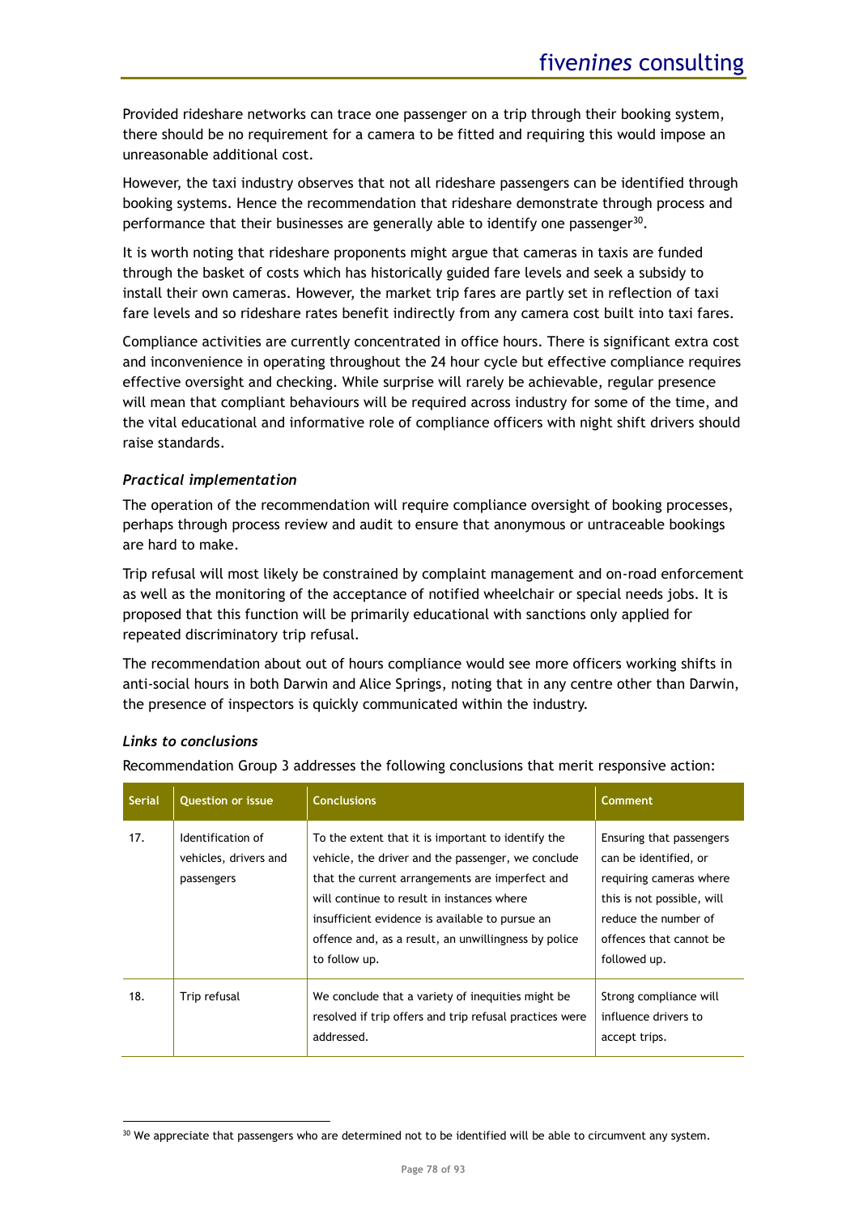Provided rideshare networks can trace one passenger on a trip through their booking system, there should be no requirement for a camera to be fitted and requiring this would impose an unreasonable additional cost.

However, the taxi industry observes that not all rideshare passengers can be identified through booking systems. Hence the recommendation that rideshare demonstrate through process and performance that their businesses are generally able to identify one passenger[30].

It is worth noting that rideshare proponents might argue that cameras in taxis are funded through the basket of costs which has historically guided fare levels and seek a subsidy to install their own cameras. However, the market trip fares are partly set in reflection of taxi fare levels and so rideshare rates benefit indirectly from any camera cost built into taxi fares.

Compliance activities are currently concentrated in office hours. There is significant extra cost and inconvenience in operating throughout the 24 hour cycle but effective compliance requires effective oversight and checking. While surprise will rarely be achievable, regular presence will mean that compliant behaviours will be required across industry for some of the time, and the vital educational and informative role of compliance officers with night shift drivers should raise standards.

### *Practical implementation*

The operation of the recommendation will require compliance oversight of booking processes, perhaps through process review and audit to ensure that anonymous or untraceable bookings are hard to make.

Trip refusal will most likely be constrained by complaint management and on-road enforcement as well as the monitoring of the acceptance of notified wheelchair or special needs jobs. It is proposed that this function will be primarily educational with sanctions only applied for repeated discriminatory trip refusal.

The recommendation about out of hours compliance would see more officers working shifts in anti-social hours in both Darwin and Alice Springs, noting that in any centre other than Darwin, the presence of inspectors is quickly communicated within the industry.

### *Links to conclusions*

Recommendation Group 3 addresses the following conclusions that merit responsive action:

| Serial | Question or issue | Conclusions | Comment |
|---|---|---|---|
| 17. | Identification of vehicles, drivers and passengers | To the extent that it is important to identify the vehicle, the driver and the passenger, we conclude that the current arrangements are imperfect and will continue to result in instances where insufficient evidence is available to pursue an offence and, as a result, an unwillingness by police to follow up. | Ensuring that passengers can be identified, or requiring cameras where this is not possible, will reduce the number of offences that cannot be followed up. |
| 18. | Trip refusal | We conclude that a variety of inequities might be resolved if trip offers and trip refusal practices were addressed. | Strong compliance will influence drivers to accept trips. |

[30] We appreciate that passengers who are determined not to be identified will be able to circumvent any system.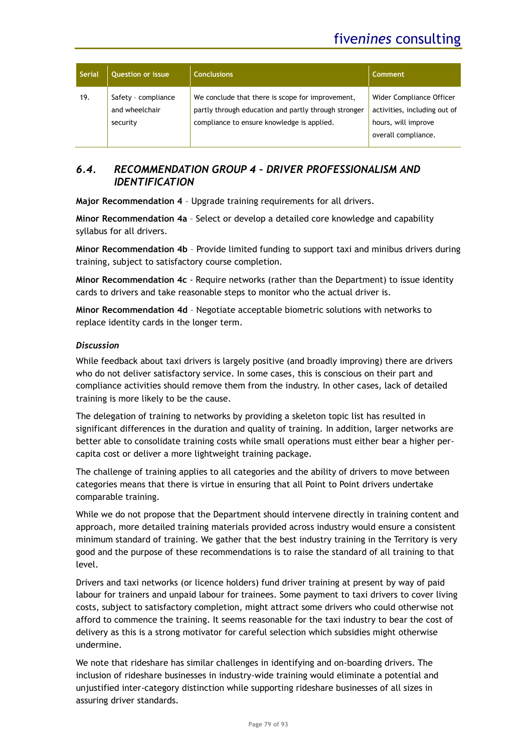| Serial | Question or issue | Conclusions | Comment |
|---|---|---|---|
| 19. | Safety - compliance and wheelchair security | We conclude that there is scope for improvement, partly through education and partly through stronger compliance to ensure knowledge is applied. | Wider Compliance Officer activities, including out of hours, will improve overall compliance. |

## *6.4. RECOMMENDATION GROUP 4 – DRIVER PROFESSIONALISM AND IDENTIFICATION*

**Major Recommendation 4** – Upgrade training requirements for all drivers.

**Minor Recommendation 4a** – Select or develop a detailed core knowledge and capability syllabus for all drivers.

**Minor Recommendation 4b** – Provide limited funding to support taxi and minibus drivers during training, subject to satisfactory course completion.

**Minor Recommendation 4c** - Require networks (rather than the Department) to issue identity cards to drivers and take reasonable steps to monitor who the actual driver is.

**Minor Recommendation 4d** – Negotiate acceptable biometric solutions with networks to replace identity cards in the longer term.

***Discussion***

While feedback about taxi drivers is largely positive (and broadly improving) there are drivers who do not deliver satisfactory service. In some cases, this is conscious on their part and compliance activities should remove them from the industry. In other cases, lack of detailed training is more likely to be the cause.

The delegation of training to networks by providing a skeleton topic list has resulted in significant differences in the duration and quality of training. In addition, larger networks are better able to consolidate training costs while small operations must either bear a higher per-capita cost or deliver a more lightweight training package.

The challenge of training applies to all categories and the ability of drivers to move between categories means that there is virtue in ensuring that all Point to Point drivers undertake comparable training.

While we do not propose that the Department should intervene directly in training content and approach, more detailed training materials provided across industry would ensure a consistent minimum standard of training. We gather that the best industry training in the Territory is very good and the purpose of these recommendations is to raise the standard of all training to that level.

Drivers and taxi networks (or licence holders) fund driver training at present by way of paid labour for trainers and unpaid labour for trainees. Some payment to taxi drivers to cover living costs, subject to satisfactory completion, might attract some drivers who could otherwise not afford to commence the training. It seems reasonable for the taxi industry to bear the cost of delivery as this is a strong motivator for careful selection which subsidies might otherwise undermine.

We note that rideshare has similar challenges in identifying and on-boarding drivers. The inclusion of rideshare businesses in industry-wide training would eliminate a potential and unjustified inter-category distinction while supporting rideshare businesses of all sizes in assuring driver standards.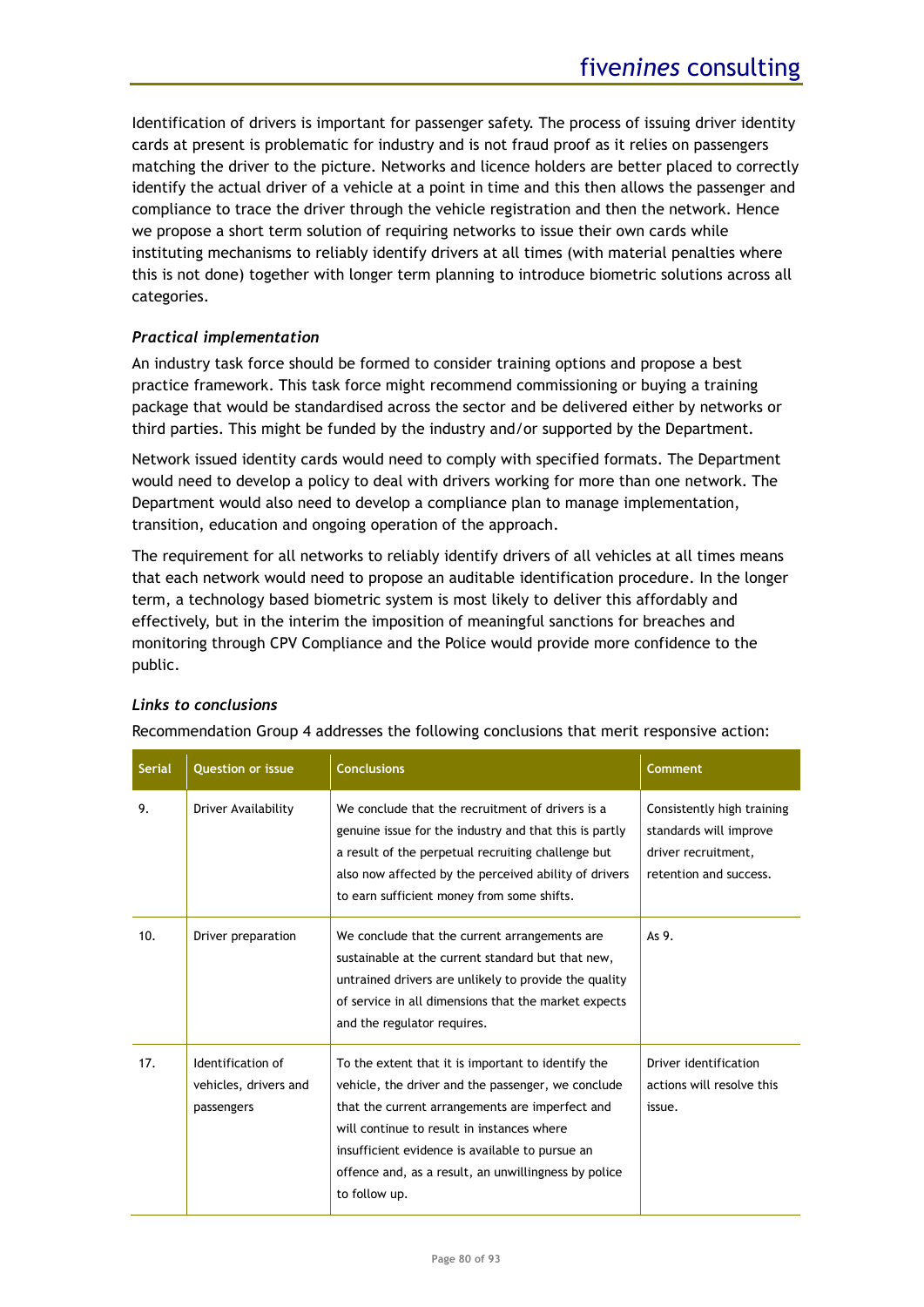Identification of drivers is important for passenger safety. The process of issuing driver identity cards at present is problematic for industry and is not fraud proof as it relies on passengers matching the driver to the picture. Networks and licence holders are better placed to correctly identify the actual driver of a vehicle at a point in time and this then allows the passenger and compliance to trace the driver through the vehicle registration and then the network. Hence we propose a short term solution of requiring networks to issue their own cards while instituting mechanisms to reliably identify drivers at all times (with material penalties where this is not done) together with longer term planning to introduce biometric solutions across all categories.

### *Practical implementation*

An industry task force should be formed to consider training options and propose a best practice framework. This task force might recommend commissioning or buying a training package that would be standardised across the sector and be delivered either by networks or third parties. This might be funded by the industry and/or supported by the Department.

Network issued identity cards would need to comply with specified formats. The Department would need to develop a policy to deal with drivers working for more than one network. The Department would also need to develop a compliance plan to manage implementation, transition, education and ongoing operation of the approach.

The requirement for all networks to reliably identify drivers of all vehicles at all times means that each network would need to propose an auditable identification procedure. In the longer term, a technology based biometric system is most likely to deliver this affordably and effectively, but in the interim the imposition of meaningful sanctions for breaches and monitoring through CPV Compliance and the Police would provide more confidence to the public.

### *Links to conclusions*

Recommendation Group 4 addresses the following conclusions that merit responsive action:

| Serial | Question or issue | Conclusions | Comment |
|---|---|---|---|
| 9. | Driver Availability | We conclude that the recruitment of drivers is a genuine issue for the industry and that this is partly a result of the perpetual recruiting challenge but also now affected by the perceived ability of drivers to earn sufficient money from some shifts. | Consistently high training standards will improve driver recruitment, retention and success. |
| 10. | Driver preparation | We conclude that the current arrangements are sustainable at the current standard but that new, untrained drivers are unlikely to provide the quality of service in all dimensions that the market expects and the regulator requires. | As 9. |
| 17. | Identification of vehicles, drivers and passengers | To the extent that it is important to identify the vehicle, the driver and the passenger, we conclude that the current arrangements are imperfect and will continue to result in instances where insufficient evidence is available to pursue an offence and, as a result, an unwillingness by police to follow up. | Driver identification actions will resolve this issue. |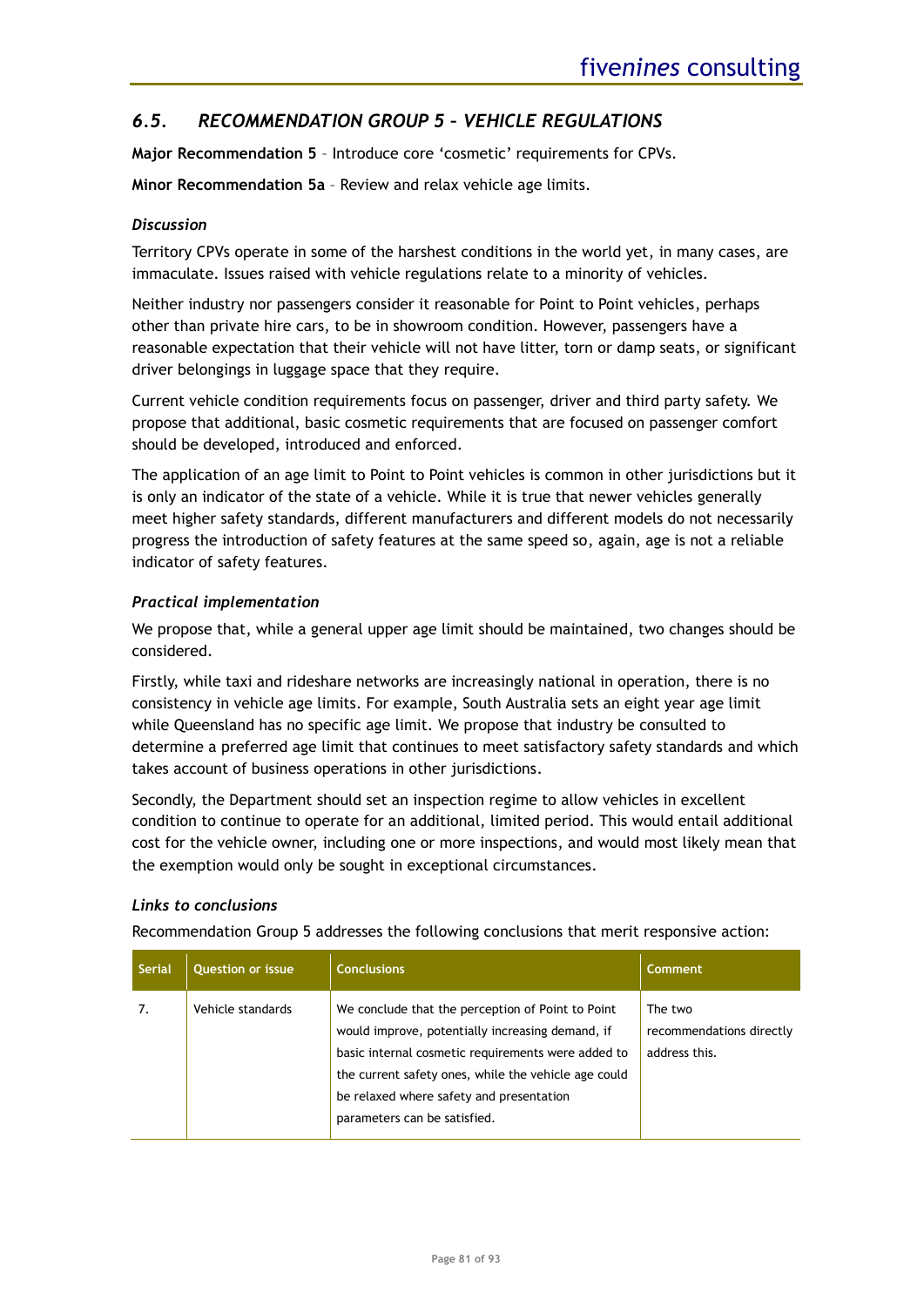## 6.5. *RECOMMENDATION GROUP 5 – VEHICLE REGULATIONS*

**Major Recommendation 5** – Introduce core 'cosmetic' requirements for CPVs.

**Minor Recommendation 5a** – Review and relax vehicle age limits.

### *Discussion*

Territory CPVs operate in some of the harshest conditions in the world yet, in many cases, are immaculate. Issues raised with vehicle regulations relate to a minority of vehicles.

Neither industry nor passengers consider it reasonable for Point to Point vehicles, perhaps other than private hire cars, to be in showroom condition. However, passengers have a reasonable expectation that their vehicle will not have litter, torn or damp seats, or significant driver belongings in luggage space that they require.

Current vehicle condition requirements focus on passenger, driver and third party safety. We propose that additional, basic cosmetic requirements that are focused on passenger comfort should be developed, introduced and enforced.

The application of an age limit to Point to Point vehicles is common in other jurisdictions but it is only an indicator of the state of a vehicle. While it is true that newer vehicles generally meet higher safety standards, different manufacturers and different models do not necessarily progress the introduction of safety features at the same speed so, again, age is not a reliable indicator of safety features.

### *Practical implementation*

We propose that, while a general upper age limit should be maintained, two changes should be considered.

Firstly, while taxi and rideshare networks are increasingly national in operation, there is no consistency in vehicle age limits. For example, South Australia sets an eight year age limit while Queensland has no specific age limit. We propose that industry be consulted to determine a preferred age limit that continues to meet satisfactory safety standards and which takes account of business operations in other jurisdictions.

Secondly, the Department should set an inspection regime to allow vehicles in excellent condition to continue to operate for an additional, limited period. This would entail additional cost for the vehicle owner, including one or more inspections, and would most likely mean that the exemption would only be sought in exceptional circumstances.

### *Links to conclusions*

Recommendation Group 5 addresses the following conclusions that merit responsive action:

| Serial | Question or issue | Conclusions | Comment |
|---|---|---|---|
| 7. | Vehicle standards | We conclude that the perception of Point to Point would improve, potentially increasing demand, if basic internal cosmetic requirements were added to the current safety ones, while the vehicle age could be relaxed where safety and presentation parameters can be satisfied. | The two recommendations directly address this. |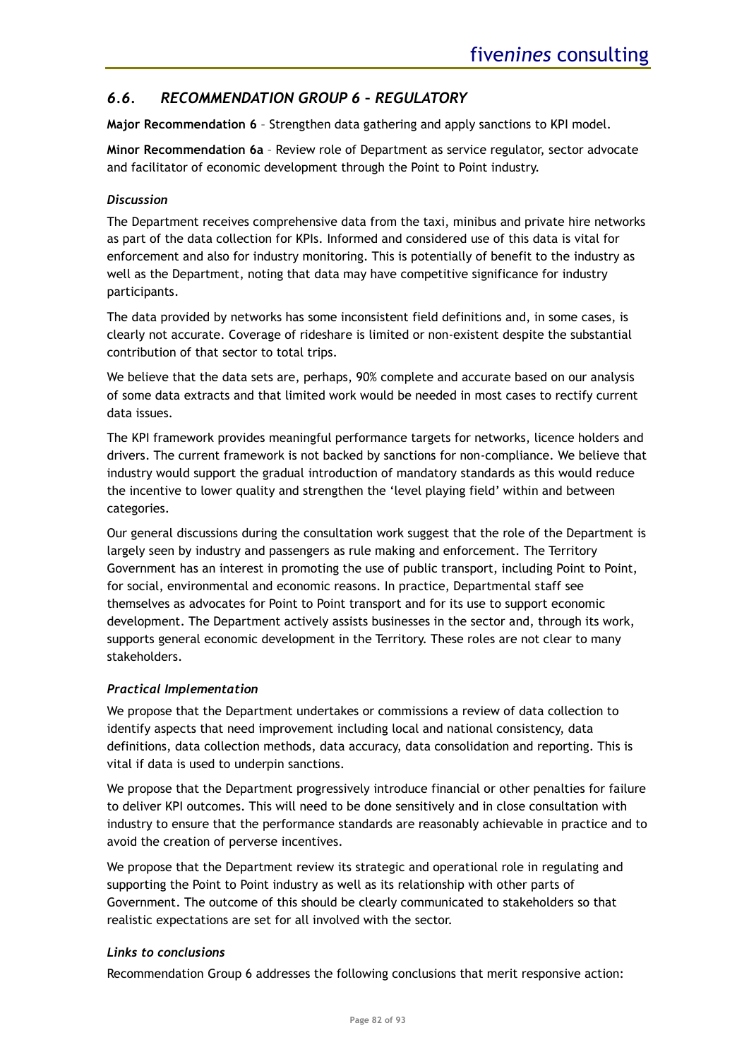## *6.6. RECOMMENDATION GROUP 6 – REGULATORY*

**Major Recommendation 6** – Strengthen data gathering and apply sanctions to KPI model.

**Minor Recommendation 6a** – Review role of Department as service regulator, sector advocate and facilitator of economic development through the Point to Point industry.

### *Discussion*

The Department receives comprehensive data from the taxi, minibus and private hire networks as part of the data collection for KPIs. Informed and considered use of this data is vital for enforcement and also for industry monitoring. This is potentially of benefit to the industry as well as the Department, noting that data may have competitive significance for industry participants.

The data provided by networks has some inconsistent field definitions and, in some cases, is clearly not accurate. Coverage of rideshare is limited or non-existent despite the substantial contribution of that sector to total trips.

We believe that the data sets are, perhaps, 90% complete and accurate based on our analysis of some data extracts and that limited work would be needed in most cases to rectify current data issues.

The KPI framework provides meaningful performance targets for networks, licence holders and drivers. The current framework is not backed by sanctions for non-compliance. We believe that industry would support the gradual introduction of mandatory standards as this would reduce the incentive to lower quality and strengthen the 'level playing field' within and between categories.

Our general discussions during the consultation work suggest that the role of the Department is largely seen by industry and passengers as rule making and enforcement. The Territory Government has an interest in promoting the use of public transport, including Point to Point, for social, environmental and economic reasons. In practice, Departmental staff see themselves as advocates for Point to Point transport and for its use to support economic development. The Department actively assists businesses in the sector and, through its work, supports general economic development in the Territory. These roles are not clear to many stakeholders.

### *Practical Implementation*

We propose that the Department undertakes or commissions a review of data collection to identify aspects that need improvement including local and national consistency, data definitions, data collection methods, data accuracy, data consolidation and reporting. This is vital if data is used to underpin sanctions.

We propose that the Department progressively introduce financial or other penalties for failure to deliver KPI outcomes. This will need to be done sensitively and in close consultation with industry to ensure that the performance standards are reasonably achievable in practice and to avoid the creation of perverse incentives.

We propose that the Department review its strategic and operational role in regulating and supporting the Point to Point industry as well as its relationship with other parts of Government. The outcome of this should be clearly communicated to stakeholders so that realistic expectations are set for all involved with the sector.

### *Links to conclusions*

Recommendation Group 6 addresses the following conclusions that merit responsive action: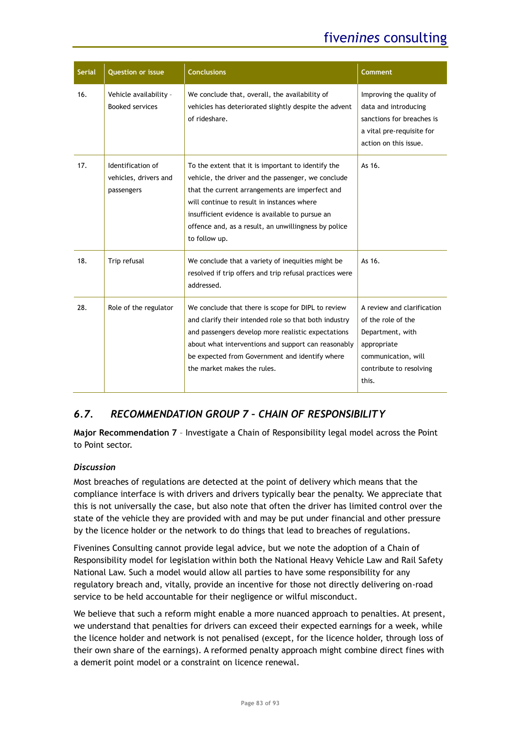| Serial | Question or issue | Conclusions | Comment |
|---|---|---|---|
| 16. | Vehicle availability – Booked services | We conclude that, overall, the availability of vehicles has deteriorated slightly despite the advent of rideshare. | Improving the quality of data and introducing sanctions for breaches is a vital pre-requisite for action on this issue. |
| 17. | Identification of vehicles, drivers and passengers | To the extent that it is important to identify the vehicle, the driver and the passenger, we conclude that the current arrangements are imperfect and will continue to result in instances where insufficient evidence is available to pursue an offence and, as a result, an unwillingness by police to follow up. | As 16. |
| 18. | Trip refusal | We conclude that a variety of inequities might be resolved if trip offers and trip refusal practices were addressed. | As 16. |
| 28. | Role of the regulator | We conclude that there is scope for DIPL to review and clarify their intended role so that both industry and passengers develop more realistic expectations about what interventions and support can reasonably be expected from Government and identify where the market makes the rules. | A review and clarification of the role of the Department, with appropriate communication, will contribute to resolving this. |

## *6.7. RECOMMENDATION GROUP 7 – CHAIN OF RESPONSIBILITY*

**Major Recommendation 7** – Investigate a Chain of Responsibility legal model across the Point to Point sector.

### *Discussion*

Most breaches of regulations are detected at the point of delivery which means that the compliance interface is with drivers and drivers typically bear the penalty. We appreciate that this is not universally the case, but also note that often the driver has limited control over the state of the vehicle they are provided with and may be put under financial and other pressure by the licence holder or the network to do things that lead to breaches of regulations.

Fivenines Consulting cannot provide legal advice, but we note the adoption of a Chain of Responsibility model for legislation within both the National Heavy Vehicle Law and Rail Safety National Law. Such a model would allow all parties to have some responsibility for any regulatory breach and, vitally, provide an incentive for those not directly delivering on-road service to be held accountable for their negligence or wilful misconduct.

We believe that such a reform might enable a more nuanced approach to penalties. At present, we understand that penalties for drivers can exceed their expected earnings for a week, while the licence holder and network is not penalised (except, for the licence holder, through loss of their own share of the earnings). A reformed penalty approach might combine direct fines with a demerit point model or a constraint on licence renewal.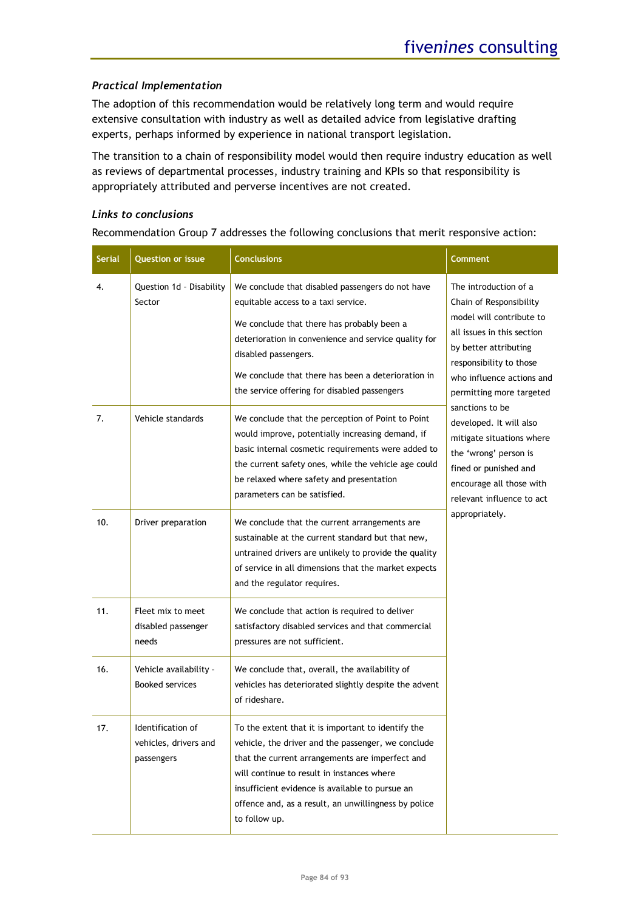### *Practical Implementation*

The adoption of this recommendation would be relatively long term and would require extensive consultation with industry as well as detailed advice from legislative drafting experts, perhaps informed by experience in national transport legislation.

The transition to a chain of responsibility model would then require industry education as well as reviews of departmental processes, industry training and KPIs so that responsibility is appropriately attributed and perverse incentives are not created.

### *Links to conclusions*

Recommendation Group 7 addresses the following conclusions that merit responsive action:

| Serial | Question or issue | Conclusions | Comment |
|---|---|---|---|
| 4. | Question 1d - Disability Sector | We conclude that disabled passengers do not have equitable access to a taxi service.<br><br>We conclude that there has probably been a deterioration in convenience and service quality for disabled passengers.<br><br>We conclude that there has been a deterioration in the service offering for disabled passengers | The introduction of a Chain of Responsibility model will contribute to all issues in this section by better attributing responsibility to those who influence actions and permitting more targeted sanctions to be developed. It will also mitigate situations where the 'wrong' person is fined or punished and encourage all those with relevant influence to act appropriately. |
| 7. | Vehicle standards | We conclude that the perception of Point to Point would improve, potentially increasing demand, if basic internal cosmetic requirements were added to the current safety ones, while the vehicle age could be relaxed where safety and presentation parameters can be satisfied. | |
| 10. | Driver preparation | We conclude that the current arrangements are sustainable at the current standard but that new, untrained drivers are unlikely to provide the quality of service in all dimensions that the market expects and the regulator requires. | |
| 11. | Fleet mix to meet disabled passenger needs | We conclude that action is required to deliver satisfactory disabled services and that commercial pressures are not sufficient. | |
| 16. | Vehicle availability - Booked services | We conclude that, overall, the availability of vehicles has deteriorated slightly despite the advent of rideshare. | |
| 17. | Identification of vehicles, drivers and passengers | To the extent that it is important to identify the vehicle, the driver and the passenger, we conclude that the current arrangements are imperfect and will continue to result in instances where insufficient evidence is available to pursue an offence and, as a result, an unwillingness by police to follow up. | |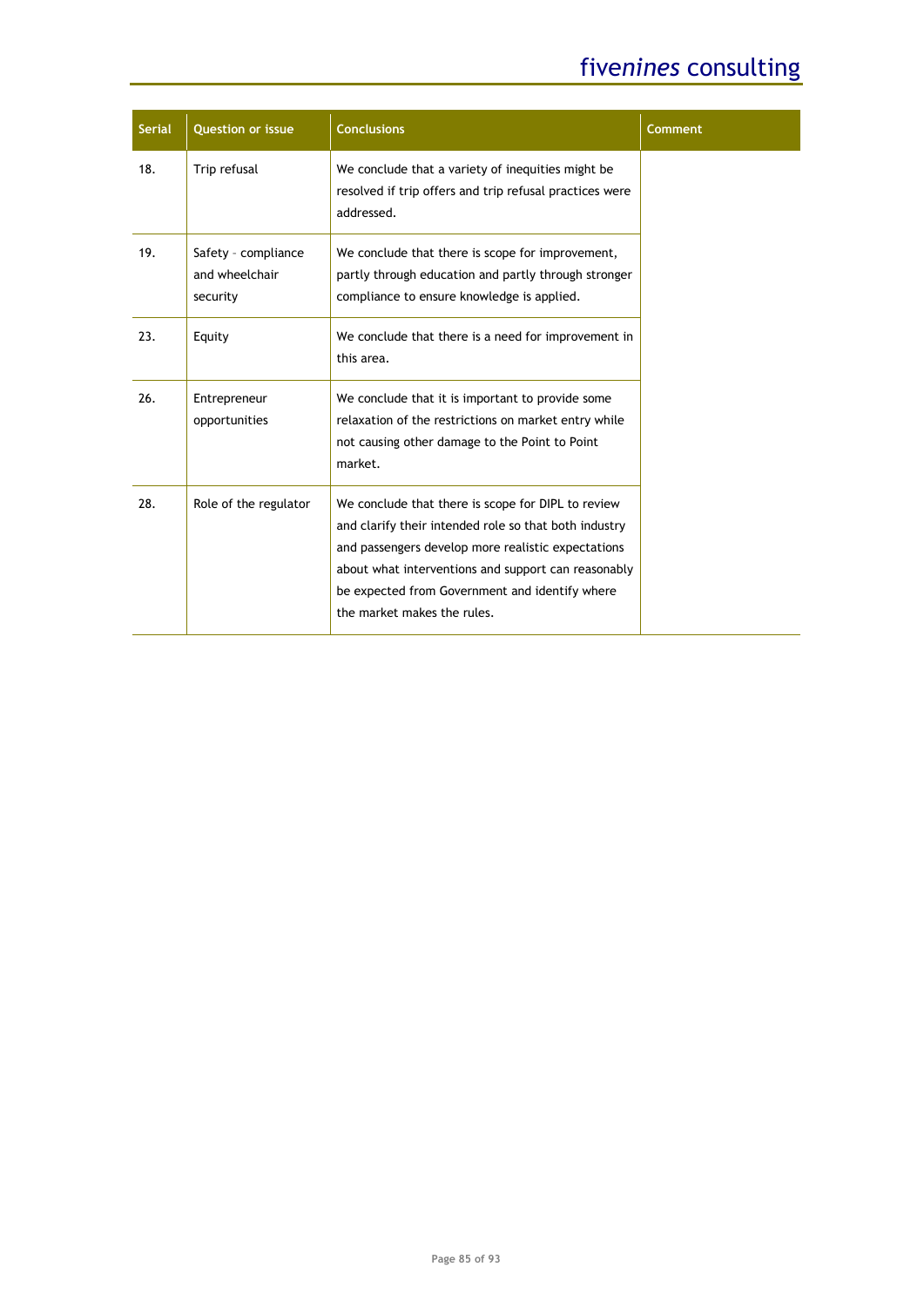| Serial | Question or issue | Conclusions | Comment |
|---|---|---|---|
| 18. | Trip refusal | We conclude that a variety of inequities might be resolved if trip offers and trip refusal practices were addressed. | |
| 19. | Safety – compliance and wheelchair security | We conclude that there is scope for improvement, partly through education and partly through stronger compliance to ensure knowledge is applied. | |
| 23. | Equity | We conclude that there is a need for improvement in this area. | |
| 26. | Entrepreneur opportunities | We conclude that it is important to provide some relaxation of the restrictions on market entry while not causing other damage to the Point to Point market. | |
| 28. | Role of the regulator | We conclude that there is scope for DIPL to review and clarify their intended role so that both industry and passengers develop more realistic expectations about what interventions and support can reasonably be expected from Government and identify where the market makes the rules. | |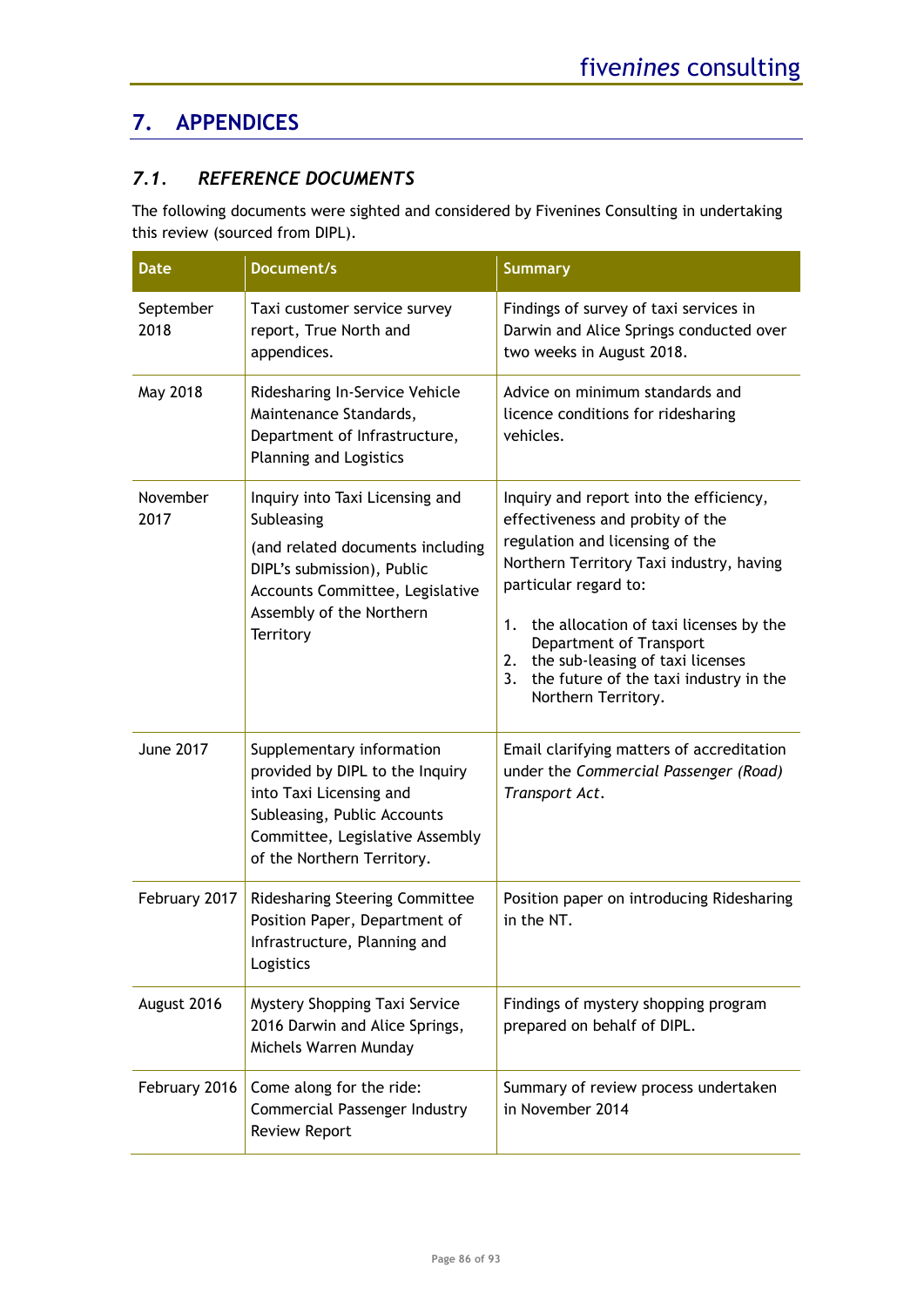# 7. APPENDICES

## 7.1. REFERENCE DOCUMENTS

The following documents were sighted and considered by Fivenines Consulting in undertaking this review (sourced from DIPL).

| Date | Document/s | Summary |
| --- | --- | --- |
| September 2018 | Taxi customer service survey report, True North and appendices. | Findings of survey of taxi services in Darwin and Alice Springs conducted over two weeks in August 2018. |
| May 2018 | Ridesharing In-Service Vehicle Maintenance Standards, Department of Infrastructure, Planning and Logistics | Advice on minimum standards and licence conditions for ridesharing vehicles. |
| November 2017 | Inquiry into Taxi Licensing and Subleasing<br><br>(and related documents including DIPL's submission), Public Accounts Committee, Legislative Assembly of the Northern Territory | Inquiry and report into the efficiency, effectiveness and probity of the regulation and licensing of the Northern Territory Taxi industry, having particular regard to:<br><br>1. the allocation of taxi licenses by the Department of Transport<br>2. the sub-leasing of taxi licenses<br>3. the future of the taxi industry in the Northern Territory. |
| June 2017 | Supplementary information provided by DIPL to the Inquiry into Taxi Licensing and Subleasing, Public Accounts Committee, Legislative Assembly of the Northern Territory. | Email clarifying matters of accreditation under the *Commercial Passenger (Road) Transport Act*. |
| February 2017 | Ridesharing Steering Committee Position Paper, Department of Infrastructure, Planning and Logistics | Position paper on introducing Ridesharing in the NT. |
| August 2016 | Mystery Shopping Taxi Service 2016 Darwin and Alice Springs, Michels Warren Munday | Findings of mystery shopping program prepared on behalf of DIPL. |
| February 2016 | Come along for the ride: Commercial Passenger Industry Review Report | Summary of review process undertaken in November 2014 |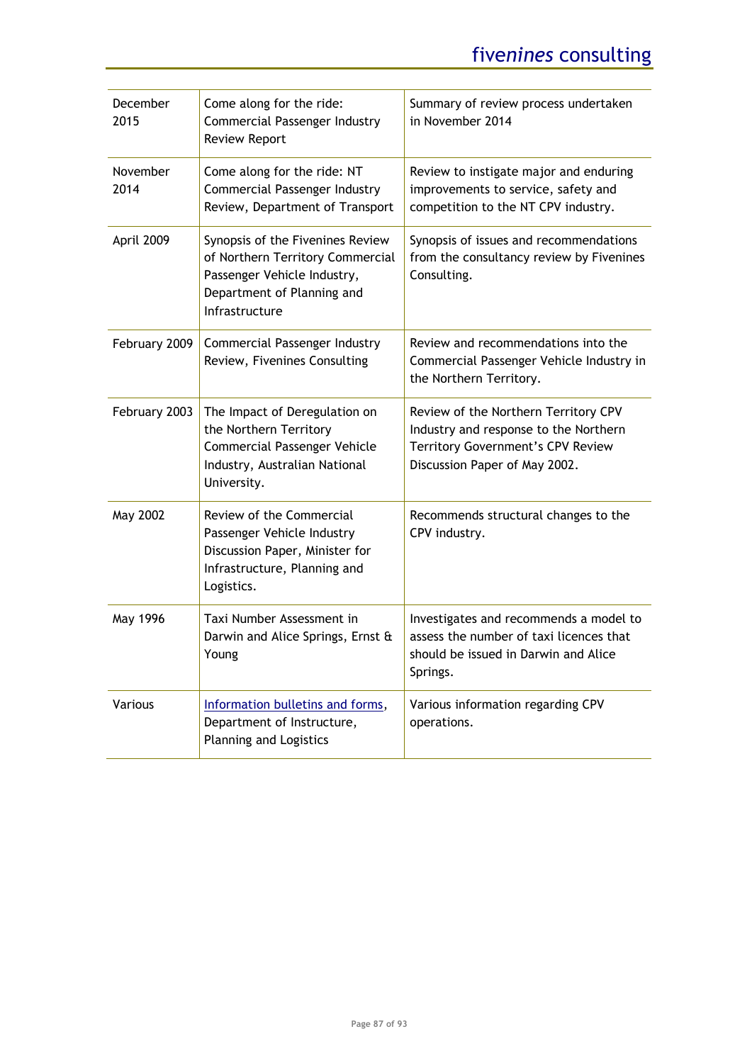| | | |
|---|---|---|
| December 2015 | Come along for the ride: Commercial Passenger Industry Review Report | Summary of review process undertaken in November 2014 |
| November 2014 | Come along for the ride: NT Commercial Passenger Industry Review, Department of Transport | Review to instigate major and enduring improvements to service, safety and competition to the NT CPV industry. |
| April 2009 | Synopsis of the Fivenines Review of Northern Territory Commercial Passenger Vehicle Industry, Department of Planning and Infrastructure | Synopsis of issues and recommendations from the consultancy review by Fivenines Consulting. |
| February 2009 | Commercial Passenger Industry Review, Fivenines Consulting | Review and recommendations into the Commercial Passenger Vehicle Industry in the Northern Territory. |
| February 2003 | The Impact of Deregulation on the Northern Territory Commercial Passenger Vehicle Industry, Australian National University. | Review of the Northern Territory CPV Industry and response to the Northern Territory Government's CPV Review Discussion Paper of May 2002. |
| May 2002 | Review of the Commercial Passenger Vehicle Industry Discussion Paper, Minister for Infrastructure, Planning and Logistics. | Recommends structural changes to the CPV industry. |
| May 1996 | Taxi Number Assessment in Darwin and Alice Springs, Ernst & Young | Investigates and recommends a model to assess the number of taxi licences that should be issued in Darwin and Alice Springs. |
| Various | Information bulletins and forms, Department of Instructure, Planning and Logistics | Various information regarding CPV operations. |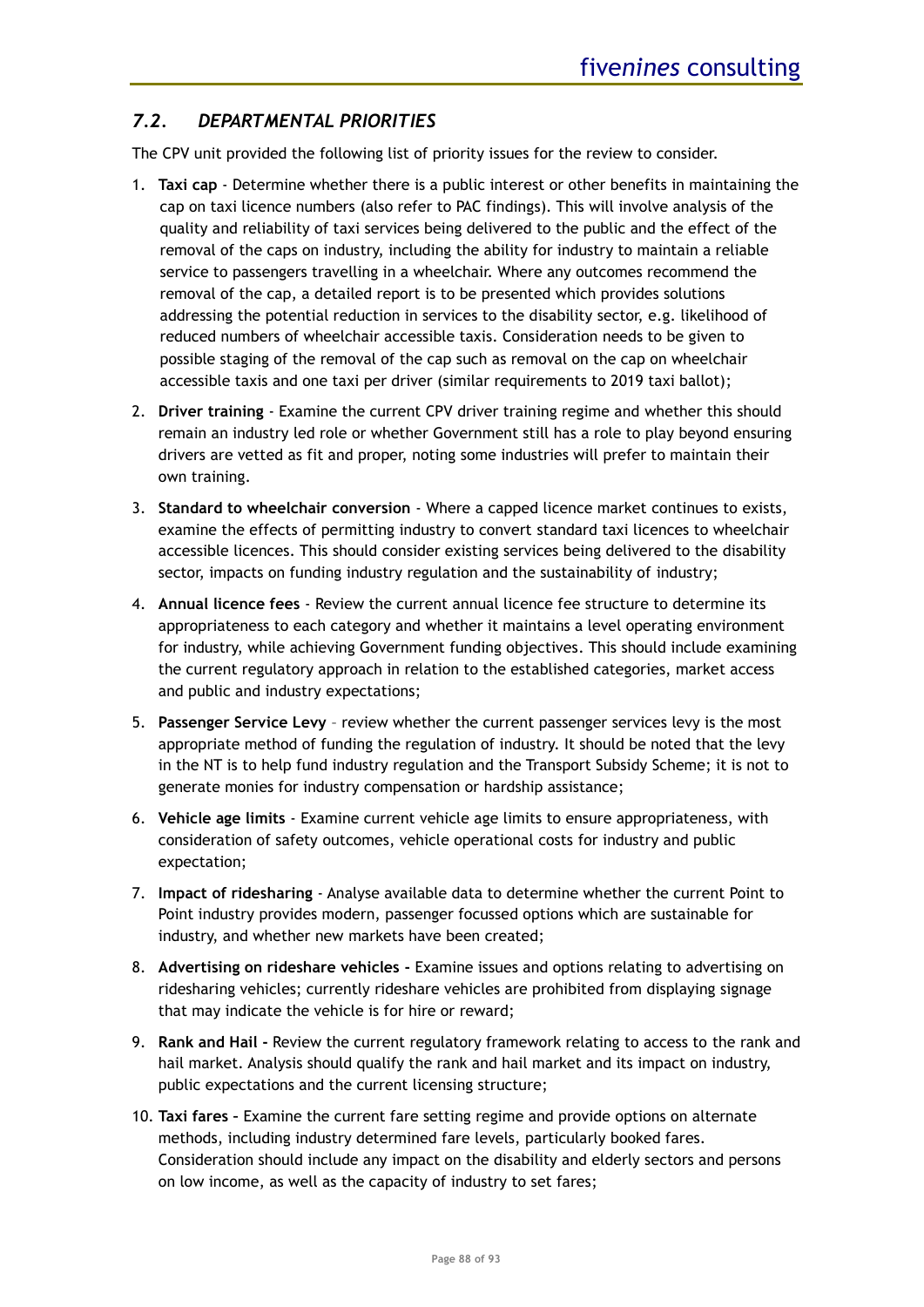## *7.2. DEPARTMENTAL PRIORITIES*

The CPV unit provided the following list of priority issues for the review to consider.

1. **Taxi cap** - Determine whether there is a public interest or other benefits in maintaining the cap on taxi licence numbers (also refer to PAC findings). This will involve analysis of the quality and reliability of taxi services being delivered to the public and the effect of the removal of the caps on industry, including the ability for industry to maintain a reliable service to passengers travelling in a wheelchair. Where any outcomes recommend the removal of the cap, a detailed report is to be presented which provides solutions addressing the potential reduction in services to the disability sector, e.g. likelihood of reduced numbers of wheelchair accessible taxis. Consideration needs to be given to possible staging of the removal of the cap such as removal on the cap on wheelchair accessible taxis and one taxi per driver (similar requirements to 2019 taxi ballot);
2. **Driver training** - Examine the current CPV driver training regime and whether this should remain an industry led role or whether Government still has a role to play beyond ensuring drivers are vetted as fit and proper, noting some industries will prefer to maintain their own training.
3. **Standard to wheelchair conversion** - Where a capped licence market continues to exists, examine the effects of permitting industry to convert standard taxi licences to wheelchair accessible licences. This should consider existing services being delivered to the disability sector, impacts on funding industry regulation and the sustainability of industry;
4. **Annual licence fees** - Review the current annual licence fee structure to determine its appropriateness to each category and whether it maintains a level operating environment for industry, while achieving Government funding objectives. This should include examining the current regulatory approach in relation to the established categories, market access and public and industry expectations;
5. **Passenger Service Levy** – review whether the current passenger services levy is the most appropriate method of funding the regulation of industry. It should be noted that the levy in the NT is to help fund industry regulation and the Transport Subsidy Scheme; it is not to generate monies for industry compensation or hardship assistance;
6. **Vehicle age limits** - Examine current vehicle age limits to ensure appropriateness, with consideration of safety outcomes, vehicle operational costs for industry and public expectation;
7. **Impact of ridesharing** - Analyse available data to determine whether the current Point to Point industry provides modern, passenger focussed options which are sustainable for industry, and whether new markets have been created;
8. **Advertising on rideshare vehicles -** Examine issues and options relating to advertising on ridesharing vehicles; currently rideshare vehicles are prohibited from displaying signage that may indicate the vehicle is for hire or reward;
9. **Rank and Hail -** Review the current regulatory framework relating to access to the rank and hail market. Analysis should qualify the rank and hail market and its impact on industry, public expectations and the current licensing structure;
10. **Taxi fares –** Examine the current fare setting regime and provide options on alternate methods, including industry determined fare levels, particularly booked fares. Consideration should include any impact on the disability and elderly sectors and persons on low income, as well as the capacity of industry to set fares;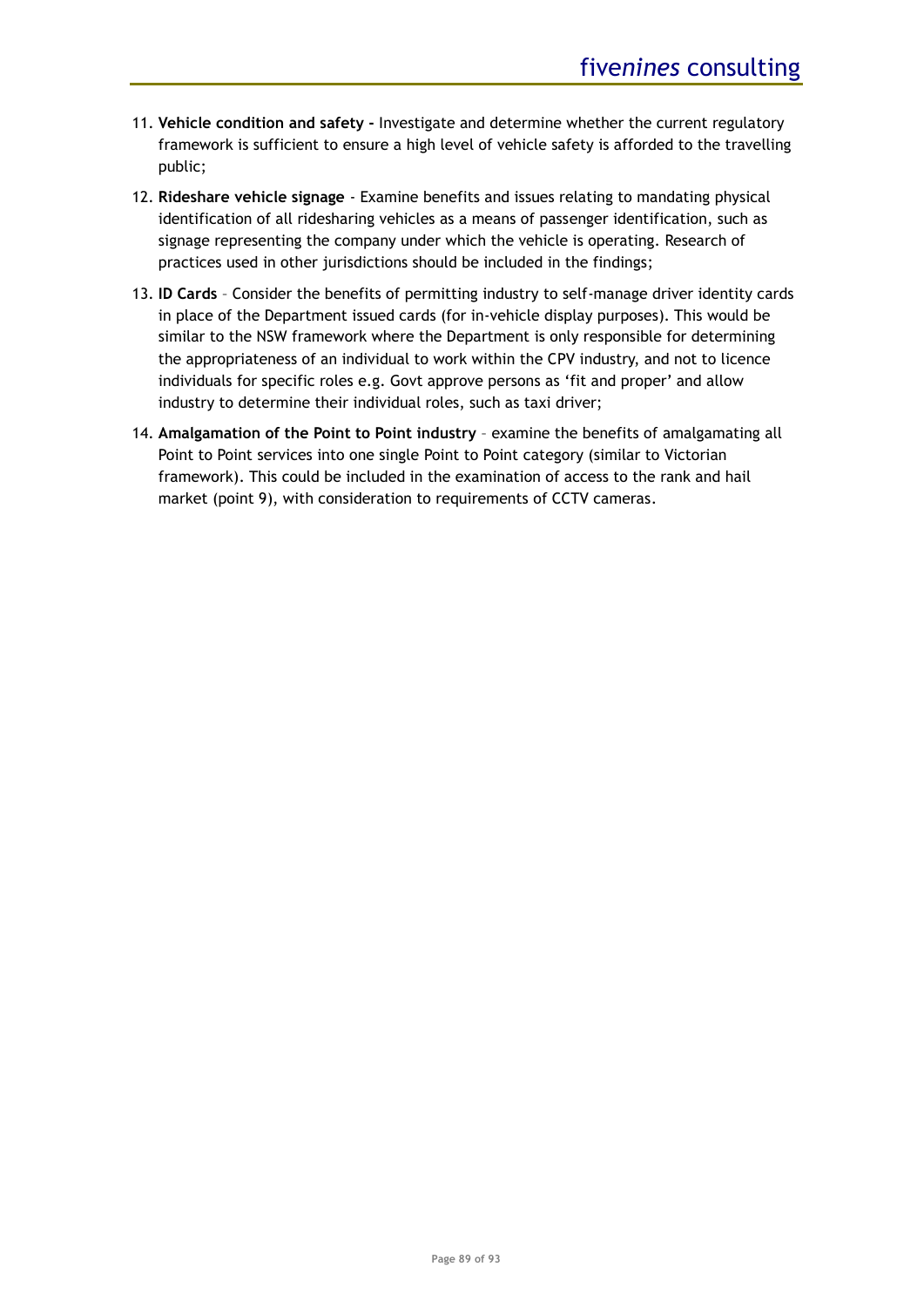11. **Vehicle condition and safety -** Investigate and determine whether the current regulatory framework is sufficient to ensure a high level of vehicle safety is afforded to the travelling public;
12. **Rideshare vehicle signage** - Examine benefits and issues relating to mandating physical identification of all ridesharing vehicles as a means of passenger identification, such as signage representing the company under which the vehicle is operating. Research of practices used in other jurisdictions should be included in the findings;
13. **ID Cards** – Consider the benefits of permitting industry to self-manage driver identity cards in place of the Department issued cards (for in-vehicle display purposes). This would be similar to the NSW framework where the Department is only responsible for determining the appropriateness of an individual to work within the CPV industry, and not to licence individuals for specific roles e.g. Govt approve persons as 'fit and proper' and allow industry to determine their individual roles, such as taxi driver;
14. **Amalgamation of the Point to Point industry** – examine the benefits of amalgamating all Point to Point services into one single Point to Point category (similar to Victorian framework). This could be included in the examination of access to the rank and hail market (point 9), with consideration to requirements of CCTV cameras.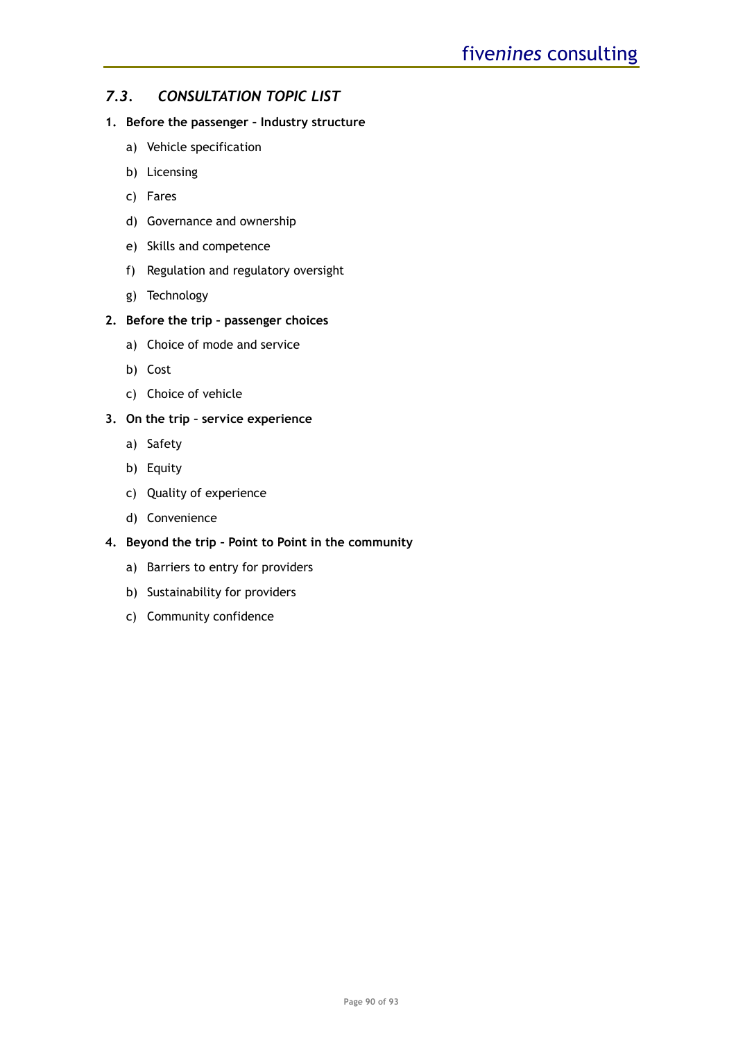### *7.3. CONSULTATION TOPIC LIST*

1. **Before the passenger – Industry structure**
    a) Vehicle specification
    b) Licensing
    c) Fares
    d) Governance and ownership
    e) Skills and competence
    f) Regulation and regulatory oversight
    g) Technology
2. **Before the trip – passenger choices**
    a) Choice of mode and service
    b) Cost
    c) Choice of vehicle
3. **On the trip – service experience**
    a) Safety
    b) Equity
    c) Quality of experience
    d) Convenience
4. **Beyond the trip - Point to Point in the community**
    a) Barriers to entry for providers
    b) Sustainability for providers
    c) Community confidence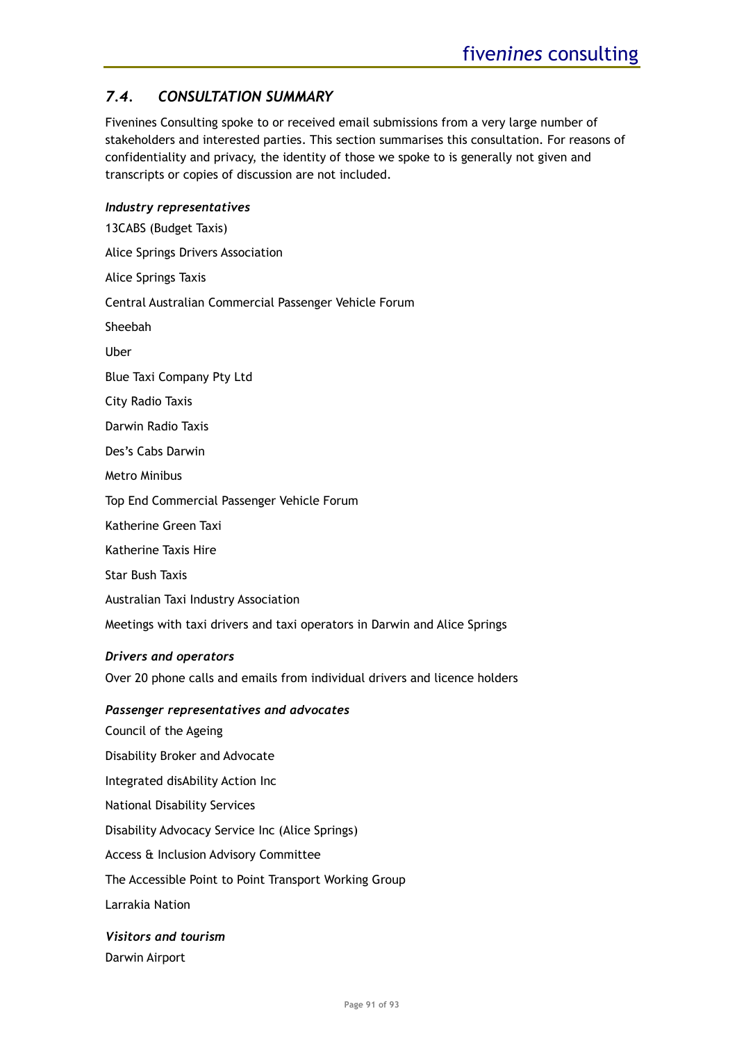## *7.4. CONSULTATION SUMMARY*

Fivenines Consulting spoke to or received email submissions from a very large number of stakeholders and interested parties. This section summarises this consultation. For reasons of confidentiality and privacy, the identity of those we spoke to is generally not given and transcripts or copies of discussion are not included.

***Industry representatives***

13CABS (Budget Taxis)

Alice Springs Drivers Association

Alice Springs Taxis

Central Australian Commercial Passenger Vehicle Forum

Sheebah

Uber

Blue Taxi Company Pty Ltd

City Radio Taxis

Darwin Radio Taxis

Des's Cabs Darwin

Metro Minibus

Top End Commercial Passenger Vehicle Forum

Katherine Green Taxi

Katherine Taxis Hire

Star Bush Taxis

Australian Taxi Industry Association

Meetings with taxi drivers and taxi operators in Darwin and Alice Springs

***Drivers and operators***

Over 20 phone calls and emails from individual drivers and licence holders

***Passenger representatives and advocates***

Council of the Ageing

Disability Broker and Advocate

Integrated disAbility Action Inc

National Disability Services

Disability Advocacy Service Inc (Alice Springs)

Access & Inclusion Advisory Committee

The Accessible Point to Point Transport Working Group

Larrakia Nation

***Visitors and tourism***

Darwin Airport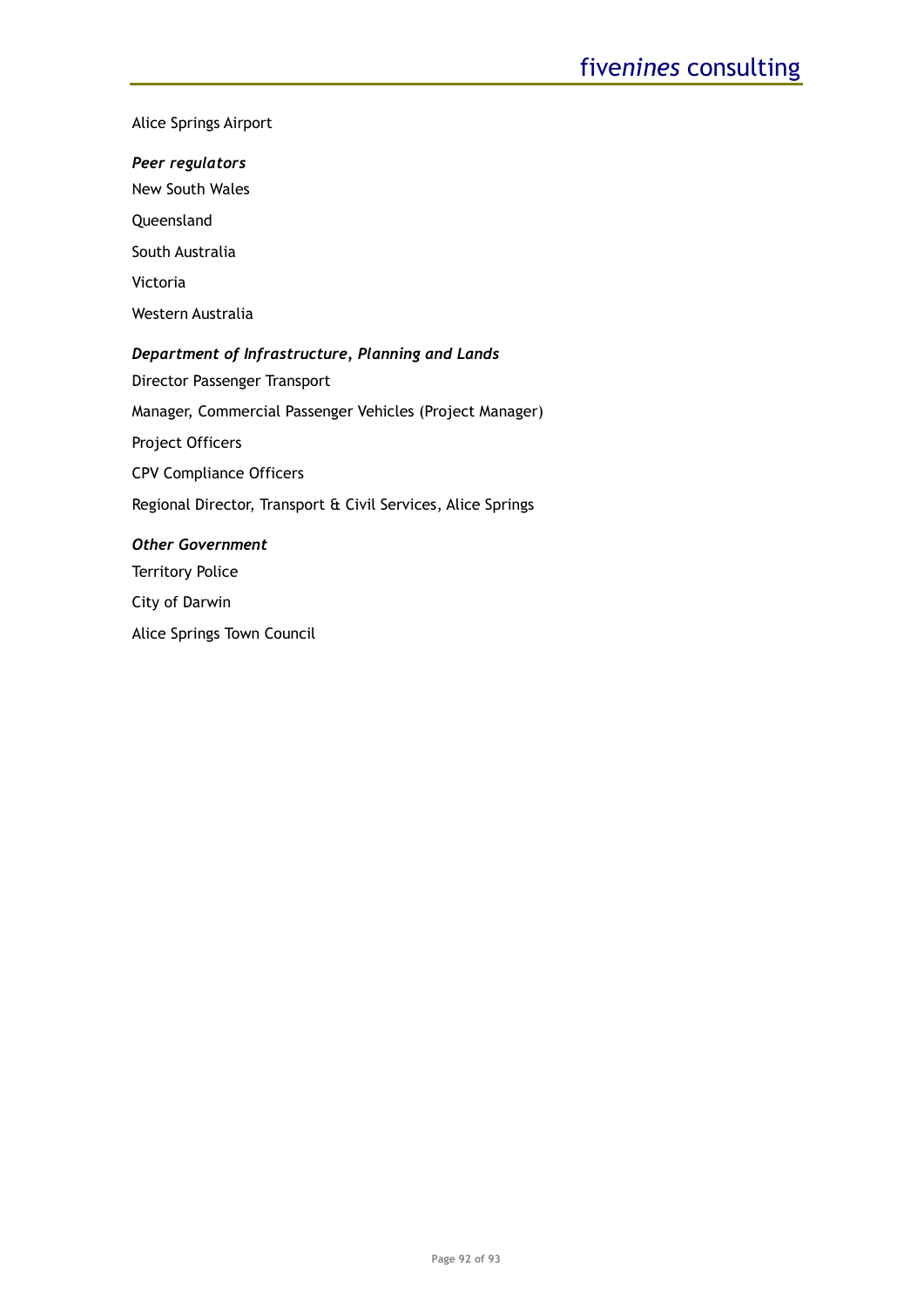Alice Springs Airport

***Peer regulators***

New South Wales

Queensland

South Australia

Victoria

Western Australia

***Department of Infrastructure, Planning and Lands***

Director Passenger Transport

Manager, Commercial Passenger Vehicles (Project Manager)

Project Officers

CPV Compliance Officers

Regional Director, Transport & Civil Services, Alice Springs

***Other Government***

Territory Police

City of Darwin

Alice Springs Town Council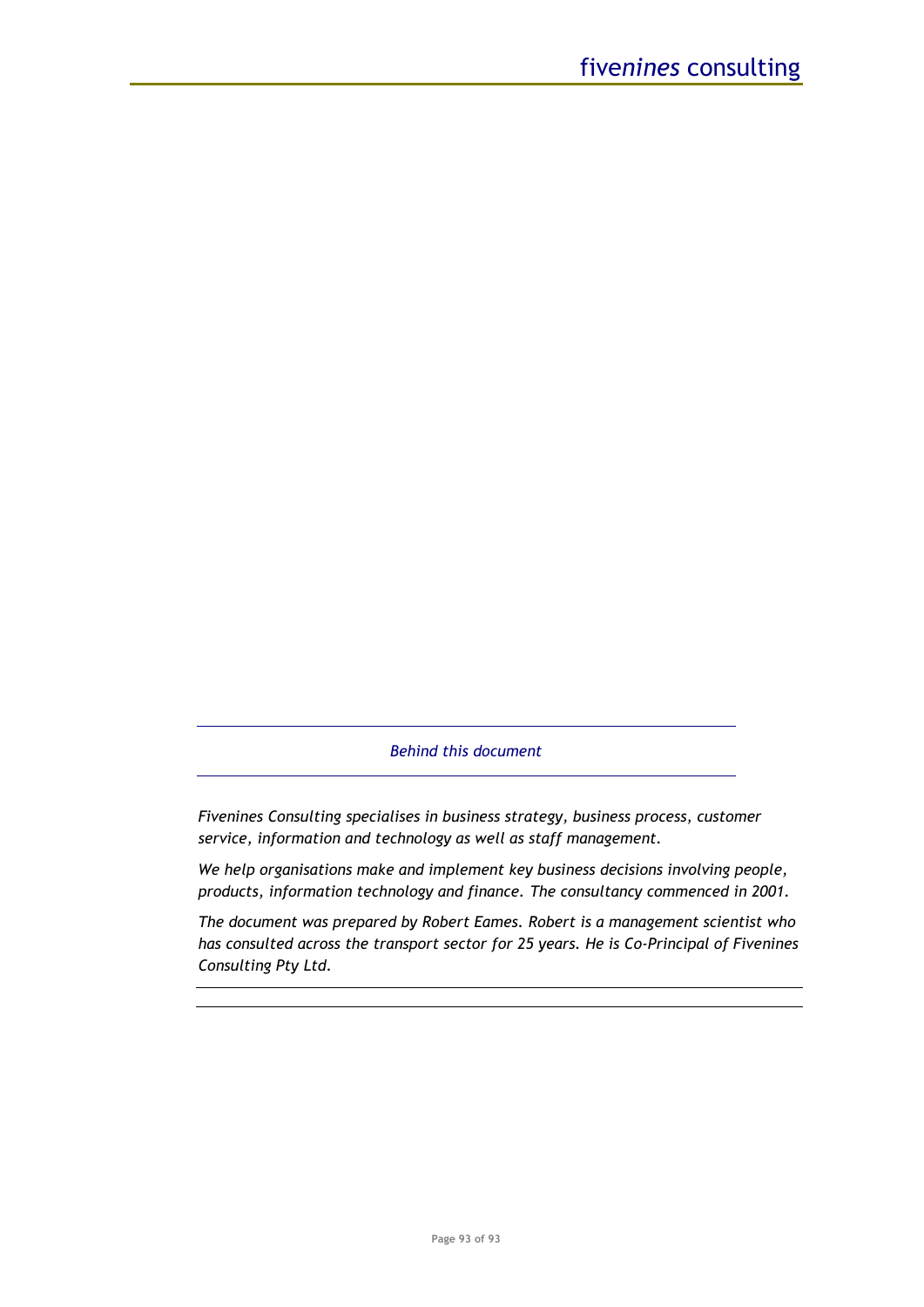*Behind this document*

*Fivenines Consulting specialises in business strategy, business process, customer service, information and technology as well as staff management.*

*We help organisations make and implement key business decisions involving people, products, information technology and finance. The consultancy commenced in 2001.*

*The document was prepared by Robert Eames. Robert is a management scientist who has consulted across the transport sector for 25 years. He is Co-Principal of Fivenines Consulting Pty Ltd.*